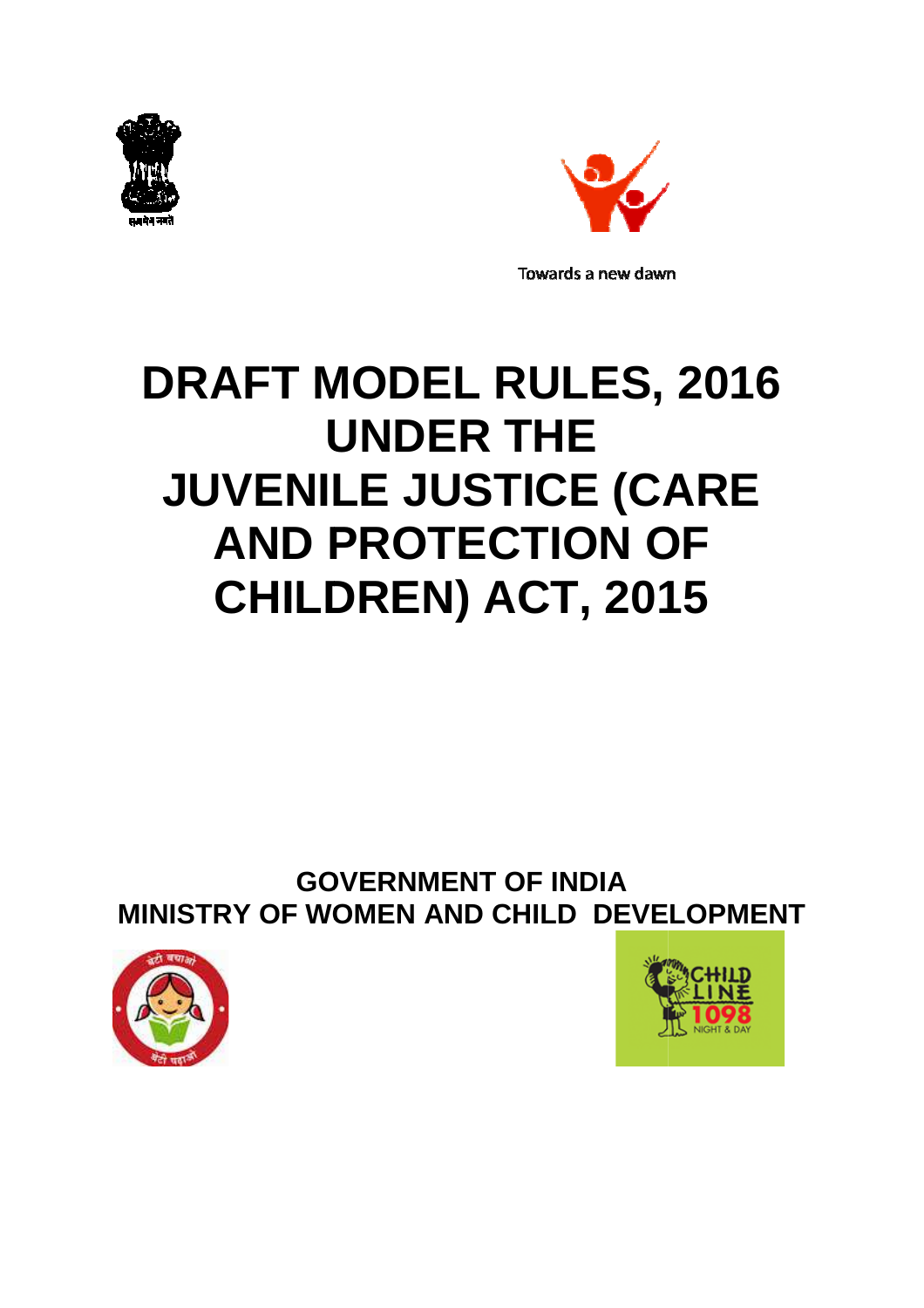Towards a new dawn

# DRAFT MODEL RULES, 2016 UNDER THE JUVENILE JUSTICE (CARE AND PROTECTION OF CHILDREN) ACT, 2015

## GOVERNMENT OF INDIA
## MINISTRY OF WOMEN AND CHILD DEVELOPMENT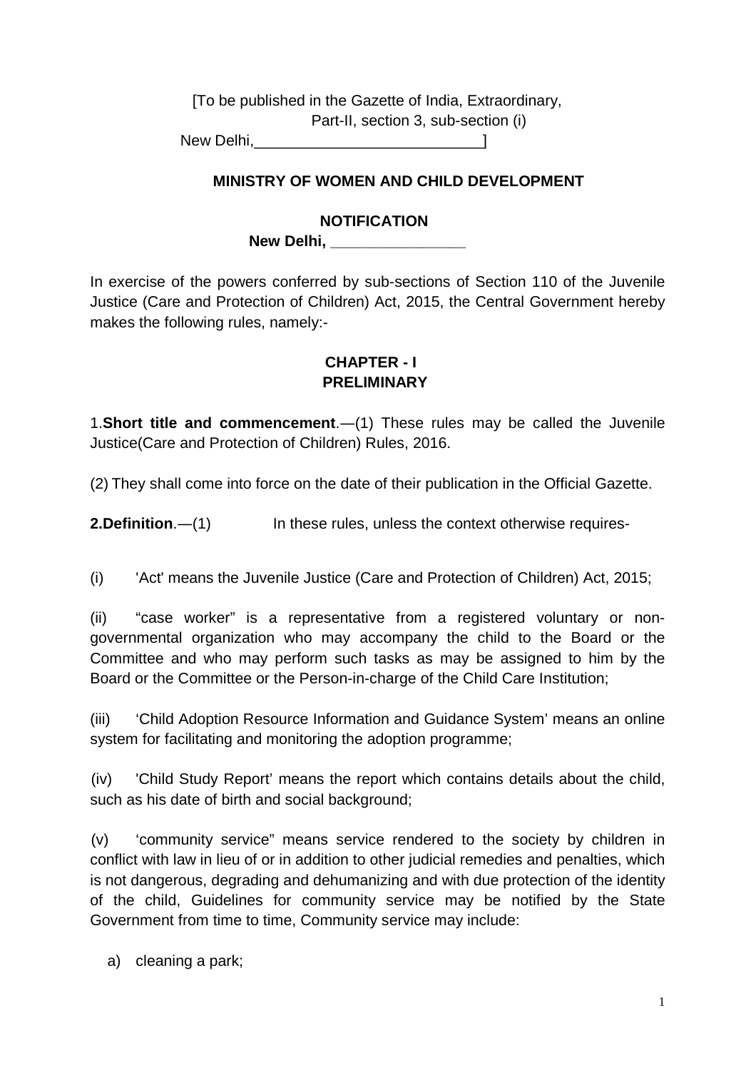[To be published in the Gazette of India, Extraordinary,
Part-II, section 3, sub-section (i)
New Delhi,___________________________]

**MINISTRY OF WOMEN AND CHILD DEVELOPMENT**

**NOTIFICATION**

**New Delhi, ________________**

In exercise of the powers conferred by sub-sections of Section 110 of the Juvenile Justice (Care and Protection of Children) Act, 2015, the Central Government hereby makes the following rules, namely:-

## CHAPTER - I
## PRELIMINARY

1.**Short title and commencement**.—(1) These rules may be called the Juvenile Justice(Care and Protection of Children) Rules, 2016.

(2) They shall come into force on the date of their publication in the Official Gazette.

**2.Definition**.—(1) In these rules, unless the context otherwise requires-

(i) 'Act' means the Juvenile Justice (Care and Protection of Children) Act, 2015;

(ii) "case worker" is a representative from a registered voluntary or non-governmental organization who may accompany the child to the Board or the Committee and who may perform such tasks as may be assigned to him by the Board or the Committee or the Person-in-charge of the Child Care Institution;

(iii) 'Child Adoption Resource Information and Guidance System' means an online system for facilitating and monitoring the adoption programme;

(iv) 'Child Study Report' means the report which contains details about the child, such as his date of birth and social background;

(v) 'community service" means service rendered to the society by children in conflict with law in lieu of or in addition to other judicial remedies and penalties, which is not dangerous, degrading and dehumanizing and with due protection of the identity of the child, Guidelines for community service may be notified by the State Government from time to time, Community service may include:

a) cleaning a park;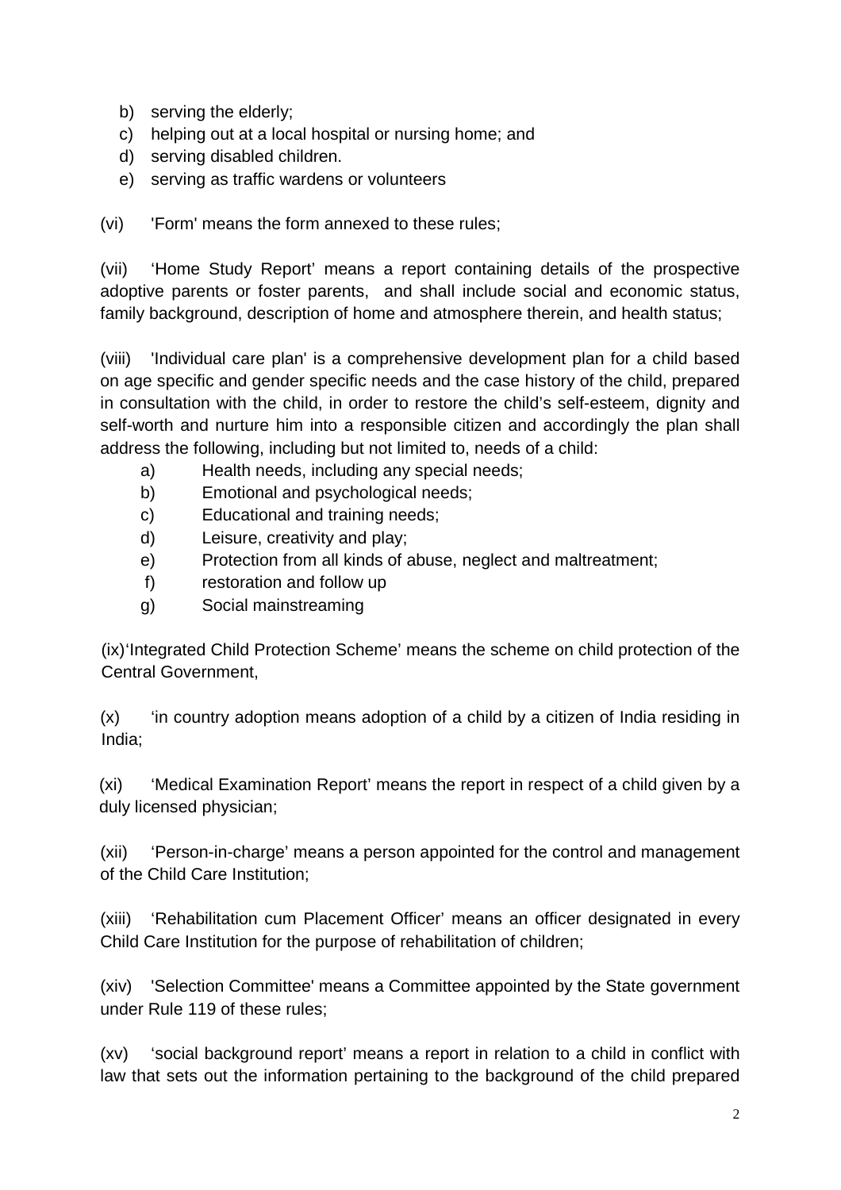b) serving the elderly;
c) helping out at a local hospital or nursing home; and
d) serving disabled children.
e) serving as traffic wardens or volunteers

(vi) 'Form' means the form annexed to these rules;

(vii) 'Home Study Report' means a report containing details of the prospective adoptive parents or foster parents, and shall include social and economic status, family background, description of home and atmosphere therein, and health status;

(viii) 'Individual care plan' is a comprehensive development plan for a child based on age specific and gender specific needs and the case history of the child, prepared in consultation with the child, in order to restore the child's self-esteem, dignity and self-worth and nurture him into a responsible citizen and accordingly the plan shall address the following, including but not limited to, needs of a child:

a) Health needs, including any special needs;
b) Emotional and psychological needs;
c) Educational and training needs;
d) Leisure, creativity and play;
e) Protection from all kinds of abuse, neglect and maltreatment;
f) restoration and follow up
g) Social mainstreaming

(ix)'Integrated Child Protection Scheme' means the scheme on child protection of the Central Government,

(x) 'in country adoption means adoption of a child by a citizen of India residing in India;

(xi) 'Medical Examination Report' means the report in respect of a child given by a duly licensed physician;

(xii) 'Person-in-charge' means a person appointed for the control and management of the Child Care Institution;

(xiii) 'Rehabilitation cum Placement Officer' means an officer designated in every Child Care Institution for the purpose of rehabilitation of children;

(xiv) 'Selection Committee' means a Committee appointed by the State government under Rule 119 of these rules;

(xv) 'social background report' means a report in relation to a child in conflict with law that sets out the information pertaining to the background of the child prepared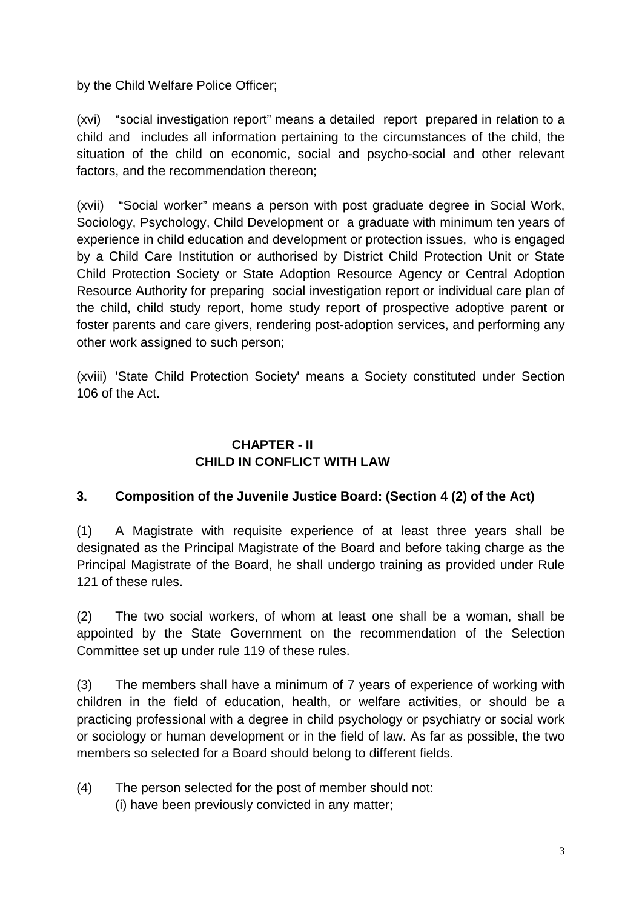by the Child Welfare Police Officer;

(xvi) "social investigation report" means a detailed report prepared in relation to a child and includes all information pertaining to the circumstances of the child, the situation of the child on economic, social and psycho-social and other relevant factors, and the recommendation thereon;

(xvii) "Social worker" means a person with post graduate degree in Social Work, Sociology, Psychology, Child Development or a graduate with minimum ten years of experience in child education and development or protection issues, who is engaged by a Child Care Institution or authorised by District Child Protection Unit or State Child Protection Society or State Adoption Resource Agency or Central Adoption Resource Authority for preparing social investigation report or individual care plan of the child, child study report, home study report of prospective adoptive parent or foster parents and care givers, rendering post-adoption services, and performing any other work assigned to such person;

(xviii) 'State Child Protection Society' means a Society constituted under Section 106 of the Act.

## CHAPTER - II
## CHILD IN CONFLICT WITH LAW

### 3. Composition of the Juvenile Justice Board: (Section 4 (2) of the Act)

(1) A Magistrate with requisite experience of at least three years shall be designated as the Principal Magistrate of the Board and before taking charge as the Principal Magistrate of the Board, he shall undergo training as provided under Rule 121 of these rules.

(2) The two social workers, of whom at least one shall be a woman, shall be appointed by the State Government on the recommendation of the Selection Committee set up under rule 119 of these rules.

(3) The members shall have a minimum of 7 years of experience of working with children in the field of education, health, or welfare activities, or should be a practicing professional with a degree in child psychology or psychiatry or social work or sociology or human development or in the field of law. As far as possible, the two members so selected for a Board should belong to different fields.

(4) The person selected for the post of member should not:
(i) have been previously convicted in any matter;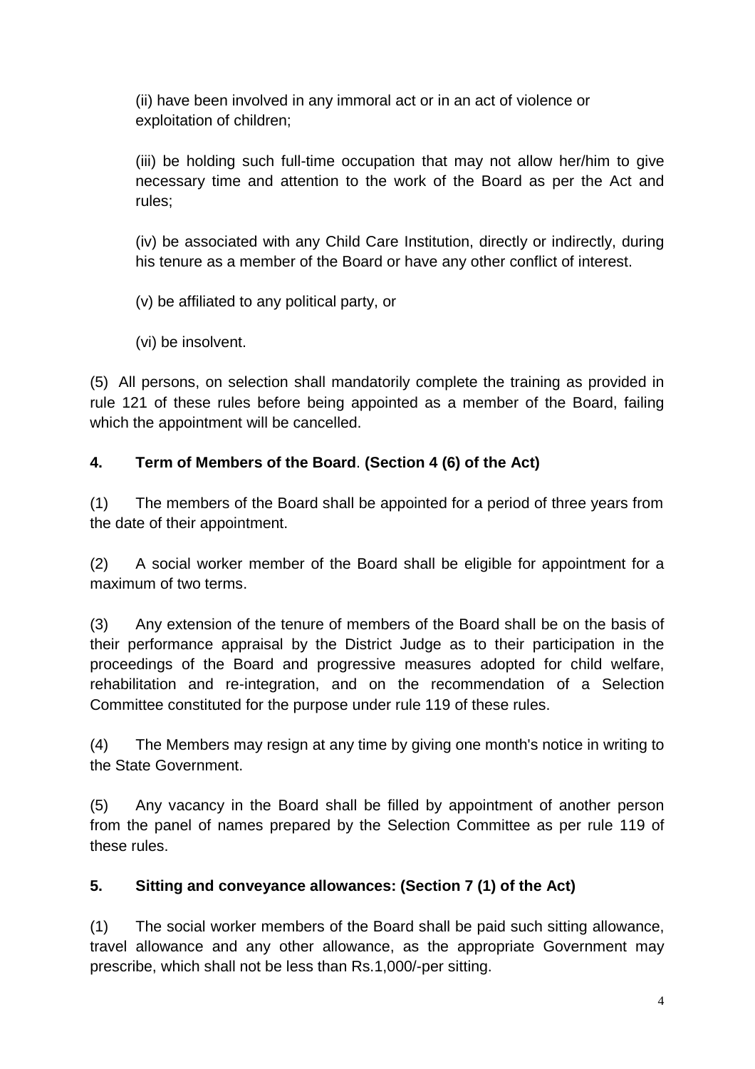(ii) have been involved in any immoral act or in an act of violence or exploitation of children;

(iii) be holding such full-time occupation that may not allow her/him to give necessary time and attention to the work of the Board as per the Act and rules;

(iv) be associated with any Child Care Institution, directly or indirectly, during his tenure as a member of the Board or have any other conflict of interest.

(v) be affiliated to any political party, or

(vi) be insolvent.

(5) All persons, on selection shall mandatorily complete the training as provided in rule 121 of these rules before being appointed as a member of the Board, failing which the appointment will be cancelled.

**4. Term of Members of the Board. (Section 4 (6) of the Act)**

(1) The members of the Board shall be appointed for a period of three years from the date of their appointment.

(2) A social worker member of the Board shall be eligible for appointment for a maximum of two terms.

(3) Any extension of the tenure of members of the Board shall be on the basis of their performance appraisal by the District Judge as to their participation in the proceedings of the Board and progressive measures adopted for child welfare, rehabilitation and re-integration, and on the recommendation of a Selection Committee constituted for the purpose under rule 119 of these rules.

(4) The Members may resign at any time by giving one month's notice in writing to the State Government.

(5) Any vacancy in the Board shall be filled by appointment of another person from the panel of names prepared by the Selection Committee as per rule 119 of these rules.

**5. Sitting and conveyance allowances: (Section 7 (1) of the Act)**

(1) The social worker members of the Board shall be paid such sitting allowance, travel allowance and any other allowance, as the appropriate Government may prescribe, which shall not be less than Rs.1,000/-per sitting.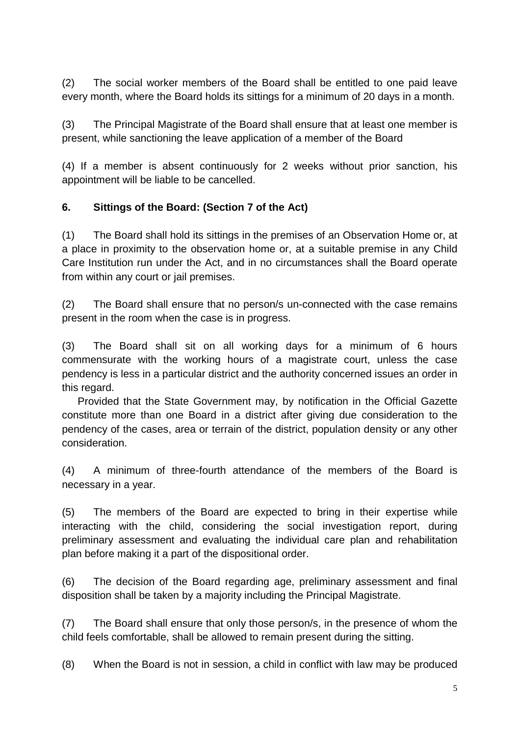(2) The social worker members of the Board shall be entitled to one paid leave every month, where the Board holds its sittings for a minimum of 20 days in a month.

(3) The Principal Magistrate of the Board shall ensure that at least one member is present, while sanctioning the leave application of a member of the Board

(4) If a member is absent continuously for 2 weeks without prior sanction, his appointment will be liable to be cancelled.

**6. Sittings of the Board: (Section 7 of the Act)**

(1) The Board shall hold its sittings in the premises of an Observation Home or, at a place in proximity to the observation home or, at a suitable premise in any Child Care Institution run under the Act, and in no circumstances shall the Board operate from within any court or jail premises.

(2) The Board shall ensure that no person/s un-connected with the case remains present in the room when the case is in progress.

(3) The Board shall sit on all working days for a minimum of 6 hours commensurate with the working hours of a magistrate court, unless the case pendency is less in a particular district and the authority concerned issues an order in this regard.

Provided that the State Government may, by notification in the Official Gazette constitute more than one Board in a district after giving due consideration to the pendency of the cases, area or terrain of the district, population density or any other consideration.

(4) A minimum of three-fourth attendance of the members of the Board is necessary in a year.

(5) The members of the Board are expected to bring in their expertise while interacting with the child, considering the social investigation report, during preliminary assessment and evaluating the individual care plan and rehabilitation plan before making it a part of the dispositional order.

(6) The decision of the Board regarding age, preliminary assessment and final disposition shall be taken by a majority including the Principal Magistrate.

(7) The Board shall ensure that only those person/s, in the presence of whom the child feels comfortable, shall be allowed to remain present during the sitting.

(8) When the Board is not in session, a child in conflict with law may be produced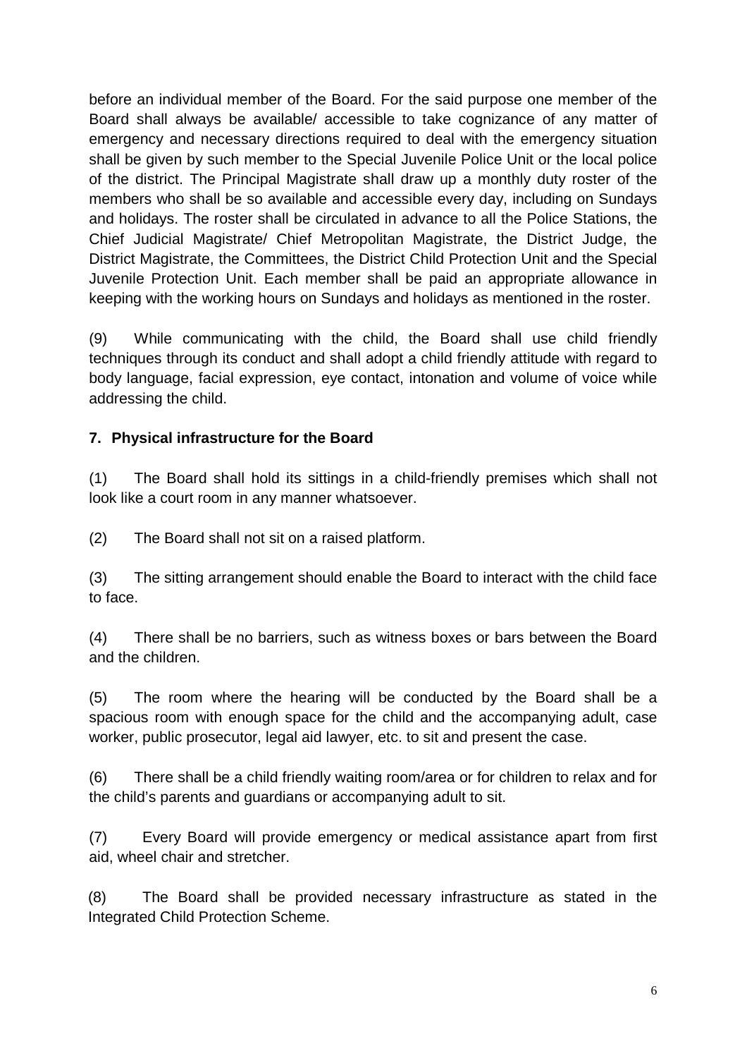before an individual member of the Board. For the said purpose one member of the Board shall always be available/ accessible to take cognizance of any matter of emergency and necessary directions required to deal with the emergency situation shall be given by such member to the Special Juvenile Police Unit or the local police of the district. The Principal Magistrate shall draw up a monthly duty roster of the members who shall be so available and accessible every day, including on Sundays and holidays. The roster shall be circulated in advance to all the Police Stations, the Chief Judicial Magistrate/ Chief Metropolitan Magistrate, the District Judge, the District Magistrate, the Committees, the District Child Protection Unit and the Special Juvenile Protection Unit. Each member shall be paid an appropriate allowance in keeping with the working hours on Sundays and holidays as mentioned in the roster.

(9) While communicating with the child, the Board shall use child friendly techniques through its conduct and shall adopt a child friendly attitude with regard to body language, facial expression, eye contact, intonation and volume of voice while addressing the child.

**7. Physical infrastructure for the Board**

(1) The Board shall hold its sittings in a child-friendly premises which shall not look like a court room in any manner whatsoever.

(2) The Board shall not sit on a raised platform.

(3) The sitting arrangement should enable the Board to interact with the child face to face.

(4) There shall be no barriers, such as witness boxes or bars between the Board and the children.

(5) The room where the hearing will be conducted by the Board shall be a spacious room with enough space for the child and the accompanying adult, case worker, public prosecutor, legal aid lawyer, etc. to sit and present the case.

(6) There shall be a child friendly waiting room/area or for children to relax and for the child's parents and guardians or accompanying adult to sit.

(7) Every Board will provide emergency or medical assistance apart from first aid, wheel chair and stretcher.

(8) The Board shall be provided necessary infrastructure as stated in the Integrated Child Protection Scheme.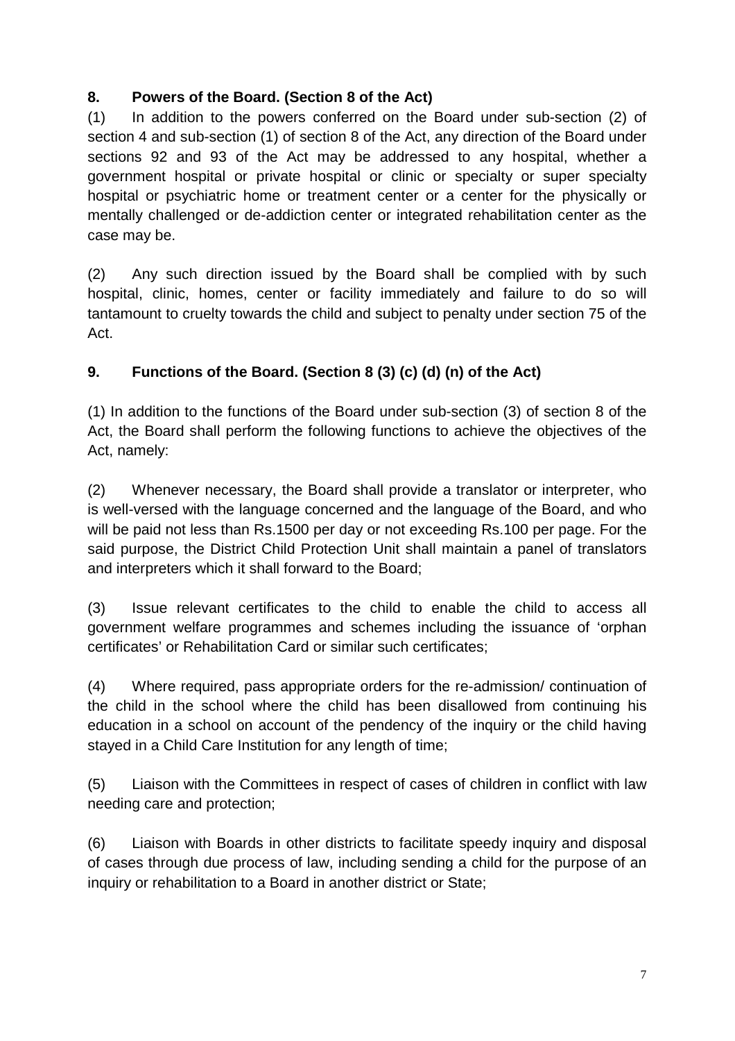**8. Powers of the Board. (Section 8 of the Act)**

(1) In addition to the powers conferred on the Board under sub-section (2) of section 4 and sub-section (1) of section 8 of the Act, any direction of the Board under sections 92 and 93 of the Act may be addressed to any hospital, whether a government hospital or private hospital or clinic or specialty or super specialty hospital or psychiatric home or treatment center or a center for the physically or mentally challenged or de-addiction center or integrated rehabilitation center as the case may be.

(2) Any such direction issued by the Board shall be complied with by such hospital, clinic, homes, center or facility immediately and failure to do so will tantamount to cruelty towards the child and subject to penalty under section 75 of the Act.

**9. Functions of the Board. (Section 8 (3) (c) (d) (n) of the Act)**

(1) In addition to the functions of the Board under sub-section (3) of section 8 of the Act, the Board shall perform the following functions to achieve the objectives of the Act, namely:

(2) Whenever necessary, the Board shall provide a translator or interpreter, who is well-versed with the language concerned and the language of the Board, and who will be paid not less than Rs.1500 per day or not exceeding Rs.100 per page. For the said purpose, the District Child Protection Unit shall maintain a panel of translators and interpreters which it shall forward to the Board;

(3) Issue relevant certificates to the child to enable the child to access all government welfare programmes and schemes including the issuance of 'orphan certificates' or Rehabilitation Card or similar such certificates;

(4) Where required, pass appropriate orders for the re-admission/ continuation of the child in the school where the child has been disallowed from continuing his education in a school on account of the pendency of the inquiry or the child having stayed in a Child Care Institution for any length of time;

(5) Liaison with the Committees in respect of cases of children in conflict with law needing care and protection;

(6) Liaison with Boards in other districts to facilitate speedy inquiry and disposal of cases through due process of law, including sending a child for the purpose of an inquiry or rehabilitation to a Board in another district or State;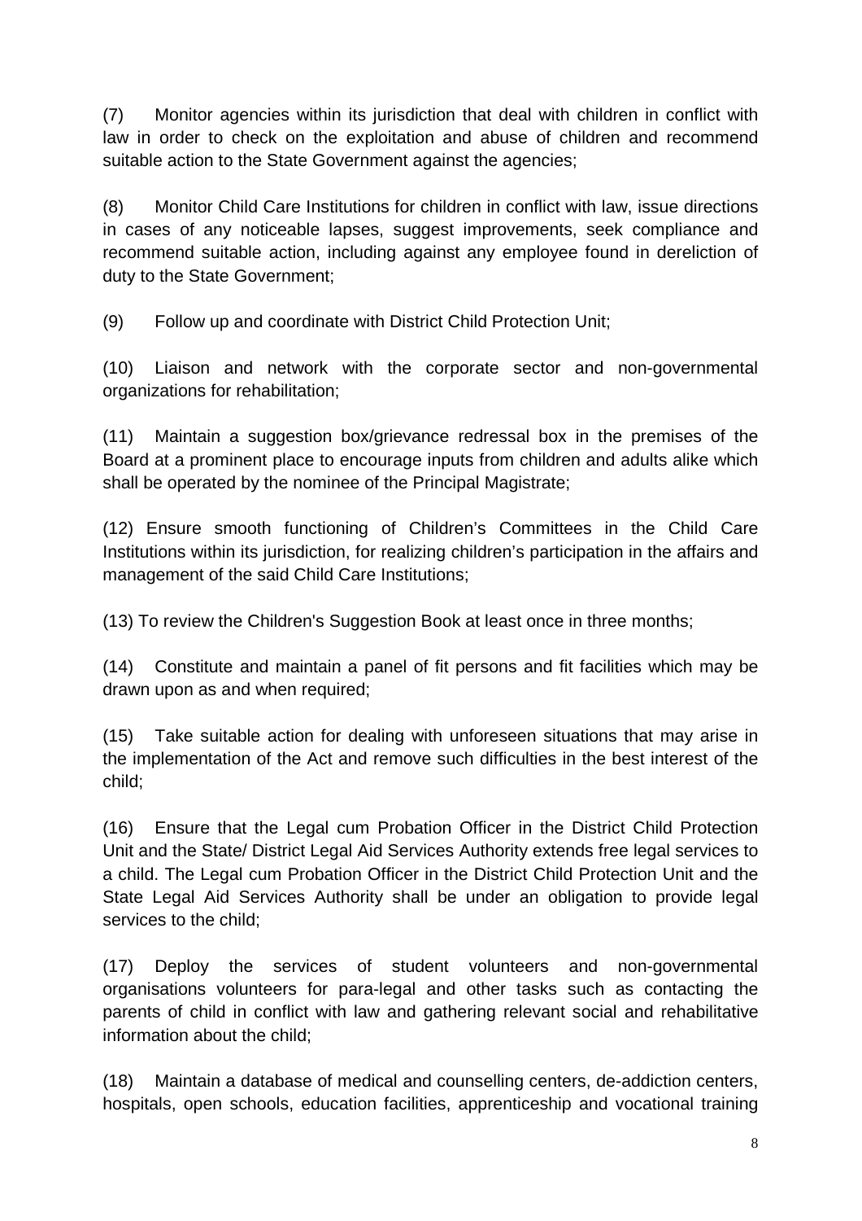(7) Monitor agencies within its jurisdiction that deal with children in conflict with law in order to check on the exploitation and abuse of children and recommend suitable action to the State Government against the agencies;

(8) Monitor Child Care Institutions for children in conflict with law, issue directions in cases of any noticeable lapses, suggest improvements, seek compliance and recommend suitable action, including against any employee found in dereliction of duty to the State Government;

(9) Follow up and coordinate with District Child Protection Unit;

(10) Liaison and network with the corporate sector and non-governmental organizations for rehabilitation;

(11) Maintain a suggestion box/grievance redressal box in the premises of the Board at a prominent place to encourage inputs from children and adults alike which shall be operated by the nominee of the Principal Magistrate;

(12) Ensure smooth functioning of Children's Committees in the Child Care Institutions within its jurisdiction, for realizing children's participation in the affairs and management of the said Child Care Institutions;

(13) To review the Children's Suggestion Book at least once in three months;

(14) Constitute and maintain a panel of fit persons and fit facilities which may be drawn upon as and when required;

(15) Take suitable action for dealing with unforeseen situations that may arise in the implementation of the Act and remove such difficulties in the best interest of the child;

(16) Ensure that the Legal cum Probation Officer in the District Child Protection Unit and the State/ District Legal Aid Services Authority extends free legal services to a child. The Legal cum Probation Officer in the District Child Protection Unit and the State Legal Aid Services Authority shall be under an obligation to provide legal services to the child;

(17) Deploy the services of student volunteers and non-governmental organisations volunteers for para-legal and other tasks such as contacting the parents of child in conflict with law and gathering relevant social and rehabilitative information about the child;

(18) Maintain a database of medical and counselling centers, de-addiction centers, hospitals, open schools, education facilities, apprenticeship and vocational training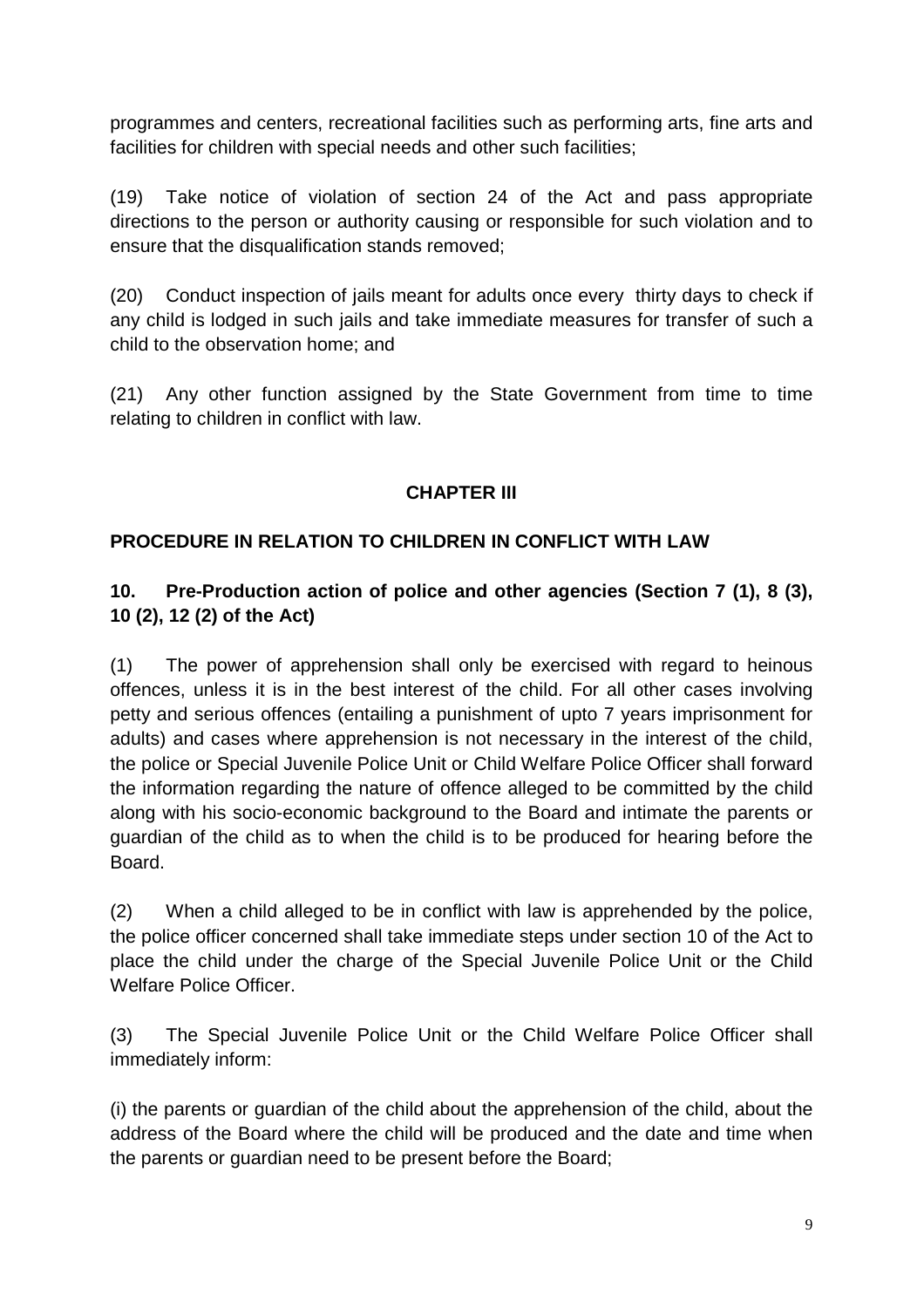programmes and centers, recreational facilities such as performing arts, fine arts and facilities for children with special needs and other such facilities;

(19) Take notice of violation of section 24 of the Act and pass appropriate directions to the person or authority causing or responsible for such violation and to ensure that the disqualification stands removed;

(20) Conduct inspection of jails meant for adults once every thirty days to check if any child is lodged in such jails and take immediate measures for transfer of such a child to the observation home; and

(21) Any other function assigned by the State Government from time to time relating to children in conflict with law.

## CHAPTER III

## PROCEDURE IN RELATION TO CHILDREN IN CONFLICT WITH LAW

### 10. Pre-Production action of police and other agencies (Section 7 (1), 8 (3), 10 (2), 12 (2) of the Act)

(1) The power of apprehension shall only be exercised with regard to heinous offences, unless it is in the best interest of the child. For all other cases involving petty and serious offences (entailing a punishment of upto 7 years imprisonment for adults) and cases where apprehension is not necessary in the interest of the child, the police or Special Juvenile Police Unit or Child Welfare Police Officer shall forward the information regarding the nature of offence alleged to be committed by the child along with his socio-economic background to the Board and intimate the parents or guardian of the child as to when the child is to be produced for hearing before the Board.

(2) When a child alleged to be in conflict with law is apprehended by the police, the police officer concerned shall take immediate steps under section 10 of the Act to place the child under the charge of the Special Juvenile Police Unit or the Child Welfare Police Officer.

(3) The Special Juvenile Police Unit or the Child Welfare Police Officer shall immediately inform:

(i) the parents or guardian of the child about the apprehension of the child, about the address of the Board where the child will be produced and the date and time when the parents or guardian need to be present before the Board;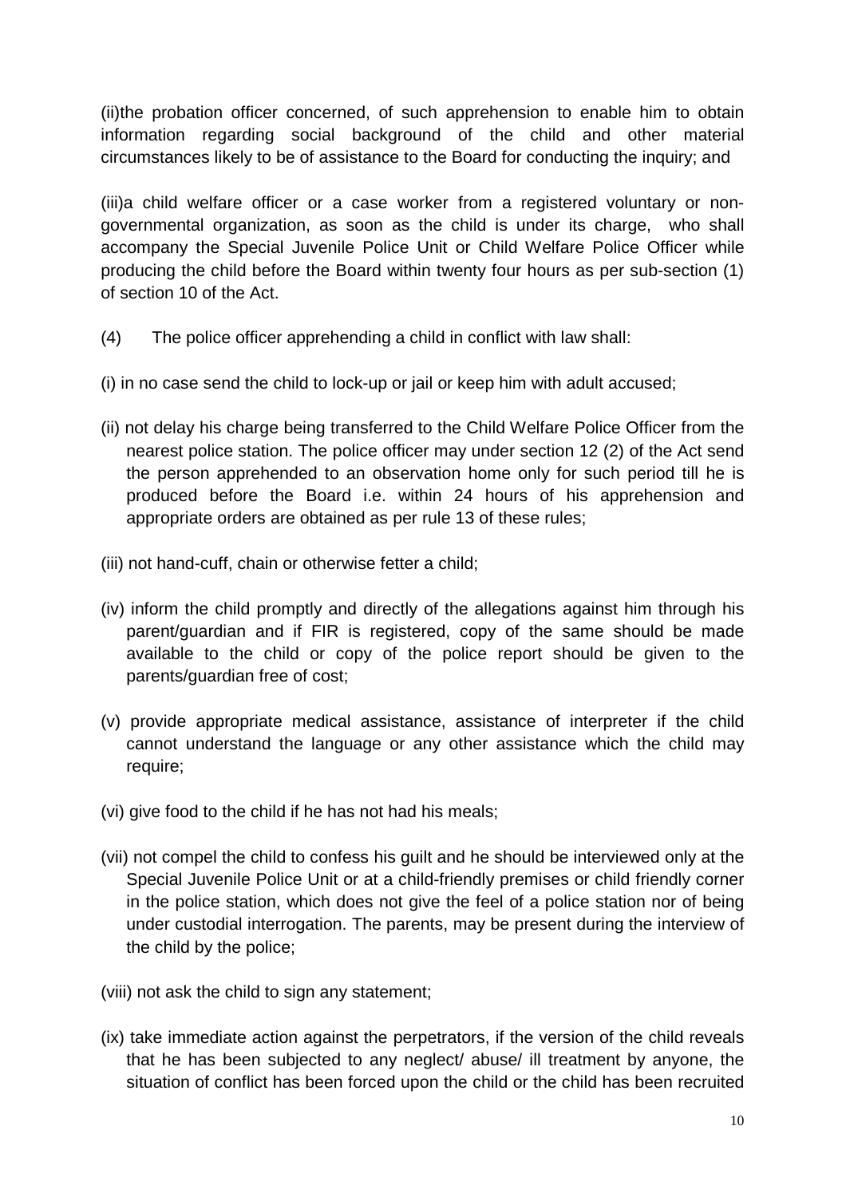(ii)the probation officer concerned, of such apprehension to enable him to obtain information regarding social background of the child and other material circumstances likely to be of assistance to the Board for conducting the inquiry; and

(iii)a child welfare officer or a case worker from a registered voluntary or non-governmental organization, as soon as the child is under its charge, who shall accompany the Special Juvenile Police Unit or Child Welfare Police Officer while producing the child before the Board within twenty four hours as per sub-section (1) of section 10 of the Act.

(4) The police officer apprehending a child in conflict with law shall:

(i) in no case send the child to lock-up or jail or keep him with adult accused;

(ii) not delay his charge being transferred to the Child Welfare Police Officer from the nearest police station. The police officer may under section 12 (2) of the Act send the person apprehended to an observation home only for such period till he is produced before the Board i.e. within 24 hours of his apprehension and appropriate orders are obtained as per rule 13 of these rules;

(iii) not hand-cuff, chain or otherwise fetter a child;

(iv) inform the child promptly and directly of the allegations against him through his parent/guardian and if FIR is registered, copy of the same should be made available to the child or copy of the police report should be given to the parents/guardian free of cost;

(v) provide appropriate medical assistance, assistance of interpreter if the child cannot understand the language or any other assistance which the child may require;

(vi) give food to the child if he has not had his meals;

(vii) not compel the child to confess his guilt and he should be interviewed only at the Special Juvenile Police Unit or at a child-friendly premises or child friendly corner in the police station, which does not give the feel of a police station nor of being under custodial interrogation. The parents, may be present during the interview of the child by the police;

(viii) not ask the child to sign any statement;

(ix) take immediate action against the perpetrators, if the version of the child reveals that he has been subjected to any neglect/ abuse/ ill treatment by anyone, the situation of conflict has been forced upon the child or the child has been recruited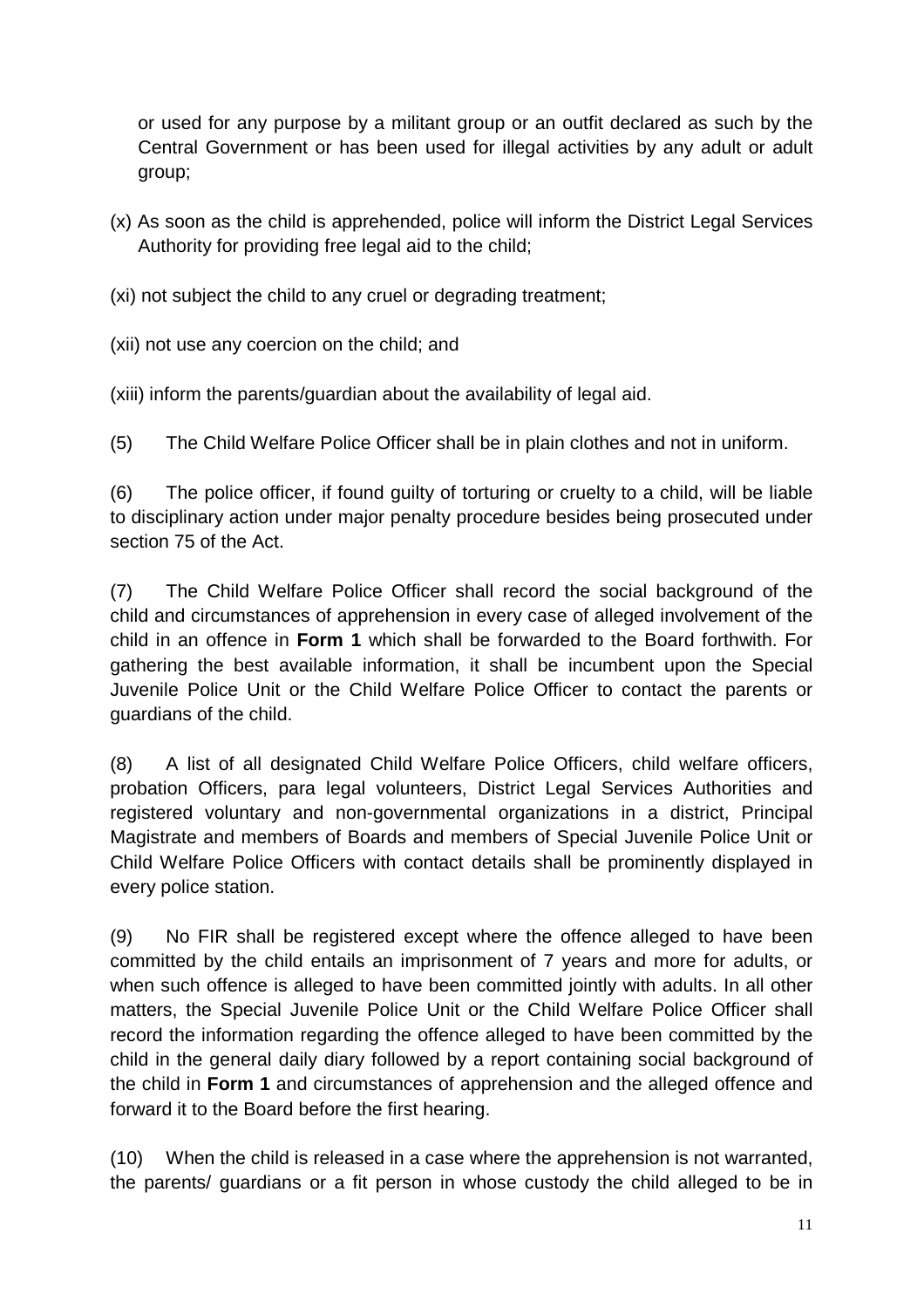or used for any purpose by a militant group or an outfit declared as such by the Central Government or has been used for illegal activities by any adult or adult group;

(x) As soon as the child is apprehended, police will inform the District Legal Services Authority for providing free legal aid to the child;

(xi) not subject the child to any cruel or degrading treatment;

(xii) not use any coercion on the child; and

(xiii) inform the parents/guardian about the availability of legal aid.

(5) The Child Welfare Police Officer shall be in plain clothes and not in uniform.

(6) The police officer, if found guilty of torturing or cruelty to a child, will be liable to disciplinary action under major penalty procedure besides being prosecuted under section 75 of the Act.

(7) The Child Welfare Police Officer shall record the social background of the child and circumstances of apprehension in every case of alleged involvement of the child in an offence in **Form 1** which shall be forwarded to the Board forthwith. For gathering the best available information, it shall be incumbent upon the Special Juvenile Police Unit or the Child Welfare Police Officer to contact the parents or guardians of the child.

(8) A list of all designated Child Welfare Police Officers, child welfare officers, probation Officers, para legal volunteers, District Legal Services Authorities and registered voluntary and non-governmental organizations in a district, Principal Magistrate and members of Boards and members of Special Juvenile Police Unit or Child Welfare Police Officers with contact details shall be prominently displayed in every police station.

(9) No FIR shall be registered except where the offence alleged to have been committed by the child entails an imprisonment of 7 years and more for adults, or when such offence is alleged to have been committed jointly with adults. In all other matters, the Special Juvenile Police Unit or the Child Welfare Police Officer shall record the information regarding the offence alleged to have been committed by the child in the general daily diary followed by a report containing social background of the child in **Form 1** and circumstances of apprehension and the alleged offence and forward it to the Board before the first hearing.

(10) When the child is released in a case where the apprehension is not warranted, the parents/ guardians or a fit person in whose custody the child alleged to be in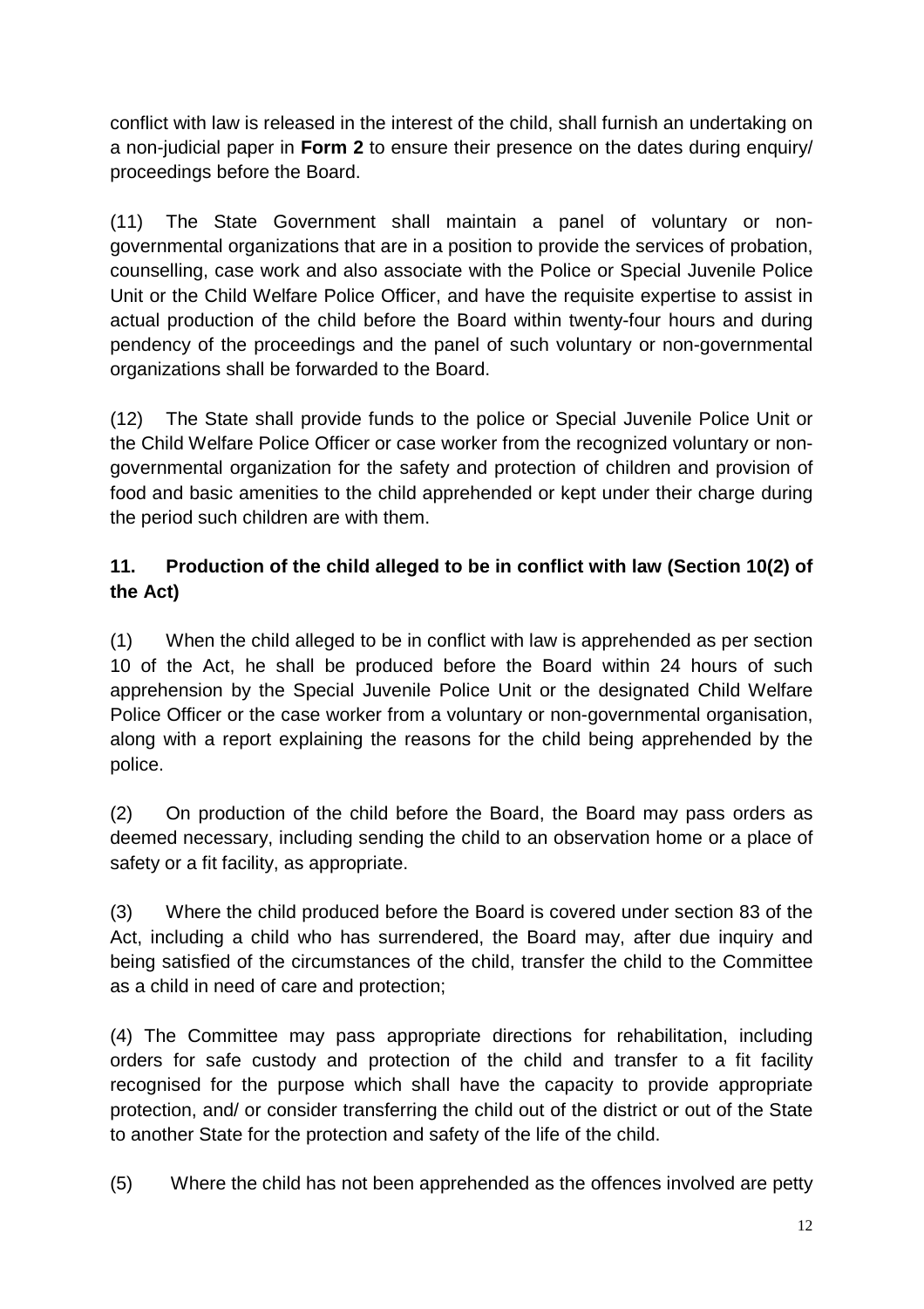conflict with law is released in the interest of the child, shall furnish an undertaking on a non-judicial paper in **Form 2** to ensure their presence on the dates during enquiry/ proceedings before the Board.

(11) The State Government shall maintain a panel of voluntary or non-governmental organizations that are in a position to provide the services of probation, counselling, case work and also associate with the Police or Special Juvenile Police Unit or the Child Welfare Police Officer, and have the requisite expertise to assist in actual production of the child before the Board within twenty-four hours and during pendency of the proceedings and the panel of such voluntary or non-governmental organizations shall be forwarded to the Board.

(12) The State shall provide funds to the police or Special Juvenile Police Unit or the Child Welfare Police Officer or case worker from the recognized voluntary or non-governmental organization for the safety and protection of children and provision of food and basic amenities to the child apprehended or kept under their charge during the period such children are with them.

**11. Production of the child alleged to be in conflict with law (Section 10(2) of the Act)**

(1) When the child alleged to be in conflict with law is apprehended as per section 10 of the Act, he shall be produced before the Board within 24 hours of such apprehension by the Special Juvenile Police Unit or the designated Child Welfare Police Officer or the case worker from a voluntary or non-governmental organisation, along with a report explaining the reasons for the child being apprehended by the police.

(2) On production of the child before the Board, the Board may pass orders as deemed necessary, including sending the child to an observation home or a place of safety or a fit facility, as appropriate.

(3) Where the child produced before the Board is covered under section 83 of the Act, including a child who has surrendered, the Board may, after due inquiry and being satisfied of the circumstances of the child, transfer the child to the Committee as a child in need of care and protection;

(4) The Committee may pass appropriate directions for rehabilitation, including orders for safe custody and protection of the child and transfer to a fit facility recognised for the purpose which shall have the capacity to provide appropriate protection, and/ or consider transferring the child out of the district or out of the State to another State for the protection and safety of the life of the child.

(5) Where the child has not been apprehended as the offences involved are petty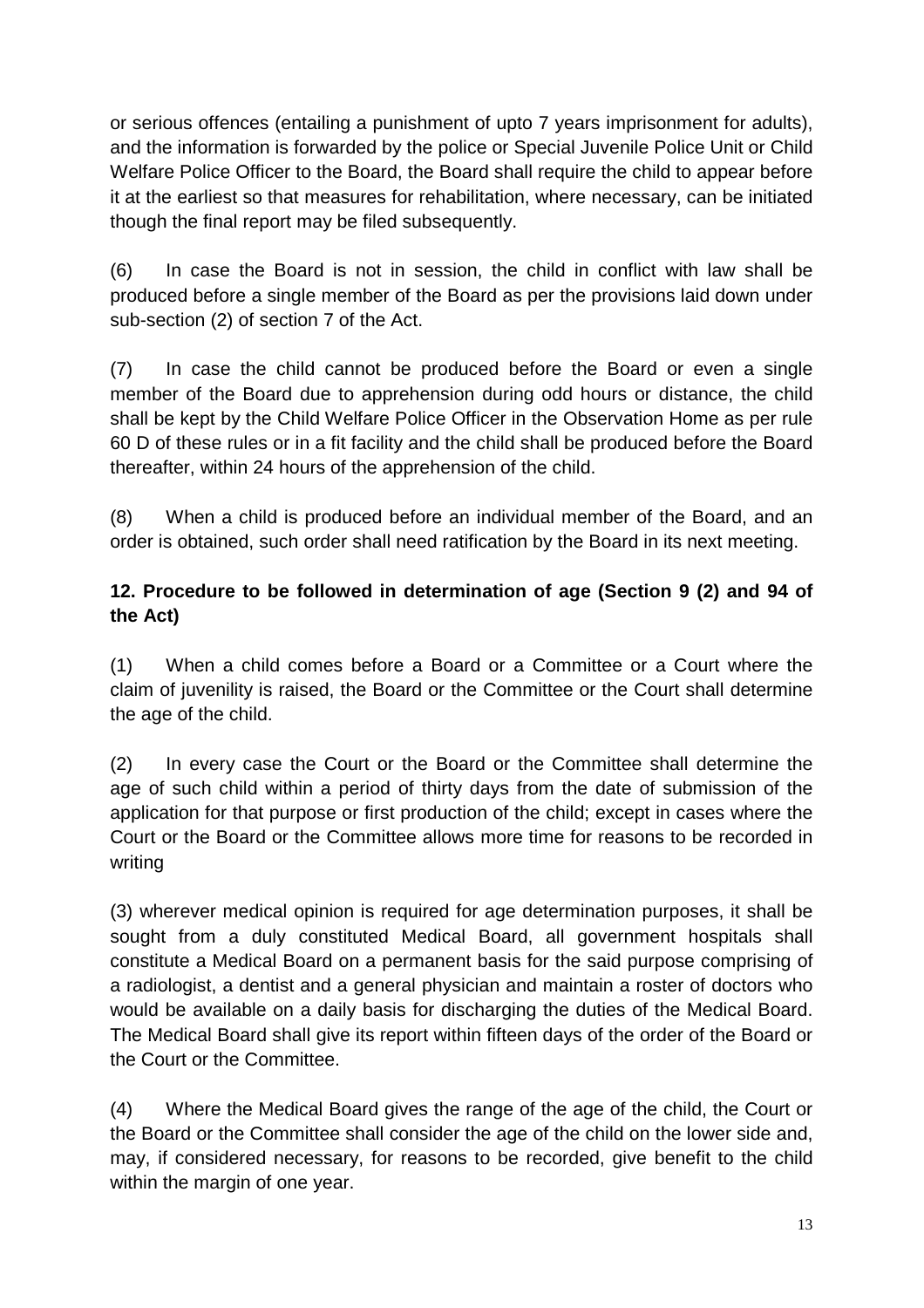or serious offences (entailing a punishment of upto 7 years imprisonment for adults), and the information is forwarded by the police or Special Juvenile Police Unit or Child Welfare Police Officer to the Board, the Board shall require the child to appear before it at the earliest so that measures for rehabilitation, where necessary, can be initiated though the final report may be filed subsequently.

(6) In case the Board is not in session, the child in conflict with law shall be produced before a single member of the Board as per the provisions laid down under sub-section (2) of section 7 of the Act.

(7) In case the child cannot be produced before the Board or even a single member of the Board due to apprehension during odd hours or distance, the child shall be kept by the Child Welfare Police Officer in the Observation Home as per rule 60 D of these rules or in a fit facility and the child shall be produced before the Board thereafter, within 24 hours of the apprehension of the child.

(8) When a child is produced before an individual member of the Board, and an order is obtained, such order shall need ratification by the Board in its next meeting.

**12. Procedure to be followed in determination of age (Section 9 (2) and 94 of the Act)**

(1) When a child comes before a Board or a Committee or a Court where the claim of juvenility is raised, the Board or the Committee or the Court shall determine the age of the child.

(2) In every case the Court or the Board or the Committee shall determine the age of such child within a period of thirty days from the date of submission of the application for that purpose or first production of the child; except in cases where the Court or the Board or the Committee allows more time for reasons to be recorded in writing

(3) wherever medical opinion is required for age determination purposes, it shall be sought from a duly constituted Medical Board, all government hospitals shall constitute a Medical Board on a permanent basis for the said purpose comprising of a radiologist, a dentist and a general physician and maintain a roster of doctors who would be available on a daily basis for discharging the duties of the Medical Board. The Medical Board shall give its report within fifteen days of the order of the Board or the Court or the Committee.

(4) Where the Medical Board gives the range of the age of the child, the Court or the Board or the Committee shall consider the age of the child on the lower side and, may, if considered necessary, for reasons to be recorded, give benefit to the child within the margin of one year.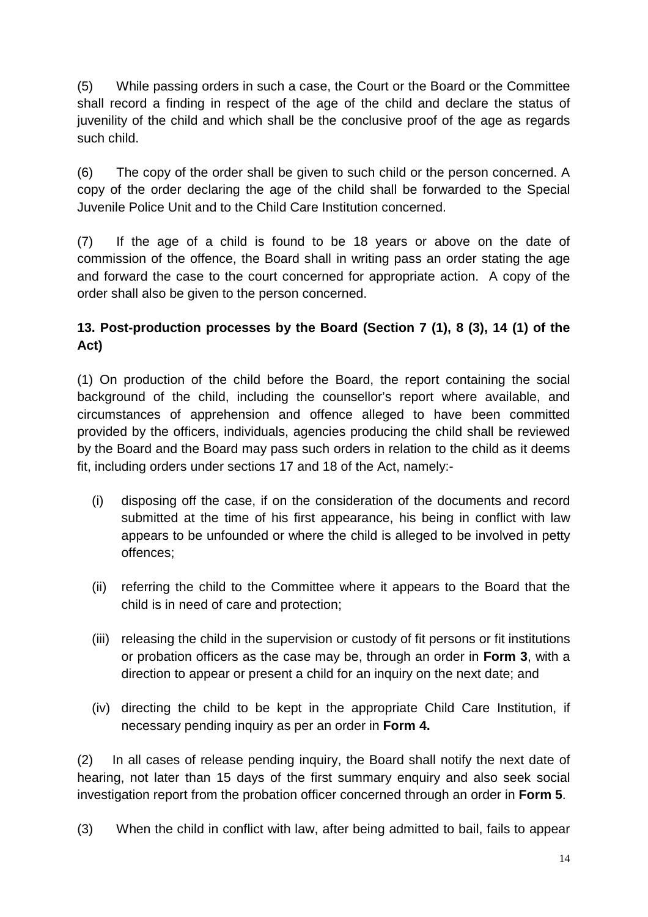(5) While passing orders in such a case, the Court or the Board or the Committee shall record a finding in respect of the age of the child and declare the status of juvenility of the child and which shall be the conclusive proof of the age as regards such child.

(6) The copy of the order shall be given to such child or the person concerned. A copy of the order declaring the age of the child shall be forwarded to the Special Juvenile Police Unit and to the Child Care Institution concerned.

(7) If the age of a child is found to be 18 years or above on the date of commission of the offence, the Board shall in writing pass an order stating the age and forward the case to the court concerned for appropriate action. A copy of the order shall also be given to the person concerned.

### 13. Post-production processes by the Board (Section 7 (1), 8 (3), 14 (1) of the Act)

(1) On production of the child before the Board, the report containing the social background of the child, including the counsellor's report where available, and circumstances of apprehension and offence alleged to have been committed provided by the officers, individuals, agencies producing the child shall be reviewed by the Board and the Board may pass such orders in relation to the child as it deems fit, including orders under sections 17 and 18 of the Act, namely:-

(i) disposing off the case, if on the consideration of the documents and record submitted at the time of his first appearance, his being in conflict with law appears to be unfounded or where the child is alleged to be involved in petty offences;

(ii) referring the child to the Committee where it appears to the Board that the child is in need of care and protection;

(iii) releasing the child in the supervision or custody of fit persons or fit institutions or probation officers as the case may be, through an order in **Form 3**, with a direction to appear or present a child for an inquiry on the next date; and

(iv) directing the child to be kept in the appropriate Child Care Institution, if necessary pending inquiry as per an order in **Form 4.**

(2) In all cases of release pending inquiry, the Board shall notify the next date of hearing, not later than 15 days of the first summary enquiry and also seek social investigation report from the probation officer concerned through an order in **Form 5**.

(3) When the child in conflict with law, after being admitted to bail, fails to appear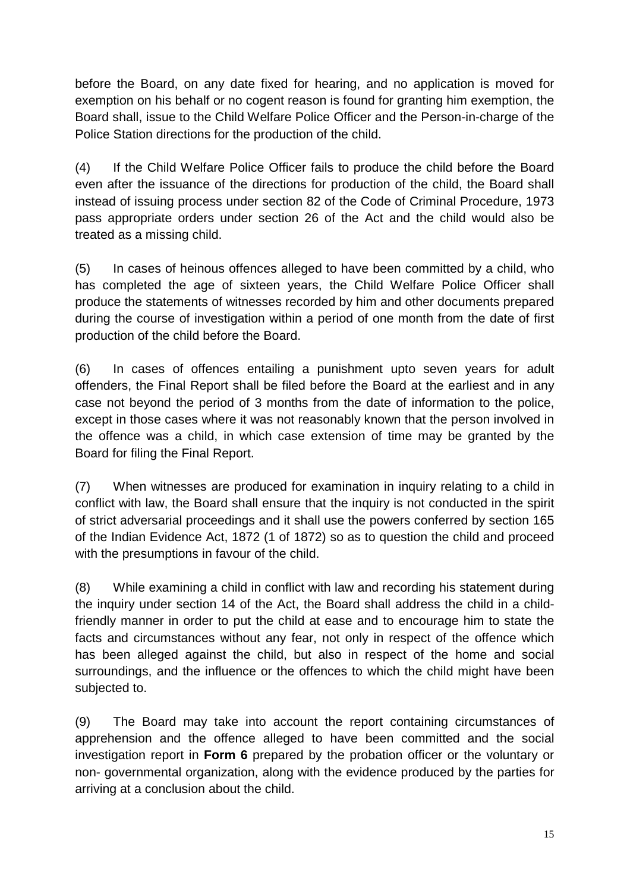before the Board, on any date fixed for hearing, and no application is moved for exemption on his behalf or no cogent reason is found for granting him exemption, the Board shall, issue to the Child Welfare Police Officer and the Person-in-charge of the Police Station directions for the production of the child.

(4) If the Child Welfare Police Officer fails to produce the child before the Board even after the issuance of the directions for production of the child, the Board shall instead of issuing process under section 82 of the Code of Criminal Procedure, 1973 pass appropriate orders under section 26 of the Act and the child would also be treated as a missing child.

(5) In cases of heinous offences alleged to have been committed by a child, who has completed the age of sixteen years, the Child Welfare Police Officer shall produce the statements of witnesses recorded by him and other documents prepared during the course of investigation within a period of one month from the date of first production of the child before the Board.

(6) In cases of offences entailing a punishment upto seven years for adult offenders, the Final Report shall be filed before the Board at the earliest and in any case not beyond the period of 3 months from the date of information to the police, except in those cases where it was not reasonably known that the person involved in the offence was a child, in which case extension of time may be granted by the Board for filing the Final Report.

(7) When witnesses are produced for examination in inquiry relating to a child in conflict with law, the Board shall ensure that the inquiry is not conducted in the spirit of strict adversarial proceedings and it shall use the powers conferred by section 165 of the Indian Evidence Act, 1872 (1 of 1872) so as to question the child and proceed with the presumptions in favour of the child.

(8) While examining a child in conflict with law and recording his statement during the inquiry under section 14 of the Act, the Board shall address the child in a child-friendly manner in order to put the child at ease and to encourage him to state the facts and circumstances without any fear, not only in respect of the offence which has been alleged against the child, but also in respect of the home and social surroundings, and the influence or the offences to which the child might have been subjected to.

(9) The Board may take into account the report containing circumstances of apprehension and the offence alleged to have been committed and the social investigation report in **Form 6** prepared by the probation officer or the voluntary or non- governmental organization, along with the evidence produced by the parties for arriving at a conclusion about the child.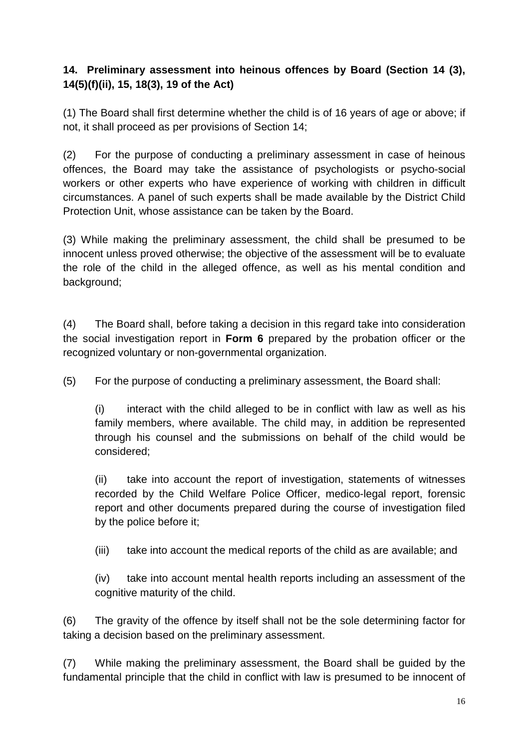**14. Preliminary assessment into heinous offences by Board (Section 14 (3), 14(5)(f)(ii), 15, 18(3), 19 of the Act)**

(1) The Board shall first determine whether the child is of 16 years of age or above; if not, it shall proceed as per provisions of Section 14;

(2) For the purpose of conducting a preliminary assessment in case of heinous offences, the Board may take the assistance of psychologists or psycho-social workers or other experts who have experience of working with children in difficult circumstances. A panel of such experts shall be made available by the District Child Protection Unit, whose assistance can be taken by the Board.

(3) While making the preliminary assessment, the child shall be presumed to be innocent unless proved otherwise; the objective of the assessment will be to evaluate the role of the child in the alleged offence, as well as his mental condition and background;

(4) The Board shall, before taking a decision in this regard take into consideration the social investigation report in **Form 6** prepared by the probation officer or the recognized voluntary or non-governmental organization.

(5) For the purpose of conducting a preliminary assessment, the Board shall:

(i) interact with the child alleged to be in conflict with law as well as his family members, where available. The child may, in addition be represented through his counsel and the submissions on behalf of the child would be considered;

(ii) take into account the report of investigation, statements of witnesses recorded by the Child Welfare Police Officer, medico-legal report, forensic report and other documents prepared during the course of investigation filed by the police before it;

(iii) take into account the medical reports of the child as are available; and

(iv) take into account mental health reports including an assessment of the cognitive maturity of the child.

(6) The gravity of the offence by itself shall not be the sole determining factor for taking a decision based on the preliminary assessment.

(7) While making the preliminary assessment, the Board shall be guided by the fundamental principle that the child in conflict with law is presumed to be innocent of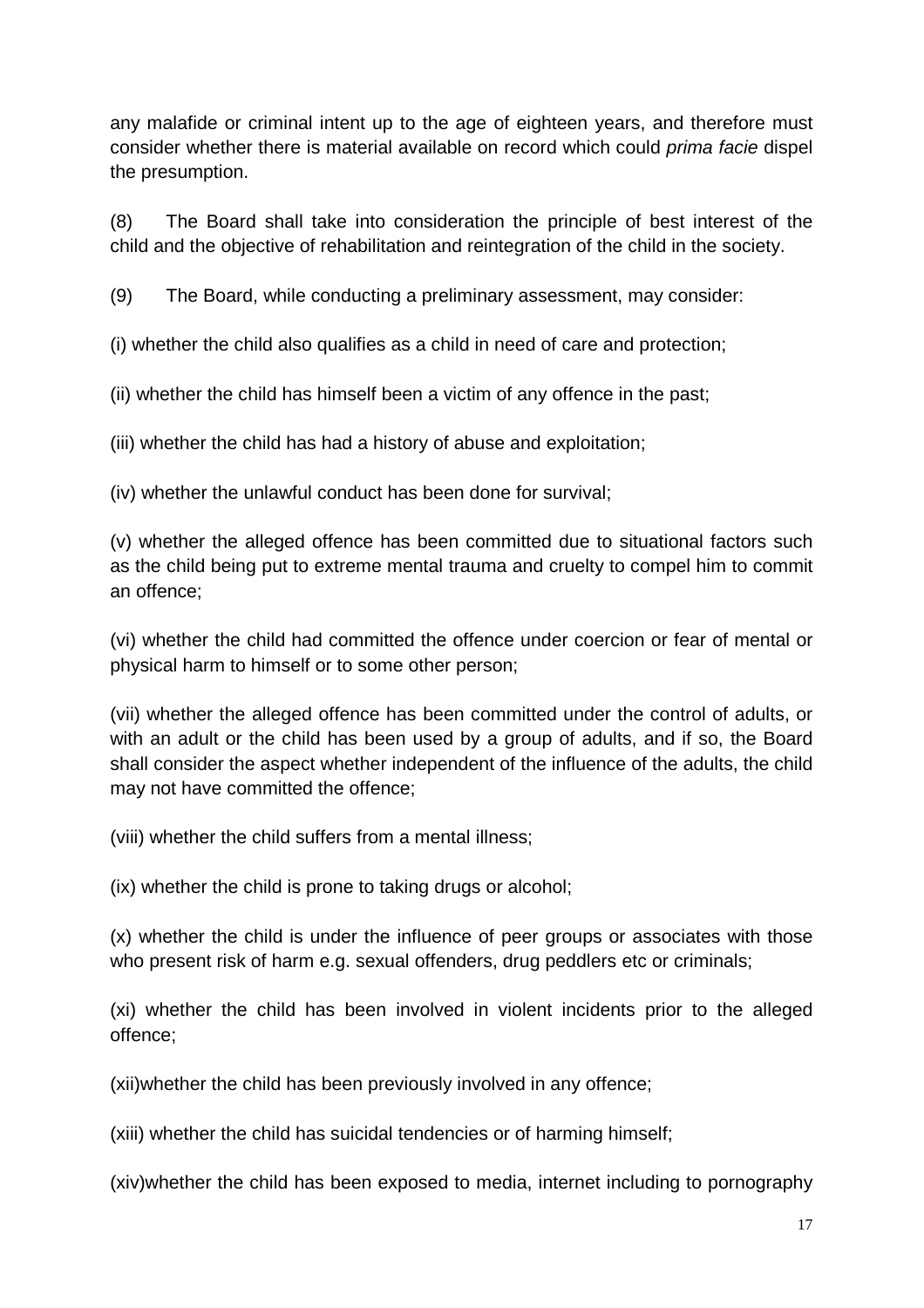any malafide or criminal intent up to the age of eighteen years, and therefore must consider whether there is material available on record which could *prima facie* dispel the presumption.

(8) The Board shall take into consideration the principle of best interest of the child and the objective of rehabilitation and reintegration of the child in the society.

(9) The Board, while conducting a preliminary assessment, may consider:

(i) whether the child also qualifies as a child in need of care and protection;

(ii) whether the child has himself been a victim of any offence in the past;

(iii) whether the child has had a history of abuse and exploitation;

(iv) whether the unlawful conduct has been done for survival;

(v) whether the alleged offence has been committed due to situational factors such as the child being put to extreme mental trauma and cruelty to compel him to commit an offence;

(vi) whether the child had committed the offence under coercion or fear of mental or physical harm to himself or to some other person;

(vii) whether the alleged offence has been committed under the control of adults, or with an adult or the child has been used by a group of adults, and if so, the Board shall consider the aspect whether independent of the influence of the adults, the child may not have committed the offence;

(viii) whether the child suffers from a mental illness;

(ix) whether the child is prone to taking drugs or alcohol;

(x) whether the child is under the influence of peer groups or associates with those who present risk of harm e.g. sexual offenders, drug peddlers etc or criminals;

(xi) whether the child has been involved in violent incidents prior to the alleged offence;

(xii)whether the child has been previously involved in any offence;

(xiii) whether the child has suicidal tendencies or of harming himself;

(xiv)whether the child has been exposed to media, internet including to pornography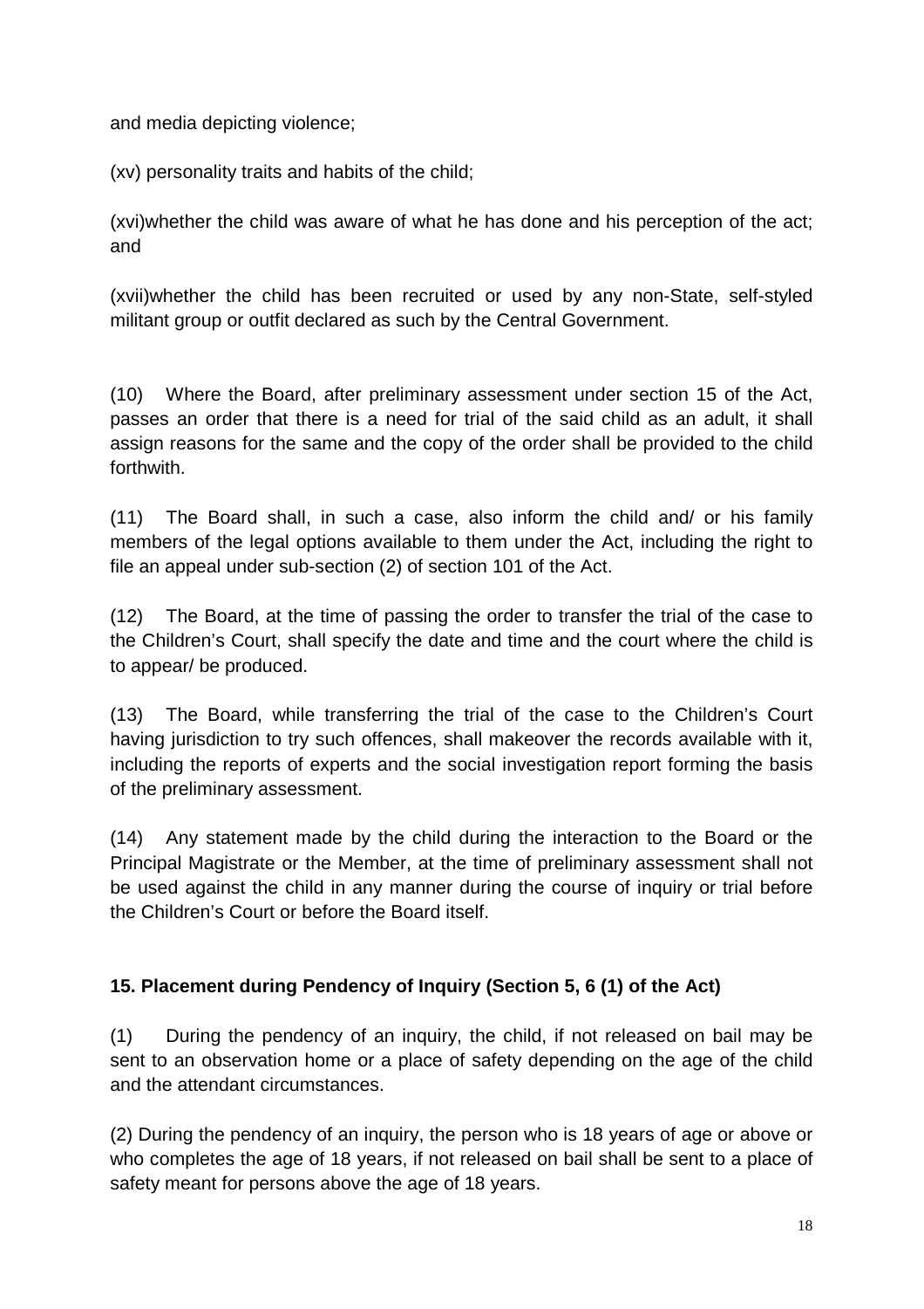and media depicting violence;

(xv) personality traits and habits of the child;

(xvi)whether the child was aware of what he has done and his perception of the act; and

(xvii)whether the child has been recruited or used by any non-State, self-styled militant group or outfit declared as such by the Central Government.

(10) Where the Board, after preliminary assessment under section 15 of the Act, passes an order that there is a need for trial of the said child as an adult, it shall assign reasons for the same and the copy of the order shall be provided to the child forthwith.

(11) The Board shall, in such a case, also inform the child and/ or his family members of the legal options available to them under the Act, including the right to file an appeal under sub-section (2) of section 101 of the Act.

(12) The Board, at the time of passing the order to transfer the trial of the case to the Children's Court, shall specify the date and time and the court where the child is to appear/ be produced.

(13) The Board, while transferring the trial of the case to the Children's Court having jurisdiction to try such offences, shall makeover the records available with it, including the reports of experts and the social investigation report forming the basis of the preliminary assessment.

(14) Any statement made by the child during the interaction to the Board or the Principal Magistrate or the Member, at the time of preliminary assessment shall not be used against the child in any manner during the course of inquiry or trial before the Children's Court or before the Board itself.

**15. Placement during Pendency of Inquiry (Section 5, 6 (1) of the Act)**

(1) During the pendency of an inquiry, the child, if not released on bail may be sent to an observation home or a place of safety depending on the age of the child and the attendant circumstances.

(2) During the pendency of an inquiry, the person who is 18 years of age or above or who completes the age of 18 years, if not released on bail shall be sent to a place of safety meant for persons above the age of 18 years.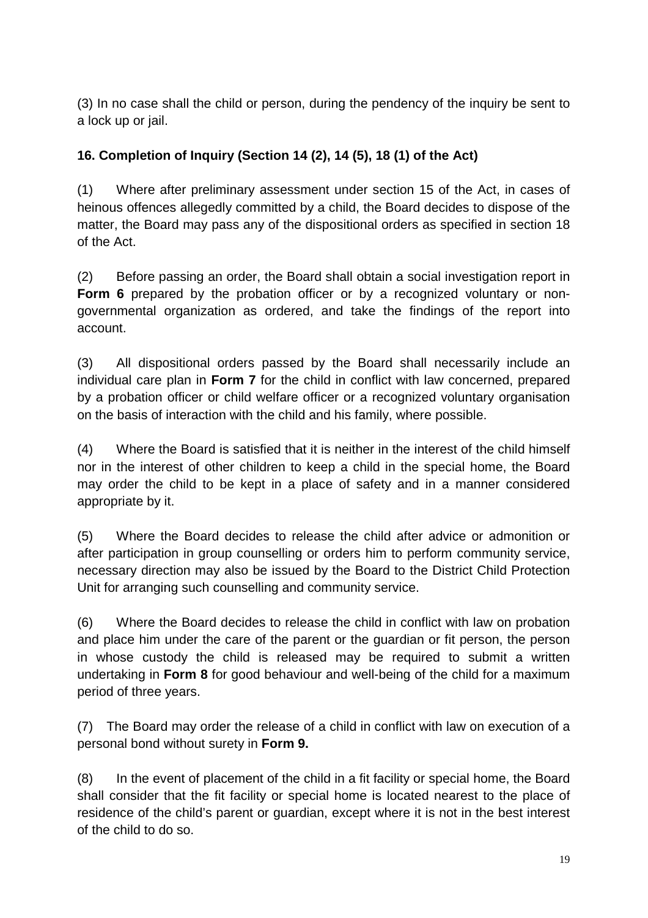(3) In no case shall the child or person, during the pendency of the inquiry be sent to a lock up or jail.

**16. Completion of Inquiry (Section 14 (2), 14 (5), 18 (1) of the Act)**

(1) Where after preliminary assessment under section 15 of the Act, in cases of heinous offences allegedly committed by a child, the Board decides to dispose of the matter, the Board may pass any of the dispositional orders as specified in section 18 of the Act.

(2) Before passing an order, the Board shall obtain a social investigation report in **Form 6** prepared by the probation officer or by a recognized voluntary or non-governmental organization as ordered, and take the findings of the report into account.

(3) All dispositional orders passed by the Board shall necessarily include an individual care plan in **Form 7** for the child in conflict with law concerned, prepared by a probation officer or child welfare officer or a recognized voluntary organisation on the basis of interaction with the child and his family, where possible.

(4) Where the Board is satisfied that it is neither in the interest of the child himself nor in the interest of other children to keep a child in the special home, the Board may order the child to be kept in a place of safety and in a manner considered appropriate by it.

(5) Where the Board decides to release the child after advice or admonition or after participation in group counselling or orders him to perform community service, necessary direction may also be issued by the Board to the District Child Protection Unit for arranging such counselling and community service.

(6) Where the Board decides to release the child in conflict with law on probation and place him under the care of the parent or the guardian or fit person, the person in whose custody the child is released may be required to submit a written undertaking in **Form 8** for good behaviour and well-being of the child for a maximum period of three years.

(7) The Board may order the release of a child in conflict with law on execution of a personal bond without surety in **Form 9.**

(8) In the event of placement of the child in a fit facility or special home, the Board shall consider that the fit facility or special home is located nearest to the place of residence of the child's parent or guardian, except where it is not in the best interest of the child to do so.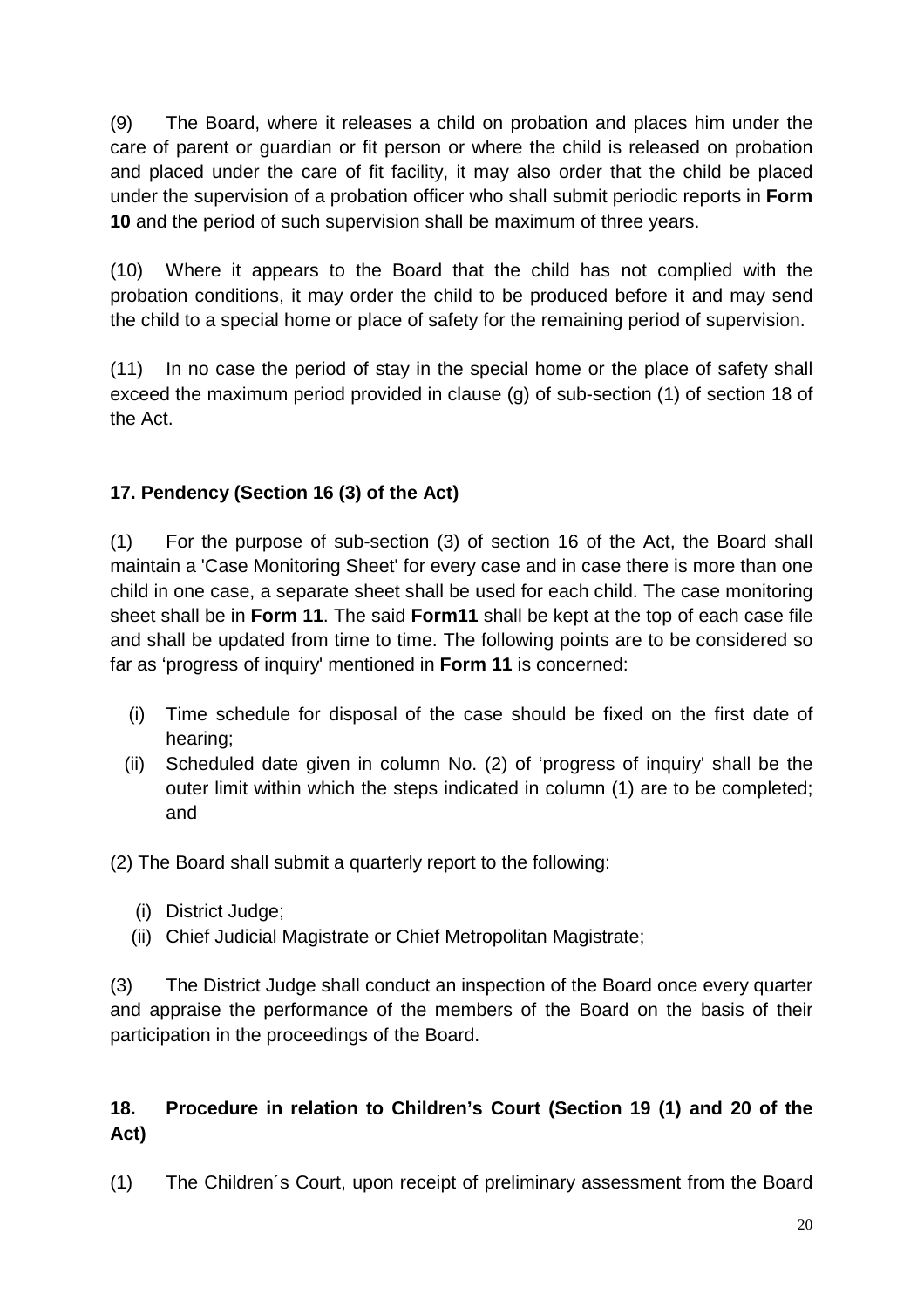(9) The Board, where it releases a child on probation and places him under the care of parent or guardian or fit person or where the child is released on probation and placed under the care of fit facility, it may also order that the child be placed under the supervision of a probation officer who shall submit periodic reports in **Form 10** and the period of such supervision shall be maximum of three years.

(10) Where it appears to the Board that the child has not complied with the probation conditions, it may order the child to be produced before it and may send the child to a special home or place of safety for the remaining period of supervision.

(11) In no case the period of stay in the special home or the place of safety shall exceed the maximum period provided in clause (g) of sub-section (1) of section 18 of the Act.

## 17. Pendency (Section 16 (3) of the Act)

(1) For the purpose of sub-section (3) of section 16 of the Act, the Board shall maintain a 'Case Monitoring Sheet' for every case and in case there is more than one child in one case, a separate sheet shall be used for each child. The case monitoring sheet shall be in **Form 11**. The said **Form11** shall be kept at the top of each case file and shall be updated from time to time. The following points are to be considered so far as 'progress of inquiry' mentioned in **Form 11** is concerned:

(i) Time schedule for disposal of the case should be fixed on the first date of hearing;

(ii) Scheduled date given in column No. (2) of 'progress of inquiry' shall be the outer limit within which the steps indicated in column (1) are to be completed; and

(2) The Board shall submit a quarterly report to the following:

(i) District Judge;

(ii) Chief Judicial Magistrate or Chief Metropolitan Magistrate;

(3) The District Judge shall conduct an inspection of the Board once every quarter and appraise the performance of the members of the Board on the basis of their participation in the proceedings of the Board.

## 18. Procedure in relation to Children's Court (Section 19 (1) and 20 of the Act)

(1) The Children´s Court, upon receipt of preliminary assessment from the Board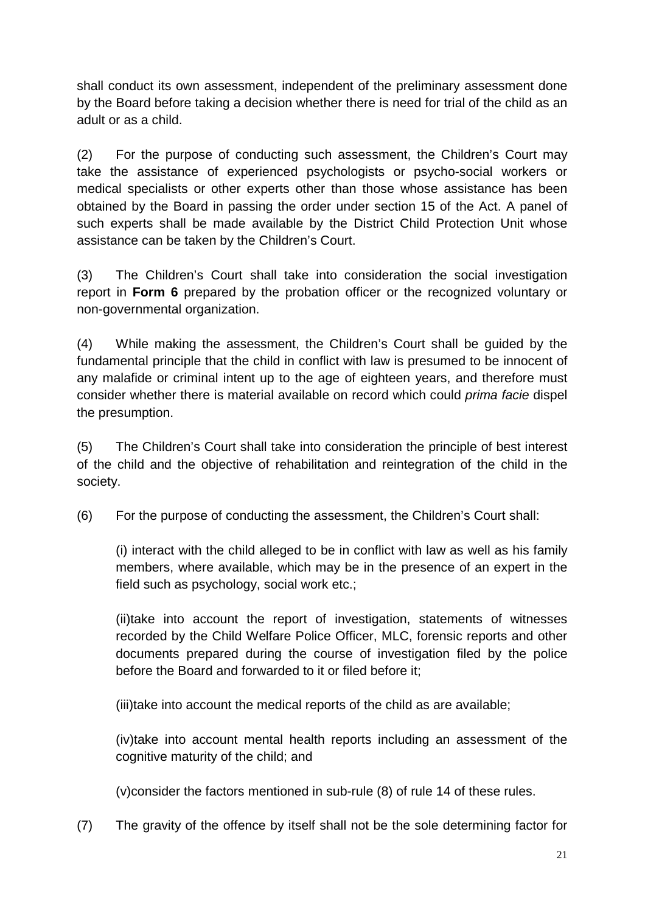shall conduct its own assessment, independent of the preliminary assessment done by the Board before taking a decision whether there is need for trial of the child as an adult or as a child.

(2) For the purpose of conducting such assessment, the Children's Court may take the assistance of experienced psychologists or psycho-social workers or medical specialists or other experts other than those whose assistance has been obtained by the Board in passing the order under section 15 of the Act. A panel of such experts shall be made available by the District Child Protection Unit whose assistance can be taken by the Children's Court.

(3) The Children's Court shall take into consideration the social investigation report in **Form 6** prepared by the probation officer or the recognized voluntary or non-governmental organization.

(4) While making the assessment, the Children's Court shall be guided by the fundamental principle that the child in conflict with law is presumed to be innocent of any malafide or criminal intent up to the age of eighteen years, and therefore must consider whether there is material available on record which could *prima facie* dispel the presumption.

(5) The Children's Court shall take into consideration the principle of best interest of the child and the objective of rehabilitation and reintegration of the child in the society.

(6) For the purpose of conducting the assessment, the Children's Court shall:

(i) interact with the child alleged to be in conflict with law as well as his family members, where available, which may be in the presence of an expert in the field such as psychology, social work etc.;

(ii)take into account the report of investigation, statements of witnesses recorded by the Child Welfare Police Officer, MLC, forensic reports and other documents prepared during the course of investigation filed by the police before the Board and forwarded to it or filed before it;

(iii)take into account the medical reports of the child as are available;

(iv)take into account mental health reports including an assessment of the cognitive maturity of the child; and

(v)consider the factors mentioned in sub-rule (8) of rule 14 of these rules.

(7) The gravity of the offence by itself shall not be the sole determining factor for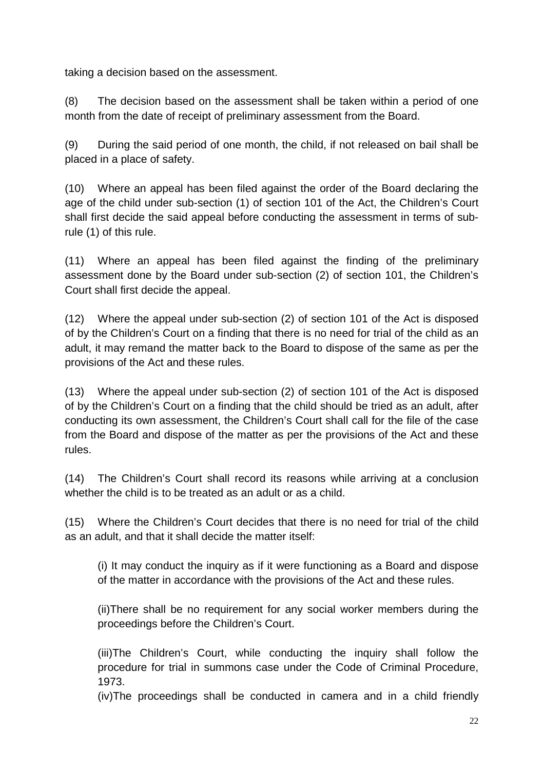taking a decision based on the assessment.

(8) The decision based on the assessment shall be taken within a period of one month from the date of receipt of preliminary assessment from the Board.

(9) During the said period of one month, the child, if not released on bail shall be placed in a place of safety.

(10) Where an appeal has been filed against the order of the Board declaring the age of the child under sub-section (1) of section 101 of the Act, the Children's Court shall first decide the said appeal before conducting the assessment in terms of sub-rule (1) of this rule.

(11) Where an appeal has been filed against the finding of the preliminary assessment done by the Board under sub-section (2) of section 101, the Children's Court shall first decide the appeal.

(12) Where the appeal under sub-section (2) of section 101 of the Act is disposed of by the Children's Court on a finding that there is no need for trial of the child as an adult, it may remand the matter back to the Board to dispose of the same as per the provisions of the Act and these rules.

(13) Where the appeal under sub-section (2) of section 101 of the Act is disposed of by the Children's Court on a finding that the child should be tried as an adult, after conducting its own assessment, the Children's Court shall call for the file of the case from the Board and dispose of the matter as per the provisions of the Act and these rules.

(14) The Children's Court shall record its reasons while arriving at a conclusion whether the child is to be treated as an adult or as a child.

(15) Where the Children's Court decides that there is no need for trial of the child as an adult, and that it shall decide the matter itself:

(i) It may conduct the inquiry as if it were functioning as a Board and dispose of the matter in accordance with the provisions of the Act and these rules.

(ii)There shall be no requirement for any social worker members during the proceedings before the Children's Court.

(iii)The Children's Court, while conducting the inquiry shall follow the procedure for trial in summons case under the Code of Criminal Procedure, 1973.

(iv)The proceedings shall be conducted in camera and in a child friendly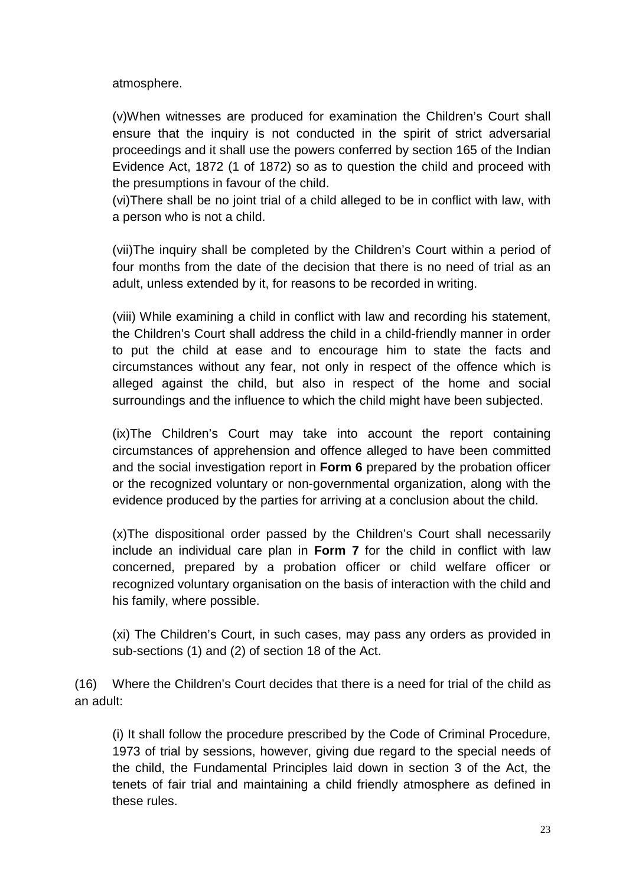atmosphere.

(v)When witnesses are produced for examination the Children's Court shall ensure that the inquiry is not conducted in the spirit of strict adversarial proceedings and it shall use the powers conferred by section 165 of the Indian Evidence Act, 1872 (1 of 1872) so as to question the child and proceed with the presumptions in favour of the child.

(vi)There shall be no joint trial of a child alleged to be in conflict with law, with a person who is not a child.

(vii)The inquiry shall be completed by the Children's Court within a period of four months from the date of the decision that there is no need of trial as an adult, unless extended by it, for reasons to be recorded in writing.

(viii) While examining a child in conflict with law and recording his statement, the Children's Court shall address the child in a child-friendly manner in order to put the child at ease and to encourage him to state the facts and circumstances without any fear, not only in respect of the offence which is alleged against the child, but also in respect of the home and social surroundings and the influence to which the child might have been subjected.

(ix)The Children's Court may take into account the report containing circumstances of apprehension and offence alleged to have been committed and the social investigation report in **Form 6** prepared by the probation officer or the recognized voluntary or non-governmental organization, along with the evidence produced by the parties for arriving at a conclusion about the child.

(x)The dispositional order passed by the Children's Court shall necessarily include an individual care plan in **Form 7** for the child in conflict with law concerned, prepared by a probation officer or child welfare officer or recognized voluntary organisation on the basis of interaction with the child and his family, where possible.

(xi) The Children's Court, in such cases, may pass any orders as provided in sub-sections (1) and (2) of section 18 of the Act.

(16) Where the Children's Court decides that there is a need for trial of the child as an adult:

(i) It shall follow the procedure prescribed by the Code of Criminal Procedure, 1973 of trial by sessions, however, giving due regard to the special needs of the child, the Fundamental Principles laid down in section 3 of the Act, the tenets of fair trial and maintaining a child friendly atmosphere as defined in these rules.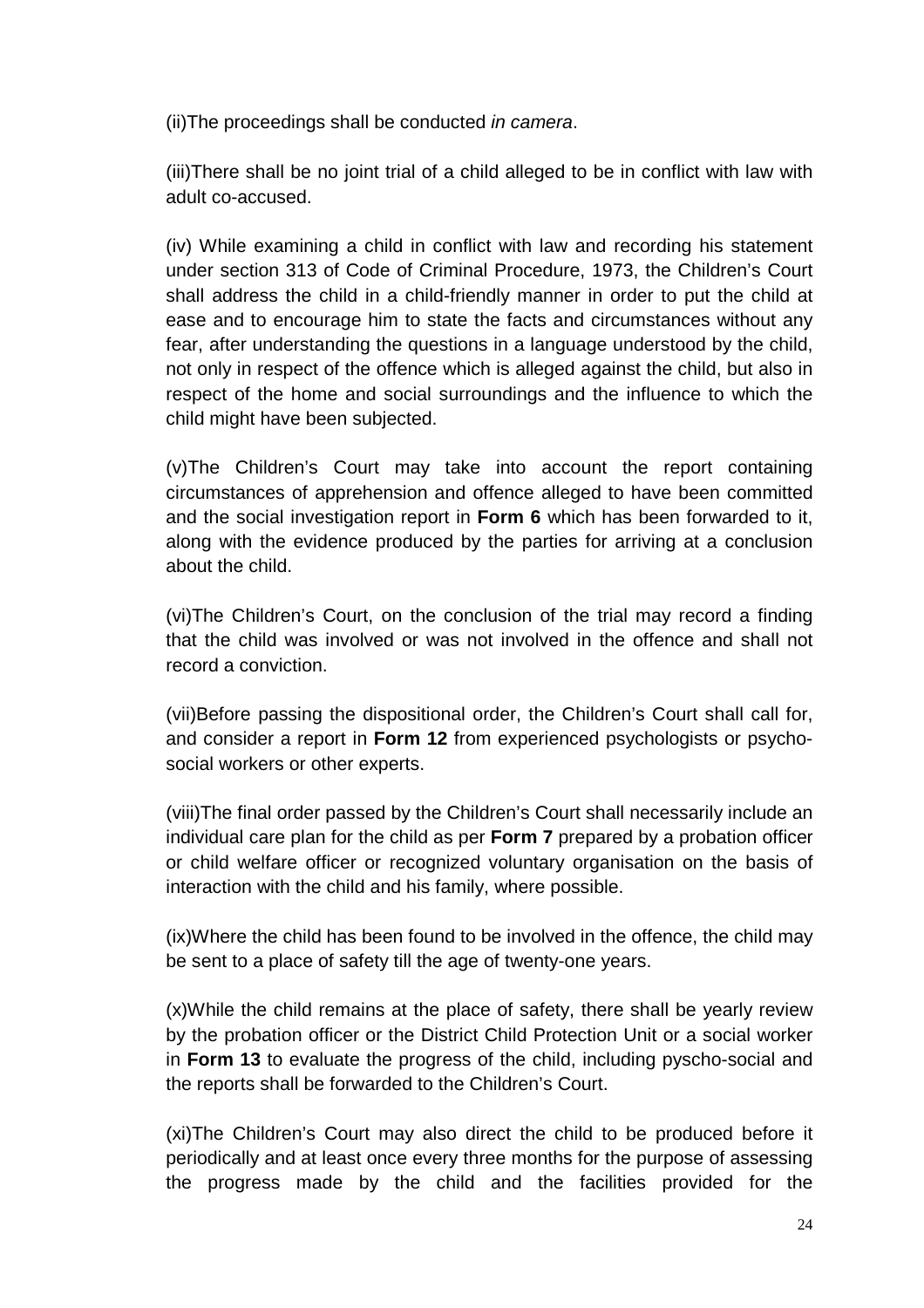(ii)The proceedings shall be conducted *in camera*.

(iii)There shall be no joint trial of a child alleged to be in conflict with law with adult co-accused.

(iv) While examining a child in conflict with law and recording his statement under section 313 of Code of Criminal Procedure, 1973, the Children's Court shall address the child in a child-friendly manner in order to put the child at ease and to encourage him to state the facts and circumstances without any fear, after understanding the questions in a language understood by the child, not only in respect of the offence which is alleged against the child, but also in respect of the home and social surroundings and the influence to which the child might have been subjected.

(v)The Children's Court may take into account the report containing circumstances of apprehension and offence alleged to have been committed and the social investigation report in **Form 6** which has been forwarded to it, along with the evidence produced by the parties for arriving at a conclusion about the child.

(vi)The Children's Court, on the conclusion of the trial may record a finding that the child was involved or was not involved in the offence and shall not record a conviction.

(vii)Before passing the dispositional order, the Children's Court shall call for, and consider a report in **Form 12** from experienced psychologists or psycho-social workers or other experts.

(viii)The final order passed by the Children's Court shall necessarily include an individual care plan for the child as per **Form 7** prepared by a probation officer or child welfare officer or recognized voluntary organisation on the basis of interaction with the child and his family, where possible.

(ix)Where the child has been found to be involved in the offence, the child may be sent to a place of safety till the age of twenty-one years.

(x)While the child remains at the place of safety, there shall be yearly review by the probation officer or the District Child Protection Unit or a social worker in **Form 13** to evaluate the progress of the child, including pyscho-social and the reports shall be forwarded to the Children's Court.

(xi)The Children's Court may also direct the child to be produced before it periodically and at least once every three months for the purpose of assessing the progress made by the child and the facilities provided for the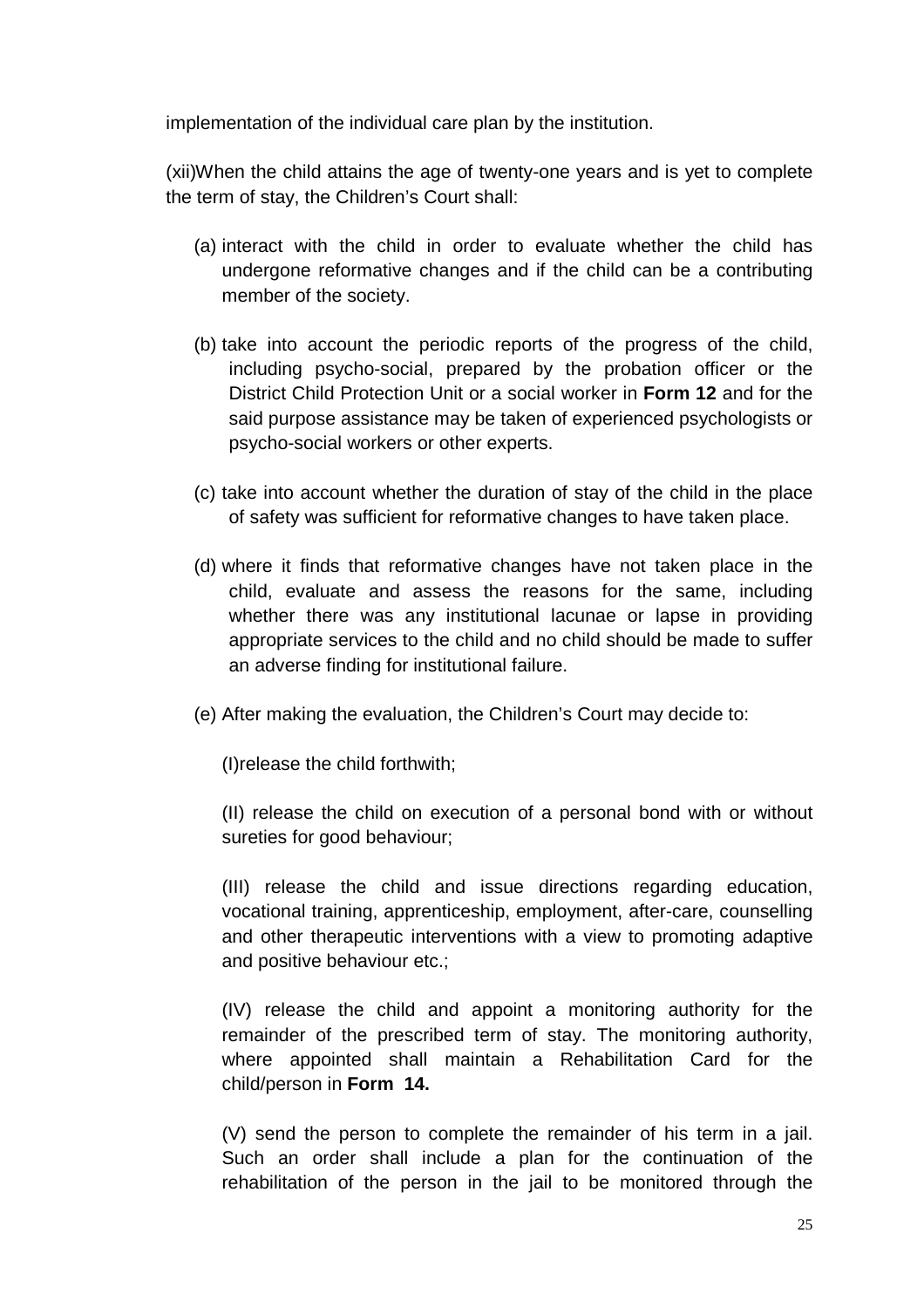implementation of the individual care plan by the institution.

(xii)When the child attains the age of twenty-one years and is yet to complete the term of stay, the Children's Court shall:

(a) interact with the child in order to evaluate whether the child has undergone reformative changes and if the child can be a contributing member of the society.

(b) take into account the periodic reports of the progress of the child, including psycho-social, prepared by the probation officer or the District Child Protection Unit or a social worker in **Form 12** and for the said purpose assistance may be taken of experienced psychologists or psycho-social workers or other experts.

(c) take into account whether the duration of stay of the child in the place of safety was sufficient for reformative changes to have taken place.

(d) where it finds that reformative changes have not taken place in the child, evaluate and assess the reasons for the same, including whether there was any institutional lacunae or lapse in providing appropriate services to the child and no child should be made to suffer an adverse finding for institutional failure.

(e) After making the evaluation, the Children's Court may decide to:

(I)release the child forthwith;

(II) release the child on execution of a personal bond with or without sureties for good behaviour;

(III) release the child and issue directions regarding education, vocational training, apprenticeship, employment, after-care, counselling and other therapeutic interventions with a view to promoting adaptive and positive behaviour etc.;

(IV) release the child and appoint a monitoring authority for the remainder of the prescribed term of stay. The monitoring authority, where appointed shall maintain a Rehabilitation Card for the child/person in **Form 14.**

(V) send the person to complete the remainder of his term in a jail. Such an order shall include a plan for the continuation of the rehabilitation of the person in the jail to be monitored through the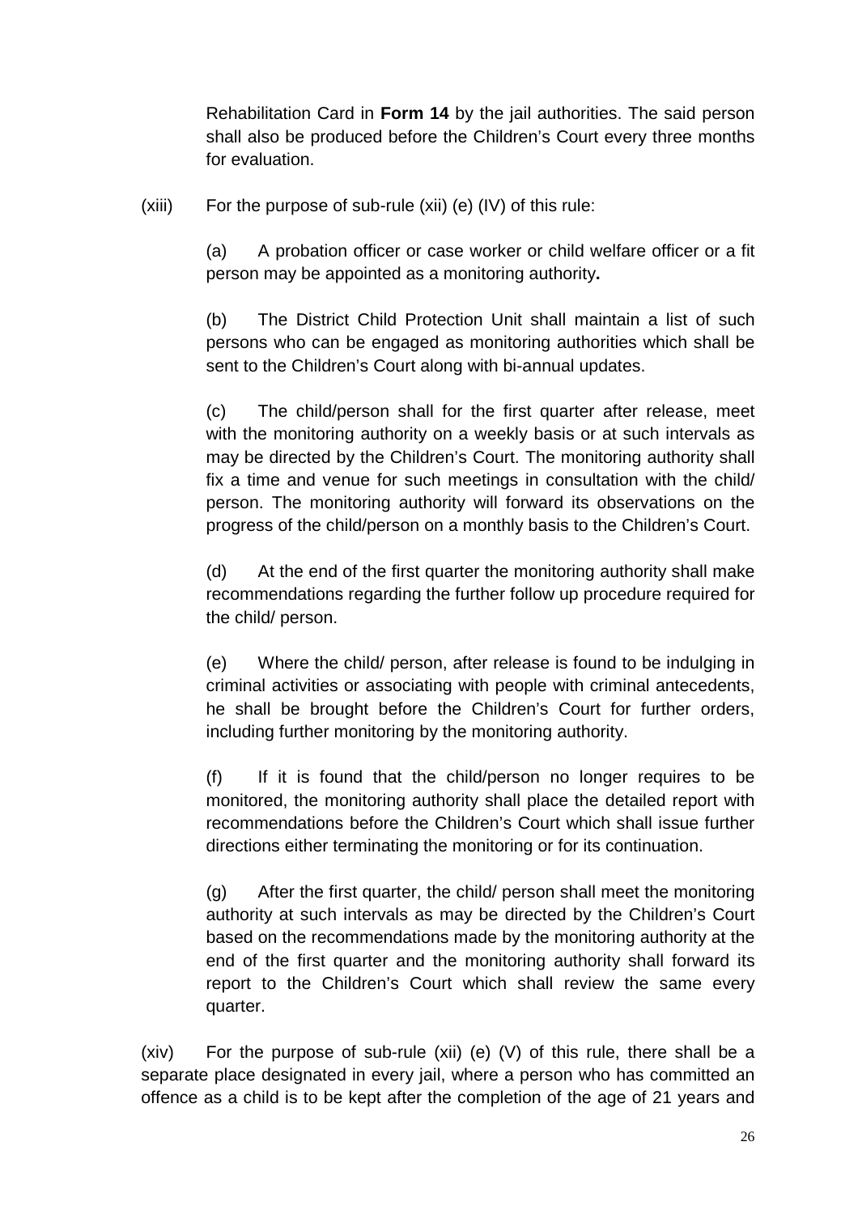Rehabilitation Card in **Form 14** by the jail authorities. The said person shall also be produced before the Children's Court every three months for evaluation.

(xiii) For the purpose of sub-rule (xii) (e) (IV) of this rule:

(a) A probation officer or case worker or child welfare officer or a fit person may be appointed as a monitoring authority**.**

(b) The District Child Protection Unit shall maintain a list of such persons who can be engaged as monitoring authorities which shall be sent to the Children's Court along with bi-annual updates.

(c) The child/person shall for the first quarter after release, meet with the monitoring authority on a weekly basis or at such intervals as may be directed by the Children's Court. The monitoring authority shall fix a time and venue for such meetings in consultation with the child/ person. The monitoring authority will forward its observations on the progress of the child/person on a monthly basis to the Children's Court.

(d) At the end of the first quarter the monitoring authority shall make recommendations regarding the further follow up procedure required for the child/ person.

(e) Where the child/ person, after release is found to be indulging in criminal activities or associating with people with criminal antecedents, he shall be brought before the Children's Court for further orders, including further monitoring by the monitoring authority.

(f) If it is found that the child/person no longer requires to be monitored, the monitoring authority shall place the detailed report with recommendations before the Children's Court which shall issue further directions either terminating the monitoring or for its continuation.

(g) After the first quarter, the child/ person shall meet the monitoring authority at such intervals as may be directed by the Children's Court based on the recommendations made by the monitoring authority at the end of the first quarter and the monitoring authority shall forward its report to the Children's Court which shall review the same every quarter.

(xiv) For the purpose of sub-rule (xii) (e) (V) of this rule, there shall be a separate place designated in every jail, where a person who has committed an offence as a child is to be kept after the completion of the age of 21 years and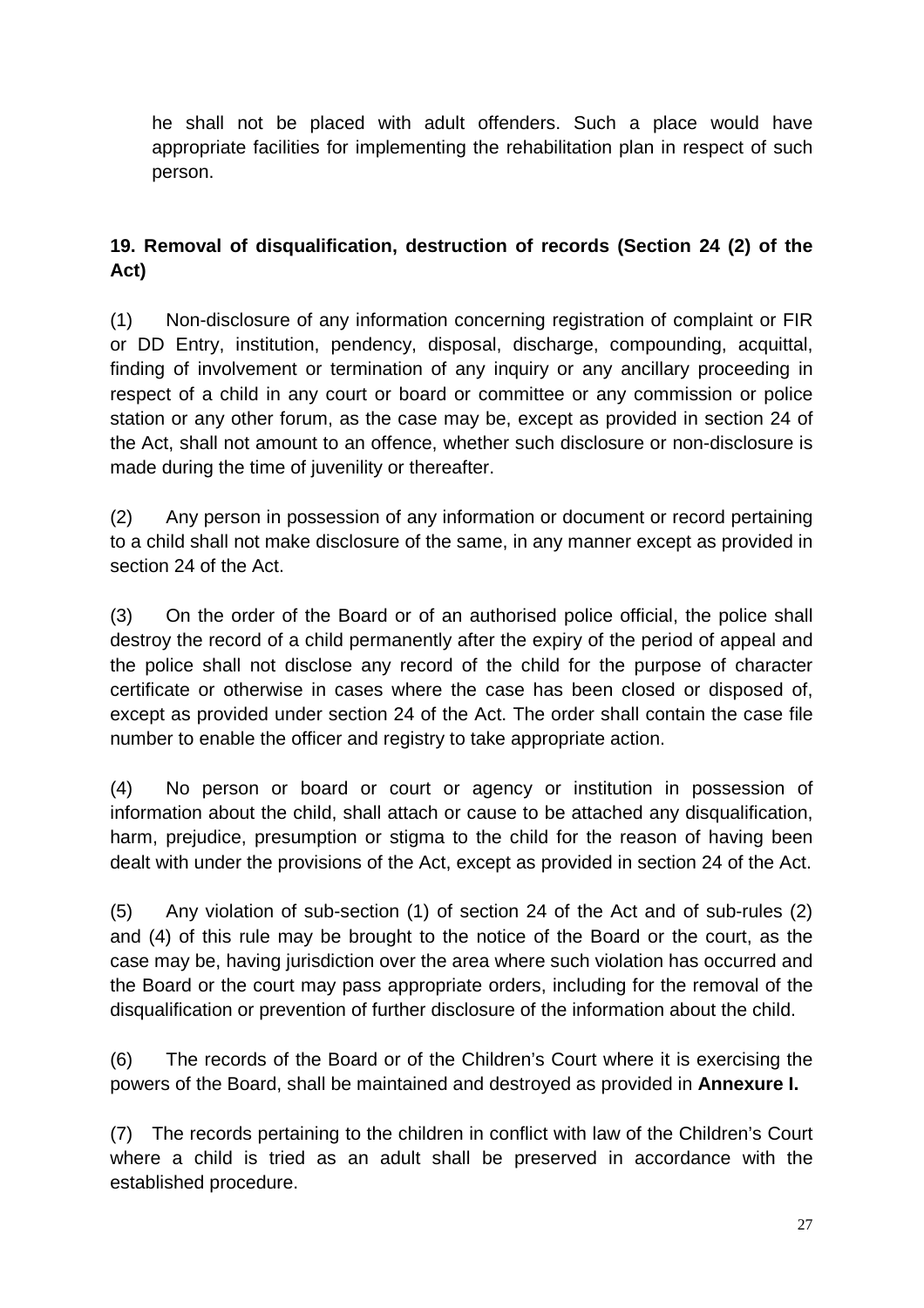he shall not be placed with adult offenders. Such a place would have appropriate facilities for implementing the rehabilitation plan in respect of such person.

**19. Removal of disqualification, destruction of records (Section 24 (2) of the Act)**

(1) Non-disclosure of any information concerning registration of complaint or FIR or DD Entry, institution, pendency, disposal, discharge, compounding, acquittal, finding of involvement or termination of any inquiry or any ancillary proceeding in respect of a child in any court or board or committee or any commission or police station or any other forum, as the case may be, except as provided in section 24 of the Act, shall not amount to an offence, whether such disclosure or non-disclosure is made during the time of juvenility or thereafter.

(2) Any person in possession of any information or document or record pertaining to a child shall not make disclosure of the same, in any manner except as provided in section 24 of the Act.

(3) On the order of the Board or of an authorised police official, the police shall destroy the record of a child permanently after the expiry of the period of appeal and the police shall not disclose any record of the child for the purpose of character certificate or otherwise in cases where the case has been closed or disposed of, except as provided under section 24 of the Act. The order shall contain the case file number to enable the officer and registry to take appropriate action.

(4) No person or board or court or agency or institution in possession of information about the child, shall attach or cause to be attached any disqualification, harm, prejudice, presumption or stigma to the child for the reason of having been dealt with under the provisions of the Act, except as provided in section 24 of the Act.

(5) Any violation of sub-section (1) of section 24 of the Act and of sub-rules (2) and (4) of this rule may be brought to the notice of the Board or the court, as the case may be, having jurisdiction over the area where such violation has occurred and the Board or the court may pass appropriate orders, including for the removal of the disqualification or prevention of further disclosure of the information about the child.

(6) The records of the Board or of the Children's Court where it is exercising the powers of the Board, shall be maintained and destroyed as provided in **Annexure I.**

(7) The records pertaining to the children in conflict with law of the Children's Court where a child is tried as an adult shall be preserved in accordance with the established procedure.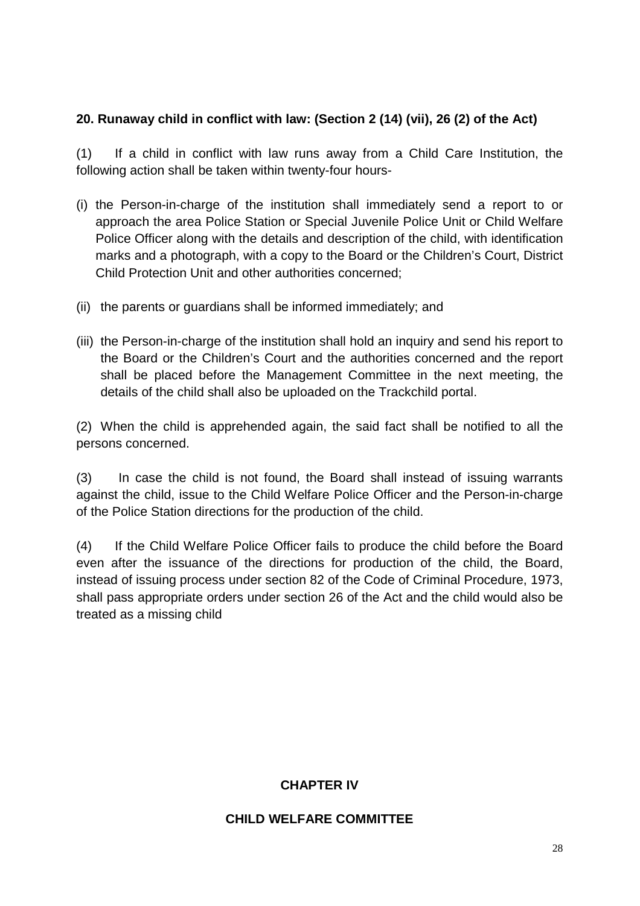**20. Runaway child in conflict with law: (Section 2 (14) (vii), 26 (2) of the Act)**

(1) If a child in conflict with law runs away from a Child Care Institution, the following action shall be taken within twenty-four hours-

(i) the Person-in-charge of the institution shall immediately send a report to or approach the area Police Station or Special Juvenile Police Unit or Child Welfare Police Officer along with the details and description of the child, with identification marks and a photograph, with a copy to the Board or the Children's Court, District Child Protection Unit and other authorities concerned;

(ii) the parents or guardians shall be informed immediately; and

(iii) the Person-in-charge of the institution shall hold an inquiry and send his report to the Board or the Children's Court and the authorities concerned and the report shall be placed before the Management Committee in the next meeting, the details of the child shall also be uploaded on the Trackchild portal.

(2) When the child is apprehended again, the said fact shall be notified to all the persons concerned.

(3) In case the child is not found, the Board shall instead of issuing warrants against the child, issue to the Child Welfare Police Officer and the Person-in-charge of the Police Station directions for the production of the child.

(4) If the Child Welfare Police Officer fails to produce the child before the Board even after the issuance of the directions for production of the child, the Board, instead of issuing process under section 82 of the Code of Criminal Procedure, 1973, shall pass appropriate orders under section 26 of the Act and the child would also be treated as a missing child

## CHAPTER IV

## CHILD WELFARE COMMITTEE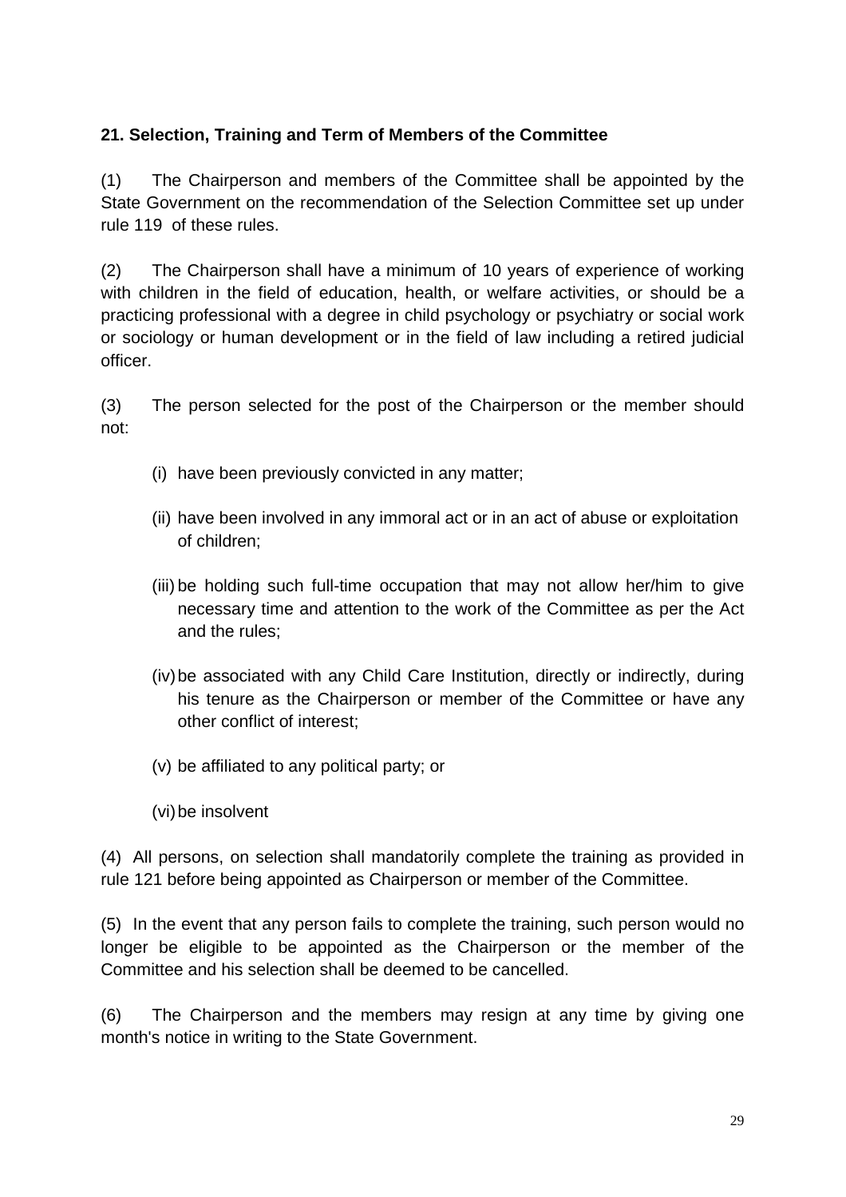**21. Selection, Training and Term of Members of the Committee**

(1) The Chairperson and members of the Committee shall be appointed by the State Government on the recommendation of the Selection Committee set up under rule 119 of these rules.

(2) The Chairperson shall have a minimum of 10 years of experience of working with children in the field of education, health, or welfare activities, or should be a practicing professional with a degree in child psychology or psychiatry or social work or sociology or human development or in the field of law including a retired judicial officer.

(3) The person selected for the post of the Chairperson or the member should not:

(i) have been previously convicted in any matter;

(ii) have been involved in any immoral act or in an act of abuse or exploitation of children;

(iii) be holding such full-time occupation that may not allow her/him to give necessary time and attention to the work of the Committee as per the Act and the rules;

(iv) be associated with any Child Care Institution, directly or indirectly, during his tenure as the Chairperson or member of the Committee or have any other conflict of interest;

(v) be affiliated to any political party; or

(vi) be insolvent

(4) All persons, on selection shall mandatorily complete the training as provided in rule 121 before being appointed as Chairperson or member of the Committee.

(5) In the event that any person fails to complete the training, such person would no longer be eligible to be appointed as the Chairperson or the member of the Committee and his selection shall be deemed to be cancelled.

(6) The Chairperson and the members may resign at any time by giving one month's notice in writing to the State Government.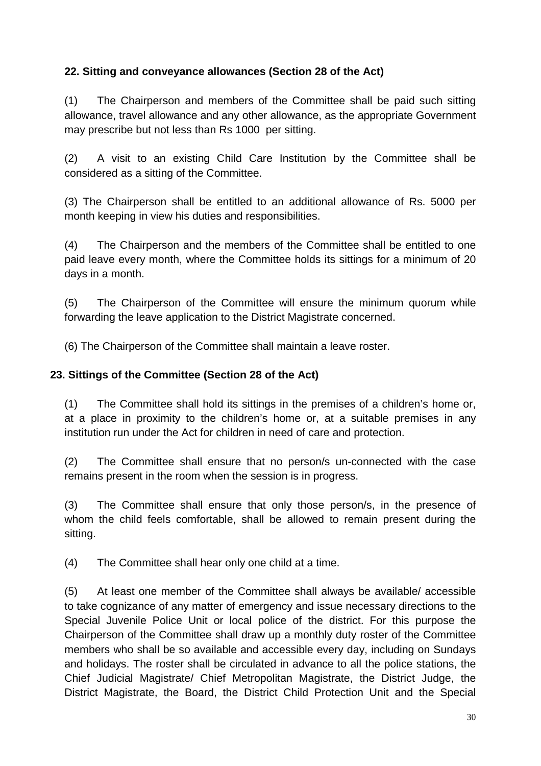**22. Sitting and conveyance allowances (Section 28 of the Act)**

(1) The Chairperson and members of the Committee shall be paid such sitting allowance, travel allowance and any other allowance, as the appropriate Government may prescribe but not less than Rs 1000 per sitting.

(2) A visit to an existing Child Care Institution by the Committee shall be considered as a sitting of the Committee.

(3) The Chairperson shall be entitled to an additional allowance of Rs. 5000 per month keeping in view his duties and responsibilities.

(4) The Chairperson and the members of the Committee shall be entitled to one paid leave every month, where the Committee holds its sittings for a minimum of 20 days in a month.

(5) The Chairperson of the Committee will ensure the minimum quorum while forwarding the leave application to the District Magistrate concerned.

(6) The Chairperson of the Committee shall maintain a leave roster.

**23. Sittings of the Committee (Section 28 of the Act)**

(1) The Committee shall hold its sittings in the premises of a children's home or, at a place in proximity to the children's home or, at a suitable premises in any institution run under the Act for children in need of care and protection.

(2) The Committee shall ensure that no person/s un-connected with the case remains present in the room when the session is in progress.

(3) The Committee shall ensure that only those person/s, in the presence of whom the child feels comfortable, shall be allowed to remain present during the sitting.

(4) The Committee shall hear only one child at a time.

(5) At least one member of the Committee shall always be available/ accessible to take cognizance of any matter of emergency and issue necessary directions to the Special Juvenile Police Unit or local police of the district. For this purpose the Chairperson of the Committee shall draw up a monthly duty roster of the Committee members who shall be so available and accessible every day, including on Sundays and holidays. The roster shall be circulated in advance to all the police stations, the Chief Judicial Magistrate/ Chief Metropolitan Magistrate, the District Judge, the District Magistrate, the Board, the District Child Protection Unit and the Special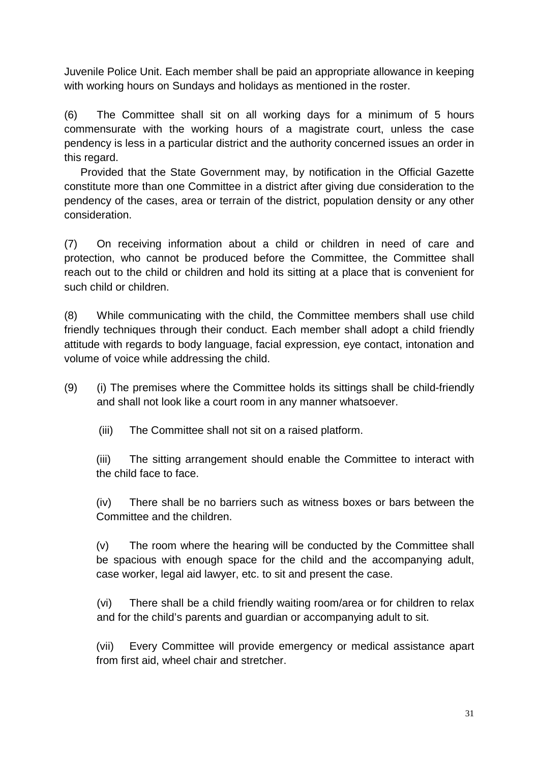Juvenile Police Unit. Each member shall be paid an appropriate allowance in keeping with working hours on Sundays and holidays as mentioned in the roster.

(6) The Committee shall sit on all working days for a minimum of 5 hours commensurate with the working hours of a magistrate court, unless the case pendency is less in a particular district and the authority concerned issues an order in this regard.

Provided that the State Government may, by notification in the Official Gazette constitute more than one Committee in a district after giving due consideration to the pendency of the cases, area or terrain of the district, population density or any other consideration.

(7) On receiving information about a child or children in need of care and protection, who cannot be produced before the Committee, the Committee shall reach out to the child or children and hold its sitting at a place that is convenient for such child or children.

(8) While communicating with the child, the Committee members shall use child friendly techniques through their conduct. Each member shall adopt a child friendly attitude with regards to body language, facial expression, eye contact, intonation and volume of voice while addressing the child.

(9) (i) The premises where the Committee holds its sittings shall be child-friendly and shall not look like a court room in any manner whatsoever.

(iii) The Committee shall not sit on a raised platform.

(iii) The sitting arrangement should enable the Committee to interact with the child face to face.

(iv) There shall be no barriers such as witness boxes or bars between the Committee and the children.

(v) The room where the hearing will be conducted by the Committee shall be spacious with enough space for the child and the accompanying adult, case worker, legal aid lawyer, etc. to sit and present the case.

(vi) There shall be a child friendly waiting room/area or for children to relax and for the child's parents and guardian or accompanying adult to sit.

(vii) Every Committee will provide emergency or medical assistance apart from first aid, wheel chair and stretcher.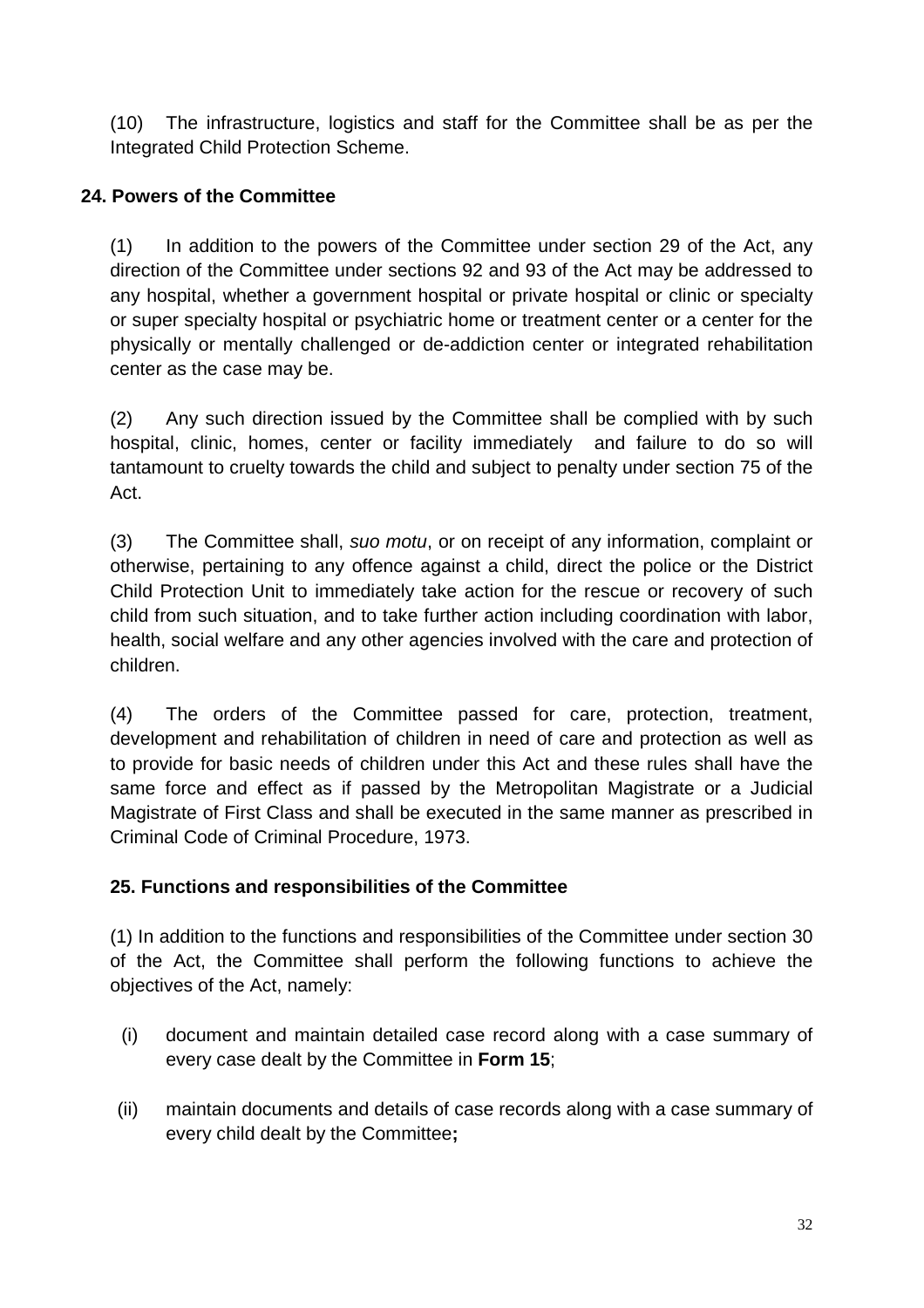(10) The infrastructure, logistics and staff for the Committee shall be as per the Integrated Child Protection Scheme.

**24. Powers of the Committee**

(1) In addition to the powers of the Committee under section 29 of the Act, any direction of the Committee under sections 92 and 93 of the Act may be addressed to any hospital, whether a government hospital or private hospital or clinic or specialty or super specialty hospital or psychiatric home or treatment center or a center for the physically or mentally challenged or de-addiction center or integrated rehabilitation center as the case may be.

(2) Any such direction issued by the Committee shall be complied with by such hospital, clinic, homes, center or facility immediately and failure to do so will tantamount to cruelty towards the child and subject to penalty under section 75 of the Act.

(3) The Committee shall, *suo motu*, or on receipt of any information, complaint or otherwise, pertaining to any offence against a child, direct the police or the District Child Protection Unit to immediately take action for the rescue or recovery of such child from such situation, and to take further action including coordination with labor, health, social welfare and any other agencies involved with the care and protection of children.

(4) The orders of the Committee passed for care, protection, treatment, development and rehabilitation of children in need of care and protection as well as to provide for basic needs of children under this Act and these rules shall have the same force and effect as if passed by the Metropolitan Magistrate or a Judicial Magistrate of First Class and shall be executed in the same manner as prescribed in Criminal Code of Criminal Procedure, 1973.

**25. Functions and responsibilities of the Committee**

(1) In addition to the functions and responsibilities of the Committee under section 30 of the Act, the Committee shall perform the following functions to achieve the objectives of the Act, namely:

(i) document and maintain detailed case record along with a case summary of every case dealt by the Committee in **Form 15**;

(ii) maintain documents and details of case records along with a case summary of every child dealt by the Committee**;**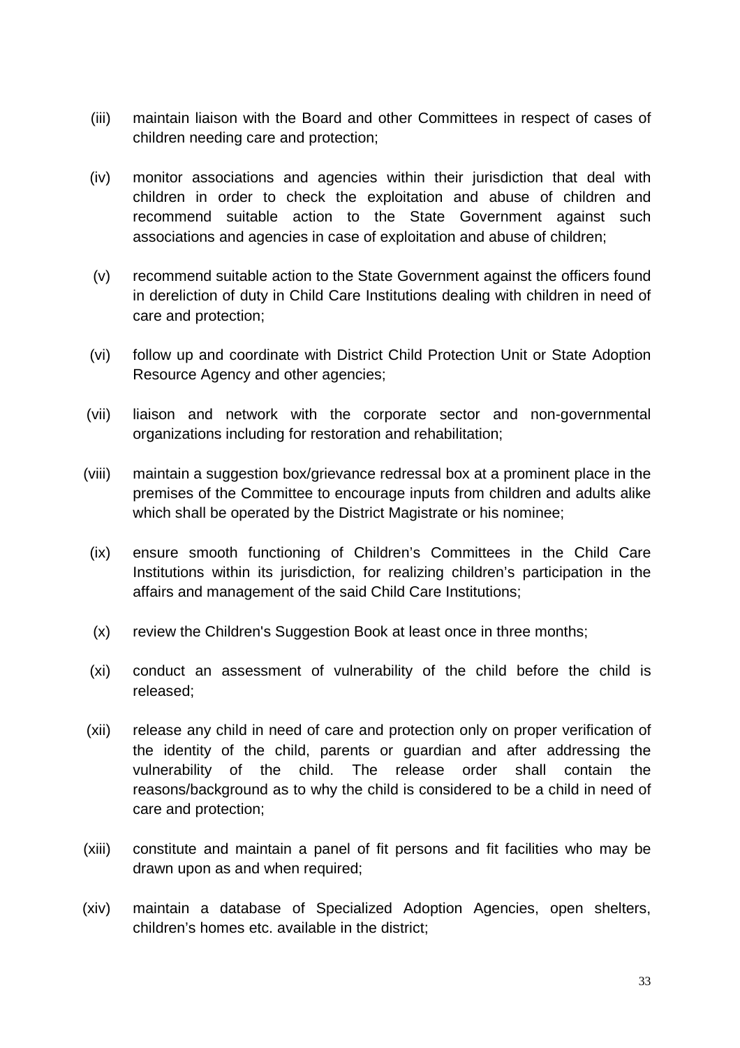(iii) maintain liaison with the Board and other Committees in respect of cases of children needing care and protection;

(iv) monitor associations and agencies within their jurisdiction that deal with children in order to check the exploitation and abuse of children and recommend suitable action to the State Government against such associations and agencies in case of exploitation and abuse of children;

(v) recommend suitable action to the State Government against the officers found in dereliction of duty in Child Care Institutions dealing with children in need of care and protection;

(vi) follow up and coordinate with District Child Protection Unit or State Adoption Resource Agency and other agencies;

(vii) liaison and network with the corporate sector and non-governmental organizations including for restoration and rehabilitation;

(viii) maintain a suggestion box/grievance redressal box at a prominent place in the premises of the Committee to encourage inputs from children and adults alike which shall be operated by the District Magistrate or his nominee;

(ix) ensure smooth functioning of Children's Committees in the Child Care Institutions within its jurisdiction, for realizing children's participation in the affairs and management of the said Child Care Institutions;

(x) review the Children's Suggestion Book at least once in three months;

(xi) conduct an assessment of vulnerability of the child before the child is released;

(xii) release any child in need of care and protection only on proper verification of the identity of the child, parents or guardian and after addressing the vulnerability of the child. The release order shall contain the reasons/background as to why the child is considered to be a child in need of care and protection;

(xiii) constitute and maintain a panel of fit persons and fit facilities who may be drawn upon as and when required;

(xiv) maintain a database of Specialized Adoption Agencies, open shelters, children's homes etc. available in the district;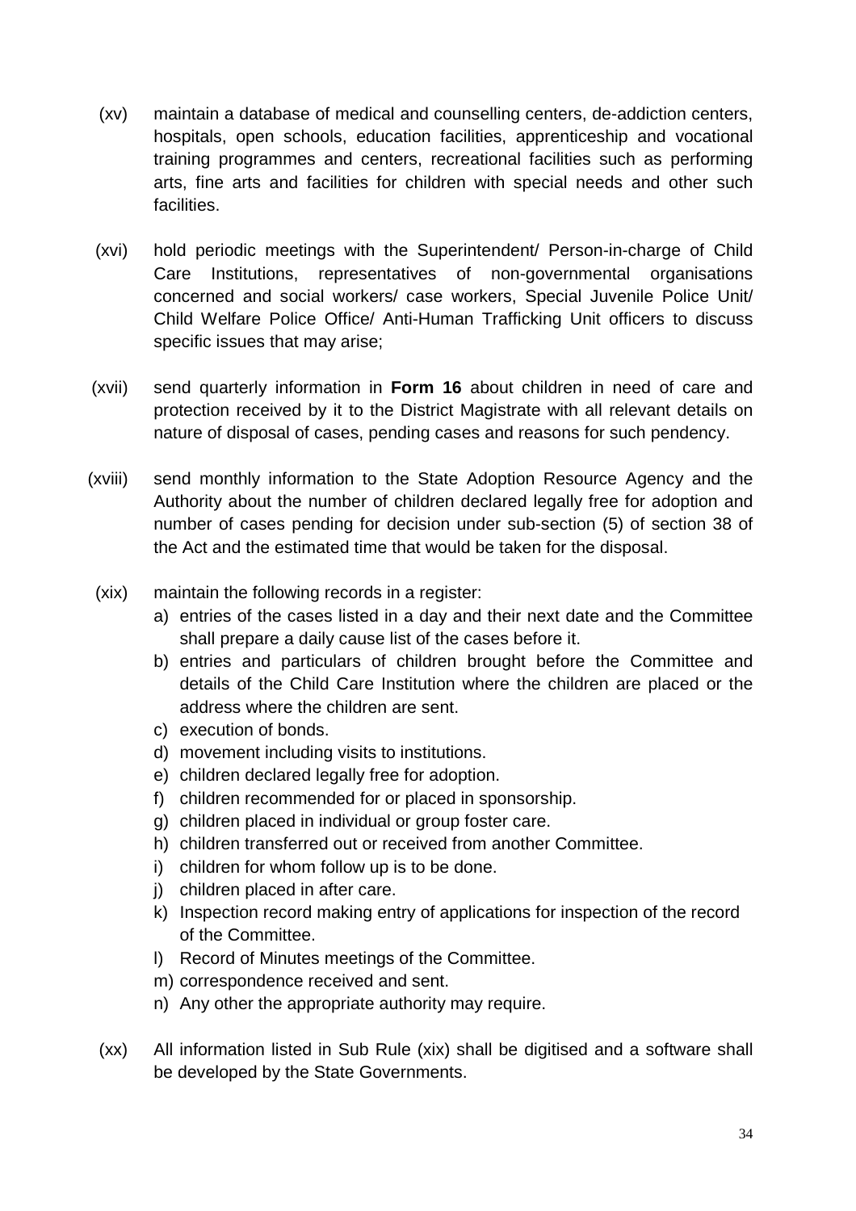(xv) maintain a database of medical and counselling centers, de-addiction centers, hospitals, open schools, education facilities, apprenticeship and vocational training programmes and centers, recreational facilities such as performing arts, fine arts and facilities for children with special needs and other such facilities.

(xvi) hold periodic meetings with the Superintendent/ Person-in-charge of Child Care Institutions, representatives of non-governmental organisations concerned and social workers/ case workers, Special Juvenile Police Unit/ Child Welfare Police Office/ Anti-Human Trafficking Unit officers to discuss specific issues that may arise;

(xvii) send quarterly information in **Form 16** about children in need of care and protection received by it to the District Magistrate with all relevant details on nature of disposal of cases, pending cases and reasons for such pendency.

(xviii) send monthly information to the State Adoption Resource Agency and the Authority about the number of children declared legally free for adoption and number of cases pending for decision under sub-section (5) of section 38 of the Act and the estimated time that would be taken for the disposal.

(xix) maintain the following records in a register:

a) entries of the cases listed in a day and their next date and the Committee shall prepare a daily cause list of the cases before it.
b) entries and particulars of children brought before the Committee and details of the Child Care Institution where the children are placed or the address where the children are sent.
c) execution of bonds.
d) movement including visits to institutions.
e) children declared legally free for adoption.
f) children recommended for or placed in sponsorship.
g) children placed in individual or group foster care.
h) children transferred out or received from another Committee.
i) children for whom follow up is to be done.
j) children placed in after care.
k) Inspection record making entry of applications for inspection of the record of the Committee.
l) Record of Minutes meetings of the Committee.
m) correspondence received and sent.
n) Any other the appropriate authority may require.

(xx) All information listed in Sub Rule (xix) shall be digitised and a software shall be developed by the State Governments.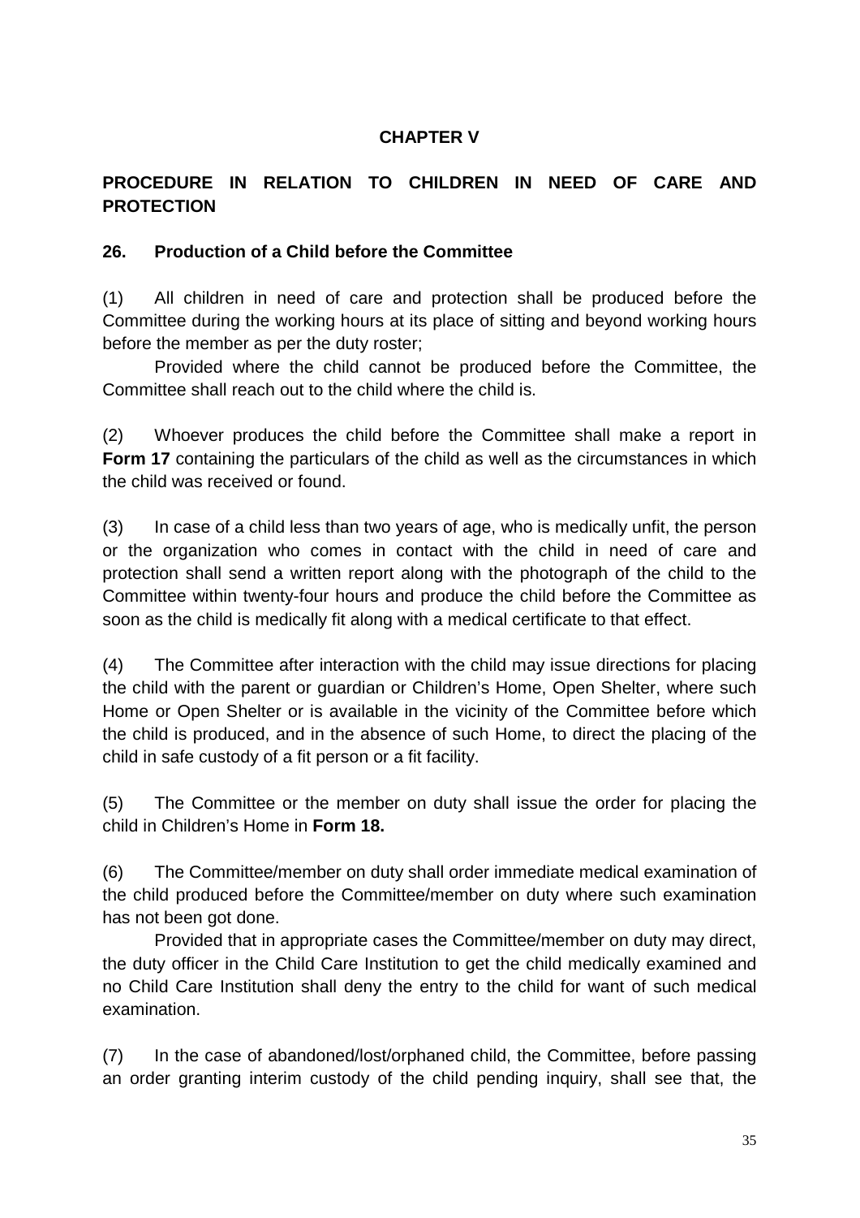## CHAPTER V

## PROCEDURE IN RELATION TO CHILDREN IN NEED OF CARE AND PROTECTION

### 26. Production of a Child before the Committee

(1) All children in need of care and protection shall be produced before the Committee during the working hours at its place of sitting and beyond working hours before the member as per the duty roster;

Provided where the child cannot be produced before the Committee, the Committee shall reach out to the child where the child is.

(2) Whoever produces the child before the Committee shall make a report in **Form 17** containing the particulars of the child as well as the circumstances in which the child was received or found.

(3) In case of a child less than two years of age, who is medically unfit, the person or the organization who comes in contact with the child in need of care and protection shall send a written report along with the photograph of the child to the Committee within twenty-four hours and produce the child before the Committee as soon as the child is medically fit along with a medical certificate to that effect.

(4) The Committee after interaction with the child may issue directions for placing the child with the parent or guardian or Children's Home, Open Shelter, where such Home or Open Shelter or is available in the vicinity of the Committee before which the child is produced, and in the absence of such Home, to direct the placing of the child in safe custody of a fit person or a fit facility.

(5) The Committee or the member on duty shall issue the order for placing the child in Children's Home in **Form 18.**

(6) The Committee/member on duty shall order immediate medical examination of the child produced before the Committee/member on duty where such examination has not been got done.

Provided that in appropriate cases the Committee/member on duty may direct, the duty officer in the Child Care Institution to get the child medically examined and no Child Care Institution shall deny the entry to the child for want of such medical examination.

(7) In the case of abandoned/lost/orphaned child, the Committee, before passing an order granting interim custody of the child pending inquiry, shall see that, the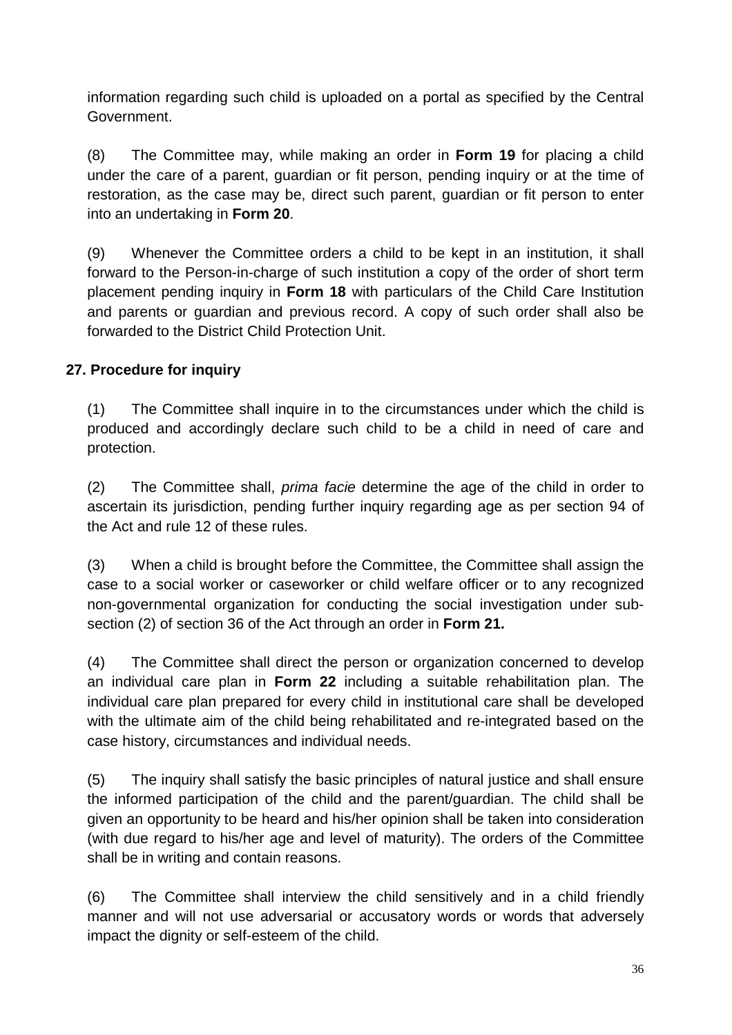information regarding such child is uploaded on a portal as specified by the Central Government.

(8) The Committee may, while making an order in **Form 19** for placing a child under the care of a parent, guardian or fit person, pending inquiry or at the time of restoration, as the case may be, direct such parent, guardian or fit person to enter into an undertaking in **Form 20**.

(9) Whenever the Committee orders a child to be kept in an institution, it shall forward to the Person-in-charge of such institution a copy of the order of short term placement pending inquiry in **Form 18** with particulars of the Child Care Institution and parents or guardian and previous record. A copy of such order shall also be forwarded to the District Child Protection Unit.

### 27. Procedure for inquiry

(1) The Committee shall inquire in to the circumstances under which the child is produced and accordingly declare such child to be a child in need of care and protection.

(2) The Committee shall, *prima facie* determine the age of the child in order to ascertain its jurisdiction, pending further inquiry regarding age as per section 94 of the Act and rule 12 of these rules.

(3) When a child is brought before the Committee, the Committee shall assign the case to a social worker or caseworker or child welfare officer or to any recognized non-governmental organization for conducting the social investigation under sub-section (2) of section 36 of the Act through an order in **Form 21.**

(4) The Committee shall direct the person or organization concerned to develop an individual care plan in **Form 22** including a suitable rehabilitation plan. The individual care plan prepared for every child in institutional care shall be developed with the ultimate aim of the child being rehabilitated and re-integrated based on the case history, circumstances and individual needs.

(5) The inquiry shall satisfy the basic principles of natural justice and shall ensure the informed participation of the child and the parent/guardian. The child shall be given an opportunity to be heard and his/her opinion shall be taken into consideration (with due regard to his/her age and level of maturity). The orders of the Committee shall be in writing and contain reasons.

(6) The Committee shall interview the child sensitively and in a child friendly manner and will not use adversarial or accusatory words or words that adversely impact the dignity or self-esteem of the child.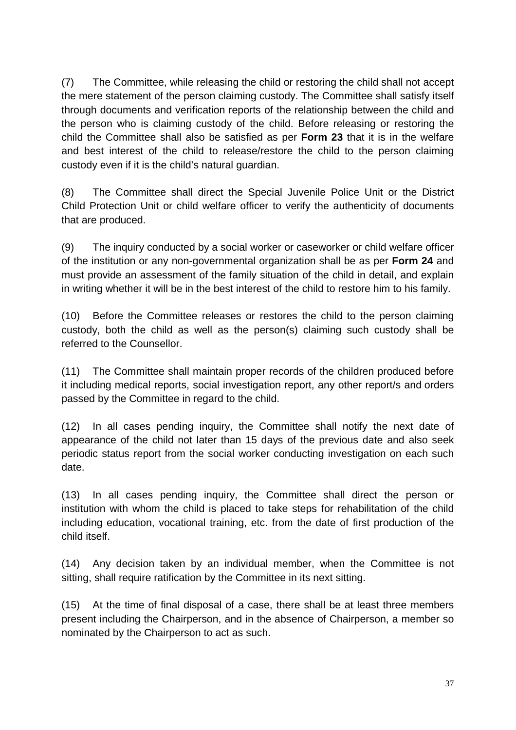(7) The Committee, while releasing the child or restoring the child shall not accept the mere statement of the person claiming custody. The Committee shall satisfy itself through documents and verification reports of the relationship between the child and the person who is claiming custody of the child. Before releasing or restoring the child the Committee shall also be satisfied as per **Form 23** that it is in the welfare and best interest of the child to release/restore the child to the person claiming custody even if it is the child's natural guardian.

(8) The Committee shall direct the Special Juvenile Police Unit or the District Child Protection Unit or child welfare officer to verify the authenticity of documents that are produced.

(9) The inquiry conducted by a social worker or caseworker or child welfare officer of the institution or any non-governmental organization shall be as per **Form 24** and must provide an assessment of the family situation of the child in detail, and explain in writing whether it will be in the best interest of the child to restore him to his family.

(10) Before the Committee releases or restores the child to the person claiming custody, both the child as well as the person(s) claiming such custody shall be referred to the Counsellor.

(11) The Committee shall maintain proper records of the children produced before it including medical reports, social investigation report, any other report/s and orders passed by the Committee in regard to the child.

(12) In all cases pending inquiry, the Committee shall notify the next date of appearance of the child not later than 15 days of the previous date and also seek periodic status report from the social worker conducting investigation on each such date.

(13) In all cases pending inquiry, the Committee shall direct the person or institution with whom the child is placed to take steps for rehabilitation of the child including education, vocational training, etc. from the date of first production of the child itself.

(14) Any decision taken by an individual member, when the Committee is not sitting, shall require ratification by the Committee in its next sitting.

(15) At the time of final disposal of a case, there shall be at least three members present including the Chairperson, and in the absence of Chairperson, a member so nominated by the Chairperson to act as such.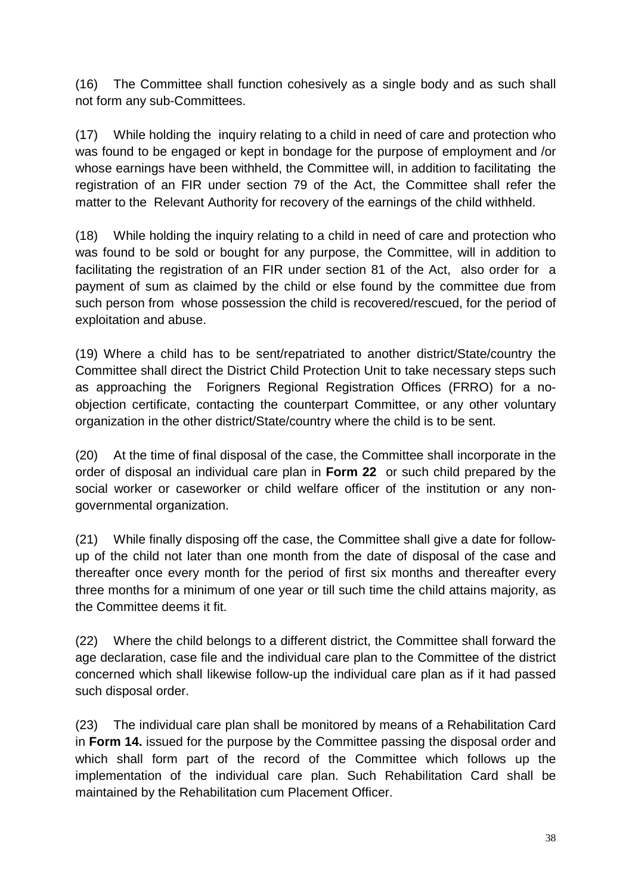(16) The Committee shall function cohesively as a single body and as such shall not form any sub-Committees.

(17) While holding the inquiry relating to a child in need of care and protection who was found to be engaged or kept in bondage for the purpose of employment and /or whose earnings have been withheld, the Committee will, in addition to facilitating the registration of an FIR under section 79 of the Act, the Committee shall refer the matter to the Relevant Authority for recovery of the earnings of the child withheld.

(18) While holding the inquiry relating to a child in need of care and protection who was found to be sold or bought for any purpose, the Committee, will in addition to facilitating the registration of an FIR under section 81 of the Act, also order for a payment of sum as claimed by the child or else found by the committee due from such person from whose possession the child is recovered/rescued, for the period of exploitation and abuse.

(19) Where a child has to be sent/repatriated to another district/State/country the Committee shall direct the District Child Protection Unit to take necessary steps such as approaching the Forigners Regional Registration Offices (FRRO) for a no-objection certificate, contacting the counterpart Committee, or any other voluntary organization in the other district/State/country where the child is to be sent.

(20) At the time of final disposal of the case, the Committee shall incorporate in the order of disposal an individual care plan in **Form 22** or such child prepared by the social worker or caseworker or child welfare officer of the institution or any non-governmental organization.

(21) While finally disposing off the case, the Committee shall give a date for follow-up of the child not later than one month from the date of disposal of the case and thereafter once every month for the period of first six months and thereafter every three months for a minimum of one year or till such time the child attains majority, as the Committee deems it fit.

(22) Where the child belongs to a different district, the Committee shall forward the age declaration, case file and the individual care plan to the Committee of the district concerned which shall likewise follow-up the individual care plan as if it had passed such disposal order.

(23) The individual care plan shall be monitored by means of a Rehabilitation Card in **Form 14.** issued for the purpose by the Committee passing the disposal order and which shall form part of the record of the Committee which follows up the implementation of the individual care plan. Such Rehabilitation Card shall be maintained by the Rehabilitation cum Placement Officer.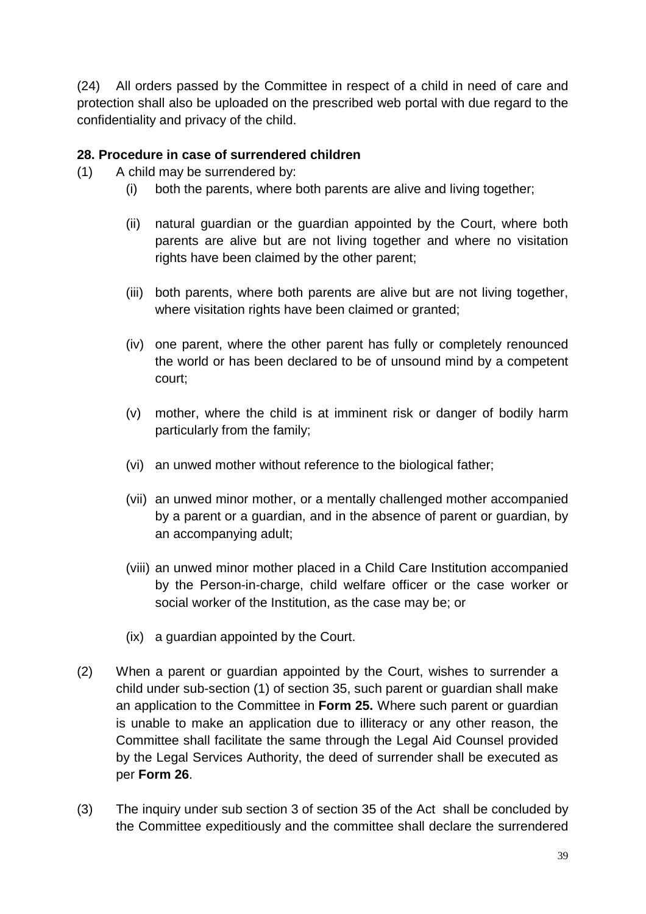(24) All orders passed by the Committee in respect of a child in need of care and protection shall also be uploaded on the prescribed web portal with due regard to the confidentiality and privacy of the child.

**28. Procedure in case of surrendered children**

(1) A child may be surrendered by:

- (i) both the parents, where both parents are alive and living together;
- (ii) natural guardian or the guardian appointed by the Court, where both parents are alive but are not living together and where no visitation rights have been claimed by the other parent;
- (iii) both parents, where both parents are alive but are not living together, where visitation rights have been claimed or granted;
- (iv) one parent, where the other parent has fully or completely renounced the world or has been declared to be of unsound mind by a competent court;
- (v) mother, where the child is at imminent risk or danger of bodily harm particularly from the family;
- (vi) an unwed mother without reference to the biological father;
- (vii) an unwed minor mother, or a mentally challenged mother accompanied by a parent or a guardian, and in the absence of parent or guardian, by an accompanying adult;
- (viii) an unwed minor mother placed in a Child Care Institution accompanied by the Person-in-charge, child welfare officer or the case worker or social worker of the Institution, as the case may be; or
- (ix) a guardian appointed by the Court.

(2) When a parent or guardian appointed by the Court, wishes to surrender a child under sub-section (1) of section 35, such parent or guardian shall make an application to the Committee in **Form 25.** Where such parent or guardian is unable to make an application due to illiteracy or any other reason, the Committee shall facilitate the same through the Legal Aid Counsel provided by the Legal Services Authority, the deed of surrender shall be executed as per **Form 26**.

(3) The inquiry under sub section 3 of section 35 of the Act shall be concluded by the Committee expeditiously and the committee shall declare the surrendered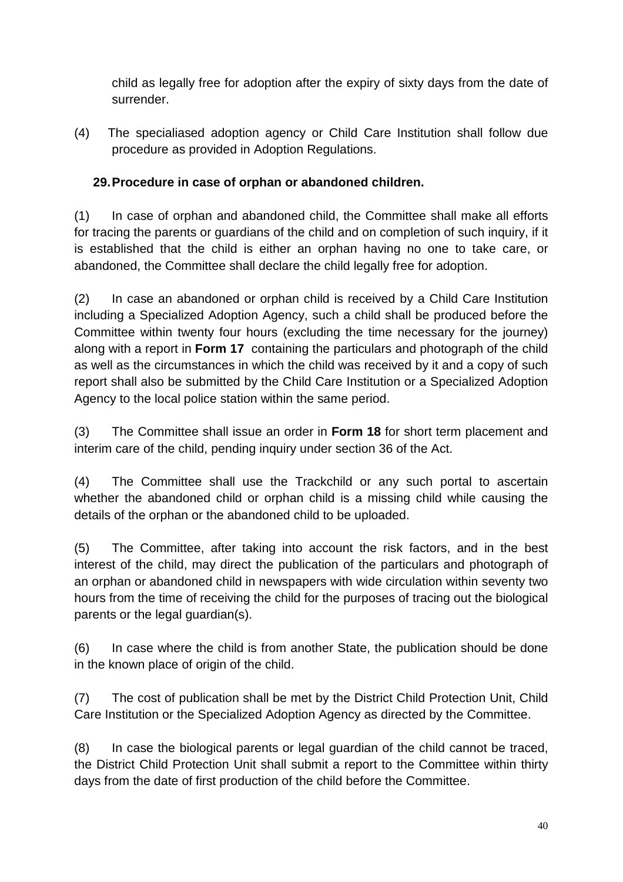child as legally free for adoption after the expiry of sixty days from the date of surrender.

(4) The specialiased adoption agency or Child Care Institution shall follow due procedure as provided in Adoption Regulations.

**29. Procedure in case of orphan or abandoned children.**

(1) In case of orphan and abandoned child, the Committee shall make all efforts for tracing the parents or guardians of the child and on completion of such inquiry, if it is established that the child is either an orphan having no one to take care, or abandoned, the Committee shall declare the child legally free for adoption.

(2) In case an abandoned or orphan child is received by a Child Care Institution including a Specialized Adoption Agency, such a child shall be produced before the Committee within twenty four hours (excluding the time necessary for the journey) along with a report in **Form 17** containing the particulars and photograph of the child as well as the circumstances in which the child was received by it and a copy of such report shall also be submitted by the Child Care Institution or a Specialized Adoption Agency to the local police station within the same period.

(3) The Committee shall issue an order in **Form 18** for short term placement and interim care of the child, pending inquiry under section 36 of the Act.

(4) The Committee shall use the Trackchild or any such portal to ascertain whether the abandoned child or orphan child is a missing child while causing the details of the orphan or the abandoned child to be uploaded.

(5) The Committee, after taking into account the risk factors, and in the best interest of the child, may direct the publication of the particulars and photograph of an orphan or abandoned child in newspapers with wide circulation within seventy two hours from the time of receiving the child for the purposes of tracing out the biological parents or the legal guardian(s).

(6) In case where the child is from another State, the publication should be done in the known place of origin of the child.

(7) The cost of publication shall be met by the District Child Protection Unit, Child Care Institution or the Specialized Adoption Agency as directed by the Committee.

(8) In case the biological parents or legal guardian of the child cannot be traced, the District Child Protection Unit shall submit a report to the Committee within thirty days from the date of first production of the child before the Committee.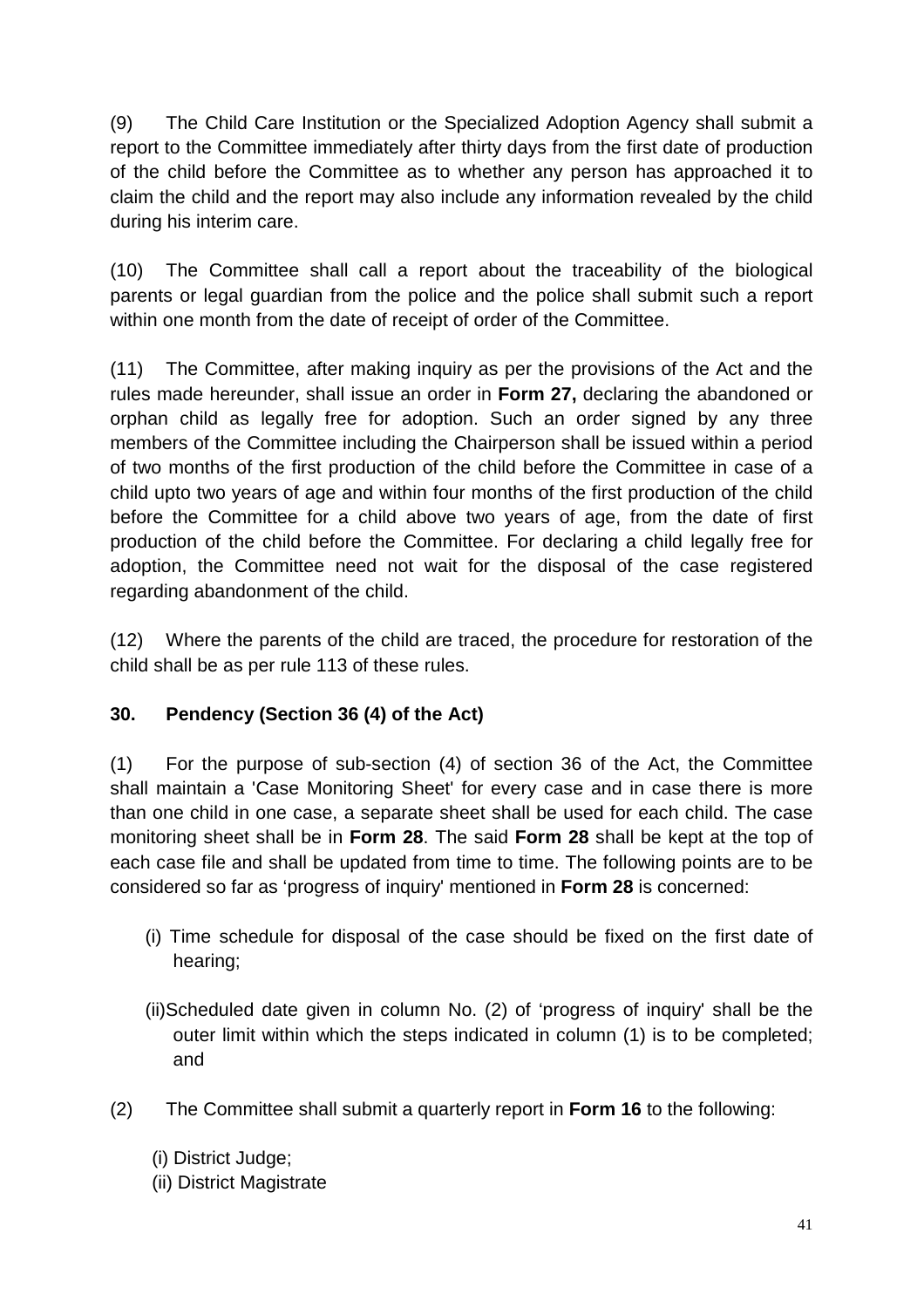(9) The Child Care Institution or the Specialized Adoption Agency shall submit a report to the Committee immediately after thirty days from the first date of production of the child before the Committee as to whether any person has approached it to claim the child and the report may also include any information revealed by the child during his interim care.

(10) The Committee shall call a report about the traceability of the biological parents or legal guardian from the police and the police shall submit such a report within one month from the date of receipt of order of the Committee.

(11) The Committee, after making inquiry as per the provisions of the Act and the rules made hereunder, shall issue an order in **Form 27,** declaring the abandoned or orphan child as legally free for adoption. Such an order signed by any three members of the Committee including the Chairperson shall be issued within a period of two months of the first production of the child before the Committee in case of a child upto two years of age and within four months of the first production of the child before the Committee for a child above two years of age, from the date of first production of the child before the Committee. For declaring a child legally free for adoption, the Committee need not wait for the disposal of the case registered regarding abandonment of the child.

(12) Where the parents of the child are traced, the procedure for restoration of the child shall be as per rule 113 of these rules.

**30. Pendency (Section 36 (4) of the Act)**

(1) For the purpose of sub-section (4) of section 36 of the Act, the Committee shall maintain a 'Case Monitoring Sheet' for every case and in case there is more than one child in one case, a separate sheet shall be used for each child. The case monitoring sheet shall be in **Form 28**. The said **Form 28** shall be kept at the top of each case file and shall be updated from time to time. The following points are to be considered so far as 'progress of inquiry' mentioned in **Form 28** is concerned:

(i) Time schedule for disposal of the case should be fixed on the first date of hearing;

(ii) Scheduled date given in column No. (2) of 'progress of inquiry' shall be the outer limit within which the steps indicated in column (1) is to be completed; and

(2) The Committee shall submit a quarterly report in **Form 16** to the following:

(i) District Judge;
(ii) District Magistrate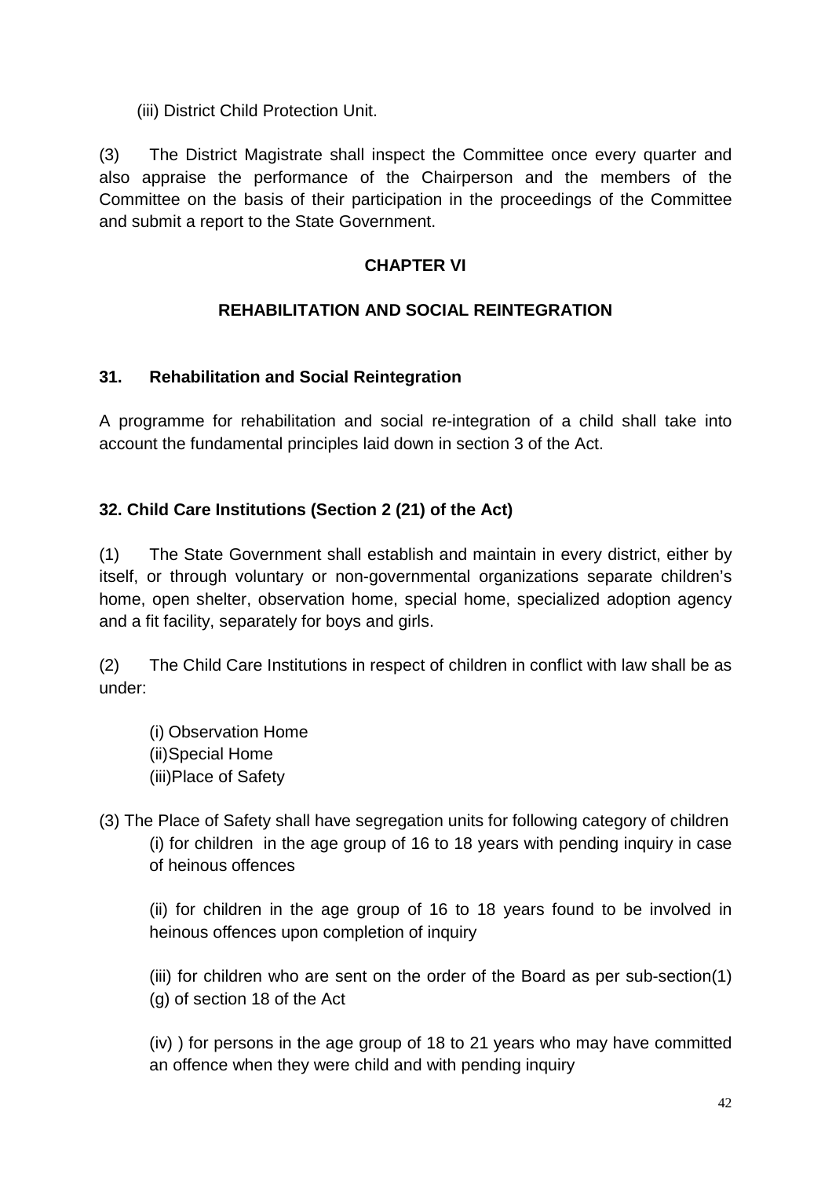(iii) District Child Protection Unit.

(3) The District Magistrate shall inspect the Committee once every quarter and also appraise the performance of the Chairperson and the members of the Committee on the basis of their participation in the proceedings of the Committee and submit a report to the State Government.

## CHAPTER VI

## REHABILITATION AND SOCIAL REINTEGRATION

### 31. Rehabilitation and Social Reintegration

A programme for rehabilitation and social re-integration of a child shall take into account the fundamental principles laid down in section 3 of the Act.

### 32. Child Care Institutions (Section 2 (21) of the Act)

(1) The State Government shall establish and maintain in every district, either by itself, or through voluntary or non-governmental organizations separate children's home, open shelter, observation home, special home, specialized adoption agency and a fit facility, separately for boys and girls.

(2) The Child Care Institutions in respect of children in conflict with law shall be as under:

(i) Observation Home
(ii)Special Home
(iii)Place of Safety

(3) The Place of Safety shall have segregation units for following category of children

(i) for children in the age group of 16 to 18 years with pending inquiry in case of heinous offences

(ii) for children in the age group of 16 to 18 years found to be involved in heinous offences upon completion of inquiry

(iii) for children who are sent on the order of the Board as per sub-section(1) (g) of section 18 of the Act

(iv) ) for persons in the age group of 18 to 21 years who may have committed an offence when they were child and with pending inquiry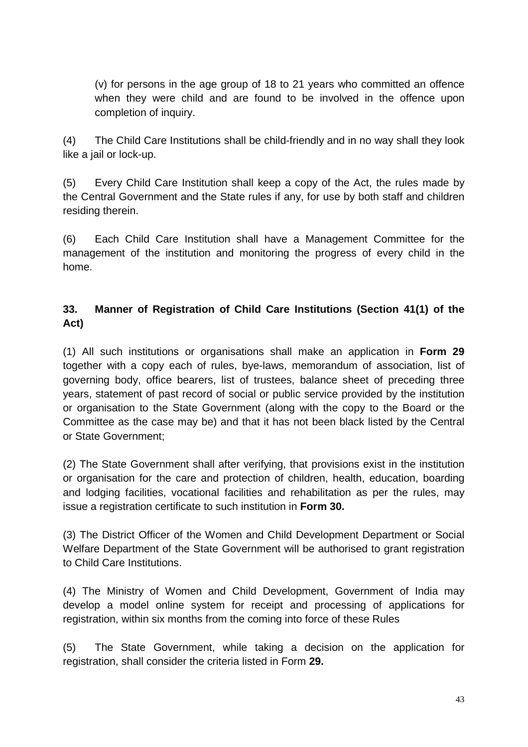(v) for persons in the age group of 18 to 21 years who committed an offence when they were child and are found to be involved in the offence upon completion of inquiry.

(4) The Child Care Institutions shall be child-friendly and in no way shall they look like a jail or lock-up.

(5) Every Child Care Institution shall keep a copy of the Act, the rules made by the Central Government and the State rules if any, for use by both staff and children residing therein.

(6) Each Child Care Institution shall have a Management Committee for the management of the institution and monitoring the progress of every child in the home.

### 33. Manner of Registration of Child Care Institutions (Section 41(1) of the Act)

(1) All such institutions or organisations shall make an application in **Form 29** together with a copy each of rules, bye-laws, memorandum of association, list of governing body, office bearers, list of trustees, balance sheet of preceding three years, statement of past record of social or public service provided by the institution or organisation to the State Government (along with the copy to the Board or the Committee as the case may be) and that it has not been black listed by the Central or State Government;

(2) The State Government shall after verifying, that provisions exist in the institution or organisation for the care and protection of children, health, education, boarding and lodging facilities, vocational facilities and rehabilitation as per the rules, may issue a registration certificate to such institution in **Form 30.**

(3) The District Officer of the Women and Child Development Department or Social Welfare Department of the State Government will be authorised to grant registration to Child Care Institutions.

(4) The Ministry of Women and Child Development, Government of India may develop a model online system for receipt and processing of applications for registration, within six months from the coming into force of these Rules

(5) The State Government, while taking a decision on the application for registration, shall consider the criteria listed in Form **29.**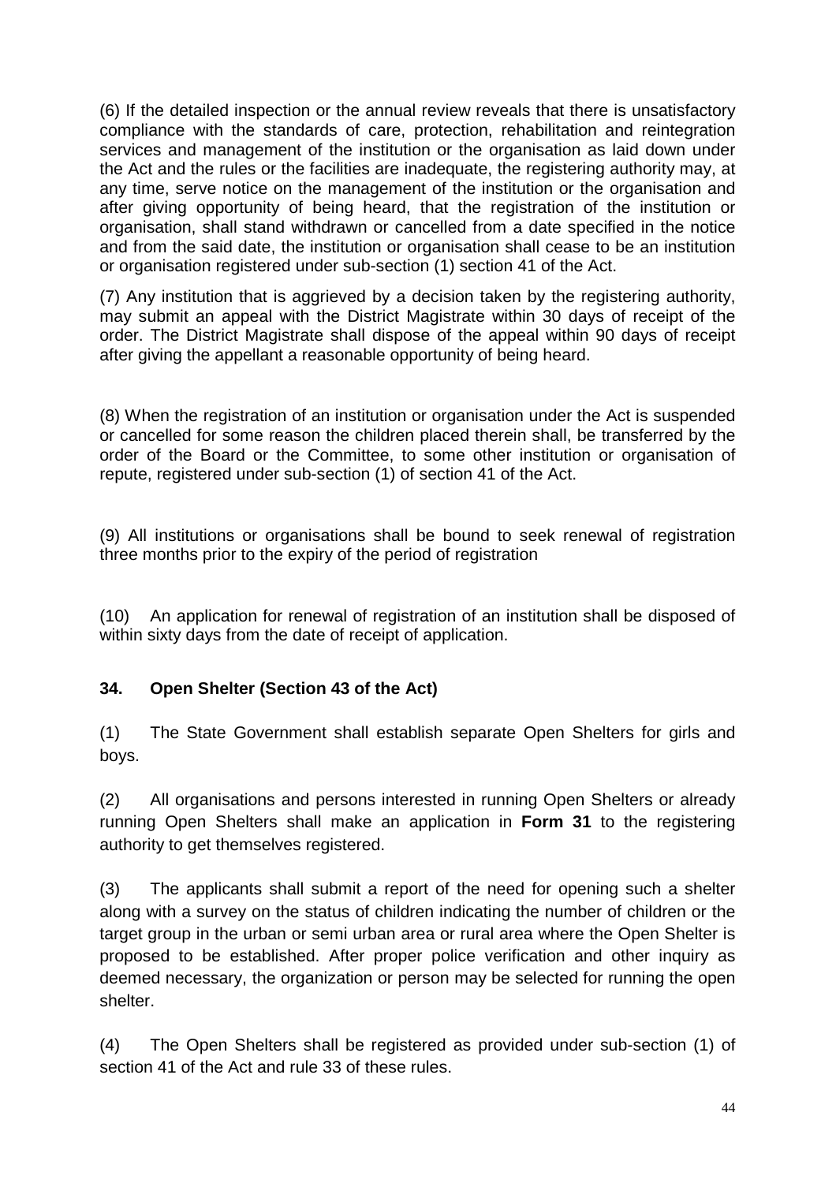(6) If the detailed inspection or the annual review reveals that there is unsatisfactory compliance with the standards of care, protection, rehabilitation and reintegration services and management of the institution or the organisation as laid down under the Act and the rules or the facilities are inadequate, the registering authority may, at any time, serve notice on the management of the institution or the organisation and after giving opportunity of being heard, that the registration of the institution or organisation, shall stand withdrawn or cancelled from a date specified in the notice and from the said date, the institution or organisation shall cease to be an institution or organisation registered under sub-section (1) section 41 of the Act.

(7) Any institution that is aggrieved by a decision taken by the registering authority, may submit an appeal with the District Magistrate within 30 days of receipt of the order. The District Magistrate shall dispose of the appeal within 90 days of receipt after giving the appellant a reasonable opportunity of being heard.

(8) When the registration of an institution or organisation under the Act is suspended or cancelled for some reason the children placed therein shall, be transferred by the order of the Board or the Committee, to some other institution or organisation of repute, registered under sub-section (1) of section 41 of the Act.

(9) All institutions or organisations shall be bound to seek renewal of registration three months prior to the expiry of the period of registration

(10) An application for renewal of registration of an institution shall be disposed of within sixty days from the date of receipt of application.

**34. Open Shelter (Section 43 of the Act)**

(1) The State Government shall establish separate Open Shelters for girls and boys.

(2) All organisations and persons interested in running Open Shelters or already running Open Shelters shall make an application in **Form 31** to the registering authority to get themselves registered.

(3) The applicants shall submit a report of the need for opening such a shelter along with a survey on the status of children indicating the number of children or the target group in the urban or semi urban area or rural area where the Open Shelter is proposed to be established. After proper police verification and other inquiry as deemed necessary, the organization or person may be selected for running the open shelter.

(4) The Open Shelters shall be registered as provided under sub-section (1) of section 41 of the Act and rule 33 of these rules.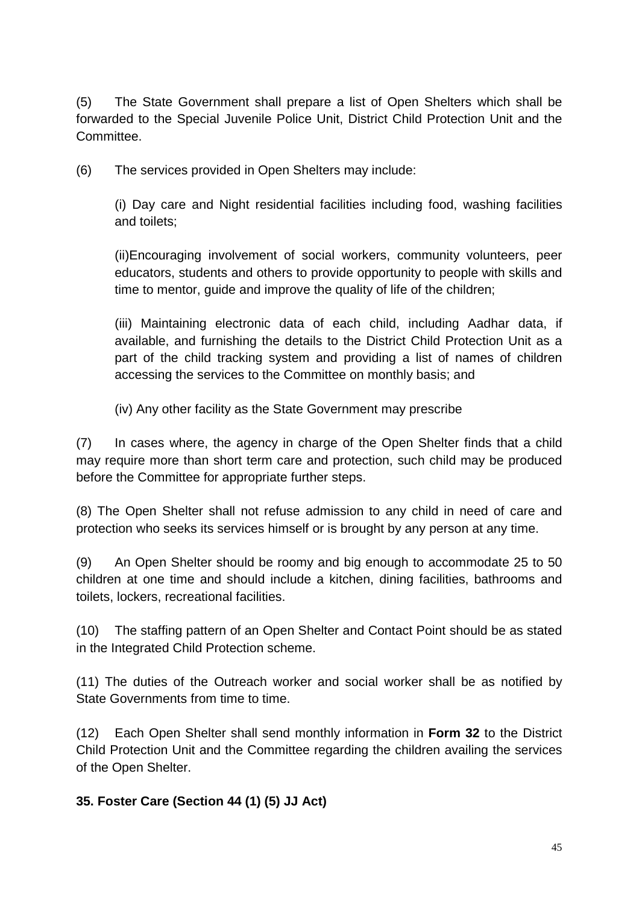(5) The State Government shall prepare a list of Open Shelters which shall be forwarded to the Special Juvenile Police Unit, District Child Protection Unit and the Committee.

(6) The services provided in Open Shelters may include:

(i) Day care and Night residential facilities including food, washing facilities and toilets;

(ii)Encouraging involvement of social workers, community volunteers, peer educators, students and others to provide opportunity to people with skills and time to mentor, guide and improve the quality of life of the children;

(iii) Maintaining electronic data of each child, including Aadhar data, if available, and furnishing the details to the District Child Protection Unit as a part of the child tracking system and providing a list of names of children accessing the services to the Committee on monthly basis; and

(iv) Any other facility as the State Government may prescribe

(7) In cases where, the agency in charge of the Open Shelter finds that a child may require more than short term care and protection, such child may be produced before the Committee for appropriate further steps.

(8) The Open Shelter shall not refuse admission to any child in need of care and protection who seeks its services himself or is brought by any person at any time.

(9) An Open Shelter should be roomy and big enough to accommodate 25 to 50 children at one time and should include a kitchen, dining facilities, bathrooms and toilets, lockers, recreational facilities.

(10) The staffing pattern of an Open Shelter and Contact Point should be as stated in the Integrated Child Protection scheme.

(11) The duties of the Outreach worker and social worker shall be as notified by State Governments from time to time.

(12) Each Open Shelter shall send monthly information in **Form 32** to the District Child Protection Unit and the Committee regarding the children availing the services of the Open Shelter.

**35. Foster Care (Section 44 (1) (5) JJ Act)**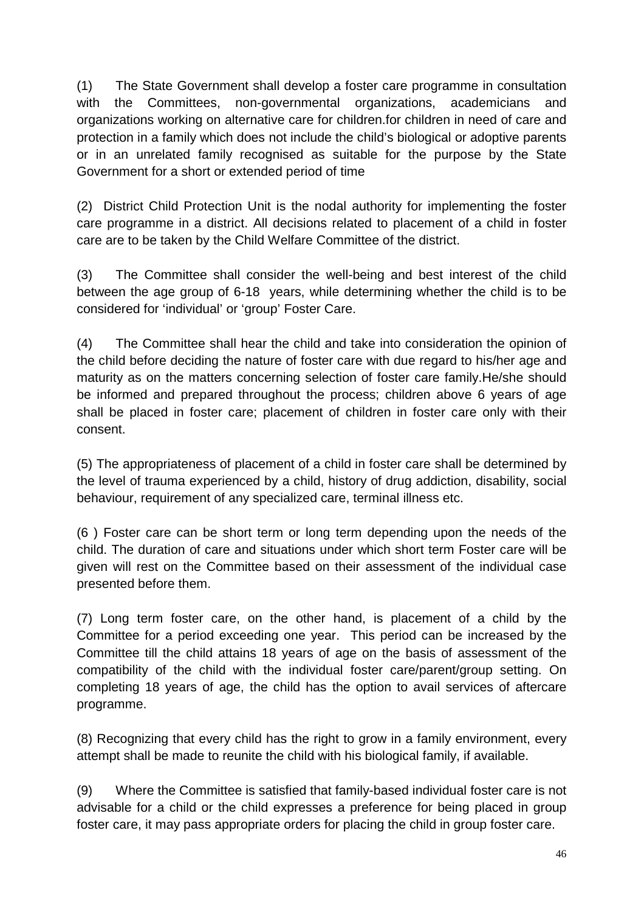(1) The State Government shall develop a foster care programme in consultation with the Committees, non-governmental organizations, academicians and organizations working on alternative care for children.for children in need of care and protection in a family which does not include the child's biological or adoptive parents or in an unrelated family recognised as suitable for the purpose by the State Government for a short or extended period of time

(2) District Child Protection Unit is the nodal authority for implementing the foster care programme in a district. All decisions related to placement of a child in foster care are to be taken by the Child Welfare Committee of the district.

(3) The Committee shall consider the well-being and best interest of the child between the age group of 6-18 years, while determining whether the child is to be considered for 'individual' or 'group' Foster Care.

(4) The Committee shall hear the child and take into consideration the opinion of the child before deciding the nature of foster care with due regard to his/her age and maturity as on the matters concerning selection of foster care family.He/she should be informed and prepared throughout the process; children above 6 years of age shall be placed in foster care; placement of children in foster care only with their consent.

(5) The appropriateness of placement of a child in foster care shall be determined by the level of trauma experienced by a child, history of drug addiction, disability, social behaviour, requirement of any specialized care, terminal illness etc.

(6 ) Foster care can be short term or long term depending upon the needs of the child. The duration of care and situations under which short term Foster care will be given will rest on the Committee based on their assessment of the individual case presented before them.

(7) Long term foster care, on the other hand, is placement of a child by the Committee for a period exceeding one year. This period can be increased by the Committee till the child attains 18 years of age on the basis of assessment of the compatibility of the child with the individual foster care/parent/group setting. On completing 18 years of age, the child has the option to avail services of aftercare programme.

(8) Recognizing that every child has the right to grow in a family environment, every attempt shall be made to reunite the child with his biological family, if available.

(9) Where the Committee is satisfied that family-based individual foster care is not advisable for a child or the child expresses a preference for being placed in group foster care, it may pass appropriate orders for placing the child in group foster care.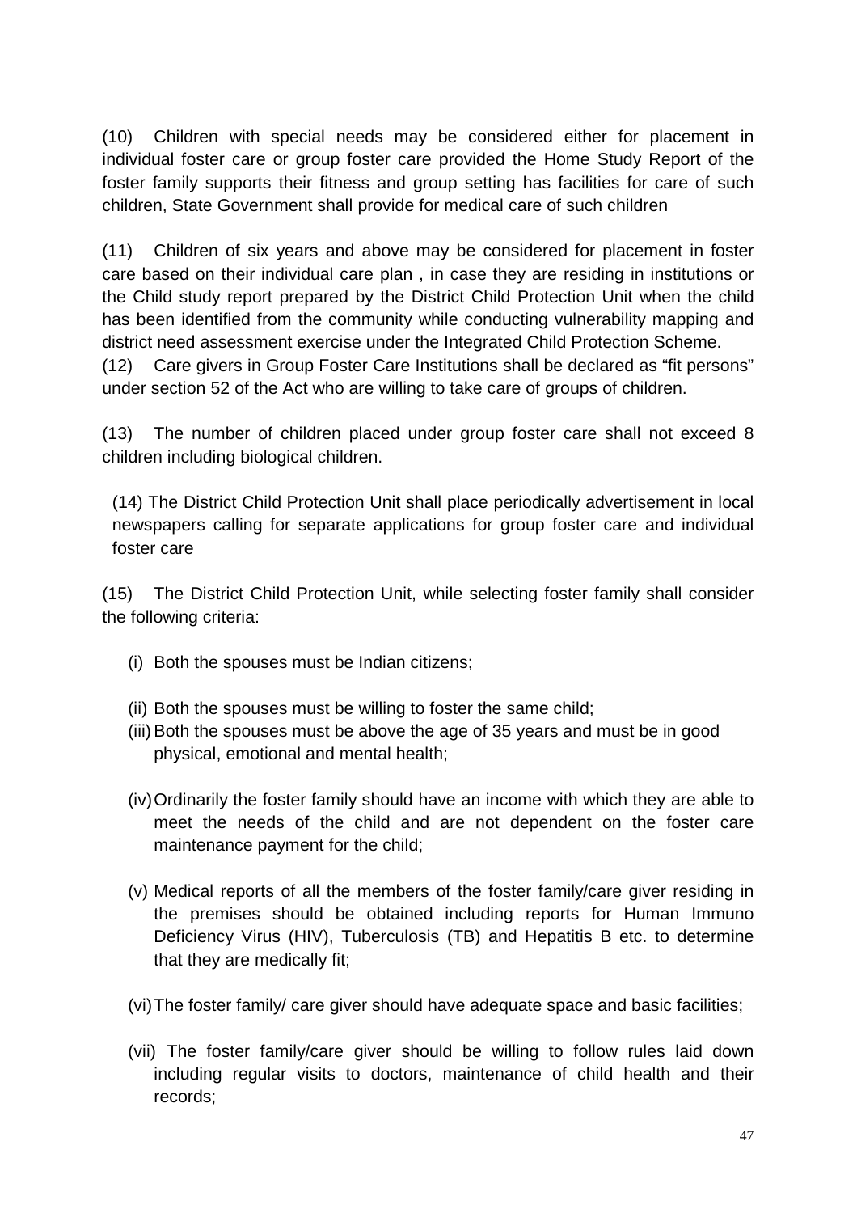(10) Children with special needs may be considered either for placement in individual foster care or group foster care provided the Home Study Report of the foster family supports their fitness and group setting has facilities for care of such children, State Government shall provide for medical care of such children

(11) Children of six years and above may be considered for placement in foster care based on their individual care plan , in case they are residing in institutions or the Child study report prepared by the District Child Protection Unit when the child has been identified from the community while conducting vulnerability mapping and district need assessment exercise under the Integrated Child Protection Scheme.

(12) Care givers in Group Foster Care Institutions shall be declared as "fit persons" under section 52 of the Act who are willing to take care of groups of children.

(13) The number of children placed under group foster care shall not exceed 8 children including biological children.

(14) The District Child Protection Unit shall place periodically advertisement in local newspapers calling for separate applications for group foster care and individual foster care

(15) The District Child Protection Unit, while selecting foster family shall consider the following criteria:

- (i) Both the spouses must be Indian citizens;
- (ii) Both the spouses must be willing to foster the same child;
- (iii) Both the spouses must be above the age of 35 years and must be in good physical, emotional and mental health;
- (iv) Ordinarily the foster family should have an income with which they are able to meet the needs of the child and are not dependent on the foster care maintenance payment for the child;
- (v) Medical reports of all the members of the foster family/care giver residing in the premises should be obtained including reports for Human Immuno Deficiency Virus (HIV), Tuberculosis (TB) and Hepatitis B etc. to determine that they are medically fit;
- (vi) The foster family/ care giver should have adequate space and basic facilities;
- (vii) The foster family/care giver should be willing to follow rules laid down including regular visits to doctors, maintenance of child health and their records;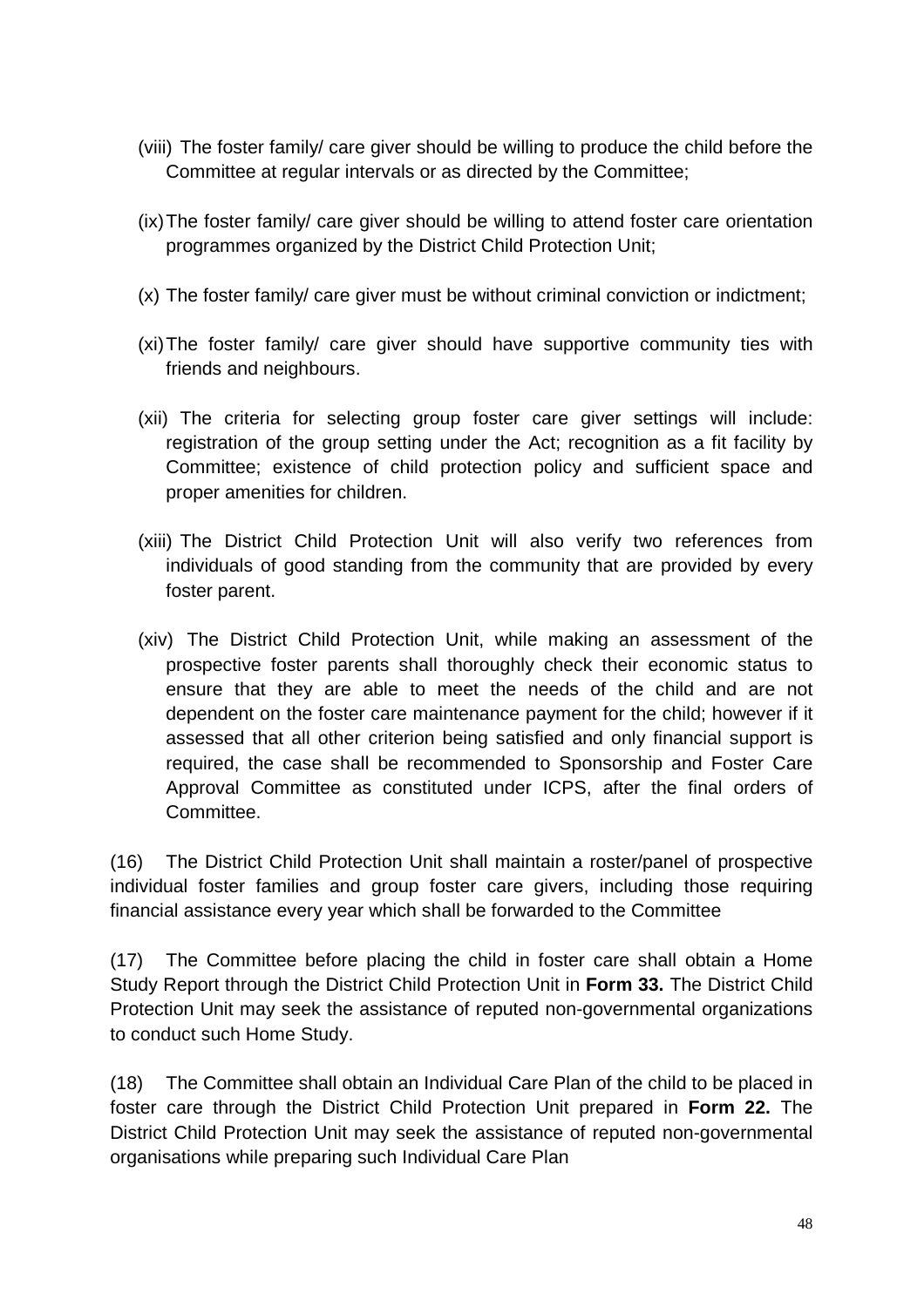(viii) The foster family/ care giver should be willing to produce the child before the Committee at regular intervals or as directed by the Committee;

(ix) The foster family/ care giver should be willing to attend foster care orientation programmes organized by the District Child Protection Unit;

(x) The foster family/ care giver must be without criminal conviction or indictment;

(xi) The foster family/ care giver should have supportive community ties with friends and neighbours.

(xii) The criteria for selecting group foster care giver settings will include: registration of the group setting under the Act; recognition as a fit facility by Committee; existence of child protection policy and sufficient space and proper amenities for children.

(xiii) The District Child Protection Unit will also verify two references from individuals of good standing from the community that are provided by every foster parent.

(xiv) The District Child Protection Unit, while making an assessment of the prospective foster parents shall thoroughly check their economic status to ensure that they are able to meet the needs of the child and are not dependent on the foster care maintenance payment for the child; however if it assessed that all other criterion being satisfied and only financial support is required, the case shall be recommended to Sponsorship and Foster Care Approval Committee as constituted under ICPS, after the final orders of Committee.

(16) The District Child Protection Unit shall maintain a roster/panel of prospective individual foster families and group foster care givers, including those requiring financial assistance every year which shall be forwarded to the Committee

(17) The Committee before placing the child in foster care shall obtain a Home Study Report through the District Child Protection Unit in **Form 33.** The District Child Protection Unit may seek the assistance of reputed non-governmental organizations to conduct such Home Study.

(18) The Committee shall obtain an Individual Care Plan of the child to be placed in foster care through the District Child Protection Unit prepared in **Form 22.** The District Child Protection Unit may seek the assistance of reputed non-governmental organisations while preparing such Individual Care Plan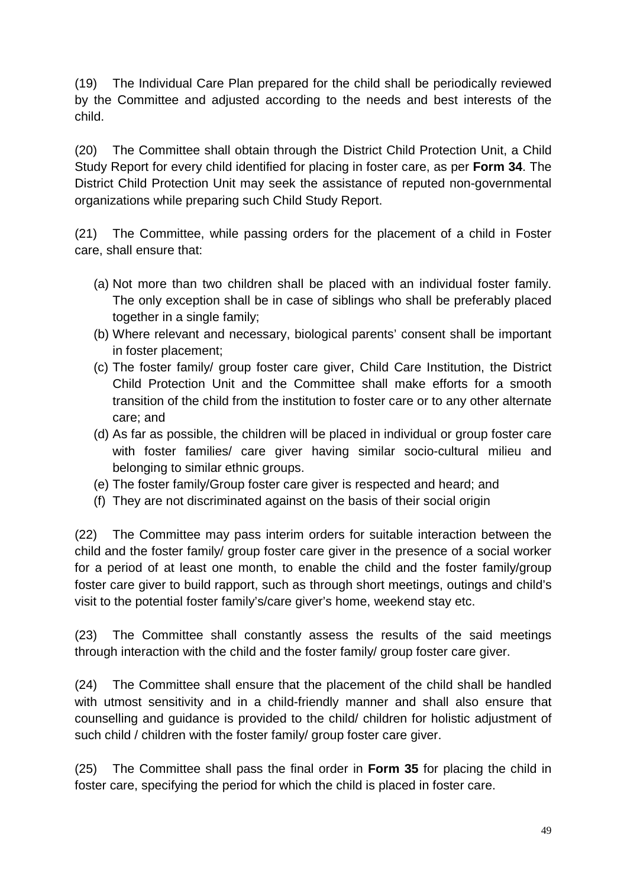(19) The Individual Care Plan prepared for the child shall be periodically reviewed by the Committee and adjusted according to the needs and best interests of the child.

(20) The Committee shall obtain through the District Child Protection Unit, a Child Study Report for every child identified for placing in foster care, as per **Form 34**. The District Child Protection Unit may seek the assistance of reputed non-governmental organizations while preparing such Child Study Report.

(21) The Committee, while passing orders for the placement of a child in Foster care, shall ensure that:

(a) Not more than two children shall be placed with an individual foster family. The only exception shall be in case of siblings who shall be preferably placed together in a single family;
(b) Where relevant and necessary, biological parents' consent shall be important in foster placement;
(c) The foster family/ group foster care giver, Child Care Institution, the District Child Protection Unit and the Committee shall make efforts for a smooth transition of the child from the institution to foster care or to any other alternate care; and
(d) As far as possible, the children will be placed in individual or group foster care with foster families/ care giver having similar socio-cultural milieu and belonging to similar ethnic groups.
(e) The foster family/Group foster care giver is respected and heard; and
(f) They are not discriminated against on the basis of their social origin

(22) The Committee may pass interim orders for suitable interaction between the child and the foster family/ group foster care giver in the presence of a social worker for a period of at least one month, to enable the child and the foster family/group foster care giver to build rapport, such as through short meetings, outings and child's visit to the potential foster family's/care giver's home, weekend stay etc.

(23) The Committee shall constantly assess the results of the said meetings through interaction with the child and the foster family/ group foster care giver.

(24) The Committee shall ensure that the placement of the child shall be handled with utmost sensitivity and in a child-friendly manner and shall also ensure that counselling and guidance is provided to the child/ children for holistic adjustment of such child / children with the foster family/ group foster care giver.

(25) The Committee shall pass the final order in **Form 35** for placing the child in foster care, specifying the period for which the child is placed in foster care.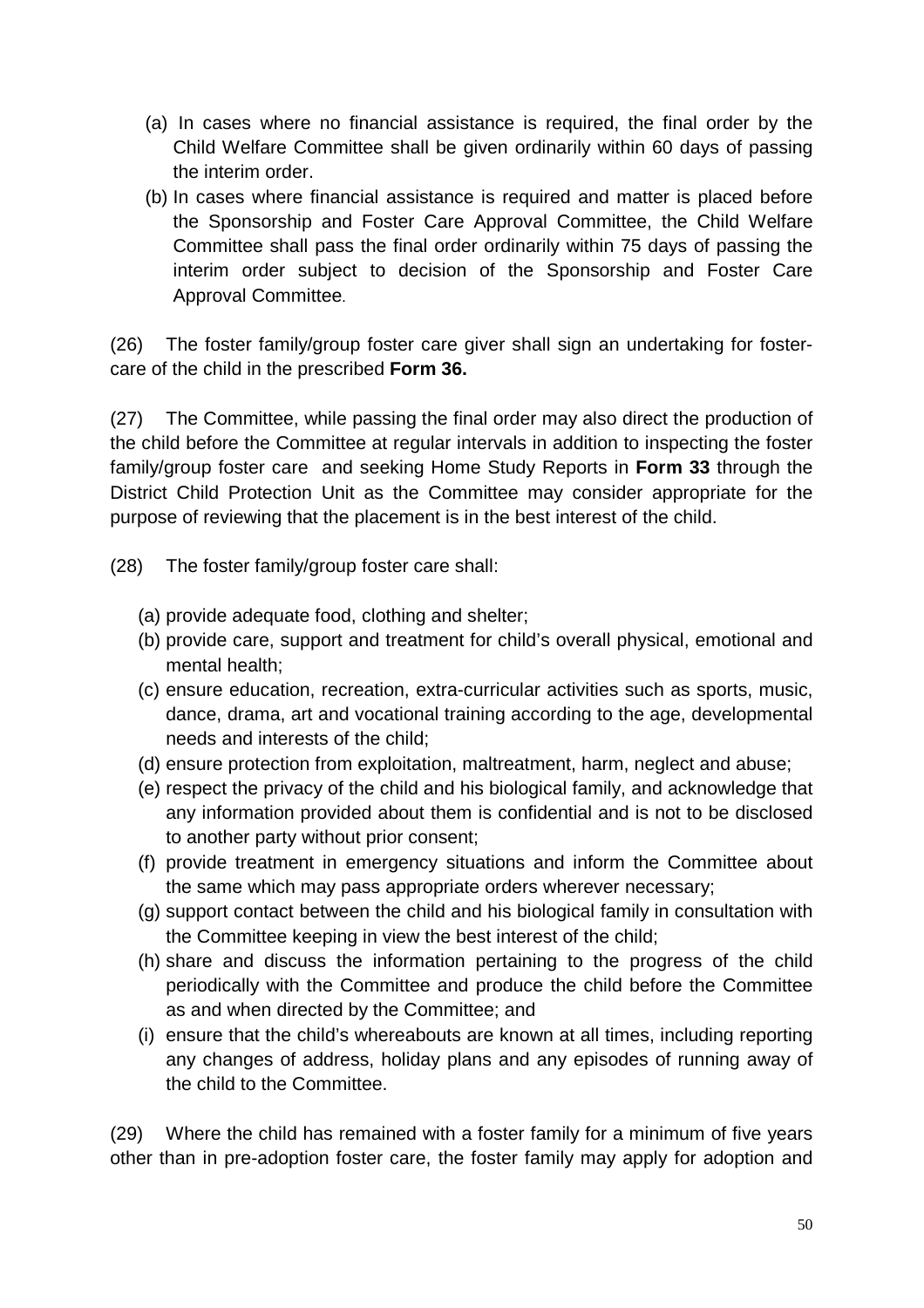(a) In cases where no financial assistance is required, the final order by the Child Welfare Committee shall be given ordinarily within 60 days of passing the interim order.

(b) In cases where financial assistance is required and matter is placed before the Sponsorship and Foster Care Approval Committee, the Child Welfare Committee shall pass the final order ordinarily within 75 days of passing the interim order subject to decision of the Sponsorship and Foster Care Approval Committee.

(26) The foster family/group foster care giver shall sign an undertaking for foster-care of the child in the prescribed **Form 36.**

(27) The Committee, while passing the final order may also direct the production of the child before the Committee at regular intervals in addition to inspecting the foster family/group foster care and seeking Home Study Reports in **Form 33** through the District Child Protection Unit as the Committee may consider appropriate for the purpose of reviewing that the placement is in the best interest of the child.

(28) The foster family/group foster care shall:

(a) provide adequate food, clothing and shelter;

(b) provide care, support and treatment for child's overall physical, emotional and mental health;

(c) ensure education, recreation, extra-curricular activities such as sports, music, dance, drama, art and vocational training according to the age, developmental needs and interests of the child;

(d) ensure protection from exploitation, maltreatment, harm, neglect and abuse;

(e) respect the privacy of the child and his biological family, and acknowledge that any information provided about them is confidential and is not to be disclosed to another party without prior consent;

(f) provide treatment in emergency situations and inform the Committee about the same which may pass appropriate orders wherever necessary;

(g) support contact between the child and his biological family in consultation with the Committee keeping in view the best interest of the child;

(h) share and discuss the information pertaining to the progress of the child periodically with the Committee and produce the child before the Committee as and when directed by the Committee; and

(i) ensure that the child's whereabouts are known at all times, including reporting any changes of address, holiday plans and any episodes of running away of the child to the Committee.

(29) Where the child has remained with a foster family for a minimum of five years other than in pre-adoption foster care, the foster family may apply for adoption and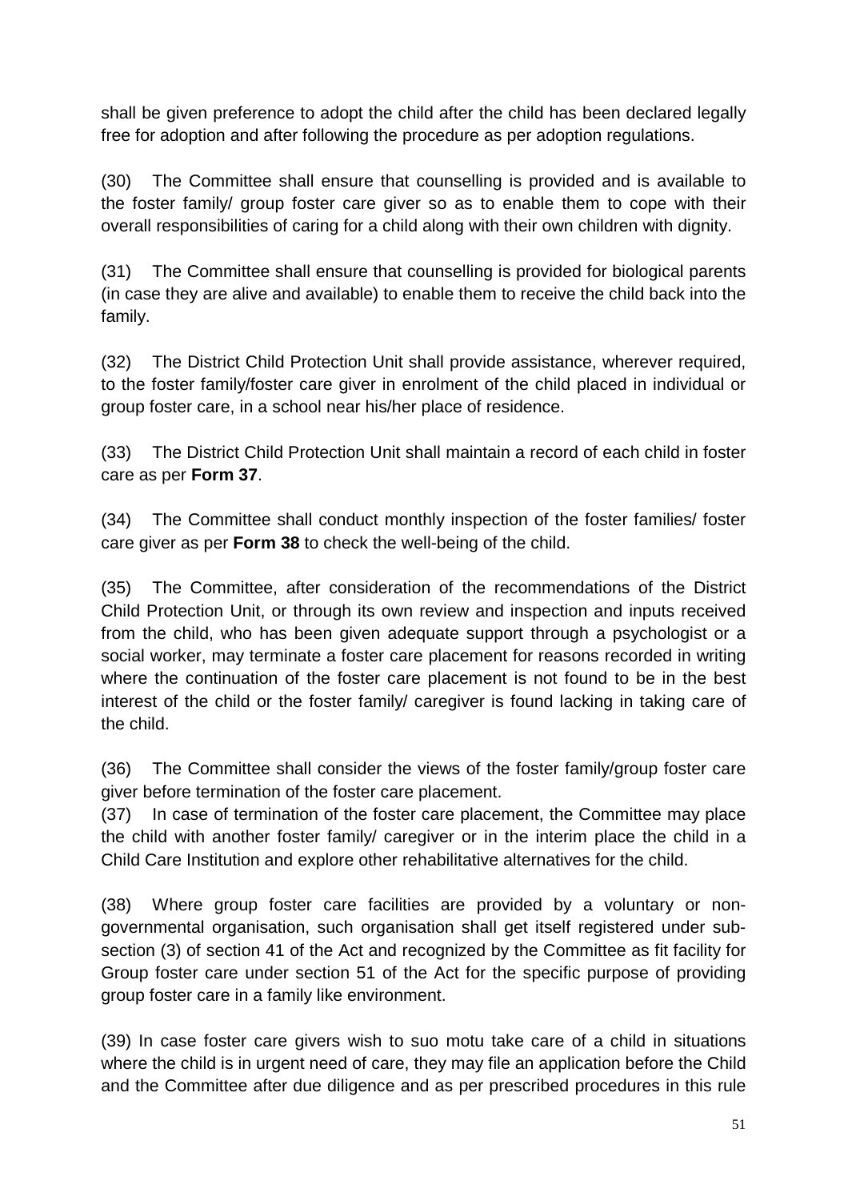shall be given preference to adopt the child after the child has been declared legally free for adoption and after following the procedure as per adoption regulations.

(30) The Committee shall ensure that counselling is provided and is available to the foster family/ group foster care giver so as to enable them to cope with their overall responsibilities of caring for a child along with their own children with dignity.

(31) The Committee shall ensure that counselling is provided for biological parents (in case they are alive and available) to enable them to receive the child back into the family.

(32) The District Child Protection Unit shall provide assistance, wherever required, to the foster family/foster care giver in enrolment of the child placed in individual or group foster care, in a school near his/her place of residence.

(33) The District Child Protection Unit shall maintain a record of each child in foster care as per **Form 37**.

(34) The Committee shall conduct monthly inspection of the foster families/ foster care giver as per **Form 38** to check the well-being of the child.

(35) The Committee, after consideration of the recommendations of the District Child Protection Unit, or through its own review and inspection and inputs received from the child, who has been given adequate support through a psychologist or a social worker, may terminate a foster care placement for reasons recorded in writing where the continuation of the foster care placement is not found to be in the best interest of the child or the foster family/ caregiver is found lacking in taking care of the child.

(36) The Committee shall consider the views of the foster family/group foster care giver before termination of the foster care placement.

(37) In case of termination of the foster care placement, the Committee may place the child with another foster family/ caregiver or in the interim place the child in a Child Care Institution and explore other rehabilitative alternatives for the child.

(38) Where group foster care facilities are provided by a voluntary or non-governmental organisation, such organisation shall get itself registered under sub-section (3) of section 41 of the Act and recognized by the Committee as fit facility for Group foster care under section 51 of the Act for the specific purpose of providing group foster care in a family like environment.

(39) In case foster care givers wish to suo motu take care of a child in situations where the child is in urgent need of care, they may file an application before the Child and the Committee after due diligence and as per prescribed procedures in this rule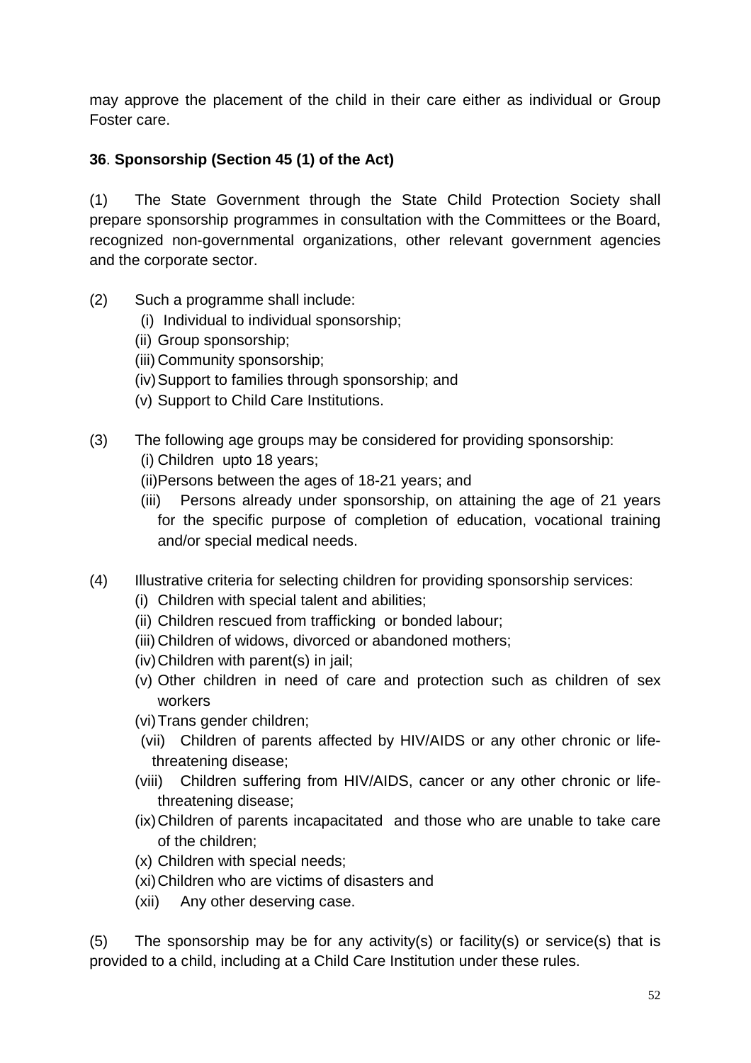may approve the placement of the child in their care either as individual or Group Foster care.

**36**. **Sponsorship (Section 45 (1) of the Act)**

(1) The State Government through the State Child Protection Society shall prepare sponsorship programmes in consultation with the Committees or the Board, recognized non-governmental organizations, other relevant government agencies and the corporate sector.

(2) Such a programme shall include:

- (i) Individual to individual sponsorship;
- (ii) Group sponsorship;
- (iii) Community sponsorship;
- (iv) Support to families through sponsorship; and
- (v) Support to Child Care Institutions.

(3) The following age groups may be considered for providing sponsorship:

- (i) Children upto 18 years;
- (ii) Persons between the ages of 18-21 years; and
- (iii) Persons already under sponsorship, on attaining the age of 21 years for the specific purpose of completion of education, vocational training and/or special medical needs.

(4) Illustrative criteria for selecting children for providing sponsorship services:

- (i) Children with special talent and abilities;
- (ii) Children rescued from trafficking or bonded labour;
- (iii) Children of widows, divorced or abandoned mothers;
- (iv) Children with parent(s) in jail;
- (v) Other children in need of care and protection such as children of sex workers
- (vi) Trans gender children;
- (vii) Children of parents affected by HIV/AIDS or any other chronic or life-threatening disease;
- (viii) Children suffering from HIV/AIDS, cancer or any other chronic or life-threatening disease;
- (ix) Children of parents incapacitated and those who are unable to take care of the children;
- (x) Children with special needs;
- (xi) Children who are victims of disasters and
- (xii) Any other deserving case.

(5) The sponsorship may be for any activity(s) or facility(s) or service(s) that is provided to a child, including at a Child Care Institution under these rules.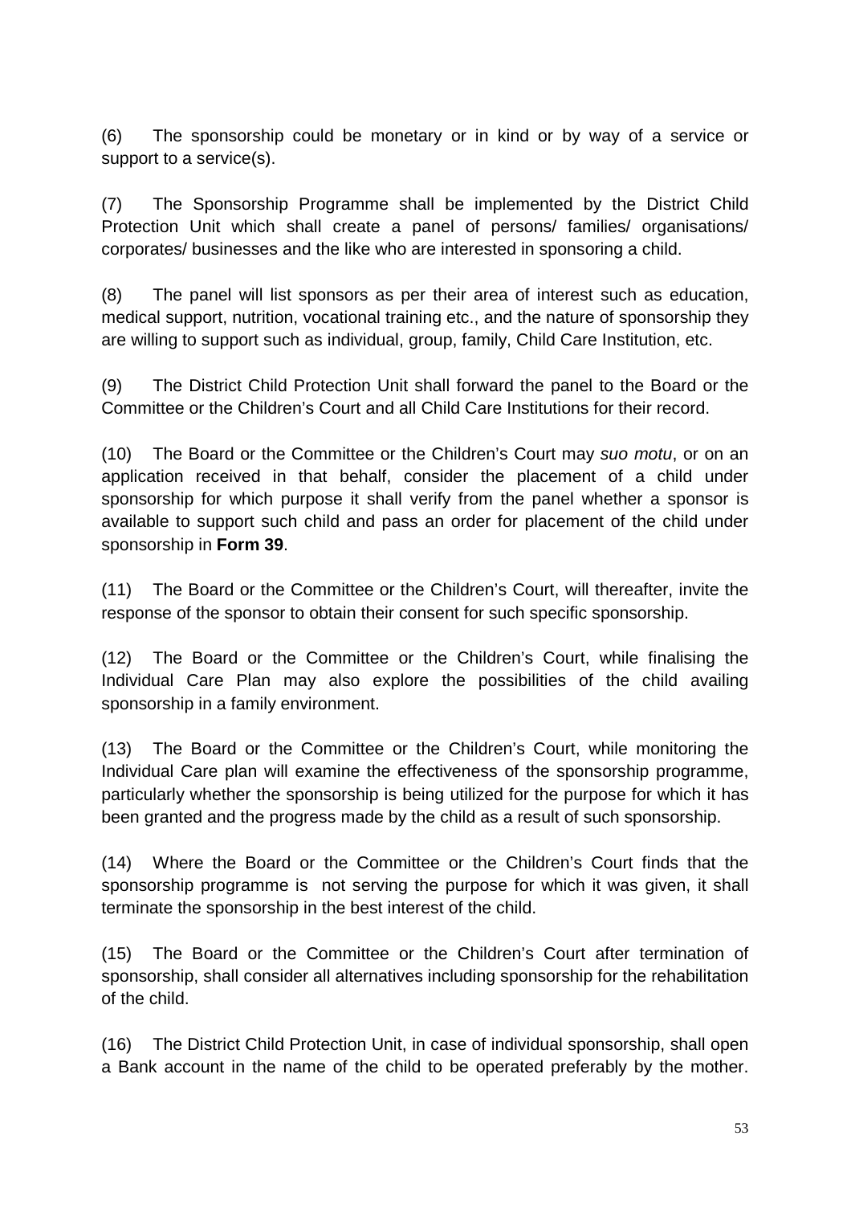(6) The sponsorship could be monetary or in kind or by way of a service or support to a service(s).

(7) The Sponsorship Programme shall be implemented by the District Child Protection Unit which shall create a panel of persons/ families/ organisations/ corporates/ businesses and the like who are interested in sponsoring a child.

(8) The panel will list sponsors as per their area of interest such as education, medical support, nutrition, vocational training etc., and the nature of sponsorship they are willing to support such as individual, group, family, Child Care Institution, etc.

(9) The District Child Protection Unit shall forward the panel to the Board or the Committee or the Children's Court and all Child Care Institutions for their record.

(10) The Board or the Committee or the Children's Court may *suo motu*, or on an application received in that behalf, consider the placement of a child under sponsorship for which purpose it shall verify from the panel whether a sponsor is available to support such child and pass an order for placement of the child under sponsorship in **Form 39**.

(11) The Board or the Committee or the Children's Court, will thereafter, invite the response of the sponsor to obtain their consent for such specific sponsorship.

(12) The Board or the Committee or the Children's Court, while finalising the Individual Care Plan may also explore the possibilities of the child availing sponsorship in a family environment.

(13) The Board or the Committee or the Children's Court, while monitoring the Individual Care plan will examine the effectiveness of the sponsorship programme, particularly whether the sponsorship is being utilized for the purpose for which it has been granted and the progress made by the child as a result of such sponsorship.

(14) Where the Board or the Committee or the Children's Court finds that the sponsorship programme is not serving the purpose for which it was given, it shall terminate the sponsorship in the best interest of the child.

(15) The Board or the Committee or the Children's Court after termination of sponsorship, shall consider all alternatives including sponsorship for the rehabilitation of the child.

(16) The District Child Protection Unit, in case of individual sponsorship, shall open a Bank account in the name of the child to be operated preferably by the mother.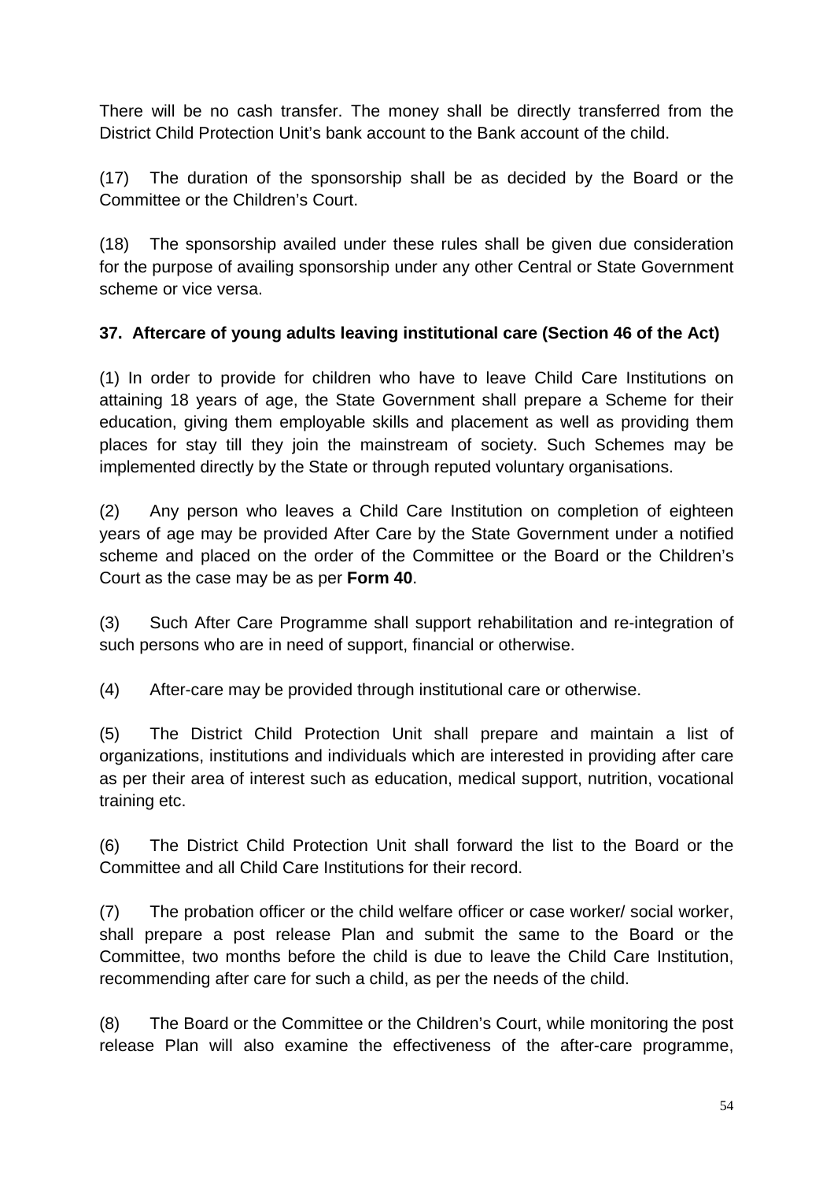There will be no cash transfer. The money shall be directly transferred from the District Child Protection Unit's bank account to the Bank account of the child.

(17) The duration of the sponsorship shall be as decided by the Board or the Committee or the Children's Court.

(18) The sponsorship availed under these rules shall be given due consideration for the purpose of availing sponsorship under any other Central or State Government scheme or vice versa.

**37. Aftercare of young adults leaving institutional care (Section 46 of the Act)**

(1) In order to provide for children who have to leave Child Care Institutions on attaining 18 years of age, the State Government shall prepare a Scheme for their education, giving them employable skills and placement as well as providing them places for stay till they join the mainstream of society. Such Schemes may be implemented directly by the State or through reputed voluntary organisations.

(2) Any person who leaves a Child Care Institution on completion of eighteen years of age may be provided After Care by the State Government under a notified scheme and placed on the order of the Committee or the Board or the Children's Court as the case may be as per **Form 40**.

(3) Such After Care Programme shall support rehabilitation and re-integration of such persons who are in need of support, financial or otherwise.

(4) After-care may be provided through institutional care or otherwise.

(5) The District Child Protection Unit shall prepare and maintain a list of organizations, institutions and individuals which are interested in providing after care as per their area of interest such as education, medical support, nutrition, vocational training etc.

(6) The District Child Protection Unit shall forward the list to the Board or the Committee and all Child Care Institutions for their record.

(7) The probation officer or the child welfare officer or case worker/ social worker, shall prepare a post release Plan and submit the same to the Board or the Committee, two months before the child is due to leave the Child Care Institution, recommending after care for such a child, as per the needs of the child.

(8) The Board or the Committee or the Children's Court, while monitoring the post release Plan will also examine the effectiveness of the after-care programme,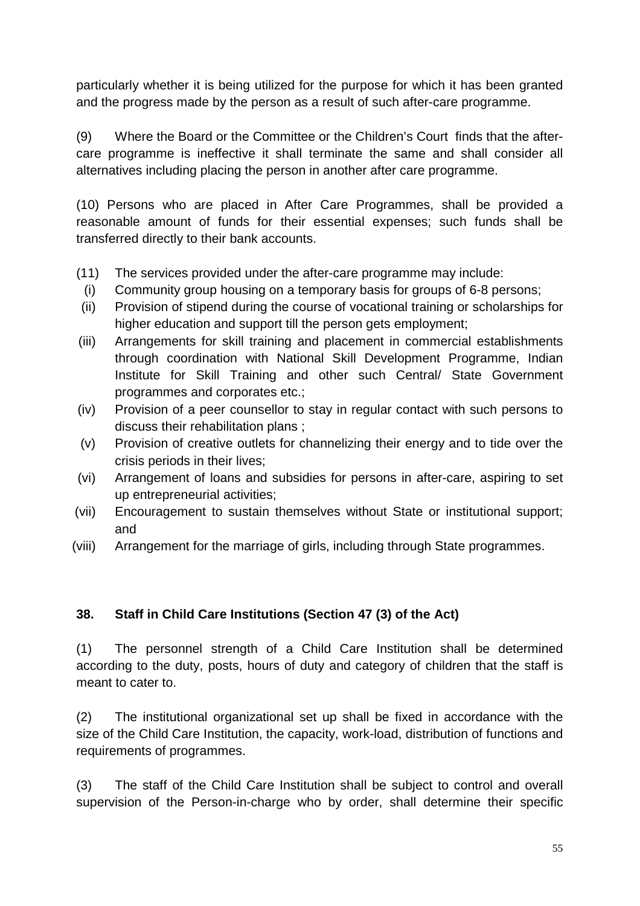particularly whether it is being utilized for the purpose for which it has been granted and the progress made by the person as a result of such after-care programme.

(9) Where the Board or the Committee or the Children's Court finds that the after-care programme is ineffective it shall terminate the same and shall consider all alternatives including placing the person in another after care programme.

(10) Persons who are placed in After Care Programmes, shall be provided a reasonable amount of funds for their essential expenses; such funds shall be transferred directly to their bank accounts.

(11) The services provided under the after-care programme may include:

(i) Community group housing on a temporary basis for groups of 6-8 persons;

(ii) Provision of stipend during the course of vocational training or scholarships for higher education and support till the person gets employment;

(iii) Arrangements for skill training and placement in commercial establishments through coordination with National Skill Development Programme, Indian Institute for Skill Training and other such Central/ State Government programmes and corporates etc.;

(iv) Provision of a peer counsellor to stay in regular contact with such persons to discuss their rehabilitation plans ;

(v) Provision of creative outlets for channelizing their energy and to tide over the crisis periods in their lives;

(vi) Arrangement of loans and subsidies for persons in after-care, aspiring to set up entrepreneurial activities;

(vii) Encouragement to sustain themselves without State or institutional support; and

(viii) Arrangement for the marriage of girls, including through State programmes.

**38. Staff in Child Care Institutions (Section 47 (3) of the Act)**

(1) The personnel strength of a Child Care Institution shall be determined according to the duty, posts, hours of duty and category of children that the staff is meant to cater to.

(2) The institutional organizational set up shall be fixed in accordance with the size of the Child Care Institution, the capacity, work-load, distribution of functions and requirements of programmes.

(3) The staff of the Child Care Institution shall be subject to control and overall supervision of the Person-in-charge who by order, shall determine their specific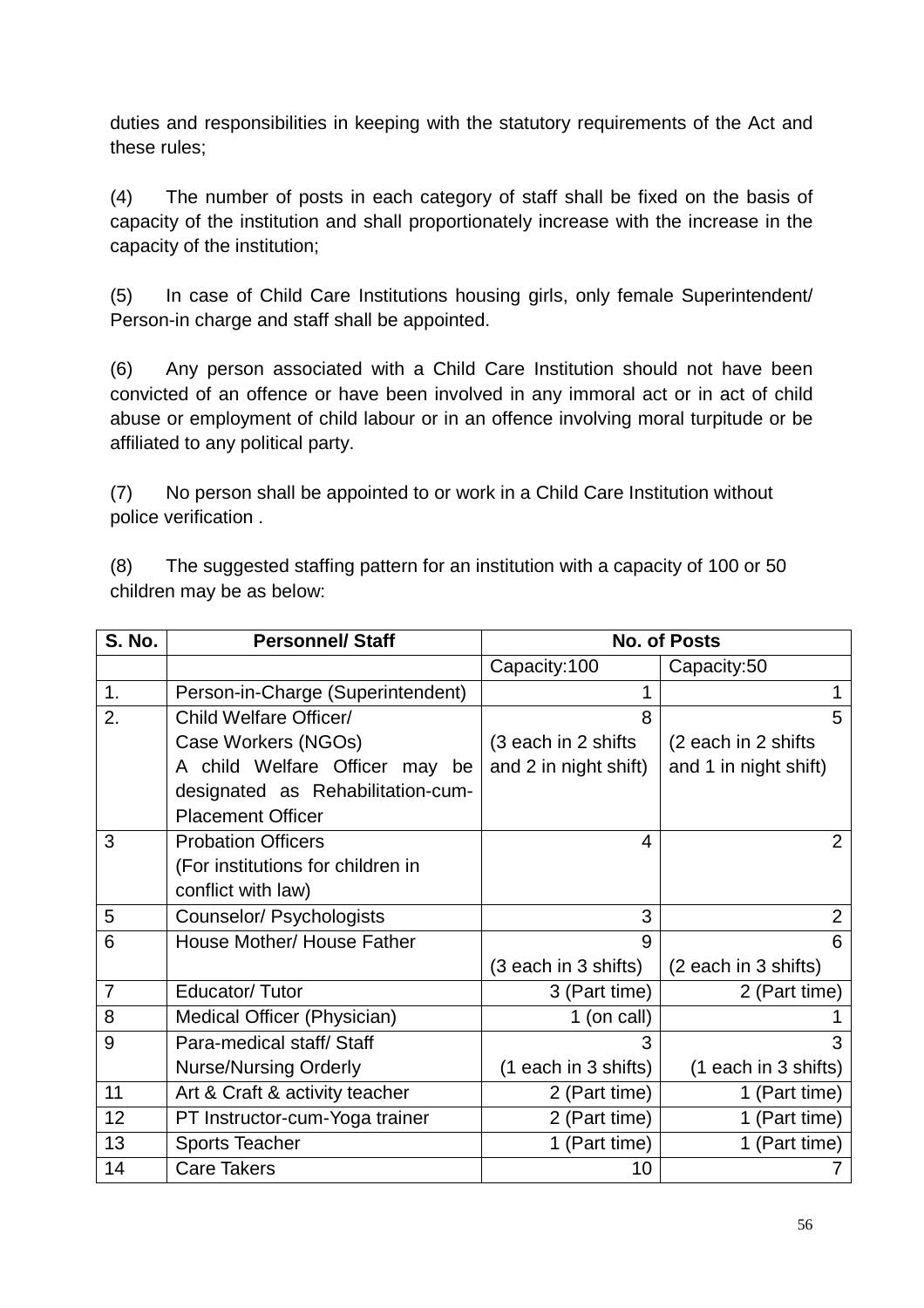duties and responsibilities in keeping with the statutory requirements of the Act and these rules;

(4) The number of posts in each category of staff shall be fixed on the basis of capacity of the institution and shall proportionately increase with the increase in the capacity of the institution;

(5) In case of Child Care Institutions housing girls, only female Superintendent/ Person-in charge and staff shall be appointed.

(6) Any person associated with a Child Care Institution should not have been convicted of an offence or have been involved in any immoral act or in act of child abuse or employment of child labour or in an offence involving moral turpitude or be affiliated to any political party.

(7) No person shall be appointed to or work in a Child Care Institution without police verification .

(8) The suggested staffing pattern for an institution with a capacity of 100 or 50 children may be as below:

| S. No. | Personnel/ Staff | No. of Posts | |
|---|---|---|---|
| | | Capacity:100 | Capacity:50 |
| 1. | Person-in-Charge (Superintendent) | 1 | 1 |
| 2. | Child Welfare Officer/ Case Workers (NGOs) A child Welfare Officer may be designated as Rehabilitation-cum-Placement Officer | 8 (3 each in 2 shifts and 2 in night shift) | 5 (2 each in 2 shifts and 1 in night shift) |
| 3 | Probation Officers (For institutions for children in conflict with law) | 4 | 2 |
| 5 | Counselor/ Psychologists | 3 | 2 |
| 6 | House Mother/ House Father | 9 (3 each in 3 shifts) | 6 (2 each in 3 shifts) |
| 7 | Educator/ Tutor | 3 (Part time) | 2 (Part time) |
| 8 | Medical Officer (Physician) | 1 (on call) | 1 |
| 9 | Para-medical staff/ Staff Nurse/Nursing Orderly | 3 (1 each in 3 shifts) | 3 (1 each in 3 shifts) |
| 11 | Art & Craft & activity teacher | 2 (Part time) | 1 (Part time) |
| 12 | PT Instructor-cum-Yoga trainer | 2 (Part time) | 1 (Part time) |
| 13 | Sports Teacher | 1 (Part time) | 1 (Part time) |
| 14 | Care Takers | 10 | 7 |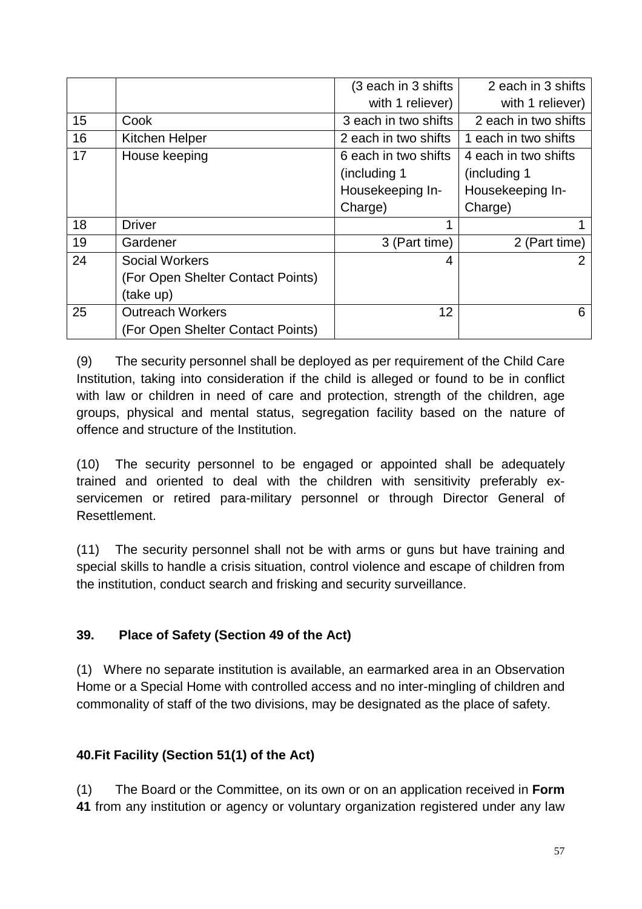|  |  | (3 each in 3 shifts with 1 reliever) | 2 each in 3 shifts with 1 reliever) |
| --- | --- | --- | --- |
| 15 | Cook | 3 each in two shifts | 2 each in two shifts |
| 16 | Kitchen Helper | 2 each in two shifts | 1 each in two shifts |
| 17 | House keeping | 6 each in two shifts (including 1 Housekeeping In-Charge) | 4 each in two shifts (including 1 Housekeeping In-Charge) |
| 18 | Driver | 1 | 1 |
| 19 | Gardener | 3 (Part time) | 2 (Part time) |
| 24 | Social Workers (For Open Shelter Contact Points) (take up) | 4 | 2 |
| 25 | Outreach Workers (For Open Shelter Contact Points) | 12 | 6 |

(9) The security personnel shall be deployed as per requirement of the Child Care Institution, taking into consideration if the child is alleged or found to be in conflict with law or children in need of care and protection, strength of the children, age groups, physical and mental status, segregation facility based on the nature of offence and structure of the Institution.

(10) The security personnel to be engaged or appointed shall be adequately trained and oriented to deal with the children with sensitivity preferably ex-servicemen or retired para-military personnel or through Director General of Resettlement.

(11) The security personnel shall not be with arms or guns but have training and special skills to handle a crisis situation, control violence and escape of children from the institution, conduct search and frisking and security surveillance.

**39. Place of Safety (Section 49 of the Act)**

(1) Where no separate institution is available, an earmarked area in an Observation Home or a Special Home with controlled access and no inter-mingling of children and commonality of staff of the two divisions, may be designated as the place of safety.

**40.Fit Facility (Section 51(1) of the Act)**

(1) The Board or the Committee, on its own or on an application received in **Form 41** from any institution or agency or voluntary organization registered under any law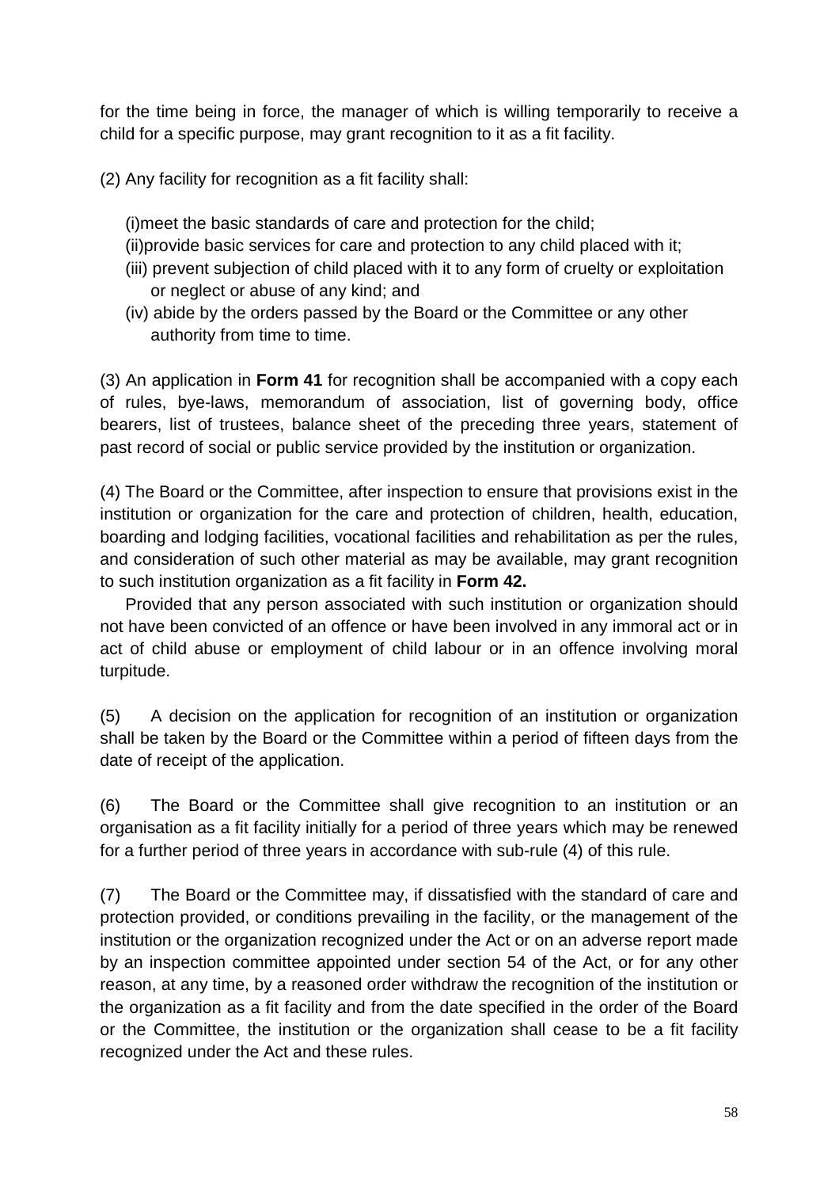for the time being in force, the manager of which is willing temporarily to receive a child for a specific purpose, may grant recognition to it as a fit facility.

(2) Any facility for recognition as a fit facility shall:

(i)meet the basic standards of care and protection for the child;
(ii)provide basic services for care and protection to any child placed with it;
(iii) prevent subjection of child placed with it to any form of cruelty or exploitation or neglect or abuse of any kind; and
(iv) abide by the orders passed by the Board or the Committee or any other authority from time to time.

(3) An application in **Form 41** for recognition shall be accompanied with a copy each of rules, bye-laws, memorandum of association, list of governing body, office bearers, list of trustees, balance sheet of the preceding three years, statement of past record of social or public service provided by the institution or organization.

(4) The Board or the Committee, after inspection to ensure that provisions exist in the institution or organization for the care and protection of children, health, education, boarding and lodging facilities, vocational facilities and rehabilitation as per the rules, and consideration of such other material as may be available, may grant recognition to such institution organization as a fit facility in **Form 42.**

Provided that any person associated with such institution or organization should not have been convicted of an offence or have been involved in any immoral act or in act of child abuse or employment of child labour or in an offence involving moral turpitude.

(5) A decision on the application for recognition of an institution or organization shall be taken by the Board or the Committee within a period of fifteen days from the date of receipt of the application.

(6) The Board or the Committee shall give recognition to an institution or an organisation as a fit facility initially for a period of three years which may be renewed for a further period of three years in accordance with sub-rule (4) of this rule.

(7) The Board or the Committee may, if dissatisfied with the standard of care and protection provided, or conditions prevailing in the facility, or the management of the institution or the organization recognized under the Act or on an adverse report made by an inspection committee appointed under section 54 of the Act, or for any other reason, at any time, by a reasoned order withdraw the recognition of the institution or the organization as a fit facility and from the date specified in the order of the Board or the Committee, the institution or the organization shall cease to be a fit facility recognized under the Act and these rules.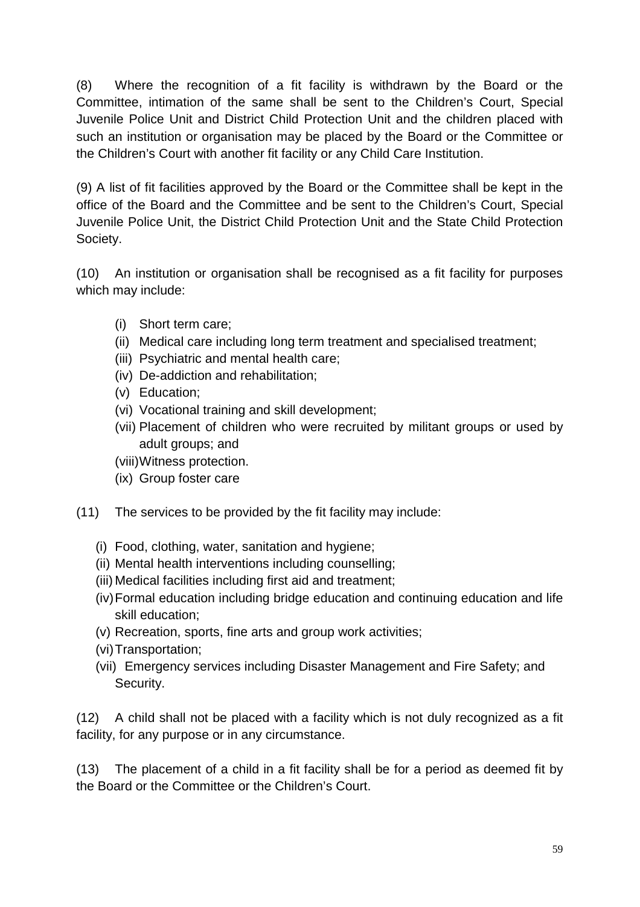(8) Where the recognition of a fit facility is withdrawn by the Board or the Committee, intimation of the same shall be sent to the Children's Court, Special Juvenile Police Unit and District Child Protection Unit and the children placed with such an institution or organisation may be placed by the Board or the Committee or the Children's Court with another fit facility or any Child Care Institution.

(9) A list of fit facilities approved by the Board or the Committee shall be kept in the office of the Board and the Committee and be sent to the Children's Court, Special Juvenile Police Unit, the District Child Protection Unit and the State Child Protection Society.

(10) An institution or organisation shall be recognised as a fit facility for purposes which may include:

- (i) Short term care;
- (ii) Medical care including long term treatment and specialised treatment;
- (iii) Psychiatric and mental health care;
- (iv) De-addiction and rehabilitation;
- (v) Education;
- (vi) Vocational training and skill development;
- (vii) Placement of children who were recruited by militant groups or used by adult groups; and
- (viii) Witness protection.
- (ix) Group foster care

(11) The services to be provided by the fit facility may include:

- (i) Food, clothing, water, sanitation and hygiene;
- (ii) Mental health interventions including counselling;
- (iii) Medical facilities including first aid and treatment;
- (iv) Formal education including bridge education and continuing education and life skill education;
- (v) Recreation, sports, fine arts and group work activities;
- (vi) Transportation;
- (vii) Emergency services including Disaster Management and Fire Safety; and Security.

(12) A child shall not be placed with a facility which is not duly recognized as a fit facility, for any purpose or in any circumstance.

(13) The placement of a child in a fit facility shall be for a period as deemed fit by the Board or the Committee or the Children's Court.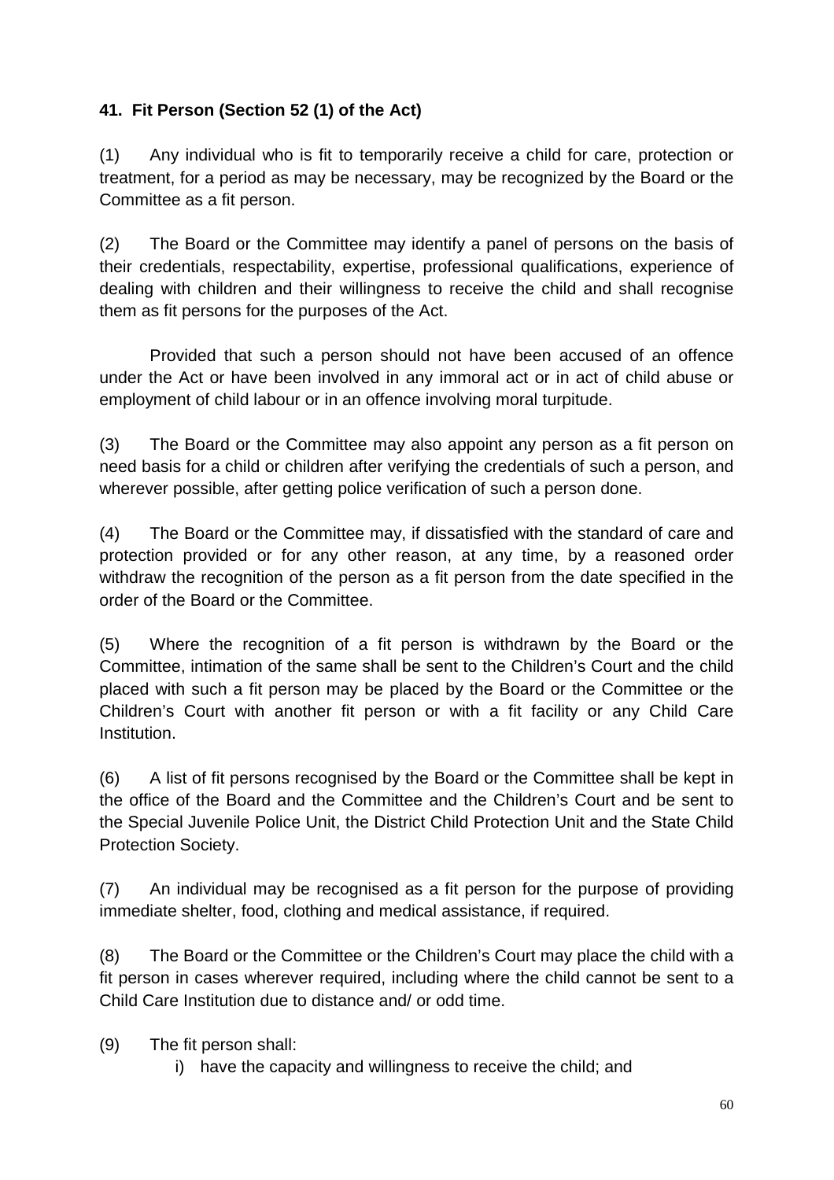**41. Fit Person (Section 52 (1) of the Act)**

(1) Any individual who is fit to temporarily receive a child for care, protection or treatment, for a period as may be necessary, may be recognized by the Board or the Committee as a fit person.

(2) The Board or the Committee may identify a panel of persons on the basis of their credentials, respectability, expertise, professional qualifications, experience of dealing with children and their willingness to receive the child and shall recognise them as fit persons for the purposes of the Act.

Provided that such a person should not have been accused of an offence under the Act or have been involved in any immoral act or in act of child abuse or employment of child labour or in an offence involving moral turpitude.

(3) The Board or the Committee may also appoint any person as a fit person on need basis for a child or children after verifying the credentials of such a person, and wherever possible, after getting police verification of such a person done.

(4) The Board or the Committee may, if dissatisfied with the standard of care and protection provided or for any other reason, at any time, by a reasoned order withdraw the recognition of the person as a fit person from the date specified in the order of the Board or the Committee.

(5) Where the recognition of a fit person is withdrawn by the Board or the Committee, intimation of the same shall be sent to the Children's Court and the child placed with such a fit person may be placed by the Board or the Committee or the Children's Court with another fit person or with a fit facility or any Child Care Institution.

(6) A list of fit persons recognised by the Board or the Committee shall be kept in the office of the Board and the Committee and the Children's Court and be sent to the Special Juvenile Police Unit, the District Child Protection Unit and the State Child Protection Society.

(7) An individual may be recognised as a fit person for the purpose of providing immediate shelter, food, clothing and medical assistance, if required.

(8) The Board or the Committee or the Children's Court may place the child with a fit person in cases wherever required, including where the child cannot be sent to a Child Care Institution due to distance and/ or odd time.

(9) The fit person shall:

i) have the capacity and willingness to receive the child; and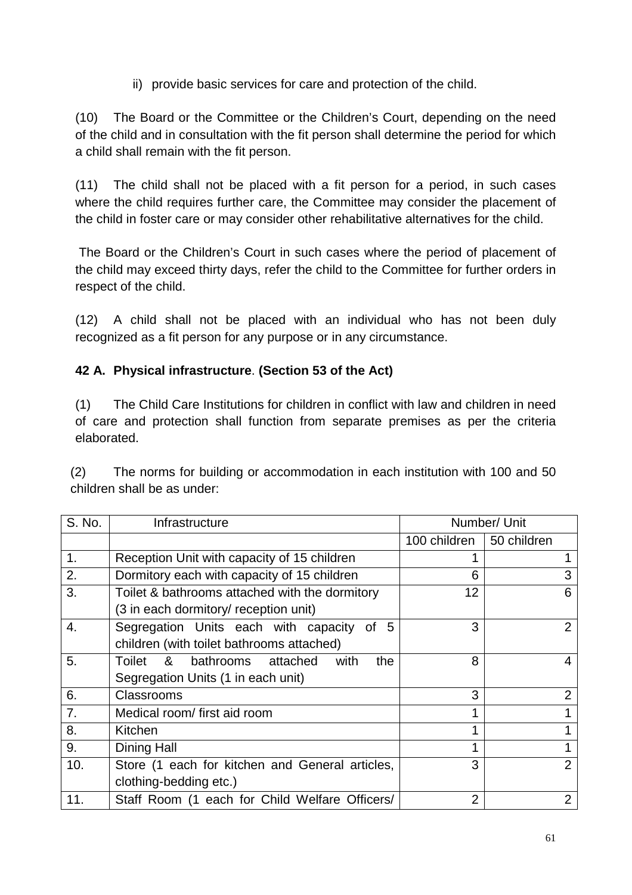ii) provide basic services for care and protection of the child.

(10) The Board or the Committee or the Children's Court, depending on the need of the child and in consultation with the fit person shall determine the period for which a child shall remain with the fit person.

(11) The child shall not be placed with a fit person for a period, in such cases where the child requires further care, the Committee may consider the placement of the child in foster care or may consider other rehabilitative alternatives for the child.

The Board or the Children's Court in such cases where the period of placement of the child may exceed thirty days, refer the child to the Committee for further orders in respect of the child.

(12) A child shall not be placed with an individual who has not been duly recognized as a fit person for any purpose or in any circumstance.

**42 A. Physical infrastructure**. **(Section 53 of the Act)**

(1) The Child Care Institutions for children in conflict with law and children in need of care and protection shall function from separate premises as per the criteria elaborated.

(2) The norms for building or accommodation in each institution with 100 and 50 children shall be as under:

| S. No. | Infrastructure | Number/ Unit | |
|---|---|---|---|
| | | 100 children | 50 children |
| 1. | Reception Unit with capacity of 15 children | 1 | 1 |
| 2. | Dormitory each with capacity of 15 children | 6 | 3 |
| 3. | Toilet & bathrooms attached with the dormitory (3 in each dormitory/ reception unit) | 12 | 6 |
| 4. | Segregation Units each with capacity of 5 children (with toilet bathrooms attached) | 3 | 2 |
| 5. | Toilet & bathrooms attached with the Segregation Units (1 in each unit) | 8 | 4 |
| 6. | Classrooms | 3 | 2 |
| 7. | Medical room/ first aid room | 1 | 1 |
| 8. | Kitchen | 1 | 1 |
| 9. | Dining Hall | 1 | 1 |
| 10. | Store (1 each for kitchen and General articles, clothing-bedding etc.) | 3 | 2 |
| 11. | Staff Room (1 each for Child Welfare Officers/ | 2 | 2 |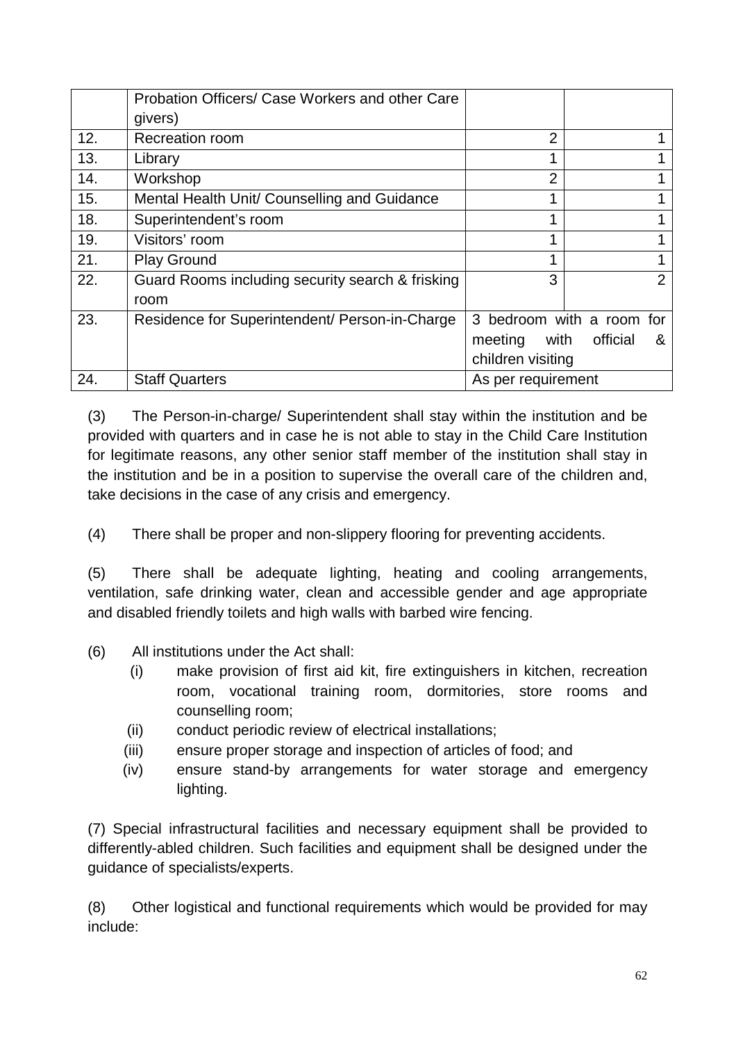|  | Probation Officers/ Case Workers and other Care givers) |  |  |
|---|---|---|---|
| 12. | Recreation room | 2 | 1 |
| 13. | Library | 1 | 1 |
| 14. | Workshop | 2 | 1 |
| 15. | Mental Health Unit/ Counselling and Guidance | 1 | 1 |
| 18. | Superintendent's room | 1 | 1 |
| 19. | Visitors' room | 1 | 1 |
| 21. | Play Ground | 1 | 1 |
| 22. | Guard Rooms including security search & frisking room | 3 | 2 |
| 23. | Residence for Superintendent/ Person-in-Charge | 3 bedroom with a room for meeting with official & children visiting | |
| 24. | Staff Quarters | As per requirement | |

(3) The Person-in-charge/ Superintendent shall stay within the institution and be provided with quarters and in case he is not able to stay in the Child Care Institution for legitimate reasons, any other senior staff member of the institution shall stay in the institution and be in a position to supervise the overall care of the children and, take decisions in the case of any crisis and emergency.

(4) There shall be proper and non-slippery flooring for preventing accidents.

(5) There shall be adequate lighting, heating and cooling arrangements, ventilation, safe drinking water, clean and accessible gender and age appropriate and disabled friendly toilets and high walls with barbed wire fencing.

(6) All institutions under the Act shall:

- (i) make provision of first aid kit, fire extinguishers in kitchen, recreation room, vocational training room, dormitories, store rooms and counselling room;
- (ii) conduct periodic review of electrical installations;
- (iii) ensure proper storage and inspection of articles of food; and
- (iv) ensure stand-by arrangements for water storage and emergency lighting.

(7) Special infrastructural facilities and necessary equipment shall be provided to differently-abled children. Such facilities and equipment shall be designed under the guidance of specialists/experts.

(8) Other logistical and functional requirements which would be provided for may include: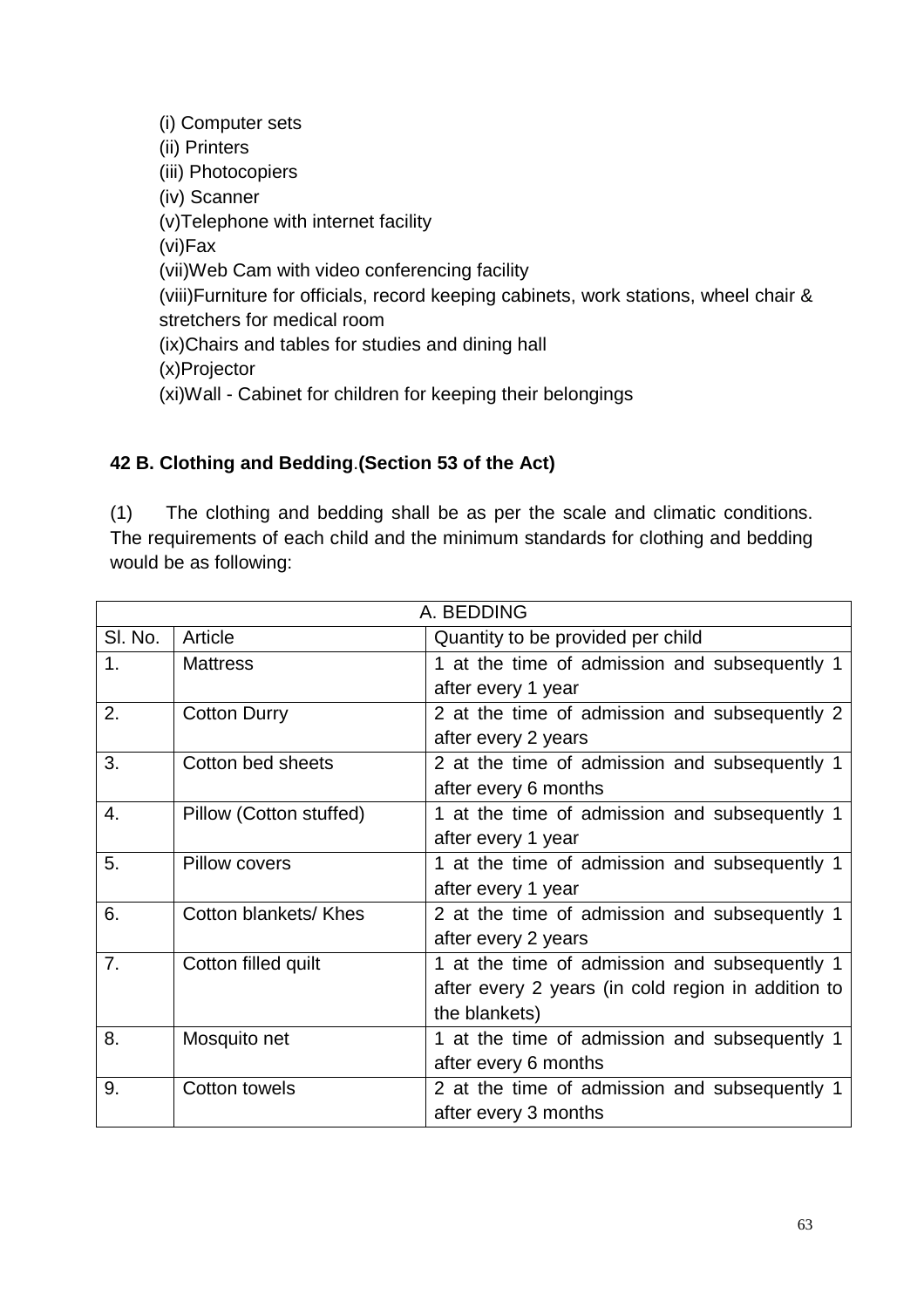(i) Computer sets
(ii) Printers
(iii) Photocopiers
(iv) Scanner
(v)Telephone with internet facility
(vi)Fax
(vii)Web Cam with video conferencing facility
(viii)Furniture for officials, record keeping cabinets, work stations, wheel chair & stretchers for medical room
(ix)Chairs and tables for studies and dining hall
(x)Projector
(xi)Wall - Cabinet for children for keeping their belongings

### 42 B. Clothing and Bedding.(Section 53 of the Act)

(1) The clothing and bedding shall be as per the scale and climatic conditions. The requirements of each child and the minimum standards for clothing and bedding would be as following:

| A. BEDDING | | |
|---|---|---|
| Sl. No. | Article | Quantity to be provided per child |
| 1. | Mattress | 1 at the time of admission and subsequently 1 after every 1 year |
| 2. | Cotton Durry | 2 at the time of admission and subsequently 2 after every 2 years |
| 3. | Cotton bed sheets | 2 at the time of admission and subsequently 1 after every 6 months |
| 4. | Pillow (Cotton stuffed) | 1 at the time of admission and subsequently 1 after every 1 year |
| 5. | Pillow covers | 1 at the time of admission and subsequently 1 after every 1 year |
| 6. | Cotton blankets/ Khes | 2 at the time of admission and subsequently 1 after every 2 years |
| 7. | Cotton filled quilt | 1 at the time of admission and subsequently 1 after every 2 years (in cold region in addition to the blankets) |
| 8. | Mosquito net | 1 at the time of admission and subsequently 1 after every 6 months |
| 9. | Cotton towels | 2 at the time of admission and subsequently 1 after every 3 months |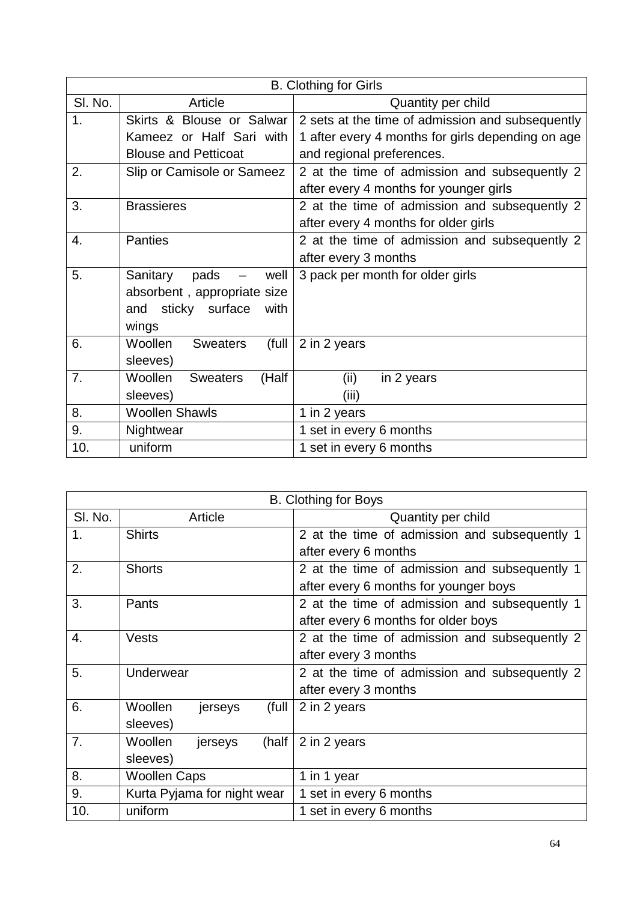| B. Clothing for Girls | | |
|---|---|---|
| Sl. No. | Article | Quantity per child |
| 1. | Skirts & Blouse or Salwar Kameez or Half Sari with Blouse and Petticoat | 2 sets at the time of admission and subsequently 1 after every 4 months for girls depending on age and regional preferences. |
| 2. | Slip or Camisole or Sameez | 2 at the time of admission and subsequently 2 after every 4 months for younger girls |
| 3. | Brassieres | 2 at the time of admission and subsequently 2 after every 4 months for older girls |
| 4. | Panties | 2 at the time of admission and subsequently 2 after every 3 months |
| 5. | Sanitary pads – well absorbent , appropriate size and sticky surface with wings | 3 pack per month for older girls |
| 6. | Woollen Sweaters (full sleeves) | 2 in 2 years |
| 7. | Woollen Sweaters (Half sleeves) | (ii) in 2 years (iii) |
| 8. | Woollen Shawls | 1 in 2 years |
| 9. | Nightwear | 1 set in every 6 months |
| 10. | uniform | 1 set in every 6 months |

| B. Clothing for Boys | | |
|---|---|---|
| Sl. No. | Article | Quantity per child |
| 1. | Shirts | 2 at the time of admission and subsequently 1 after every 6 months |
| 2. | Shorts | 2 at the time of admission and subsequently 1 after every 6 months for younger boys |
| 3. | Pants | 2 at the time of admission and subsequently 1 after every 6 months for older boys |
| 4. | Vests | 2 at the time of admission and subsequently 2 after every 3 months |
| 5. | Underwear | 2 at the time of admission and subsequently 2 after every 3 months |
| 6. | Woollen jerseys (full sleeves) | 2 in 2 years |
| 7. | Woollen jerseys (half sleeves) | 2 in 2 years |
| 8. | Woollen Caps | 1 in 1 year |
| 9. | Kurta Pyjama for night wear | 1 set in every 6 months |
| 10. | uniform | 1 set in every 6 months |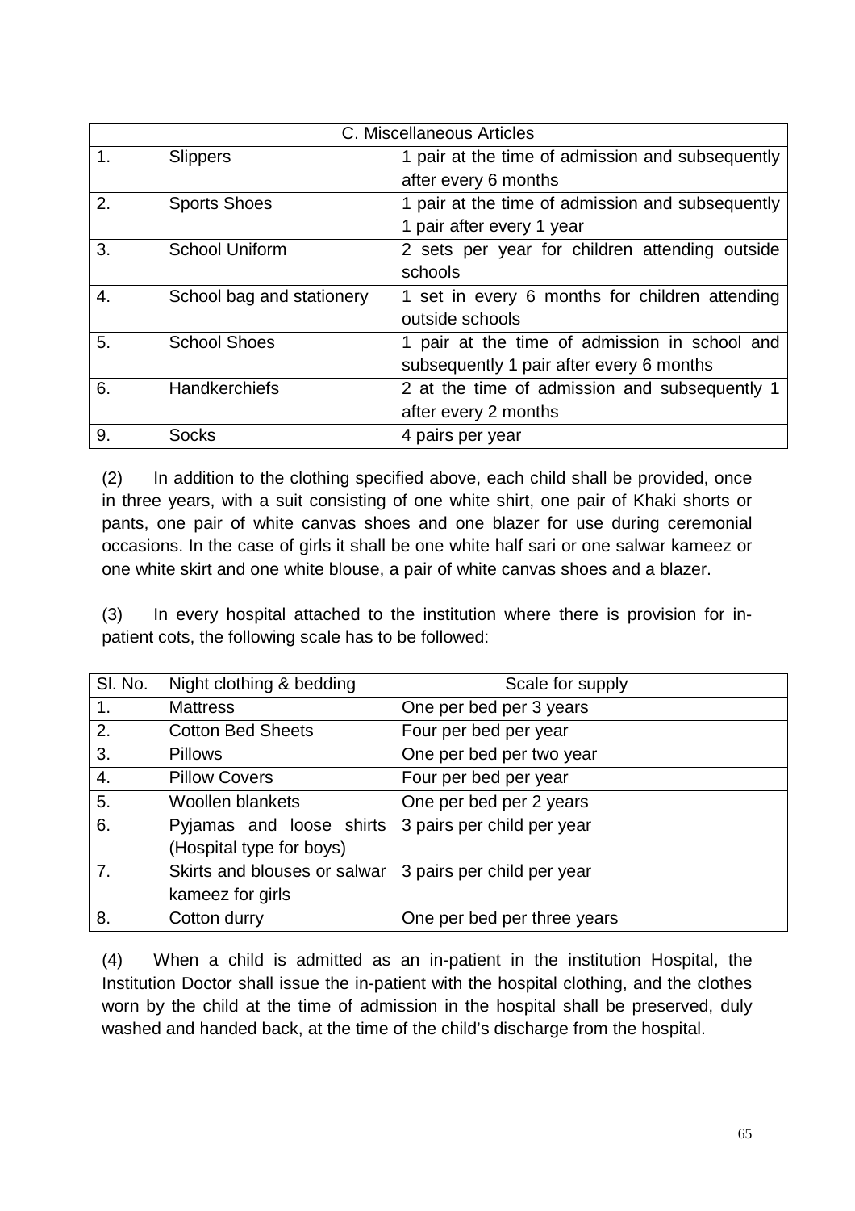| C. Miscellaneous Articles | | |
|---|---|---|
| 1. | Slippers | 1 pair at the time of admission and subsequently after every 6 months |
| 2. | Sports Shoes | 1 pair at the time of admission and subsequently 1 pair after every 1 year |
| 3. | School Uniform | 2 sets per year for children attending outside schools |
| 4. | School bag and stationery | 1 set in every 6 months for children attending outside schools |
| 5. | School Shoes | 1 pair at the time of admission in school and subsequently 1 pair after every 6 months |
| 6. | Handkerchiefs | 2 at the time of admission and subsequently 1 after every 2 months |
| 9. | Socks | 4 pairs per year |

(2) In addition to the clothing specified above, each child shall be provided, once in three years, with a suit consisting of one white shirt, one pair of Khaki shorts or pants, one pair of white canvas shoes and one blazer for use during ceremonial occasions. In the case of girls it shall be one white half sari or one salwar kameez or one white skirt and one white blouse, a pair of white canvas shoes and a blazer.

(3) In every hospital attached to the institution where there is provision for in-patient cots, the following scale has to be followed:

| Sl. No. | Night clothing & bedding | Scale for supply |
|---|---|---|
| 1. | Mattress | One per bed per 3 years |
| 2. | Cotton Bed Sheets | Four per bed per year |
| 3. | Pillows | One per bed per two year |
| 4. | Pillow Covers | Four per bed per year |
| 5. | Woollen blankets | One per bed per 2 years |
| 6. | Pyjamas and loose shirts (Hospital type for boys) | 3 pairs per child per year |
| 7. | Skirts and blouses or salwar kameez for girls | 3 pairs per child per year |
| 8. | Cotton durry | One per bed per three years |

(4) When a child is admitted as an in-patient in the institution Hospital, the Institution Doctor shall issue the in-patient with the hospital clothing, and the clothes worn by the child at the time of admission in the hospital shall be preserved, duly washed and handed back, at the time of the child's discharge from the hospital.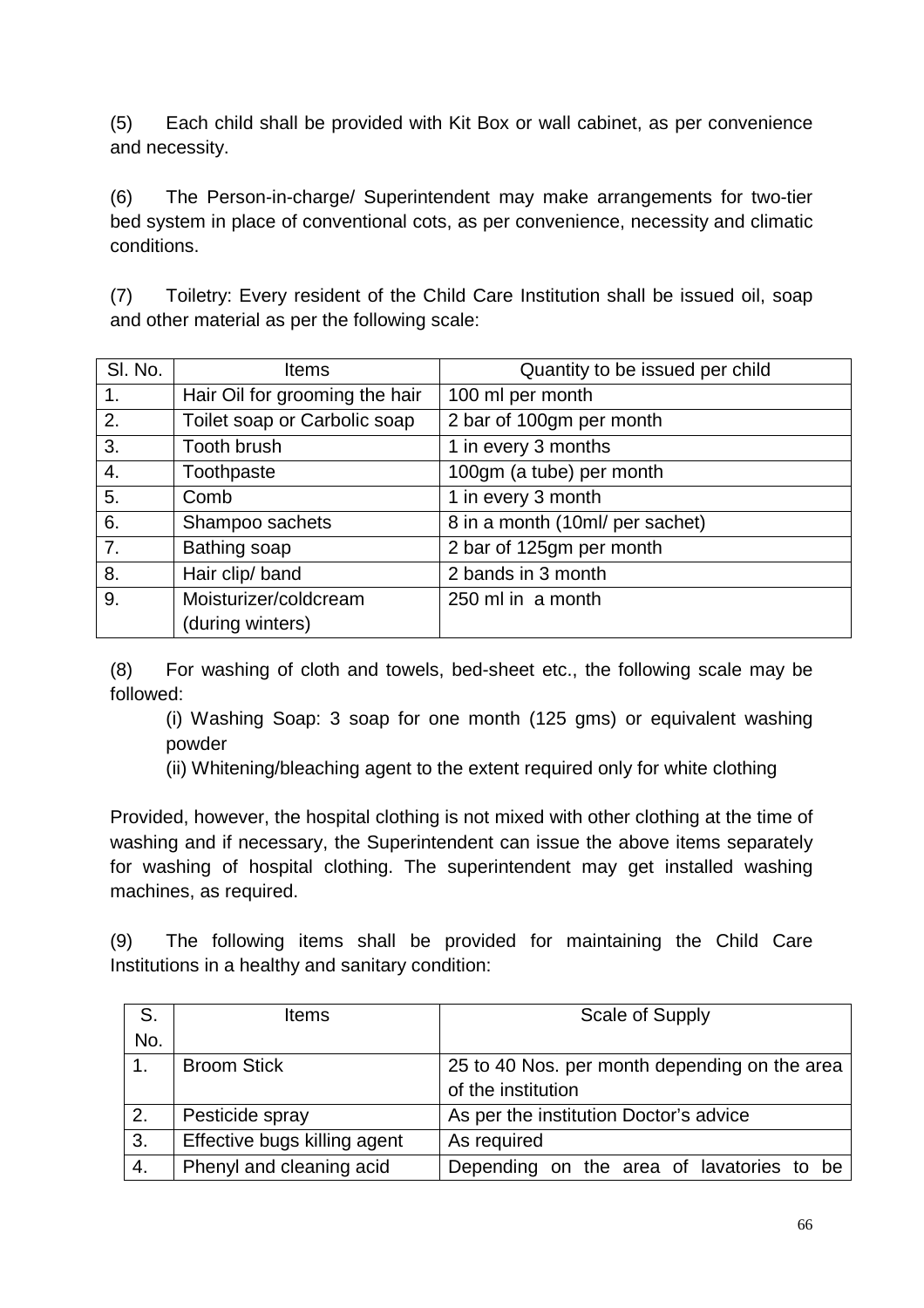(5) Each child shall be provided with Kit Box or wall cabinet, as per convenience and necessity.

(6) The Person-in-charge/ Superintendent may make arrangements for two-tier bed system in place of conventional cots, as per convenience, necessity and climatic conditions.

(7) Toiletry: Every resident of the Child Care Institution shall be issued oil, soap and other material as per the following scale:

| Sl. No. | Items | Quantity to be issued per child |
|---|---|---|
| 1. | Hair Oil for grooming the hair | 100 ml per month |
| 2. | Toilet soap or Carbolic soap | 2 bar of 100gm per month |
| 3. | Tooth brush | 1 in every 3 months |
| 4. | Toothpaste | 100gm (a tube) per month |
| 5. | Comb | 1 in every 3 month |
| 6. | Shampoo sachets | 8 in a month (10ml/ per sachet) |
| 7. | Bathing soap | 2 bar of 125gm per month |
| 8. | Hair clip/ band | 2 bands in 3 month |
| 9. | Moisturizer/coldcream (during winters) | 250 ml in a month |

(8) For washing of cloth and towels, bed-sheet etc., the following scale may be followed:

(i) Washing Soap: 3 soap for one month (125 gms) or equivalent washing powder

(ii) Whitening/bleaching agent to the extent required only for white clothing

Provided, however, the hospital clothing is not mixed with other clothing at the time of washing and if necessary, the Superintendent can issue the above items separately for washing of hospital clothing. The superintendent may get installed washing machines, as required.

(9) The following items shall be provided for maintaining the Child Care Institutions in a healthy and sanitary condition:

| S. No. | Items | Scale of Supply |
|---|---|---|
| 1. | Broom Stick | 25 to 40 Nos. per month depending on the area of the institution |
| 2. | Pesticide spray | As per the institution Doctor's advice |
| 3. | Effective bugs killing agent | As required |
| 4. | Phenyl and cleaning acid | Depending on the area of lavatories to be |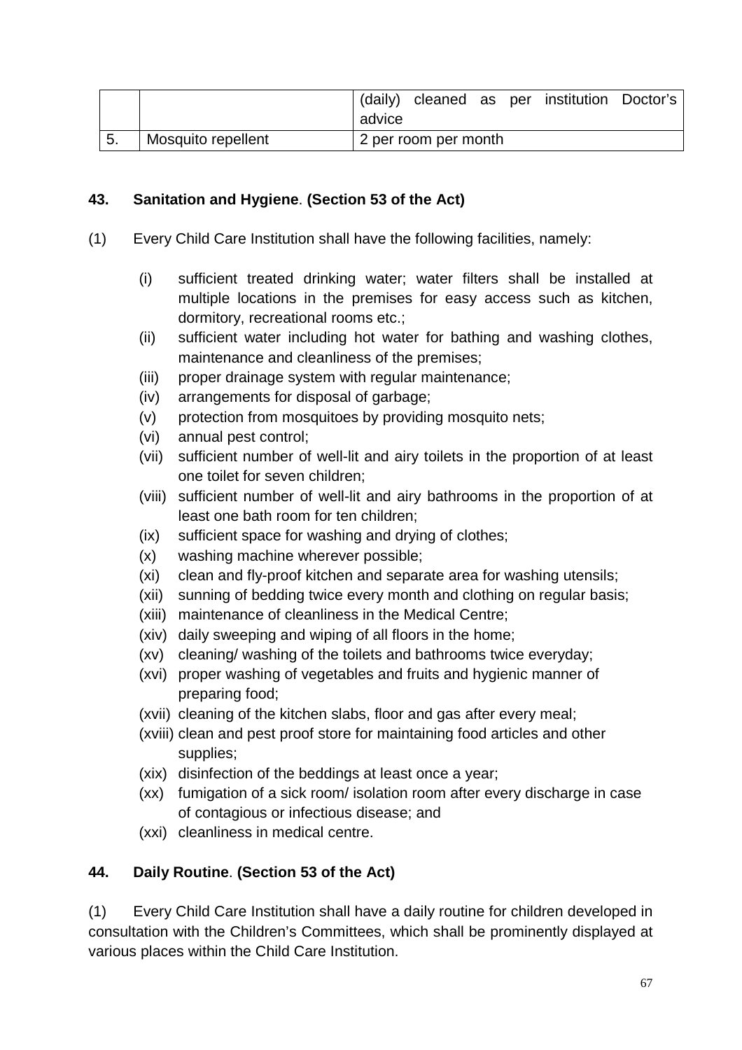|  |  | (daily) cleaned as per institution Doctor's advice |
|---|---|---|
| 5. | Mosquito repellent | 2 per room per month |

**43. Sanitation and Hygiene. (Section 53 of the Act)**

(1) Every Child Care Institution shall have the following facilities, namely:

- (i) sufficient treated drinking water; water filters shall be installed at multiple locations in the premises for easy access such as kitchen, dormitory, recreational rooms etc.;
- (ii) sufficient water including hot water for bathing and washing clothes, maintenance and cleanliness of the premises;
- (iii) proper drainage system with regular maintenance;
- (iv) arrangements for disposal of garbage;
- (v) protection from mosquitoes by providing mosquito nets;
- (vi) annual pest control;
- (vii) sufficient number of well-lit and airy toilets in the proportion of at least one toilet for seven children;
- (viii) sufficient number of well-lit and airy bathrooms in the proportion of at least one bath room for ten children;
- (ix) sufficient space for washing and drying of clothes;
- (x) washing machine wherever possible;
- (xi) clean and fly-proof kitchen and separate area for washing utensils;
- (xii) sunning of bedding twice every month and clothing on regular basis;
- (xiii) maintenance of cleanliness in the Medical Centre;
- (xiv) daily sweeping and wiping of all floors in the home;
- (xv) cleaning/ washing of the toilets and bathrooms twice everyday;
- (xvi) proper washing of vegetables and fruits and hygienic manner of preparing food;
- (xvii) cleaning of the kitchen slabs, floor and gas after every meal;
- (xviii) clean and pest proof store for maintaining food articles and other supplies;
- (xix) disinfection of the beddings at least once a year;
- (xx) fumigation of a sick room/ isolation room after every discharge in case of contagious or infectious disease; and
- (xxi) cleanliness in medical centre.

**44. Daily Routine. (Section 53 of the Act)**

(1) Every Child Care Institution shall have a daily routine for children developed in consultation with the Children's Committees, which shall be prominently displayed at various places within the Child Care Institution.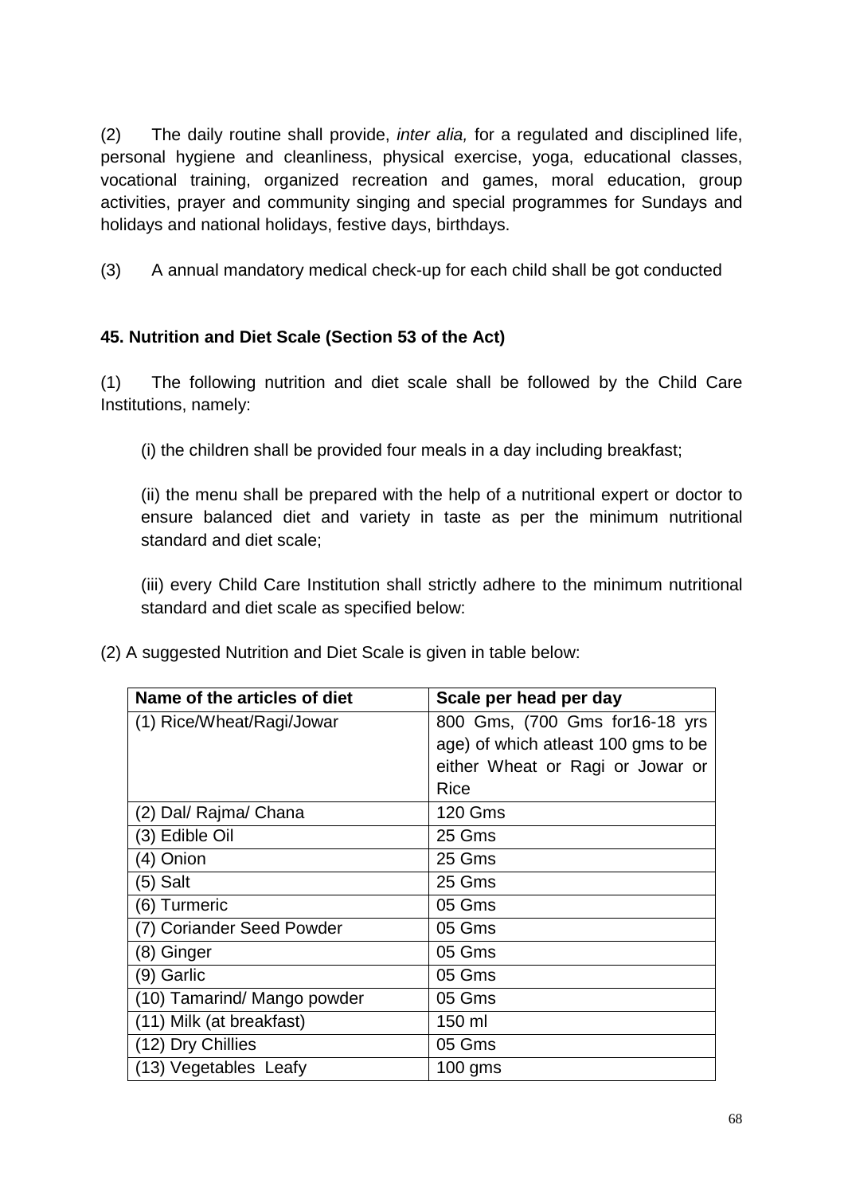(2) The daily routine shall provide, *inter alia,* for a regulated and disciplined life, personal hygiene and cleanliness, physical exercise, yoga, educational classes, vocational training, organized recreation and games, moral education, group activities, prayer and community singing and special programmes for Sundays and holidays and national holidays, festive days, birthdays.

(3) A annual mandatory medical check-up for each child shall be got conducted

**45. Nutrition and Diet Scale (Section 53 of the Act)**

(1) The following nutrition and diet scale shall be followed by the Child Care Institutions, namely:

(i) the children shall be provided four meals in a day including breakfast;

(ii) the menu shall be prepared with the help of a nutritional expert or doctor to ensure balanced diet and variety in taste as per the minimum nutritional standard and diet scale;

(iii) every Child Care Institution shall strictly adhere to the minimum nutritional standard and diet scale as specified below:

(2) A suggested Nutrition and Diet Scale is given in table below:

| Name of the articles of diet | Scale per head per day |
|---|---|
| (1) Rice/Wheat/Ragi/Jowar | 800 Gms, (700 Gms for16-18 yrs age) of which atleast 100 gms to be either Wheat or Ragi or Jowar or Rice |
| (2) Dal/ Rajma/ Chana | 120 Gms |
| (3) Edible Oil | 25 Gms |
| (4) Onion | 25 Gms |
| (5) Salt | 25 Gms |
| (6) Turmeric | 05 Gms |
| (7) Coriander Seed Powder | 05 Gms |
| (8) Ginger | 05 Gms |
| (9) Garlic | 05 Gms |
| (10) Tamarind/ Mango powder | 05 Gms |
| (11) Milk (at breakfast) | 150 ml |
| (12) Dry Chillies | 05 Gms |
| (13) Vegetables Leafy | 100 gms |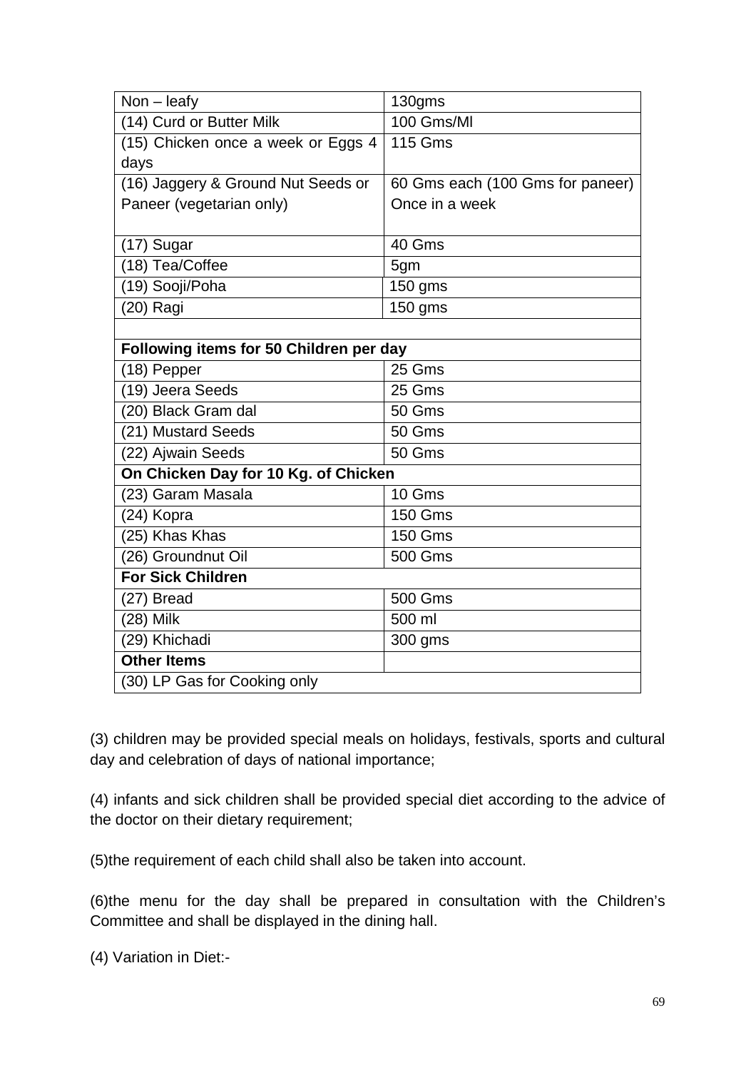| Non – leafy | 130gms |
|---|---|
| (14) Curd or Butter Milk | 100 Gms/Ml |
| (15) Chicken once a week or Eggs 4 days | 115 Gms |
| (16) Jaggery & Ground Nut Seeds or Paneer (vegetarian only) | 60 Gms each (100 Gms for paneer) Once in a week |
| (17) Sugar | 40 Gms |
| (18) Tea/Coffee | 5gm |
| (19) Sooji/Poha | 150 gms |
| (20) Ragi | 150 gms |
| | |
| **Following items for 50 Children per day** | |
| (18) Pepper | 25 Gms |
| (19) Jeera Seeds | 25 Gms |
| (20) Black Gram dal | 50 Gms |
| (21) Mustard Seeds | 50 Gms |
| (22) Ajwain Seeds | 50 Gms |
| **On Chicken Day for 10 Kg. of Chicken** | |
| (23) Garam Masala | 10 Gms |
| (24) Kopra | 150 Gms |
| (25) Khas Khas | 150 Gms |
| (26) Groundnut Oil | 500 Gms |
| **For Sick Children** | |
| (27) Bread | 500 Gms |
| (28) Milk | 500 ml |
| (29) Khichadi | 300 gms |
| **Other Items** | |
| (30) LP Gas for Cooking only | |

(3) children may be provided special meals on holidays, festivals, sports and cultural day and celebration of days of national importance;

(4) infants and sick children shall be provided special diet according to the advice of the doctor on their dietary requirement;

(5)the requirement of each child shall also be taken into account.

(6)the menu for the day shall be prepared in consultation with the Children's Committee and shall be displayed in the dining hall.

(4) Variation in Diet:-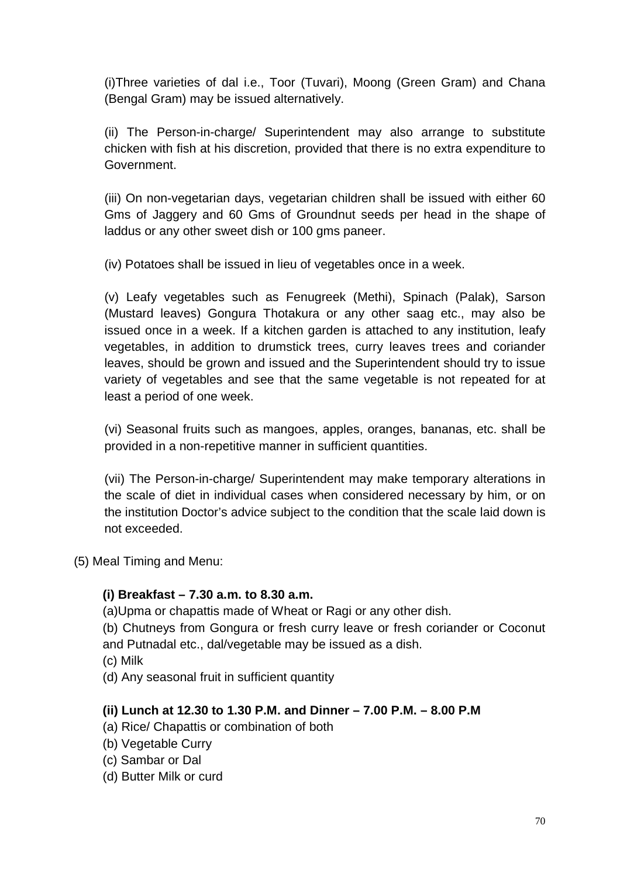(i)Three varieties of dal i.e., Toor (Tuvari), Moong (Green Gram) and Chana (Bengal Gram) may be issued alternatively.

(ii) The Person-in-charge/ Superintendent may also arrange to substitute chicken with fish at his discretion, provided that there is no extra expenditure to Government.

(iii) On non-vegetarian days, vegetarian children shall be issued with either 60 Gms of Jaggery and 60 Gms of Groundnut seeds per head in the shape of laddus or any other sweet dish or 100 gms paneer.

(iv) Potatoes shall be issued in lieu of vegetables once in a week.

(v) Leafy vegetables such as Fenugreek (Methi), Spinach (Palak), Sarson (Mustard leaves) Gongura Thotakura or any other saag etc., may also be issued once in a week. If a kitchen garden is attached to any institution, leafy vegetables, in addition to drumstick trees, curry leaves trees and coriander leaves, should be grown and issued and the Superintendent should try to issue variety of vegetables and see that the same vegetable is not repeated for at least a period of one week.

(vi) Seasonal fruits such as mangoes, apples, oranges, bananas, etc. shall be provided in a non-repetitive manner in sufficient quantities.

(vii) The Person-in-charge/ Superintendent may make temporary alterations in the scale of diet in individual cases when considered necessary by him, or on the institution Doctor's advice subject to the condition that the scale laid down is not exceeded.

(5) Meal Timing and Menu:

**(i) Breakfast – 7.30 a.m. to 8.30 a.m.**

(a)Upma or chapattis made of Wheat or Ragi or any other dish.

(b) Chutneys from Gongura or fresh curry leave or fresh coriander or Coconut and Putnadal etc., dal/vegetable may be issued as a dish.

(c) Milk

(d) Any seasonal fruit in sufficient quantity

**(ii) Lunch at 12.30 to 1.30 P.M. and Dinner – 7.00 P.M. – 8.00 P.M**

(a) Rice/ Chapattis or combination of both

(b) Vegetable Curry

(c) Sambar or Dal

(d) Butter Milk or curd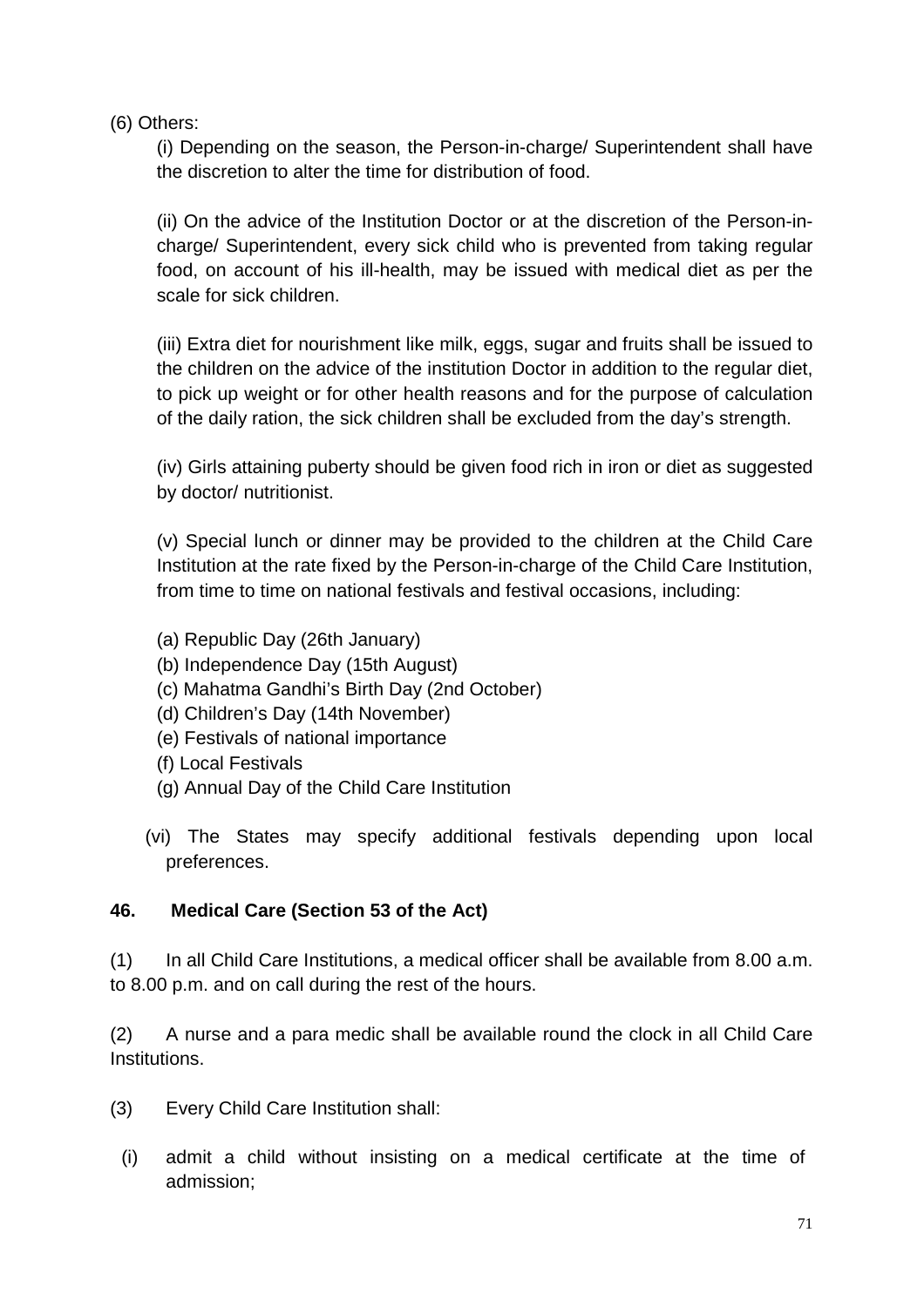(6) Others:

(i) Depending on the season, the Person-in-charge/ Superintendent shall have the discretion to alter the time for distribution of food.

(ii) On the advice of the Institution Doctor or at the discretion of the Person-in-charge/ Superintendent, every sick child who is prevented from taking regular food, on account of his ill-health, may be issued with medical diet as per the scale for sick children.

(iii) Extra diet for nourishment like milk, eggs, sugar and fruits shall be issued to the children on the advice of the institution Doctor in addition to the regular diet, to pick up weight or for other health reasons and for the purpose of calculation of the daily ration, the sick children shall be excluded from the day's strength.

(iv) Girls attaining puberty should be given food rich in iron or diet as suggested by doctor/ nutritionist.

(v) Special lunch or dinner may be provided to the children at the Child Care Institution at the rate fixed by the Person-in-charge of the Child Care Institution, from time to time on national festivals and festival occasions, including:

(a) Republic Day (26th January)
(b) Independence Day (15th August)
(c) Mahatma Gandhi's Birth Day (2nd October)
(d) Children's Day (14th November)
(e) Festivals of national importance
(f) Local Festivals
(g) Annual Day of the Child Care Institution

(vi) The States may specify additional festivals depending upon local preferences.

**46. Medical Care (Section 53 of the Act)**

(1) In all Child Care Institutions, a medical officer shall be available from 8.00 a.m. to 8.00 p.m. and on call during the rest of the hours.

(2) A nurse and a para medic shall be available round the clock in all Child Care Institutions.

(3) Every Child Care Institution shall:

(i) admit a child without insisting on a medical certificate at the time of admission;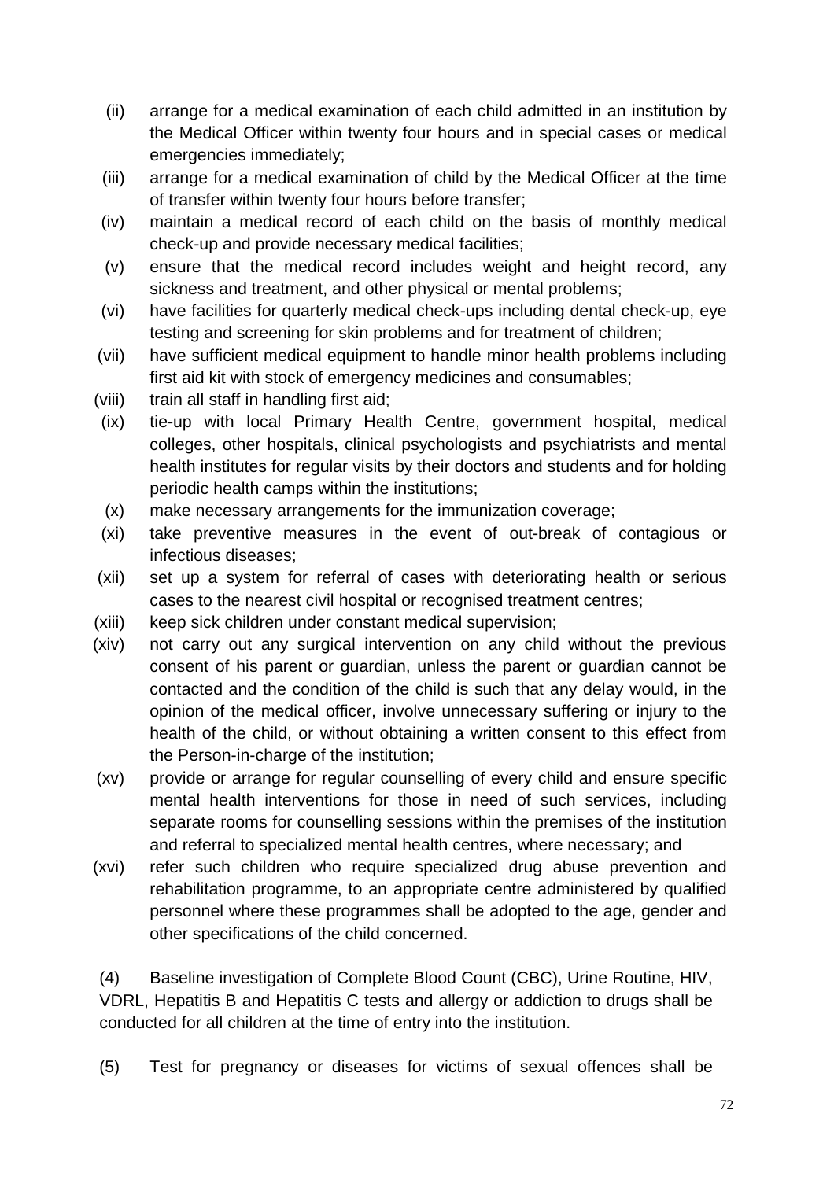(ii) arrange for a medical examination of each child admitted in an institution by the Medical Officer within twenty four hours and in special cases or medical emergencies immediately;

(iii) arrange for a medical examination of child by the Medical Officer at the time of transfer within twenty four hours before transfer;

(iv) maintain a medical record of each child on the basis of monthly medical check-up and provide necessary medical facilities;

(v) ensure that the medical record includes weight and height record, any sickness and treatment, and other physical or mental problems;

(vi) have facilities for quarterly medical check-ups including dental check-up, eye testing and screening for skin problems and for treatment of children;

(vii) have sufficient medical equipment to handle minor health problems including first aid kit with stock of emergency medicines and consumables;

(viii) train all staff in handling first aid;

(ix) tie-up with local Primary Health Centre, government hospital, medical colleges, other hospitals, clinical psychologists and psychiatrists and mental health institutes for regular visits by their doctors and students and for holding periodic health camps within the institutions;

(x) make necessary arrangements for the immunization coverage;

(xi) take preventive measures in the event of out-break of contagious or infectious diseases;

(xii) set up a system for referral of cases with deteriorating health or serious cases to the nearest civil hospital or recognised treatment centres;

(xiii) keep sick children under constant medical supervision;

(xiv) not carry out any surgical intervention on any child without the previous consent of his parent or guardian, unless the parent or guardian cannot be contacted and the condition of the child is such that any delay would, in the opinion of the medical officer, involve unnecessary suffering or injury to the health of the child, or without obtaining a written consent to this effect from the Person-in-charge of the institution;

(xv) provide or arrange for regular counselling of every child and ensure specific mental health interventions for those in need of such services, including separate rooms for counselling sessions within the premises of the institution and referral to specialized mental health centres, where necessary; and

(xvi) refer such children who require specialized drug abuse prevention and rehabilitation programme, to an appropriate centre administered by qualified personnel where these programmes shall be adopted to the age, gender and other specifications of the child concerned.

(4) Baseline investigation of Complete Blood Count (CBC), Urine Routine, HIV, VDRL, Hepatitis B and Hepatitis C tests and allergy or addiction to drugs shall be conducted for all children at the time of entry into the institution.

(5) Test for pregnancy or diseases for victims of sexual offences shall be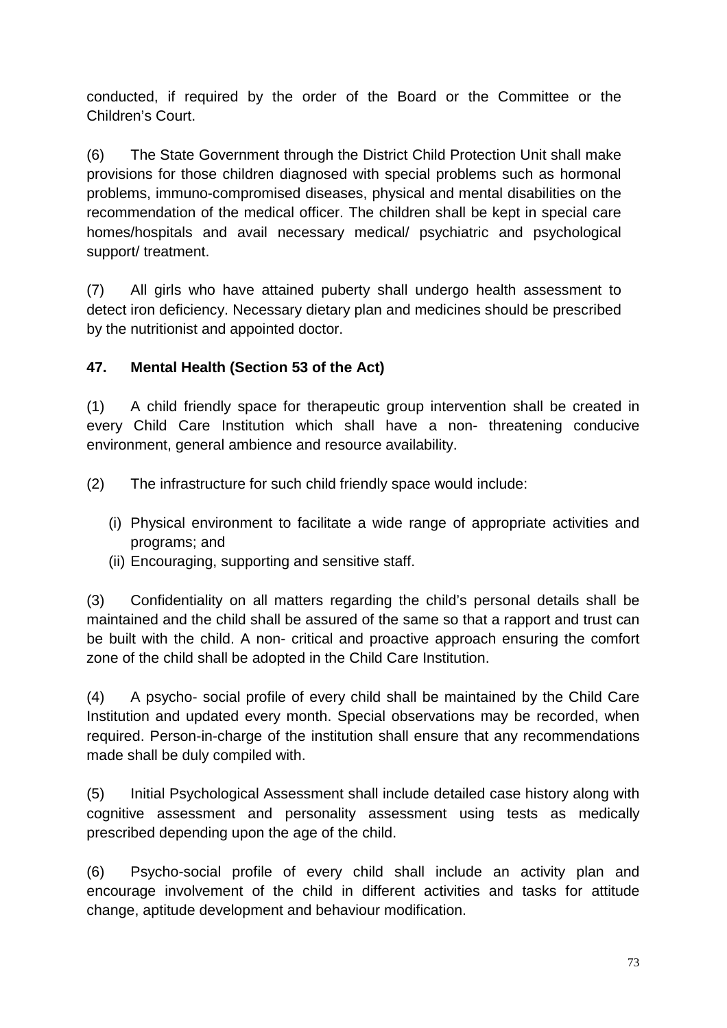conducted, if required by the order of the Board or the Committee or the Children's Court.

(6) The State Government through the District Child Protection Unit shall make provisions for those children diagnosed with special problems such as hormonal problems, immuno-compromised diseases, physical and mental disabilities on the recommendation of the medical officer. The children shall be kept in special care homes/hospitals and avail necessary medical/ psychiatric and psychological support/ treatment.

(7) All girls who have attained puberty shall undergo health assessment to detect iron deficiency. Necessary dietary plan and medicines should be prescribed by the nutritionist and appointed doctor.

**47. Mental Health (Section 53 of the Act)**

(1) A child friendly space for therapeutic group intervention shall be created in every Child Care Institution which shall have a non- threatening conducive environment, general ambience and resource availability.

(2) The infrastructure for such child friendly space would include:

(i) Physical environment to facilitate a wide range of appropriate activities and programs; and
(ii) Encouraging, supporting and sensitive staff.

(3) Confidentiality on all matters regarding the child's personal details shall be maintained and the child shall be assured of the same so that a rapport and trust can be built with the child. A non- critical and proactive approach ensuring the comfort zone of the child shall be adopted in the Child Care Institution.

(4) A psycho- social profile of every child shall be maintained by the Child Care Institution and updated every month. Special observations may be recorded, when required. Person-in-charge of the institution shall ensure that any recommendations made shall be duly compiled with.

(5) Initial Psychological Assessment shall include detailed case history along with cognitive assessment and personality assessment using tests as medically prescribed depending upon the age of the child.

(6) Psycho-social profile of every child shall include an activity plan and encourage involvement of the child in different activities and tasks for attitude change, aptitude development and behaviour modification.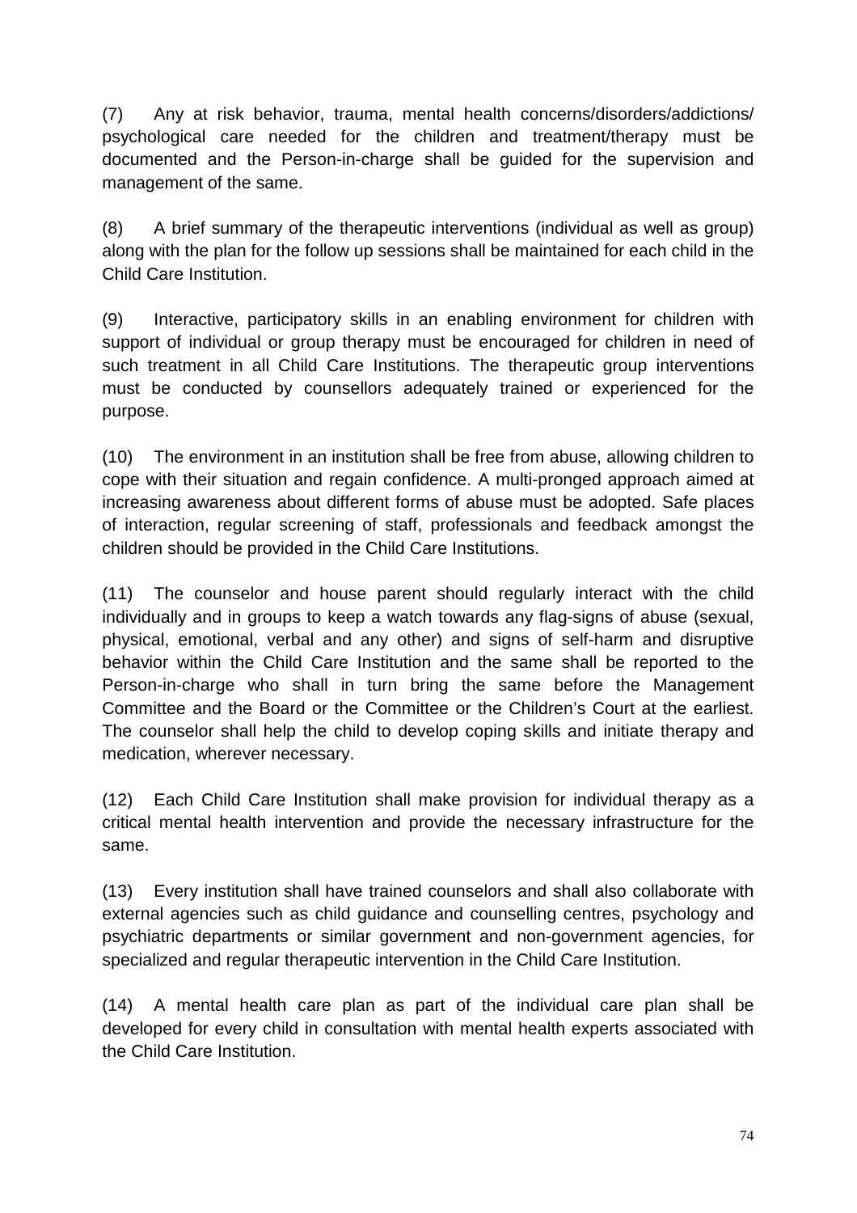(7) Any at risk behavior, trauma, mental health concerns/disorders/addictions/ psychological care needed for the children and treatment/therapy must be documented and the Person-in-charge shall be guided for the supervision and management of the same.

(8) A brief summary of the therapeutic interventions (individual as well as group) along with the plan for the follow up sessions shall be maintained for each child in the Child Care Institution.

(9) Interactive, participatory skills in an enabling environment for children with support of individual or group therapy must be encouraged for children in need of such treatment in all Child Care Institutions. The therapeutic group interventions must be conducted by counsellors adequately trained or experienced for the purpose.

(10) The environment in an institution shall be free from abuse, allowing children to cope with their situation and regain confidence. A multi-pronged approach aimed at increasing awareness about different forms of abuse must be adopted. Safe places of interaction, regular screening of staff, professionals and feedback amongst the children should be provided in the Child Care Institutions.

(11) The counselor and house parent should regularly interact with the child individually and in groups to keep a watch towards any flag-signs of abuse (sexual, physical, emotional, verbal and any other) and signs of self-harm and disruptive behavior within the Child Care Institution and the same shall be reported to the Person-in-charge who shall in turn bring the same before the Management Committee and the Board or the Committee or the Children's Court at the earliest. The counselor shall help the child to develop coping skills and initiate therapy and medication, wherever necessary.

(12) Each Child Care Institution shall make provision for individual therapy as a critical mental health intervention and provide the necessary infrastructure for the same.

(13) Every institution shall have trained counselors and shall also collaborate with external agencies such as child guidance and counselling centres, psychology and psychiatric departments or similar government and non-government agencies, for specialized and regular therapeutic intervention in the Child Care Institution.

(14) A mental health care plan as part of the individual care plan shall be developed for every child in consultation with mental health experts associated with the Child Care Institution.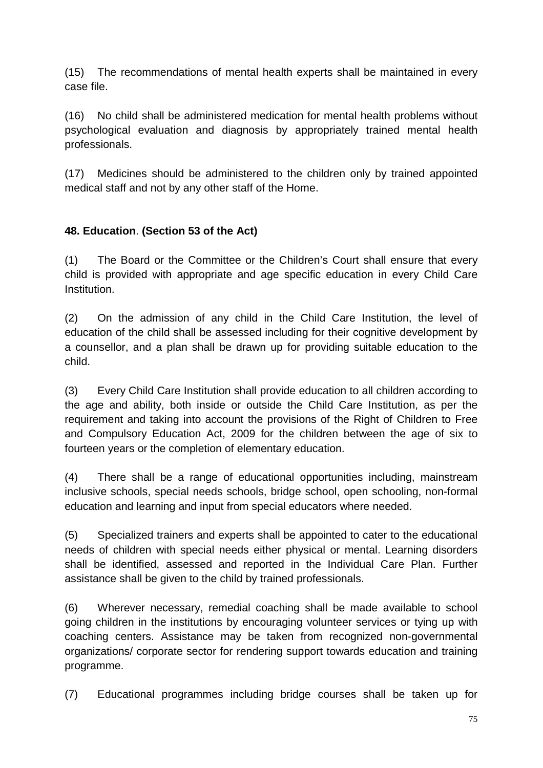(15) The recommendations of mental health experts shall be maintained in every case file.

(16) No child shall be administered medication for mental health problems without psychological evaluation and diagnosis by appropriately trained mental health professionals.

(17) Medicines should be administered to the children only by trained appointed medical staff and not by any other staff of the Home.

**48. Education**. **(Section 53 of the Act)**

(1) The Board or the Committee or the Children's Court shall ensure that every child is provided with appropriate and age specific education in every Child Care Institution.

(2) On the admission of any child in the Child Care Institution, the level of education of the child shall be assessed including for their cognitive development by a counsellor, and a plan shall be drawn up for providing suitable education to the child.

(3) Every Child Care Institution shall provide education to all children according to the age and ability, both inside or outside the Child Care Institution, as per the requirement and taking into account the provisions of the Right of Children to Free and Compulsory Education Act, 2009 for the children between the age of six to fourteen years or the completion of elementary education.

(4) There shall be a range of educational opportunities including, mainstream inclusive schools, special needs schools, bridge school, open schooling, non-formal education and learning and input from special educators where needed.

(5) Specialized trainers and experts shall be appointed to cater to the educational needs of children with special needs either physical or mental. Learning disorders shall be identified, assessed and reported in the Individual Care Plan. Further assistance shall be given to the child by trained professionals.

(6) Wherever necessary, remedial coaching shall be made available to school going children in the institutions by encouraging volunteer services or tying up with coaching centers. Assistance may be taken from recognized non-governmental organizations/ corporate sector for rendering support towards education and training programme.

(7) Educational programmes including bridge courses shall be taken up for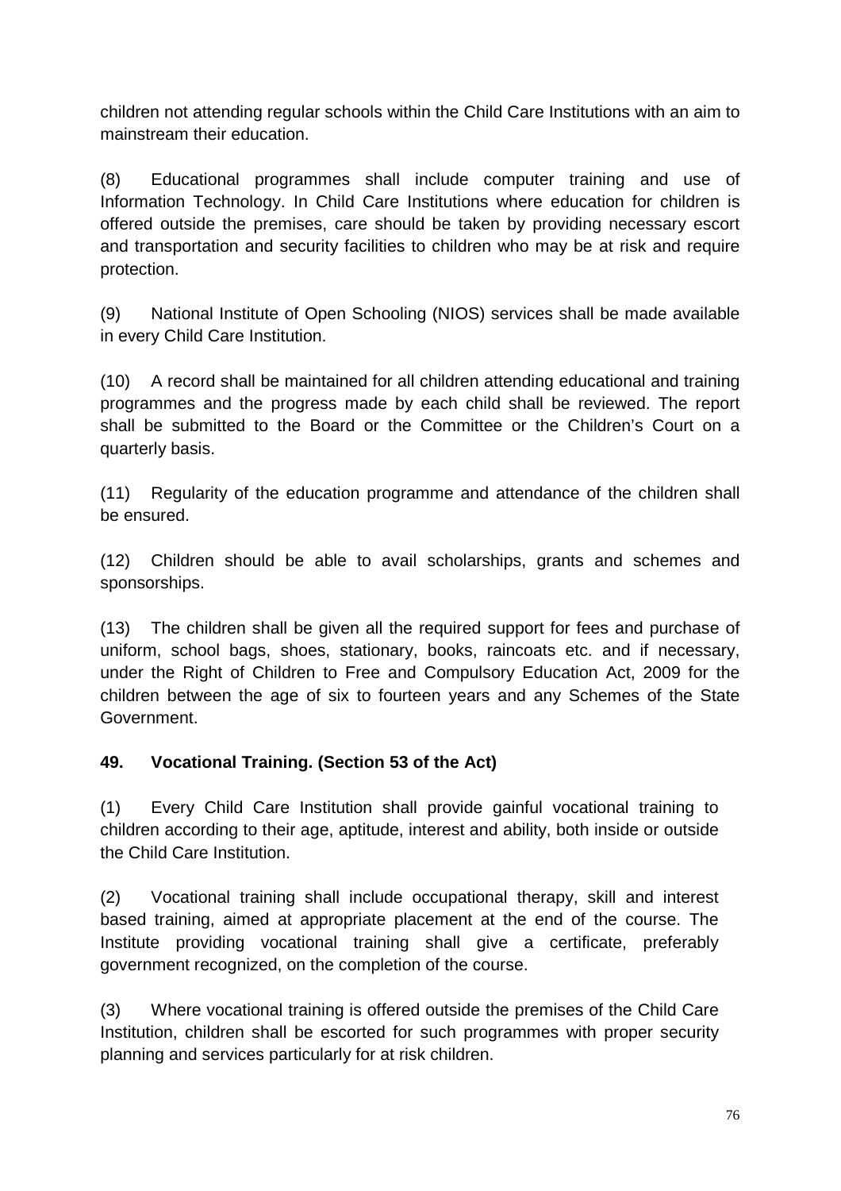children not attending regular schools within the Child Care Institutions with an aim to mainstream their education.

(8) Educational programmes shall include computer training and use of Information Technology. In Child Care Institutions where education for children is offered outside the premises, care should be taken by providing necessary escort and transportation and security facilities to children who may be at risk and require protection.

(9) National Institute of Open Schooling (NIOS) services shall be made available in every Child Care Institution.

(10) A record shall be maintained for all children attending educational and training programmes and the progress made by each child shall be reviewed. The report shall be submitted to the Board or the Committee or the Children's Court on a quarterly basis.

(11) Regularity of the education programme and attendance of the children shall be ensured.

(12) Children should be able to avail scholarships, grants and schemes and sponsorships.

(13) The children shall be given all the required support for fees and purchase of uniform, school bags, shoes, stationary, books, raincoats etc. and if necessary, under the Right of Children to Free and Compulsory Education Act, 2009 for the children between the age of six to fourteen years and any Schemes of the State Government.

**49. Vocational Training. (Section 53 of the Act)**

(1) Every Child Care Institution shall provide gainful vocational training to children according to their age, aptitude, interest and ability, both inside or outside the Child Care Institution.

(2) Vocational training shall include occupational therapy, skill and interest based training, aimed at appropriate placement at the end of the course. The Institute providing vocational training shall give a certificate, preferably government recognized, on the completion of the course.

(3) Where vocational training is offered outside the premises of the Child Care Institution, children shall be escorted for such programmes with proper security planning and services particularly for at risk children.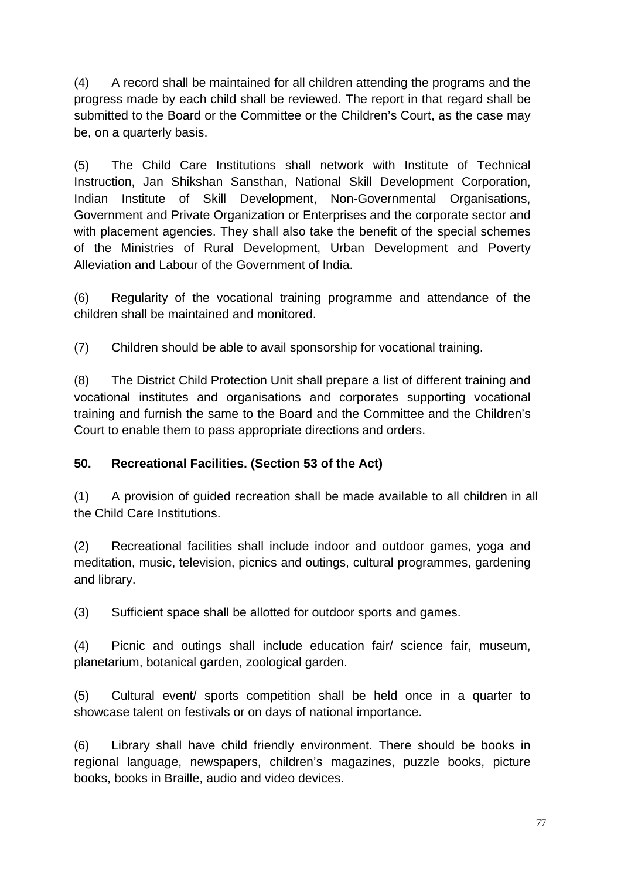(4) A record shall be maintained for all children attending the programs and the progress made by each child shall be reviewed. The report in that regard shall be submitted to the Board or the Committee or the Children's Court, as the case may be, on a quarterly basis.

(5) The Child Care Institutions shall network with Institute of Technical Instruction, Jan Shikshan Sansthan, National Skill Development Corporation, Indian Institute of Skill Development, Non-Governmental Organisations, Government and Private Organization or Enterprises and the corporate sector and with placement agencies. They shall also take the benefit of the special schemes of the Ministries of Rural Development, Urban Development and Poverty Alleviation and Labour of the Government of India.

(6) Regularity of the vocational training programme and attendance of the children shall be maintained and monitored.

(7) Children should be able to avail sponsorship for vocational training.

(8) The District Child Protection Unit shall prepare a list of different training and vocational institutes and organisations and corporates supporting vocational training and furnish the same to the Board and the Committee and the Children's Court to enable them to pass appropriate directions and orders.

**50. Recreational Facilities. (Section 53 of the Act)**

(1) A provision of guided recreation shall be made available to all children in all the Child Care Institutions.

(2) Recreational facilities shall include indoor and outdoor games, yoga and meditation, music, television, picnics and outings, cultural programmes, gardening and library.

(3) Sufficient space shall be allotted for outdoor sports and games.

(4) Picnic and outings shall include education fair/ science fair, museum, planetarium, botanical garden, zoological garden.

(5) Cultural event/ sports competition shall be held once in a quarter to showcase talent on festivals or on days of national importance.

(6) Library shall have child friendly environment. There should be books in regional language, newspapers, children's magazines, puzzle books, picture books, books in Braille, audio and video devices.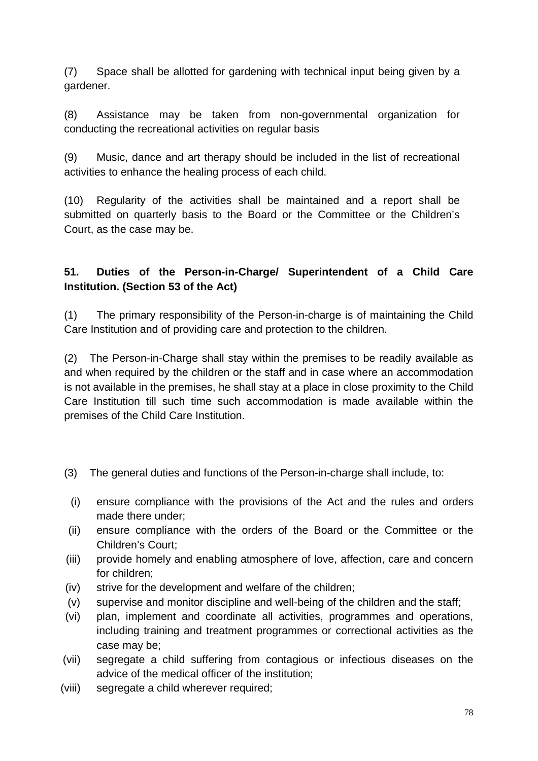(7) Space shall be allotted for gardening with technical input being given by a gardener.

(8) Assistance may be taken from non-governmental organization for conducting the recreational activities on regular basis

(9) Music, dance and art therapy should be included in the list of recreational activities to enhance the healing process of each child.

(10) Regularity of the activities shall be maintained and a report shall be submitted on quarterly basis to the Board or the Committee or the Children's Court, as the case may be.

**51. Duties of the Person-in-Charge/ Superintendent of a Child Care Institution. (Section 53 of the Act)**

(1) The primary responsibility of the Person-in-charge is of maintaining the Child Care Institution and of providing care and protection to the children.

(2) The Person-in-Charge shall stay within the premises to be readily available as and when required by the children or the staff and in case where an accommodation is not available in the premises, he shall stay at a place in close proximity to the Child Care Institution till such time such accommodation is made available within the premises of the Child Care Institution.

(3) The general duties and functions of the Person-in-charge shall include, to:

(i) ensure compliance with the provisions of the Act and the rules and orders made there under;

(ii) ensure compliance with the orders of the Board or the Committee or the Children's Court;

(iii) provide homely and enabling atmosphere of love, affection, care and concern for children;

(iv) strive for the development and welfare of the children;

(v) supervise and monitor discipline and well-being of the children and the staff;

(vi) plan, implement and coordinate all activities, programmes and operations, including training and treatment programmes or correctional activities as the case may be;

(vii) segregate a child suffering from contagious or infectious diseases on the advice of the medical officer of the institution;

(viii) segregate a child wherever required;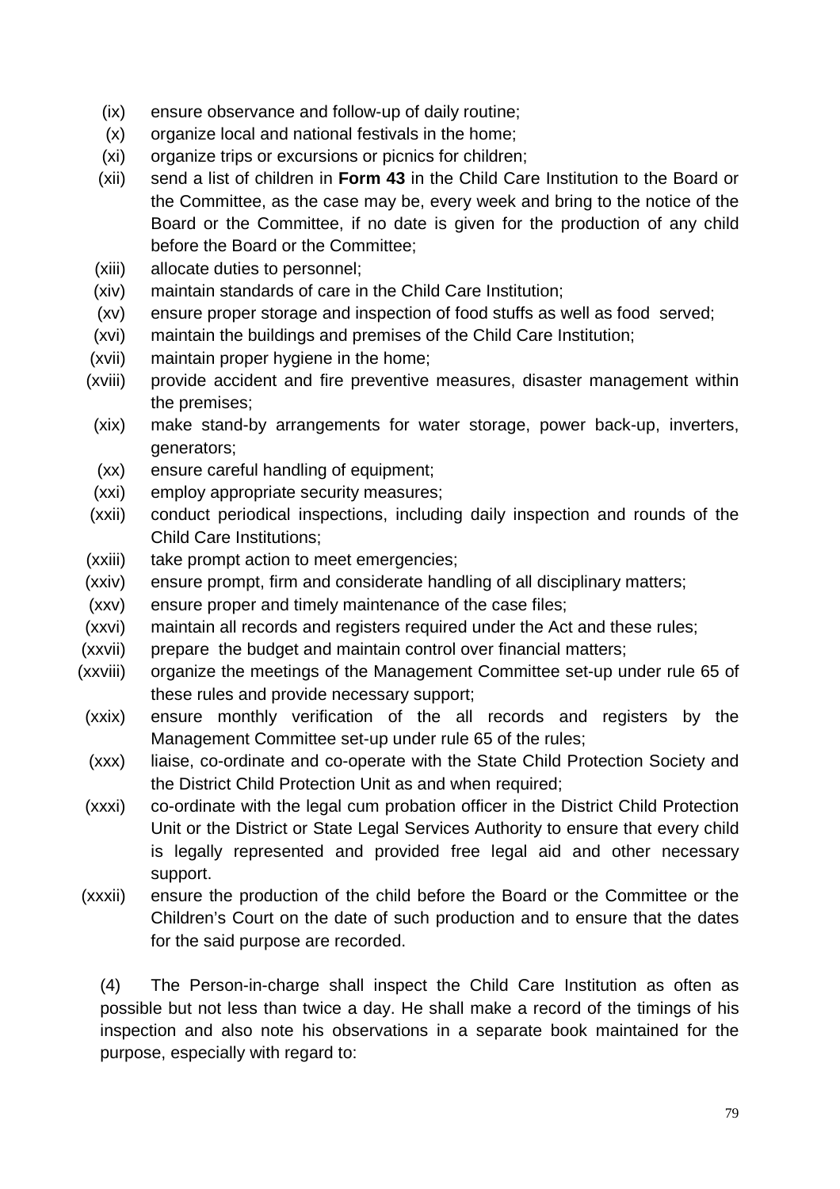(ix) ensure observance and follow-up of daily routine;

(x) organize local and national festivals in the home;

(xi) organize trips or excursions or picnics for children;

(xii) send a list of children in **Form 43** in the Child Care Institution to the Board or the Committee, as the case may be, every week and bring to the notice of the Board or the Committee, if no date is given for the production of any child before the Board or the Committee;

(xiii) allocate duties to personnel;

(xiv) maintain standards of care in the Child Care Institution;

(xv) ensure proper storage and inspection of food stuffs as well as food served;

(xvi) maintain the buildings and premises of the Child Care Institution;

(xvii) maintain proper hygiene in the home;

(xviii) provide accident and fire preventive measures, disaster management within the premises;

(xix) make stand-by arrangements for water storage, power back-up, inverters, generators;

(xx) ensure careful handling of equipment;

(xxi) employ appropriate security measures;

(xxii) conduct periodical inspections, including daily inspection and rounds of the Child Care Institutions;

(xxiii) take prompt action to meet emergencies;

(xxiv) ensure prompt, firm and considerate handling of all disciplinary matters;

(xxv) ensure proper and timely maintenance of the case files;

(xxvi) maintain all records and registers required under the Act and these rules;

(xxvii) prepare the budget and maintain control over financial matters;

(xxviii) organize the meetings of the Management Committee set-up under rule 65 of these rules and provide necessary support;

(xxix) ensure monthly verification of the all records and registers by the Management Committee set-up under rule 65 of the rules;

(xxx) liaise, co-ordinate and co-operate with the State Child Protection Society and the District Child Protection Unit as and when required;

(xxxi) co-ordinate with the legal cum probation officer in the District Child Protection Unit or the District or State Legal Services Authority to ensure that every child is legally represented and provided free legal aid and other necessary support.

(xxxii) ensure the production of the child before the Board or the Committee or the Children's Court on the date of such production and to ensure that the dates for the said purpose are recorded.

(4) The Person-in-charge shall inspect the Child Care Institution as often as possible but not less than twice a day. He shall make a record of the timings of his inspection and also note his observations in a separate book maintained for the purpose, especially with regard to: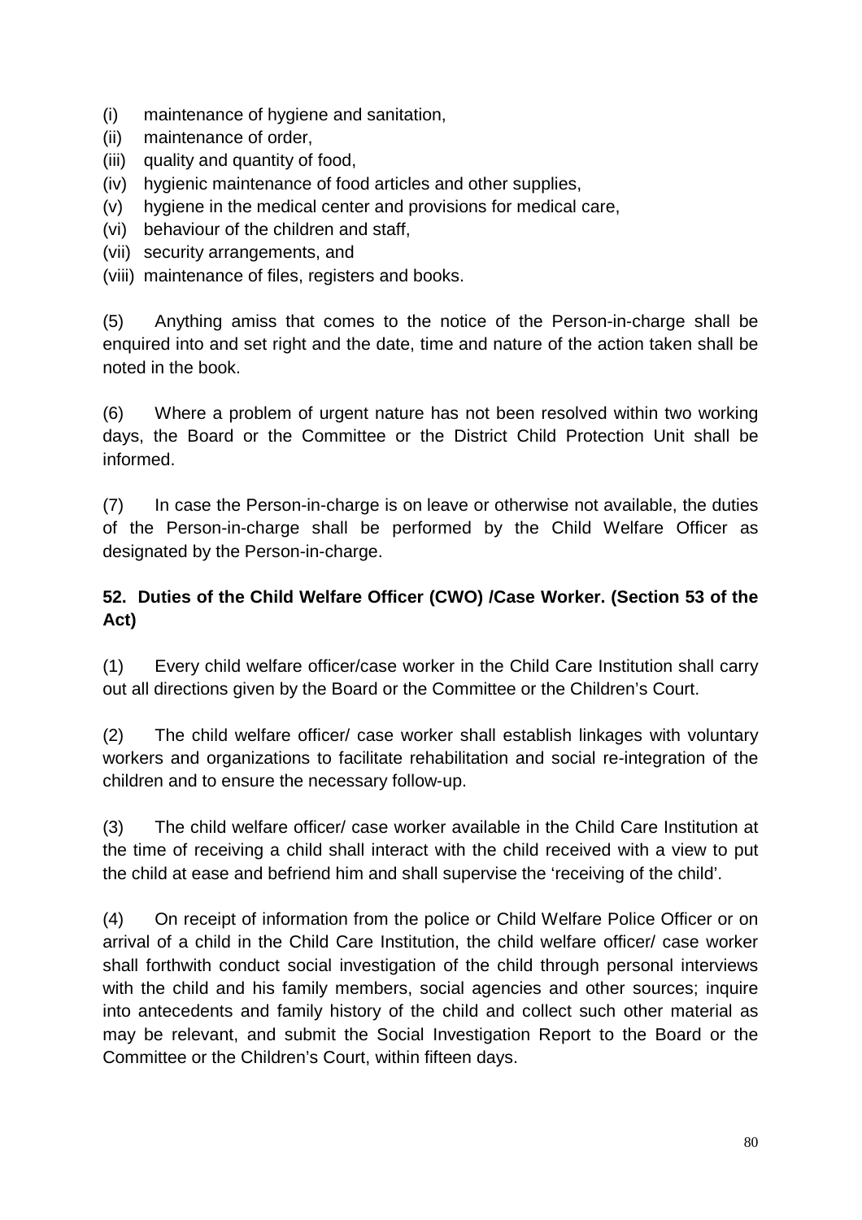(i) maintenance of hygiene and sanitation,
(ii) maintenance of order,
(iii) quality and quantity of food,
(iv) hygienic maintenance of food articles and other supplies,
(v) hygiene in the medical center and provisions for medical care,
(vi) behaviour of the children and staff,
(vii) security arrangements, and
(viii) maintenance of files, registers and books.

(5) Anything amiss that comes to the notice of the Person-in-charge shall be enquired into and set right and the date, time and nature of the action taken shall be noted in the book.

(6) Where a problem of urgent nature has not been resolved within two working days, the Board or the Committee or the District Child Protection Unit shall be informed.

(7) In case the Person-in-charge is on leave or otherwise not available, the duties of the Person-in-charge shall be performed by the Child Welfare Officer as designated by the Person-in-charge.

**52. Duties of the Child Welfare Officer (CWO) /Case Worker. (Section 53 of the Act)**

(1) Every child welfare officer/case worker in the Child Care Institution shall carry out all directions given by the Board or the Committee or the Children's Court.

(2) The child welfare officer/ case worker shall establish linkages with voluntary workers and organizations to facilitate rehabilitation and social re-integration of the children and to ensure the necessary follow-up.

(3) The child welfare officer/ case worker available in the Child Care Institution at the time of receiving a child shall interact with the child received with a view to put the child at ease and befriend him and shall supervise the 'receiving of the child'.

(4) On receipt of information from the police or Child Welfare Police Officer or on arrival of a child in the Child Care Institution, the child welfare officer/ case worker shall forthwith conduct social investigation of the child through personal interviews with the child and his family members, social agencies and other sources; inquire into antecedents and family history of the child and collect such other material as may be relevant, and submit the Social Investigation Report to the Board or the Committee or the Children's Court, within fifteen days.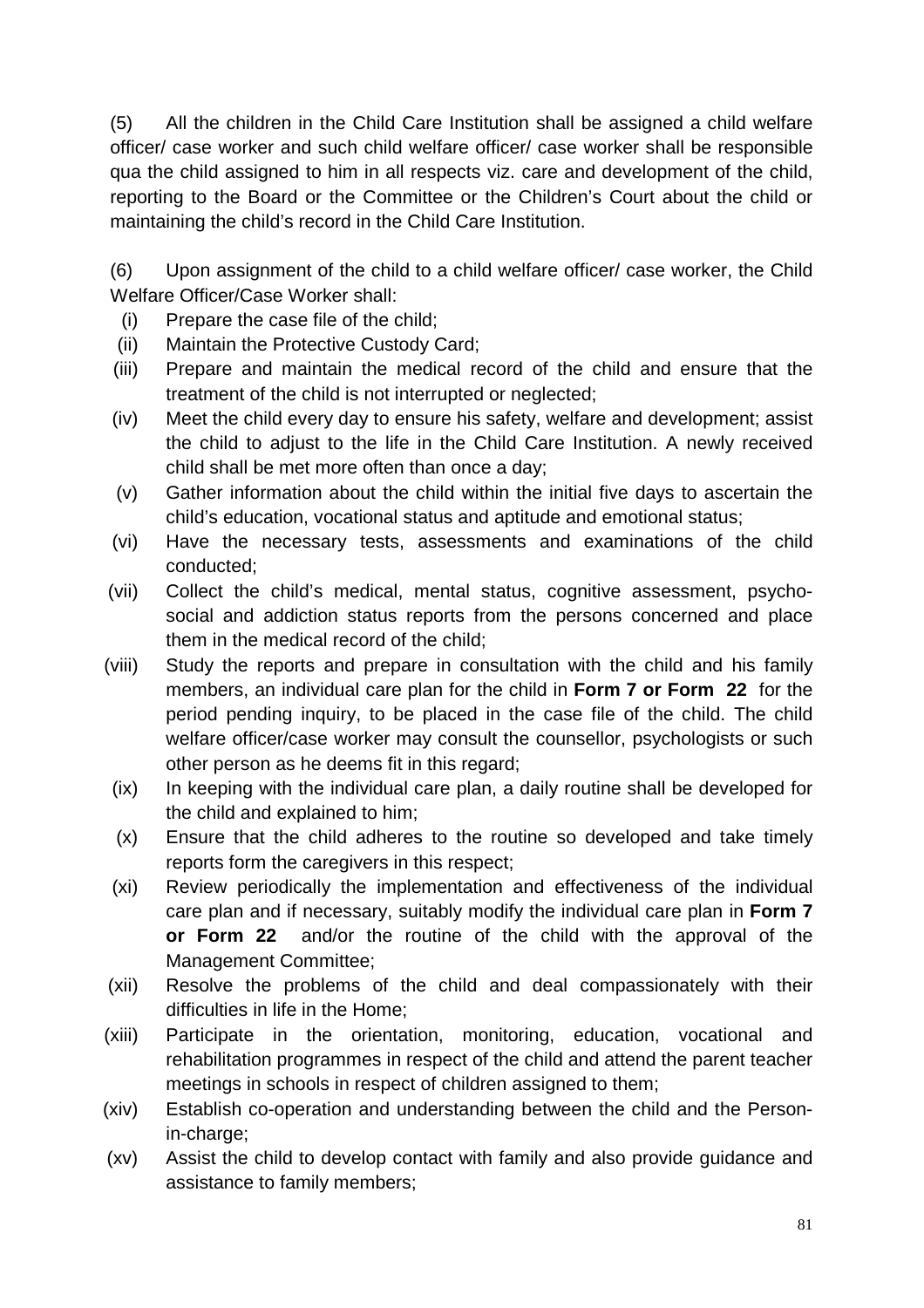(5) All the children in the Child Care Institution shall be assigned a child welfare officer/ case worker and such child welfare officer/ case worker shall be responsible qua the child assigned to him in all respects viz. care and development of the child, reporting to the Board or the Committee or the Children's Court about the child or maintaining the child's record in the Child Care Institution.

(6) Upon assignment of the child to a child welfare officer/ case worker, the Child Welfare Officer/Case Worker shall:

- (i) Prepare the case file of the child;
- (ii) Maintain the Protective Custody Card;
- (iii) Prepare and maintain the medical record of the child and ensure that the treatment of the child is not interrupted or neglected;
- (iv) Meet the child every day to ensure his safety, welfare and development; assist the child to adjust to the life in the Child Care Institution. A newly received child shall be met more often than once a day;
- (v) Gather information about the child within the initial five days to ascertain the child's education, vocational status and aptitude and emotional status;
- (vi) Have the necessary tests, assessments and examinations of the child conducted;
- (vii) Collect the child's medical, mental status, cognitive assessment, psycho-social and addiction status reports from the persons concerned and place them in the medical record of the child;
- (viii) Study the reports and prepare in consultation with the child and his family members, an individual care plan for the child in **Form 7 or Form 22** for the period pending inquiry, to be placed in the case file of the child. The child welfare officer/case worker may consult the counsellor, psychologists or such other person as he deems fit in this regard;
- (ix) In keeping with the individual care plan, a daily routine shall be developed for the child and explained to him;
- (x) Ensure that the child adheres to the routine so developed and take timely reports form the caregivers in this respect;
- (xi) Review periodically the implementation and effectiveness of the individual care plan and if necessary, suitably modify the individual care plan in **Form 7 or Form 22** and/or the routine of the child with the approval of the Management Committee;
- (xii) Resolve the problems of the child and deal compassionately with their difficulties in life in the Home;
- (xiii) Participate in the orientation, monitoring, education, vocational and rehabilitation programmes in respect of the child and attend the parent teacher meetings in schools in respect of children assigned to them;
- (xiv) Establish co-operation and understanding between the child and the Person-in-charge;
- (xv) Assist the child to develop contact with family and also provide guidance and assistance to family members;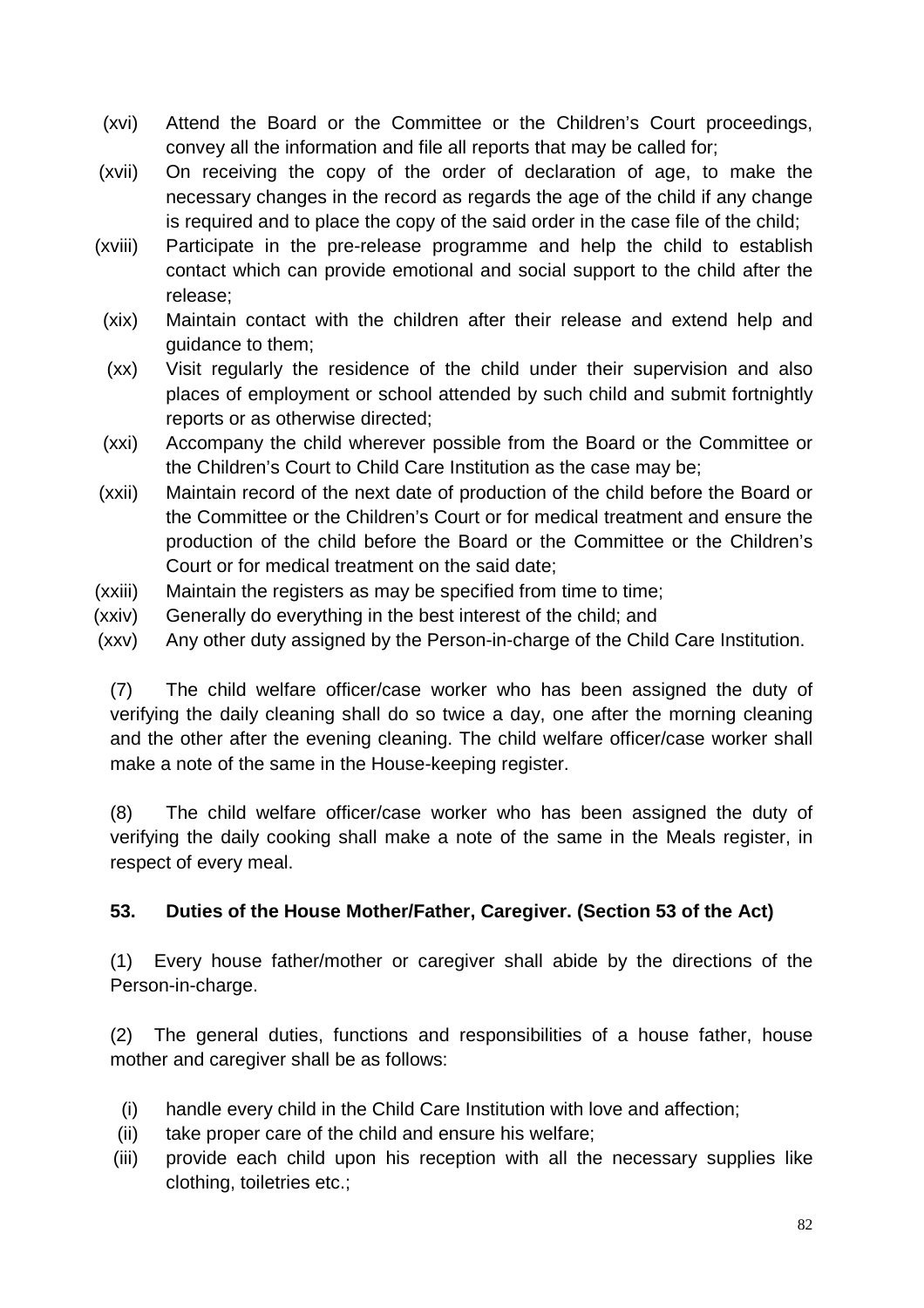(xvi) Attend the Board or the Committee or the Children's Court proceedings, convey all the information and file all reports that may be called for;

(xvii) On receiving the copy of the order of declaration of age, to make the necessary changes in the record as regards the age of the child if any change is required and to place the copy of the said order in the case file of the child;

(xviii) Participate in the pre-release programme and help the child to establish contact which can provide emotional and social support to the child after the release;

(xix) Maintain contact with the children after their release and extend help and guidance to them;

(xx) Visit regularly the residence of the child under their supervision and also places of employment or school attended by such child and submit fortnightly reports or as otherwise directed;

(xxi) Accompany the child wherever possible from the Board or the Committee or the Children's Court to Child Care Institution as the case may be;

(xxii) Maintain record of the next date of production of the child before the Board or the Committee or the Children's Court or for medical treatment and ensure the production of the child before the Board or the Committee or the Children's Court or for medical treatment on the said date;

(xxiii) Maintain the registers as may be specified from time to time;

(xxiv) Generally do everything in the best interest of the child; and

(xxv) Any other duty assigned by the Person-in-charge of the Child Care Institution.

(7) The child welfare officer/case worker who has been assigned the duty of verifying the daily cleaning shall do so twice a day, one after the morning cleaning and the other after the evening cleaning. The child welfare officer/case worker shall make a note of the same in the House-keeping register.

(8) The child welfare officer/case worker who has been assigned the duty of verifying the daily cooking shall make a note of the same in the Meals register, in respect of every meal.

**53. Duties of the House Mother/Father, Caregiver. (Section 53 of the Act)**

(1) Every house father/mother or caregiver shall abide by the directions of the Person-in-charge.

(2) The general duties, functions and responsibilities of a house father, house mother and caregiver shall be as follows:

(i) handle every child in the Child Care Institution with love and affection;

(ii) take proper care of the child and ensure his welfare;

(iii) provide each child upon his reception with all the necessary supplies like clothing, toiletries etc.;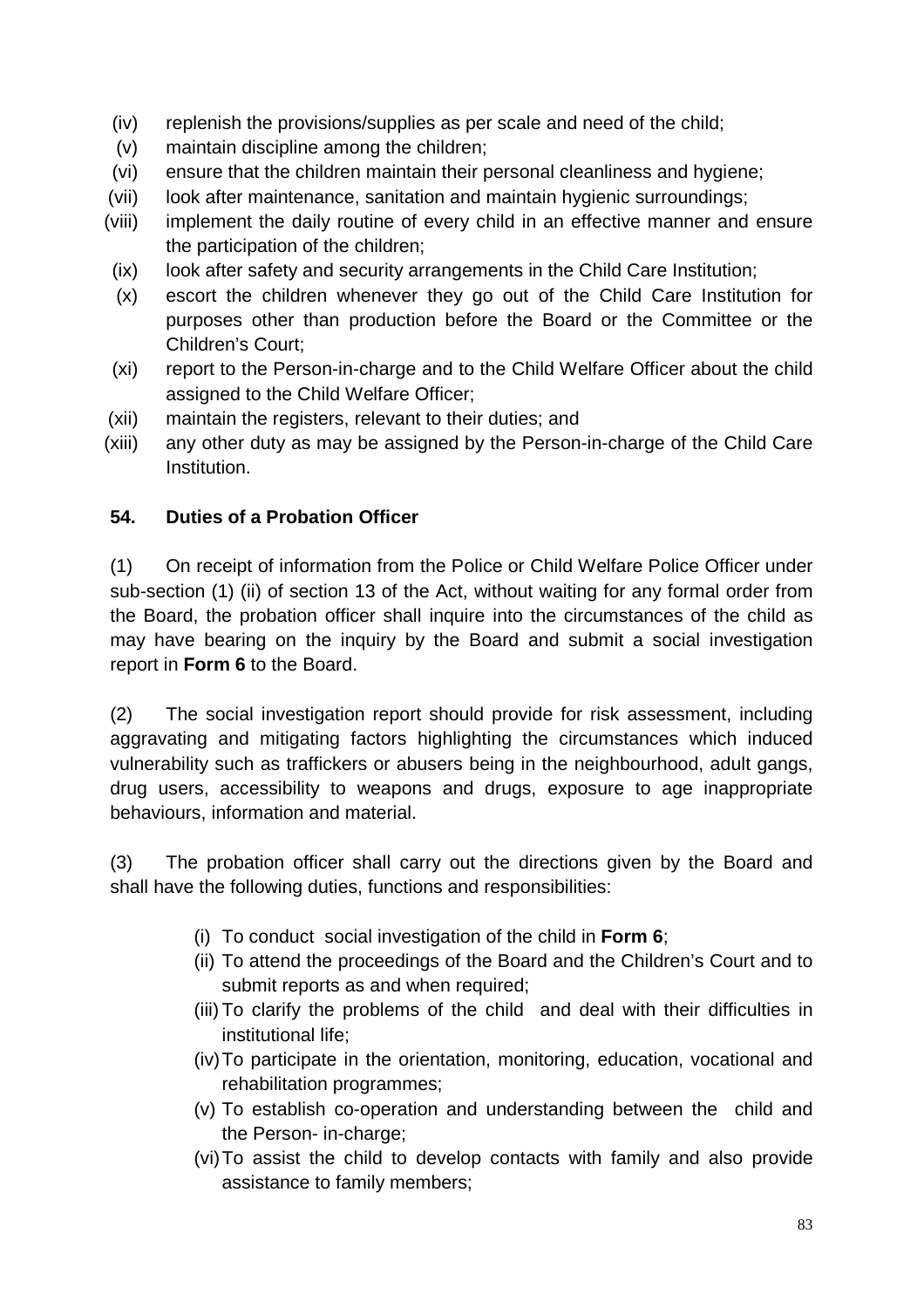(iv) replenish the provisions/supplies as per scale and need of the child;

(v) maintain discipline among the children;

(vi) ensure that the children maintain their personal cleanliness and hygiene;

(vii) look after maintenance, sanitation and maintain hygienic surroundings;

(viii) implement the daily routine of every child in an effective manner and ensure the participation of the children;

(ix) look after safety and security arrangements in the Child Care Institution;

(x) escort the children whenever they go out of the Child Care Institution for purposes other than production before the Board or the Committee or the Children's Court;

(xi) report to the Person-in-charge and to the Child Welfare Officer about the child assigned to the Child Welfare Officer;

(xii) maintain the registers, relevant to their duties; and

(xiii) any other duty as may be assigned by the Person-in-charge of the Child Care Institution.

## 54. Duties of a Probation Officer

(1) On receipt of information from the Police or Child Welfare Police Officer under sub-section (1) (ii) of section 13 of the Act, without waiting for any formal order from the Board, the probation officer shall inquire into the circumstances of the child as may have bearing on the inquiry by the Board and submit a social investigation report in **Form 6** to the Board.

(2) The social investigation report should provide for risk assessment, including aggravating and mitigating factors highlighting the circumstances which induced vulnerability such as traffickers or abusers being in the neighbourhood, adult gangs, drug users, accessibility to weapons and drugs, exposure to age inappropriate behaviours, information and material.

(3) The probation officer shall carry out the directions given by the Board and shall have the following duties, functions and responsibilities:

(i) To conduct social investigation of the child in **Form 6**;

(ii) To attend the proceedings of the Board and the Children's Court and to submit reports as and when required;

(iii) To clarify the problems of the child and deal with their difficulties in institutional life;

(iv) To participate in the orientation, monitoring, education, vocational and rehabilitation programmes;

(v) To establish co-operation and understanding between the child and the Person- in-charge;

(vi) To assist the child to develop contacts with family and also provide assistance to family members;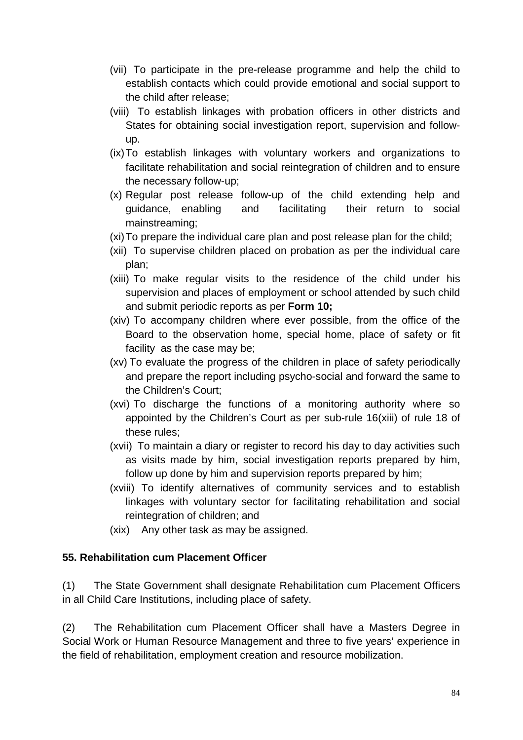(vii) To participate in the pre-release programme and help the child to establish contacts which could provide emotional and social support to the child after release;

(viii) To establish linkages with probation officers in other districts and States for obtaining social investigation report, supervision and follow-up.

(ix) To establish linkages with voluntary workers and organizations to facilitate rehabilitation and social reintegration of children and to ensure the necessary follow-up;

(x) Regular post release follow-up of the child extending help and guidance, enabling and facilitating their return to social mainstreaming;

(xi) To prepare the individual care plan and post release plan for the child;

(xii) To supervise children placed on probation as per the individual care plan;

(xiii) To make regular visits to the residence of the child under his supervision and places of employment or school attended by such child and submit periodic reports as per **Form 10;**

(xiv) To accompany children where ever possible, from the office of the Board to the observation home, special home, place of safety or fit facility as the case may be;

(xv) To evaluate the progress of the children in place of safety periodically and prepare the report including psycho-social and forward the same to the Children's Court;

(xvi) To discharge the functions of a monitoring authority where so appointed by the Children's Court as per sub-rule 16(xiii) of rule 18 of these rules;

(xvii) To maintain a diary or register to record his day to day activities such as visits made by him, social investigation reports prepared by him, follow up done by him and supervision reports prepared by him;

(xviii) To identify alternatives of community services and to establish linkages with voluntary sector for facilitating rehabilitation and social reintegration of children; and

(xix) Any other task as may be assigned.

**55. Rehabilitation cum Placement Officer**

(1) The State Government shall designate Rehabilitation cum Placement Officers in all Child Care Institutions, including place of safety.

(2) The Rehabilitation cum Placement Officer shall have a Masters Degree in Social Work or Human Resource Management and three to five years' experience in the field of rehabilitation, employment creation and resource mobilization.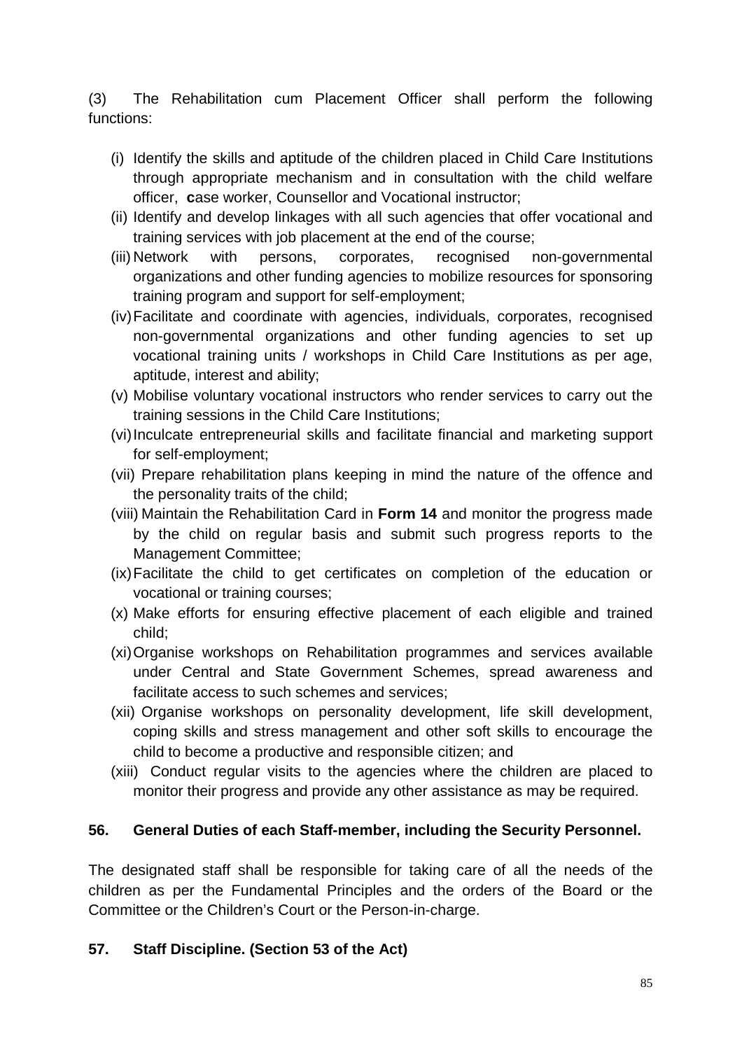(3) The Rehabilitation cum Placement Officer shall perform the following functions:

(i) Identify the skills and aptitude of the children placed in Child Care Institutions through appropriate mechanism and in consultation with the child welfare officer, **c**ase worker, Counsellor and Vocational instructor;

(ii) Identify and develop linkages with all such agencies that offer vocational and training services with job placement at the end of the course;

(iii) Network with persons, corporates, recognised non-governmental organizations and other funding agencies to mobilize resources for sponsoring training program and support for self-employment;

(iv) Facilitate and coordinate with agencies, individuals, corporates, recognised non-governmental organizations and other funding agencies to set up vocational training units / workshops in Child Care Institutions as per age, aptitude, interest and ability;

(v) Mobilise voluntary vocational instructors who render services to carry out the training sessions in the Child Care Institutions;

(vi) Inculcate entrepreneurial skills and facilitate financial and marketing support for self-employment;

(vii) Prepare rehabilitation plans keeping in mind the nature of the offence and the personality traits of the child;

(viii) Maintain the Rehabilitation Card in **Form 14** and monitor the progress made by the child on regular basis and submit such progress reports to the Management Committee;

(ix) Facilitate the child to get certificates on completion of the education or vocational or training courses;

(x) Make efforts for ensuring effective placement of each eligible and trained child;

(xi) Organise workshops on Rehabilitation programmes and services available under Central and State Government Schemes, spread awareness and facilitate access to such schemes and services;

(xii) Organise workshops on personality development, life skill development, coping skills and stress management and other soft skills to encourage the child to become a productive and responsible citizen; and

(xiii) Conduct regular visits to the agencies where the children are placed to monitor their progress and provide any other assistance as may be required.

**56. General Duties of each Staff-member, including the Security Personnel.**

The designated staff shall be responsible for taking care of all the needs of the children as per the Fundamental Principles and the orders of the Board or the Committee or the Children's Court or the Person-in-charge.

**57. Staff Discipline. (Section 53 of the Act)**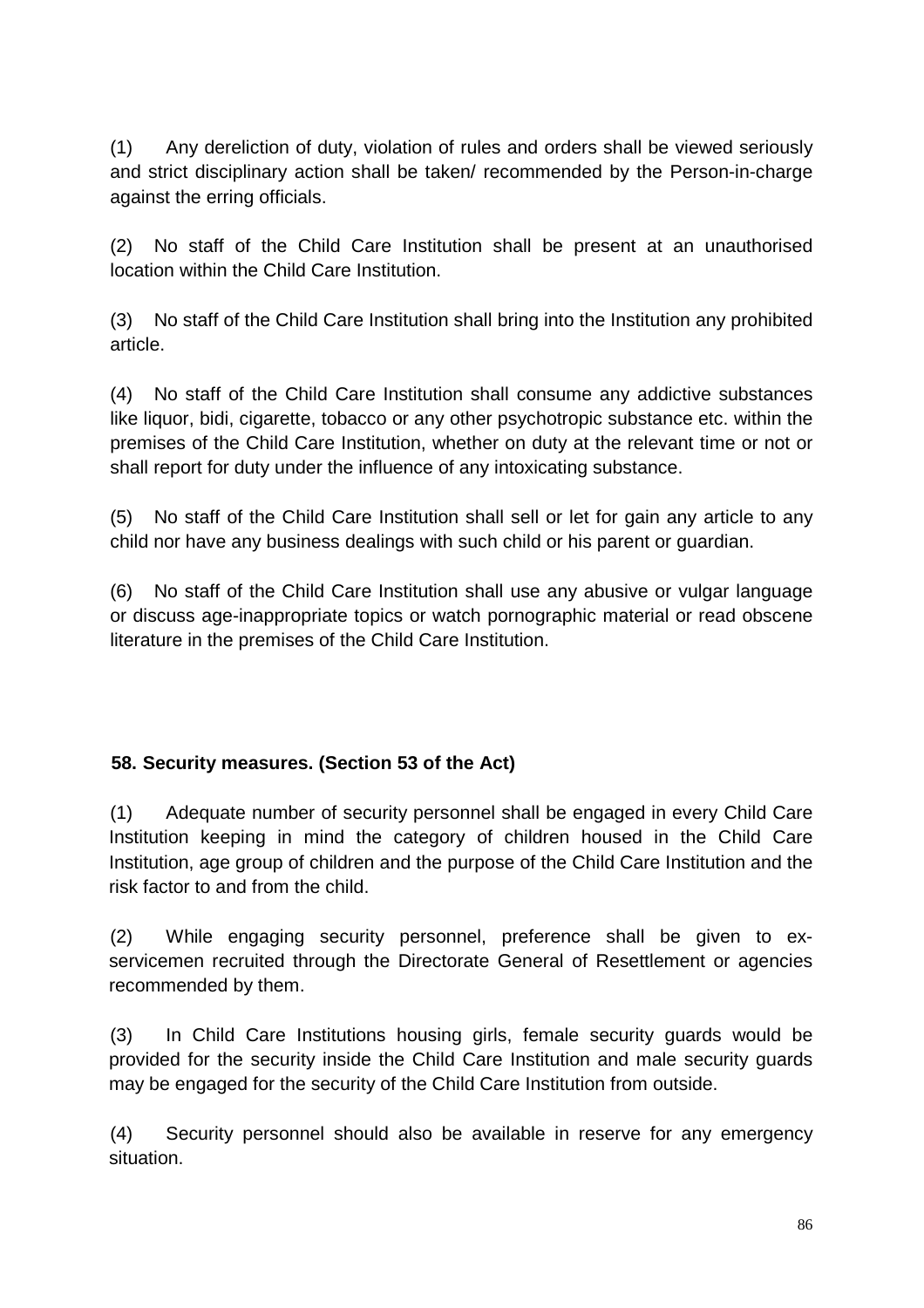(1) Any dereliction of duty, violation of rules and orders shall be viewed seriously and strict disciplinary action shall be taken/ recommended by the Person-in-charge against the erring officials.

(2) No staff of the Child Care Institution shall be present at an unauthorised location within the Child Care Institution.

(3) No staff of the Child Care Institution shall bring into the Institution any prohibited article.

(4) No staff of the Child Care Institution shall consume any addictive substances like liquor, bidi, cigarette, tobacco or any other psychotropic substance etc. within the premises of the Child Care Institution, whether on duty at the relevant time or not or shall report for duty under the influence of any intoxicating substance.

(5) No staff of the Child Care Institution shall sell or let for gain any article to any child nor have any business dealings with such child or his parent or guardian.

(6) No staff of the Child Care Institution shall use any abusive or vulgar language or discuss age-inappropriate topics or watch pornographic material or read obscene literature in the premises of the Child Care Institution.

**58. Security measures. (Section 53 of the Act)**

(1) Adequate number of security personnel shall be engaged in every Child Care Institution keeping in mind the category of children housed in the Child Care Institution, age group of children and the purpose of the Child Care Institution and the risk factor to and from the child.

(2) While engaging security personnel, preference shall be given to ex-servicemen recruited through the Directorate General of Resettlement or agencies recommended by them.

(3) In Child Care Institutions housing girls, female security guards would be provided for the security inside the Child Care Institution and male security guards may be engaged for the security of the Child Care Institution from outside.

(4) Security personnel should also be available in reserve for any emergency situation.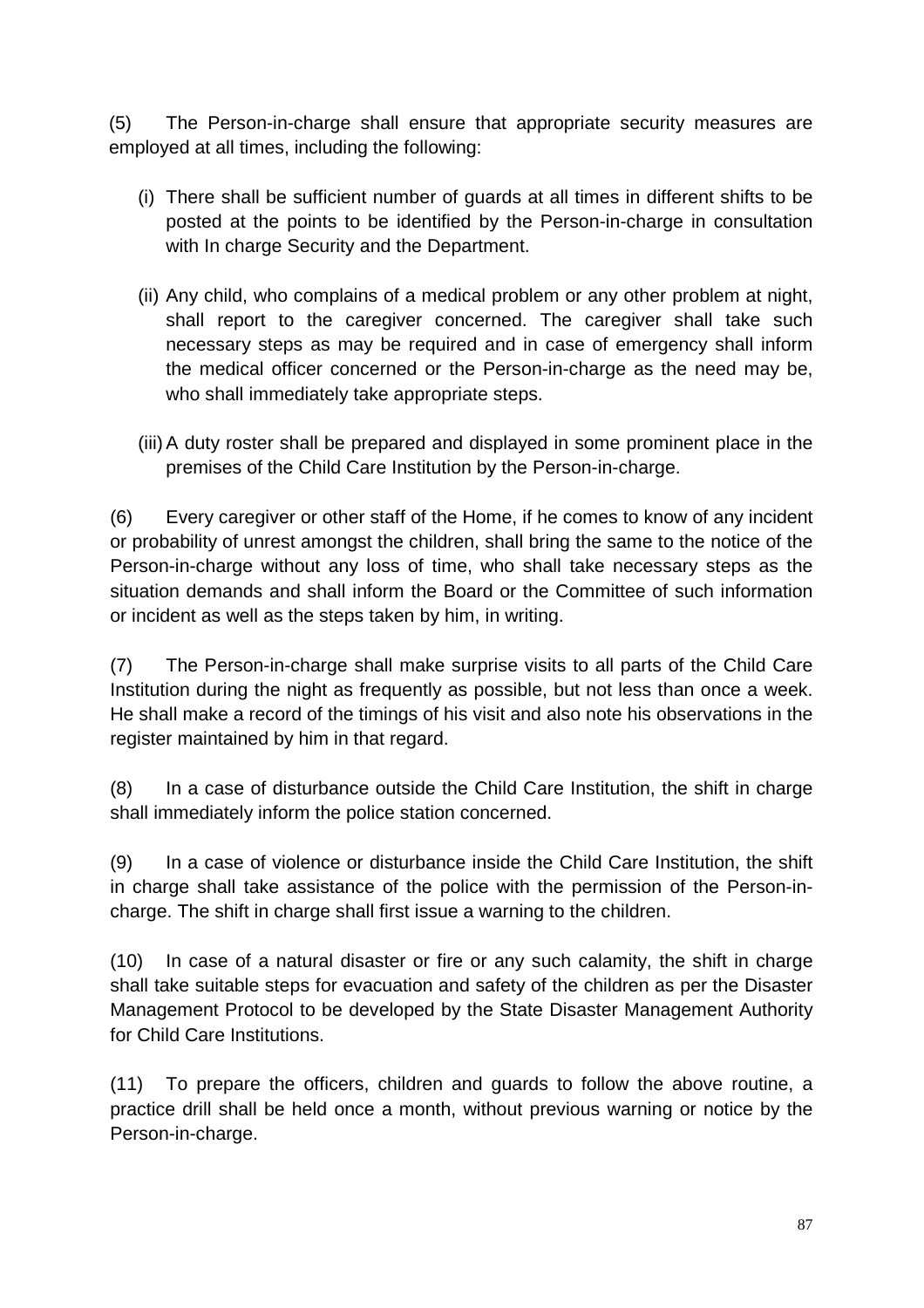(5) The Person-in-charge shall ensure that appropriate security measures are employed at all times, including the following:

(i) There shall be sufficient number of guards at all times in different shifts to be posted at the points to be identified by the Person-in-charge in consultation with In charge Security and the Department.

(ii) Any child, who complains of a medical problem or any other problem at night, shall report to the caregiver concerned. The caregiver shall take such necessary steps as may be required and in case of emergency shall inform the medical officer concerned or the Person-in-charge as the need may be, who shall immediately take appropriate steps.

(iii) A duty roster shall be prepared and displayed in some prominent place in the premises of the Child Care Institution by the Person-in-charge.

(6) Every caregiver or other staff of the Home, if he comes to know of any incident or probability of unrest amongst the children, shall bring the same to the notice of the Person-in-charge without any loss of time, who shall take necessary steps as the situation demands and shall inform the Board or the Committee of such information or incident as well as the steps taken by him, in writing.

(7) The Person-in-charge shall make surprise visits to all parts of the Child Care Institution during the night as frequently as possible, but not less than once a week. He shall make a record of the timings of his visit and also note his observations in the register maintained by him in that regard.

(8) In a case of disturbance outside the Child Care Institution, the shift in charge shall immediately inform the police station concerned.

(9) In a case of violence or disturbance inside the Child Care Institution, the shift in charge shall take assistance of the police with the permission of the Person-in-charge. The shift in charge shall first issue a warning to the children.

(10) In case of a natural disaster or fire or any such calamity, the shift in charge shall take suitable steps for evacuation and safety of the children as per the Disaster Management Protocol to be developed by the State Disaster Management Authority for Child Care Institutions.

(11) To prepare the officers, children and guards to follow the above routine, a practice drill shall be held once a month, without previous warning or notice by the Person-in-charge.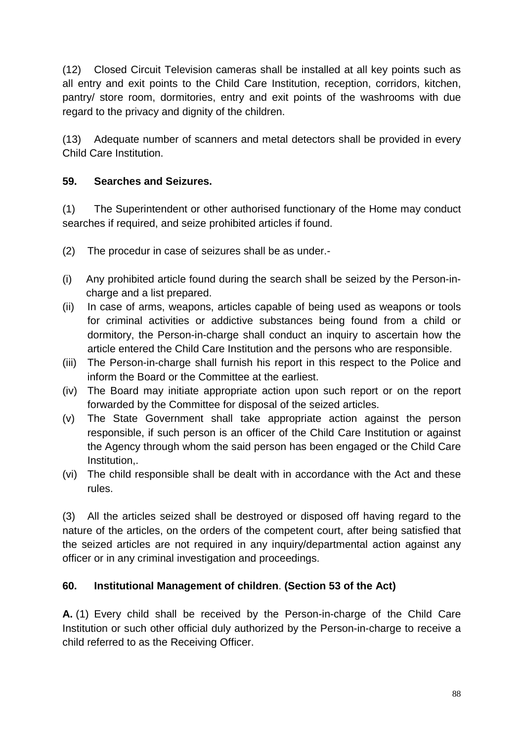(12) Closed Circuit Television cameras shall be installed at all key points such as all entry and exit points to the Child Care Institution, reception, corridors, kitchen, pantry/ store room, dormitories, entry and exit points of the washrooms with due regard to the privacy and dignity of the children.

(13) Adequate number of scanners and metal detectors shall be provided in every Child Care Institution.

**59. Searches and Seizures.**

(1) The Superintendent or other authorised functionary of the Home may conduct searches if required, and seize prohibited articles if found.

(2) The procedur in case of seizures shall be as under.-

(i) Any prohibited article found during the search shall be seized by the Person-in-charge and a list prepared.
(ii) In case of arms, weapons, articles capable of being used as weapons or tools for criminal activities or addictive substances being found from a child or dormitory, the Person-in-charge shall conduct an inquiry to ascertain how the article entered the Child Care Institution and the persons who are responsible.
(iii) The Person-in-charge shall furnish his report in this respect to the Police and inform the Board or the Committee at the earliest.
(iv) The Board may initiate appropriate action upon such report or on the report forwarded by the Committee for disposal of the seized articles.
(v) The State Government shall take appropriate action against the person responsible, if such person is an officer of the Child Care Institution or against the Agency through whom the said person has been engaged or the Child Care Institution,.
(vi) The child responsible shall be dealt with in accordance with the Act and these rules.

(3) All the articles seized shall be destroyed or disposed off having regard to the nature of the articles, on the orders of the competent court, after being satisfied that the seized articles are not required in any inquiry/departmental action against any officer or in any criminal investigation and proceedings.

**60. Institutional Management of children**. **(Section 53 of the Act)**

**A.** (1) Every child shall be received by the Person-in-charge of the Child Care Institution or such other official duly authorized by the Person-in-charge to receive a child referred to as the Receiving Officer.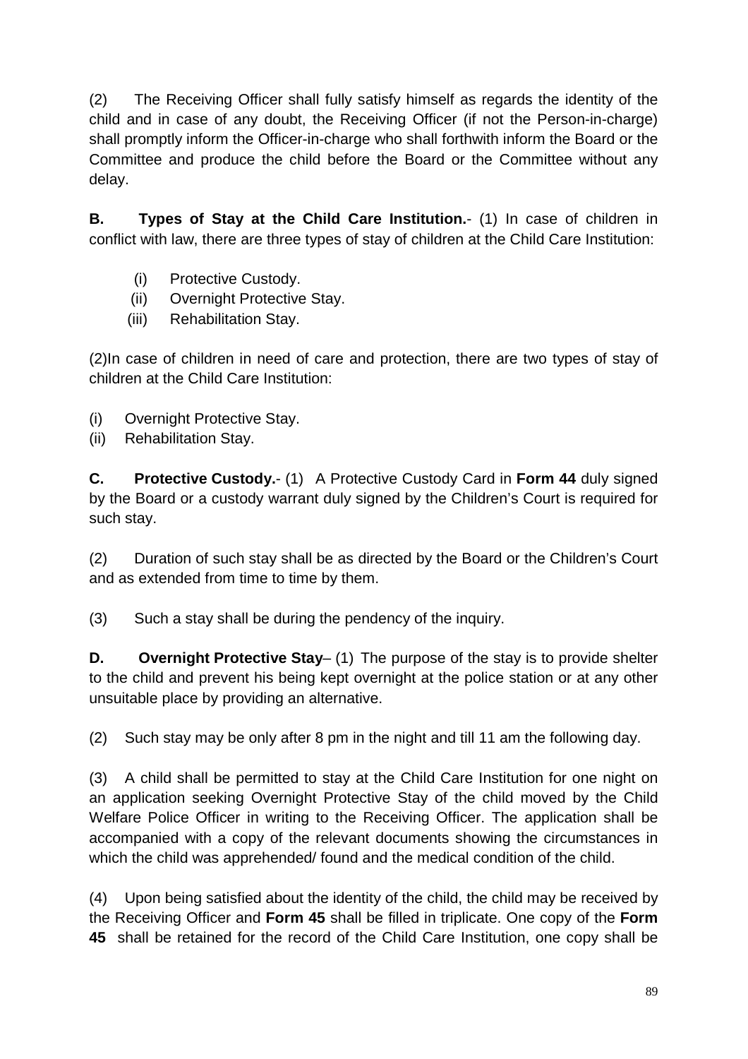(2) The Receiving Officer shall fully satisfy himself as regards the identity of the child and in case of any doubt, the Receiving Officer (if not the Person-in-charge) shall promptly inform the Officer-in-charge who shall forthwith inform the Board or the Committee and produce the child before the Board or the Committee without any delay.

**B. Types of Stay at the Child Care Institution.**- (1) In case of children in conflict with law, there are three types of stay of children at the Child Care Institution:

(i) Protective Custody.
(ii) Overnight Protective Stay.
(iii) Rehabilitation Stay.

(2)In case of children in need of care and protection, there are two types of stay of children at the Child Care Institution:

(i) Overnight Protective Stay.
(ii) Rehabilitation Stay.

**C. Protective Custody.**- (1) A Protective Custody Card in **Form 44** duly signed by the Board or a custody warrant duly signed by the Children's Court is required for such stay.

(2) Duration of such stay shall be as directed by the Board or the Children's Court and as extended from time to time by them.

(3) Such a stay shall be during the pendency of the inquiry.

**D. Overnight Protective Stay**– (1) The purpose of the stay is to provide shelter to the child and prevent his being kept overnight at the police station or at any other unsuitable place by providing an alternative.

(2) Such stay may be only after 8 pm in the night and till 11 am the following day.

(3) A child shall be permitted to stay at the Child Care Institution for one night on an application seeking Overnight Protective Stay of the child moved by the Child Welfare Police Officer in writing to the Receiving Officer. The application shall be accompanied with a copy of the relevant documents showing the circumstances in which the child was apprehended/ found and the medical condition of the child.

(4) Upon being satisfied about the identity of the child, the child may be received by the Receiving Officer and **Form 45** shall be filled in triplicate. One copy of the **Form 45** shall be retained for the record of the Child Care Institution, one copy shall be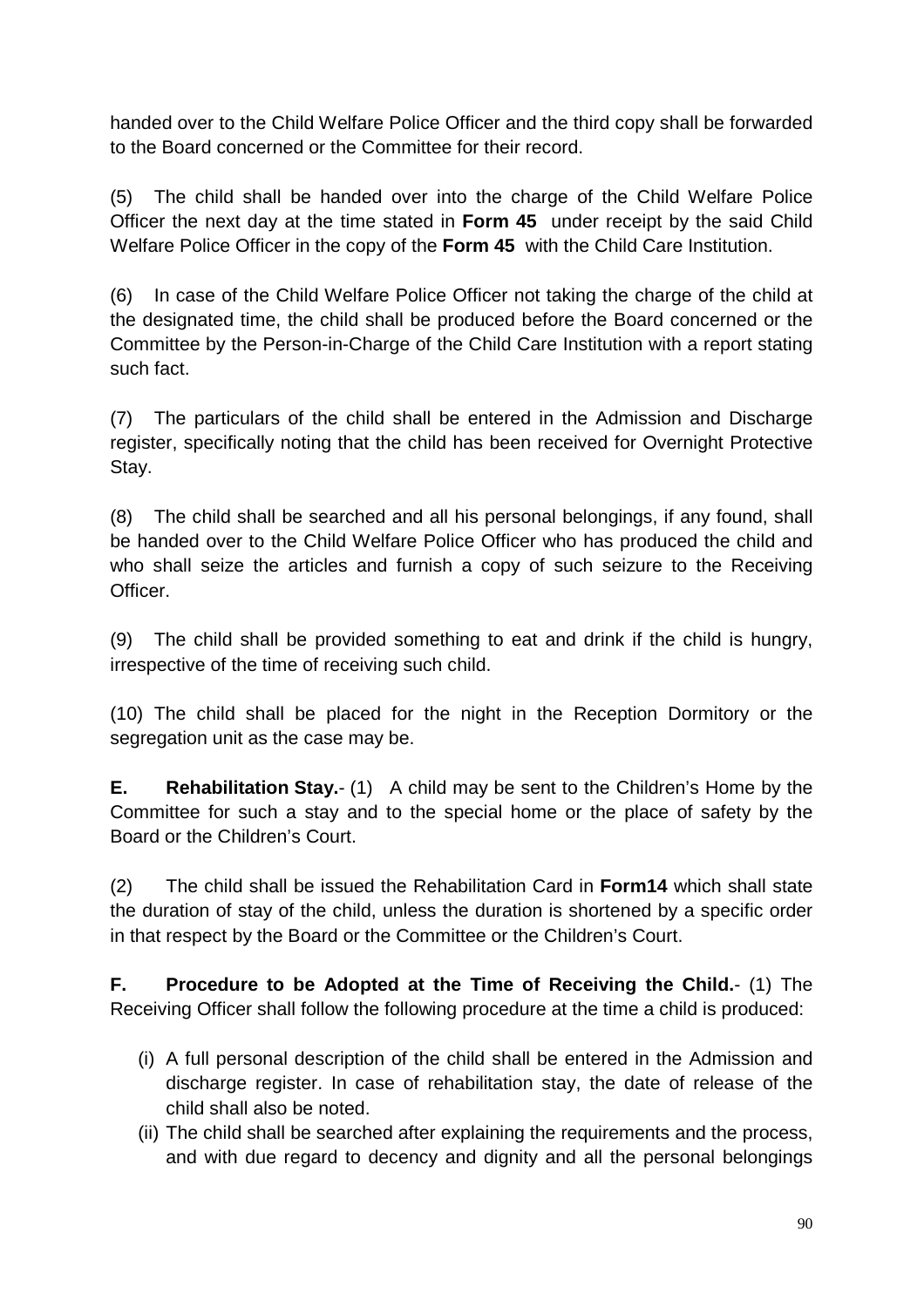handed over to the Child Welfare Police Officer and the third copy shall be forwarded to the Board concerned or the Committee for their record.

(5) The child shall be handed over into the charge of the Child Welfare Police Officer the next day at the time stated in **Form 45** under receipt by the said Child Welfare Police Officer in the copy of the **Form 45** with the Child Care Institution.

(6) In case of the Child Welfare Police Officer not taking the charge of the child at the designated time, the child shall be produced before the Board concerned or the Committee by the Person-in-Charge of the Child Care Institution with a report stating such fact.

(7) The particulars of the child shall be entered in the Admission and Discharge register, specifically noting that the child has been received for Overnight Protective Stay.

(8) The child shall be searched and all his personal belongings, if any found, shall be handed over to the Child Welfare Police Officer who has produced the child and who shall seize the articles and furnish a copy of such seizure to the Receiving Officer.

(9) The child shall be provided something to eat and drink if the child is hungry, irrespective of the time of receiving such child.

(10) The child shall be placed for the night in the Reception Dormitory or the segregation unit as the case may be.

**E. Rehabilitation Stay.**- (1) A child may be sent to the Children's Home by the Committee for such a stay and to the special home or the place of safety by the Board or the Children's Court.

(2) The child shall be issued the Rehabilitation Card in **Form14** which shall state the duration of stay of the child, unless the duration is shortened by a specific order in that respect by the Board or the Committee or the Children's Court.

**F. Procedure to be Adopted at the Time of Receiving the Child.**- (1) The Receiving Officer shall follow the following procedure at the time a child is produced:

(i) A full personal description of the child shall be entered in the Admission and discharge register. In case of rehabilitation stay, the date of release of the child shall also be noted.

(ii) The child shall be searched after explaining the requirements and the process, and with due regard to decency and dignity and all the personal belongings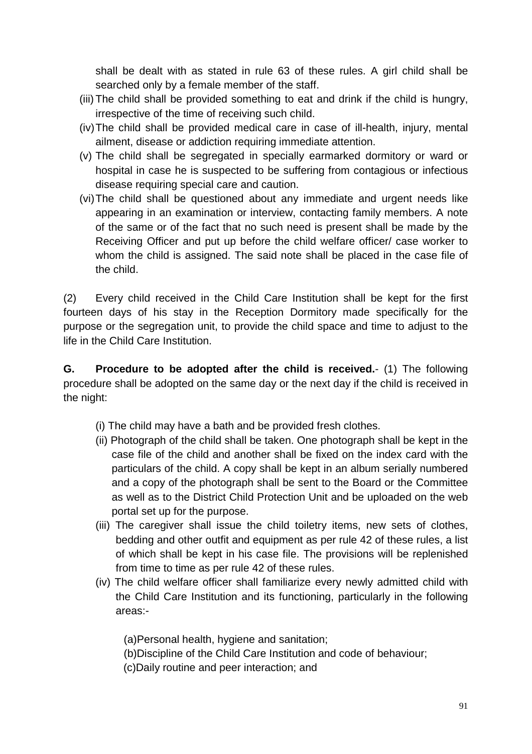shall be dealt with as stated in rule 63 of these rules. A girl child shall be searched only by a female member of the staff.

(iii) The child shall be provided something to eat and drink if the child is hungry, irrespective of the time of receiving such child.

(iv) The child shall be provided medical care in case of ill-health, injury, mental ailment, disease or addiction requiring immediate attention.

(v) The child shall be segregated in specially earmarked dormitory or ward or hospital in case he is suspected to be suffering from contagious or infectious disease requiring special care and caution.

(vi) The child shall be questioned about any immediate and urgent needs like appearing in an examination or interview, contacting family members. A note of the same or of the fact that no such need is present shall be made by the Receiving Officer and put up before the child welfare officer/ case worker to whom the child is assigned. The said note shall be placed in the case file of the child.

(2) Every child received in the Child Care Institution shall be kept for the first fourteen days of his stay in the Reception Dormitory made specifically for the purpose or the segregation unit, to provide the child space and time to adjust to the life in the Child Care Institution.

**G. Procedure to be adopted after the child is received.**- (1) The following procedure shall be adopted on the same day or the next day if the child is received in the night:

(i) The child may have a bath and be provided fresh clothes.

(ii) Photograph of the child shall be taken. One photograph shall be kept in the case file of the child and another shall be fixed on the index card with the particulars of the child. A copy shall be kept in an album serially numbered and a copy of the photograph shall be sent to the Board or the Committee as well as to the District Child Protection Unit and be uploaded on the web portal set up for the purpose.

(iii) The caregiver shall issue the child toiletry items, new sets of clothes, bedding and other outfit and equipment as per rule 42 of these rules, a list of which shall be kept in his case file. The provisions will be replenished from time to time as per rule 42 of these rules.

(iv) The child welfare officer shall familiarize every newly admitted child with the Child Care Institution and its functioning, particularly in the following areas:-

(a) Personal health, hygiene and sanitation;
(b) Discipline of the Child Care Institution and code of behaviour;
(c) Daily routine and peer interaction; and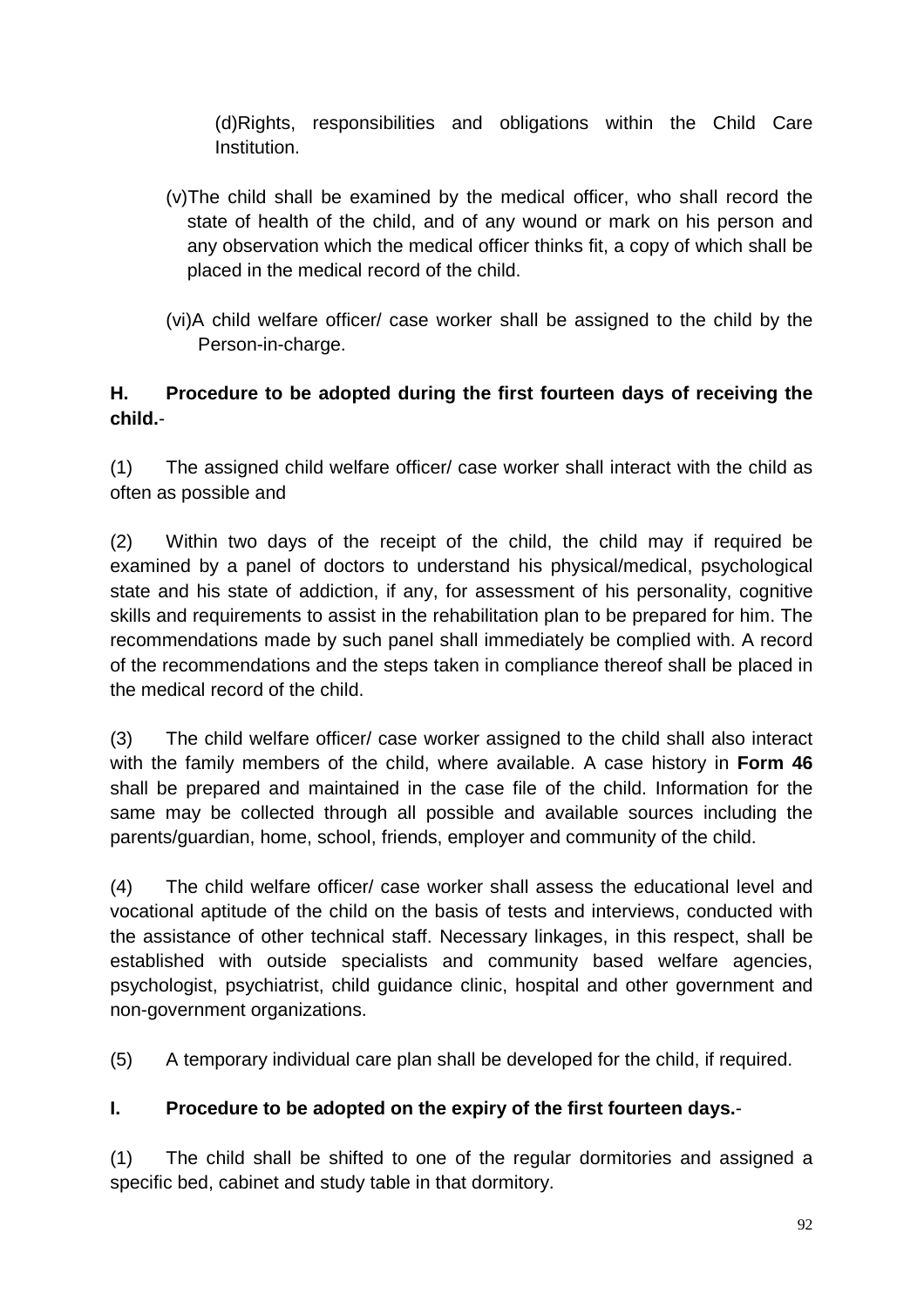(d)Rights, responsibilities and obligations within the Child Care Institution.

(v)The child shall be examined by the medical officer, who shall record the state of health of the child, and of any wound or mark on his person and any observation which the medical officer thinks fit, a copy of which shall be placed in the medical record of the child.

(vi)A child welfare officer/ case worker shall be assigned to the child by the Person-in-charge.

**H. Procedure to be adopted during the first fourteen days of receiving the child.**-

(1) The assigned child welfare officer/ case worker shall interact with the child as often as possible and

(2) Within two days of the receipt of the child, the child may if required be examined by a panel of doctors to understand his physical/medical, psychological state and his state of addiction, if any, for assessment of his personality, cognitive skills and requirements to assist in the rehabilitation plan to be prepared for him. The recommendations made by such panel shall immediately be complied with. A record of the recommendations and the steps taken in compliance thereof shall be placed in the medical record of the child.

(3) The child welfare officer/ case worker assigned to the child shall also interact with the family members of the child, where available. A case history in **Form 46** shall be prepared and maintained in the case file of the child. Information for the same may be collected through all possible and available sources including the parents/guardian, home, school, friends, employer and community of the child.

(4) The child welfare officer/ case worker shall assess the educational level and vocational aptitude of the child on the basis of tests and interviews, conducted with the assistance of other technical staff. Necessary linkages, in this respect, shall be established with outside specialists and community based welfare agencies, psychologist, psychiatrist, child guidance clinic, hospital and other government and non-government organizations.

(5) A temporary individual care plan shall be developed for the child, if required.

**I. Procedure to be adopted on the expiry of the first fourteen days.**-

(1) The child shall be shifted to one of the regular dormitories and assigned a specific bed, cabinet and study table in that dormitory.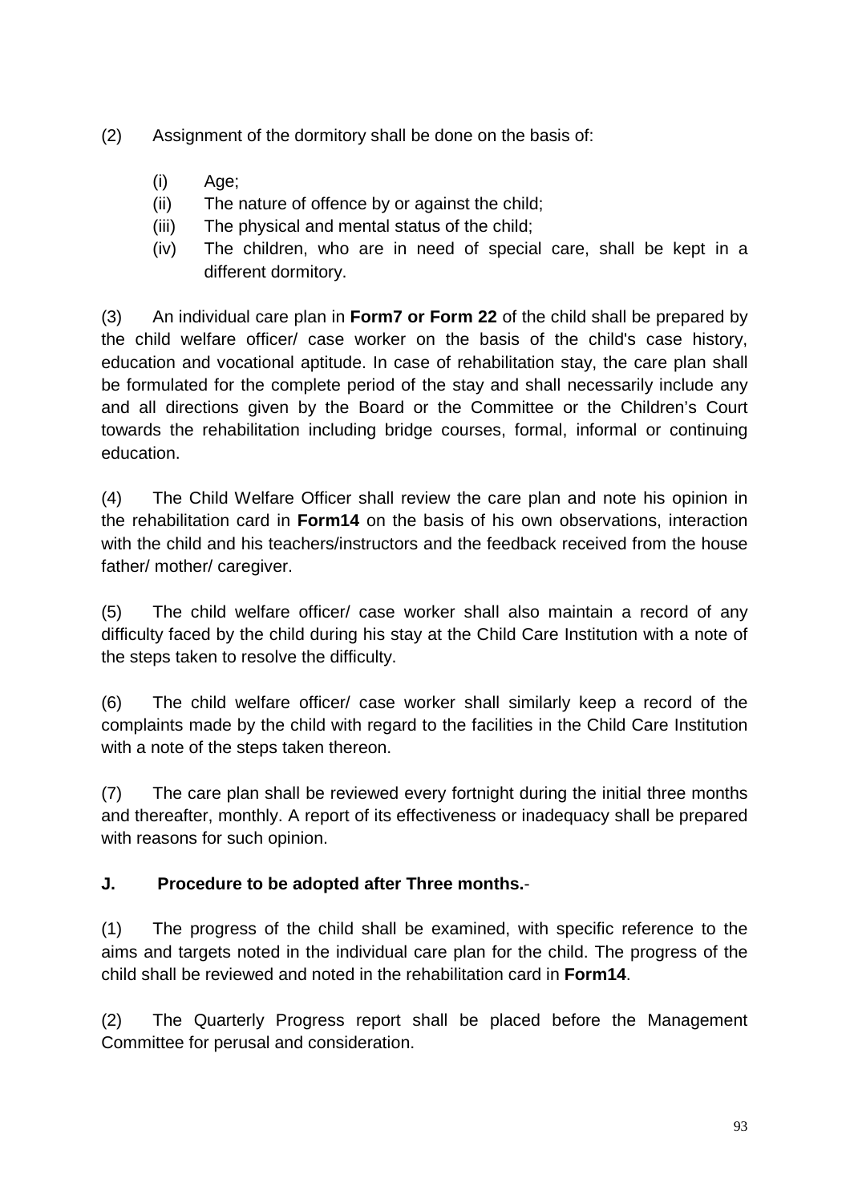(2) Assignment of the dormitory shall be done on the basis of:

(i) Age;
(ii) The nature of offence by or against the child;
(iii) The physical and mental status of the child;
(iv) The children, who are in need of special care, shall be kept in a different dormitory.

(3) An individual care plan in **Form7 or Form 22** of the child shall be prepared by the child welfare officer/ case worker on the basis of the child's case history, education and vocational aptitude. In case of rehabilitation stay, the care plan shall be formulated for the complete period of the stay and shall necessarily include any and all directions given by the Board or the Committee or the Children's Court towards the rehabilitation including bridge courses, formal, informal or continuing education.

(4) The Child Welfare Officer shall review the care plan and note his opinion in the rehabilitation card in **Form14** on the basis of his own observations, interaction with the child and his teachers/instructors and the feedback received from the house father/ mother/ caregiver.

(5) The child welfare officer/ case worker shall also maintain a record of any difficulty faced by the child during his stay at the Child Care Institution with a note of the steps taken to resolve the difficulty.

(6) The child welfare officer/ case worker shall similarly keep a record of the complaints made by the child with regard to the facilities in the Child Care Institution with a note of the steps taken thereon.

(7) The care plan shall be reviewed every fortnight during the initial three months and thereafter, monthly. A report of its effectiveness or inadequacy shall be prepared with reasons for such opinion.

**J. Procedure to be adopted after Three months.**-

(1) The progress of the child shall be examined, with specific reference to the aims and targets noted in the individual care plan for the child. The progress of the child shall be reviewed and noted in the rehabilitation card in **Form14**.

(2) The Quarterly Progress report shall be placed before the Management Committee for perusal and consideration.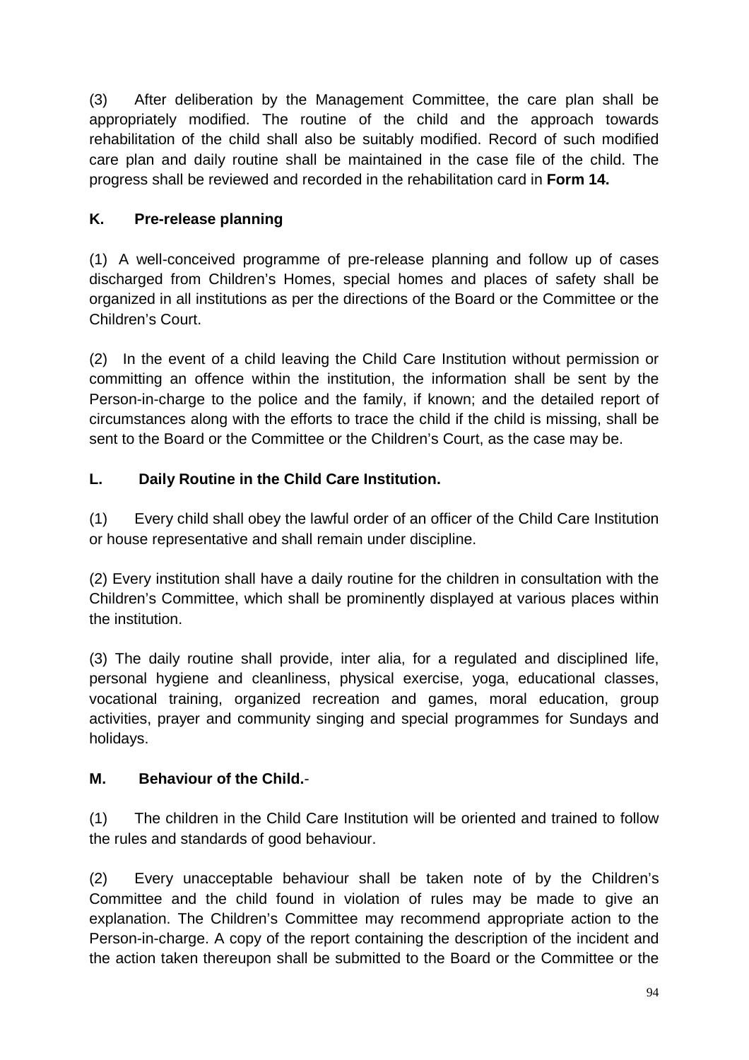(3) After deliberation by the Management Committee, the care plan shall be appropriately modified. The routine of the child and the approach towards rehabilitation of the child shall also be suitably modified. Record of such modified care plan and daily routine shall be maintained in the case file of the child. The progress shall be reviewed and recorded in the rehabilitation card in **Form 14.**

**K. Pre-release planning**

(1) A well-conceived programme of pre-release planning and follow up of cases discharged from Children's Homes, special homes and places of safety shall be organized in all institutions as per the directions of the Board or the Committee or the Children's Court.

(2) In the event of a child leaving the Child Care Institution without permission or committing an offence within the institution, the information shall be sent by the Person-in-charge to the police and the family, if known; and the detailed report of circumstances along with the efforts to trace the child if the child is missing, shall be sent to the Board or the Committee or the Children's Court, as the case may be.

**L. Daily Routine in the Child Care Institution.**

(1) Every child shall obey the lawful order of an officer of the Child Care Institution or house representative and shall remain under discipline.

(2) Every institution shall have a daily routine for the children in consultation with the Children's Committee, which shall be prominently displayed at various places within the institution.

(3) The daily routine shall provide, inter alia, for a regulated and disciplined life, personal hygiene and cleanliness, physical exercise, yoga, educational classes, vocational training, organized recreation and games, moral education, group activities, prayer and community singing and special programmes for Sundays and holidays.

**M. Behaviour of the Child.**-

(1) The children in the Child Care Institution will be oriented and trained to follow the rules and standards of good behaviour.

(2) Every unacceptable behaviour shall be taken note of by the Children's Committee and the child found in violation of rules may be made to give an explanation. The Children's Committee may recommend appropriate action to the Person-in-charge. A copy of the report containing the description of the incident and the action taken thereupon shall be submitted to the Board or the Committee or the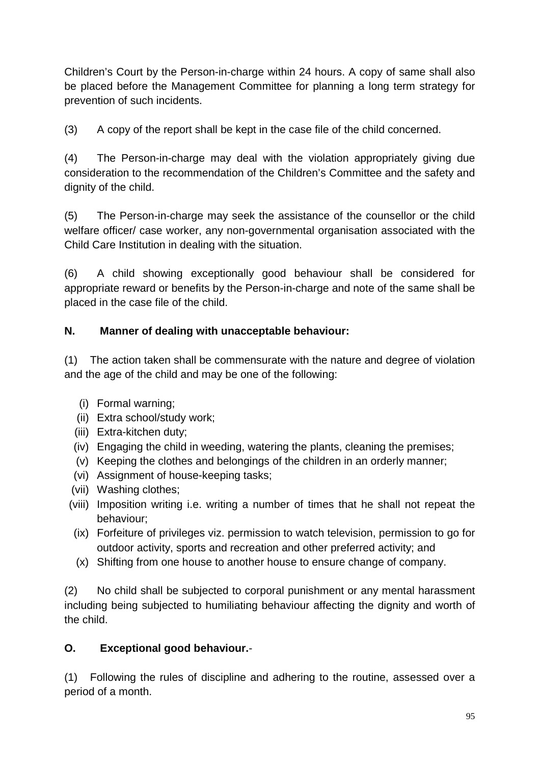Children's Court by the Person-in-charge within 24 hours. A copy of same shall also be placed before the Management Committee for planning a long term strategy for prevention of such incidents.

(3) A copy of the report shall be kept in the case file of the child concerned.

(4) The Person-in-charge may deal with the violation appropriately giving due consideration to the recommendation of the Children's Committee and the safety and dignity of the child.

(5) The Person-in-charge may seek the assistance of the counsellor or the child welfare officer/ case worker, any non-governmental organisation associated with the Child Care Institution in dealing with the situation.

(6) A child showing exceptionally good behaviour shall be considered for appropriate reward or benefits by the Person-in-charge and note of the same shall be placed in the case file of the child.

**N. Manner of dealing with unacceptable behaviour:**

(1) The action taken shall be commensurate with the nature and degree of violation and the age of the child and may be one of the following:

- (i) Formal warning;
- (ii) Extra school/study work;
- (iii) Extra-kitchen duty;
- (iv) Engaging the child in weeding, watering the plants, cleaning the premises;
- (v) Keeping the clothes and belongings of the children in an orderly manner;
- (vi) Assignment of house-keeping tasks;
- (vii) Washing clothes;
- (viii) Imposition writing i.e. writing a number of times that he shall not repeat the behaviour;
- (ix) Forfeiture of privileges viz. permission to watch television, permission to go for outdoor activity, sports and recreation and other preferred activity; and
- (x) Shifting from one house to another house to ensure change of company.

(2) No child shall be subjected to corporal punishment or any mental harassment including being subjected to humiliating behaviour affecting the dignity and worth of the child.

**O. Exceptional good behaviour.**-

(1) Following the rules of discipline and adhering to the routine, assessed over a period of a month.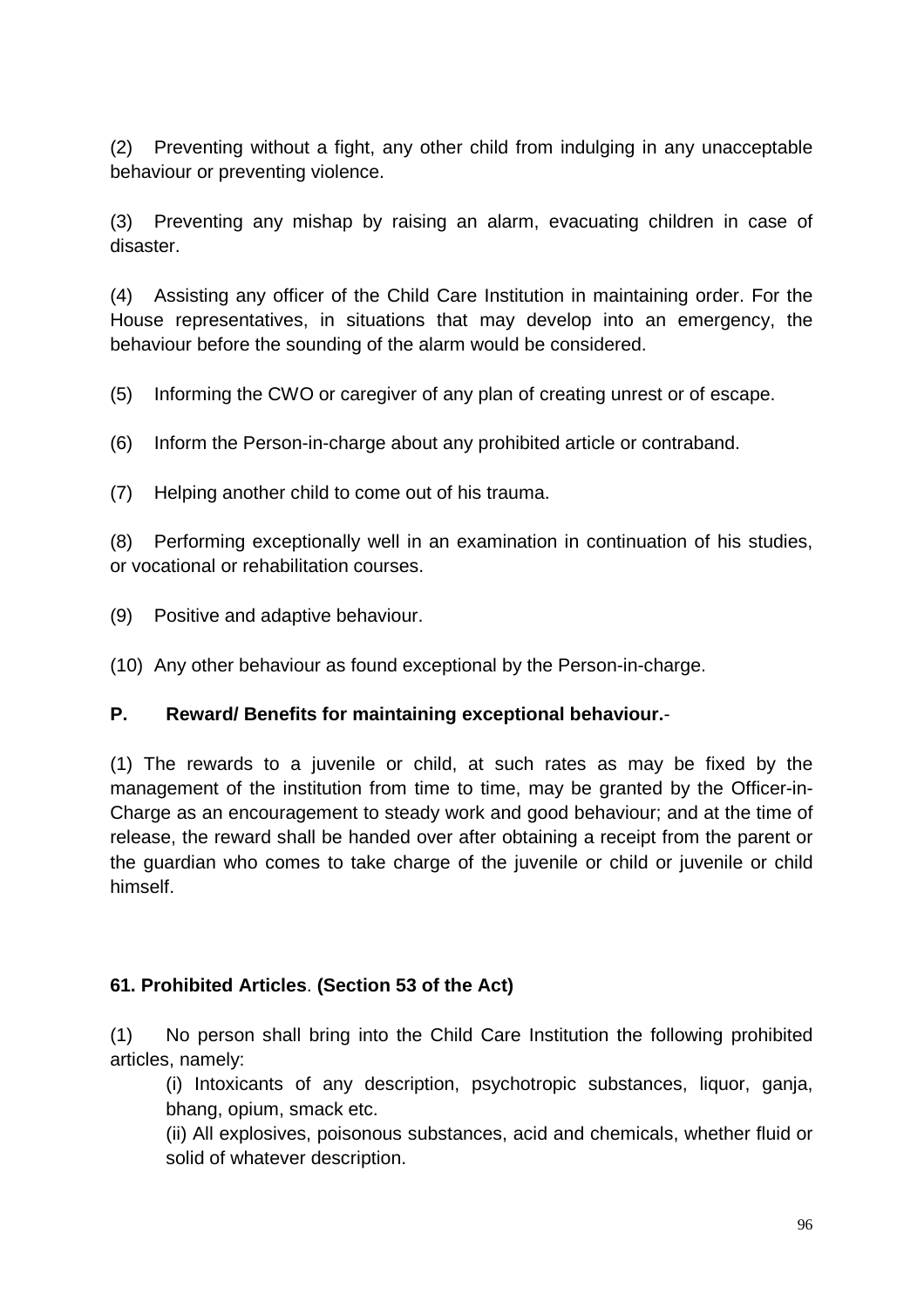(2) Preventing without a fight, any other child from indulging in any unacceptable behaviour or preventing violence.

(3) Preventing any mishap by raising an alarm, evacuating children in case of disaster.

(4) Assisting any officer of the Child Care Institution in maintaining order. For the House representatives, in situations that may develop into an emergency, the behaviour before the sounding of the alarm would be considered.

(5) Informing the CWO or caregiver of any plan of creating unrest or of escape.

(6) Inform the Person-in-charge about any prohibited article or contraband.

(7) Helping another child to come out of his trauma.

(8) Performing exceptionally well in an examination in continuation of his studies, or vocational or rehabilitation courses.

(9) Positive and adaptive behaviour.

(10) Any other behaviour as found exceptional by the Person-in-charge.

**P. Reward/ Benefits for maintaining exceptional behaviour.**-

(1) The rewards to a juvenile or child, at such rates as may be fixed by the management of the institution from time to time, may be granted by the Officer-in-Charge as an encouragement to steady work and good behaviour; and at the time of release, the reward shall be handed over after obtaining a receipt from the parent or the guardian who comes to take charge of the juvenile or child or juvenile or child himself.

**61. Prohibited Articles**. **(Section 53 of the Act)**

(1) No person shall bring into the Child Care Institution the following prohibited articles, namely:

(i) Intoxicants of any description, psychotropic substances, liquor, ganja, bhang, opium, smack etc.

(ii) All explosives, poisonous substances, acid and chemicals, whether fluid or solid of whatever description.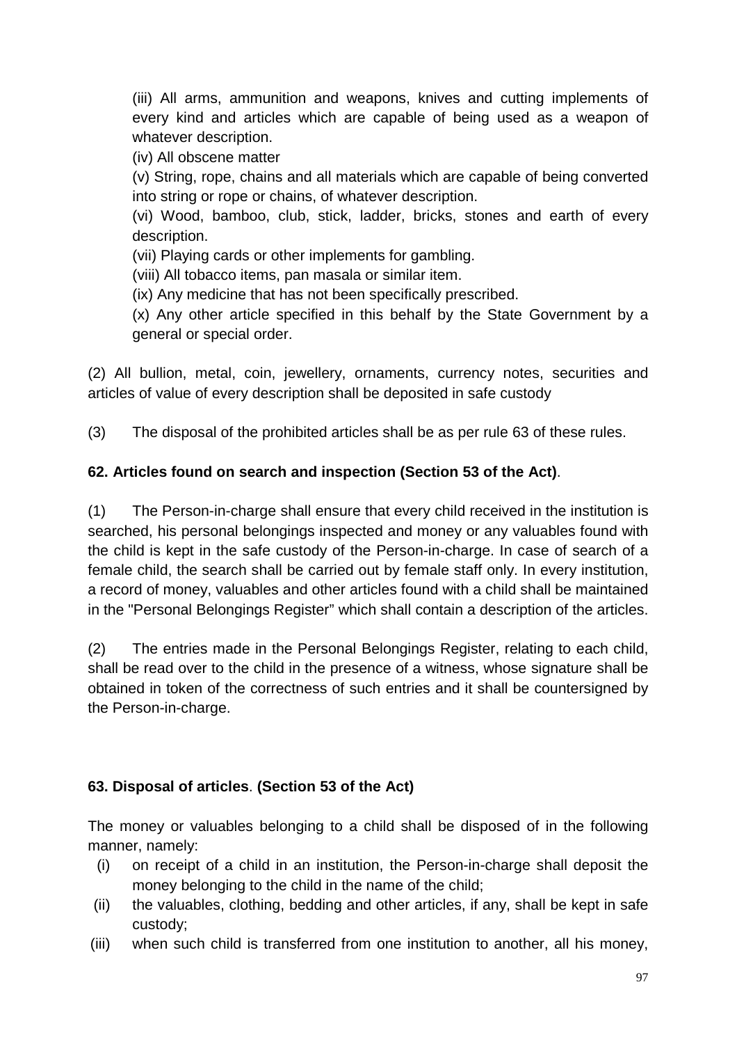(iii) All arms, ammunition and weapons, knives and cutting implements of every kind and articles which are capable of being used as a weapon of whatever description.

(iv) All obscene matter

(v) String, rope, chains and all materials which are capable of being converted into string or rope or chains, of whatever description.

(vi) Wood, bamboo, club, stick, ladder, bricks, stones and earth of every description.

(vii) Playing cards or other implements for gambling.

(viii) All tobacco items, pan masala or similar item.

(ix) Any medicine that has not been specifically prescribed.

(x) Any other article specified in this behalf by the State Government by a general or special order.

(2) All bullion, metal, coin, jewellery, ornaments, currency notes, securities and articles of value of every description shall be deposited in safe custody

(3) The disposal of the prohibited articles shall be as per rule 63 of these rules.

**62. Articles found on search and inspection (Section 53 of the Act)**.

(1) The Person-in-charge shall ensure that every child received in the institution is searched, his personal belongings inspected and money or any valuables found with the child is kept in the safe custody of the Person-in-charge. In case of search of a female child, the search shall be carried out by female staff only. In every institution, a record of money, valuables and other articles found with a child shall be maintained in the "Personal Belongings Register" which shall contain a description of the articles.

(2) The entries made in the Personal Belongings Register, relating to each child, shall be read over to the child in the presence of a witness, whose signature shall be obtained in token of the correctness of such entries and it shall be countersigned by the Person-in-charge.

**63. Disposal of articles**. **(Section 53 of the Act)**

The money or valuables belonging to a child shall be disposed of in the following manner, namely:

(i) on receipt of a child in an institution, the Person-in-charge shall deposit the money belonging to the child in the name of the child;

(ii) the valuables, clothing, bedding and other articles, if any, shall be kept in safe custody;

(iii) when such child is transferred from one institution to another, all his money,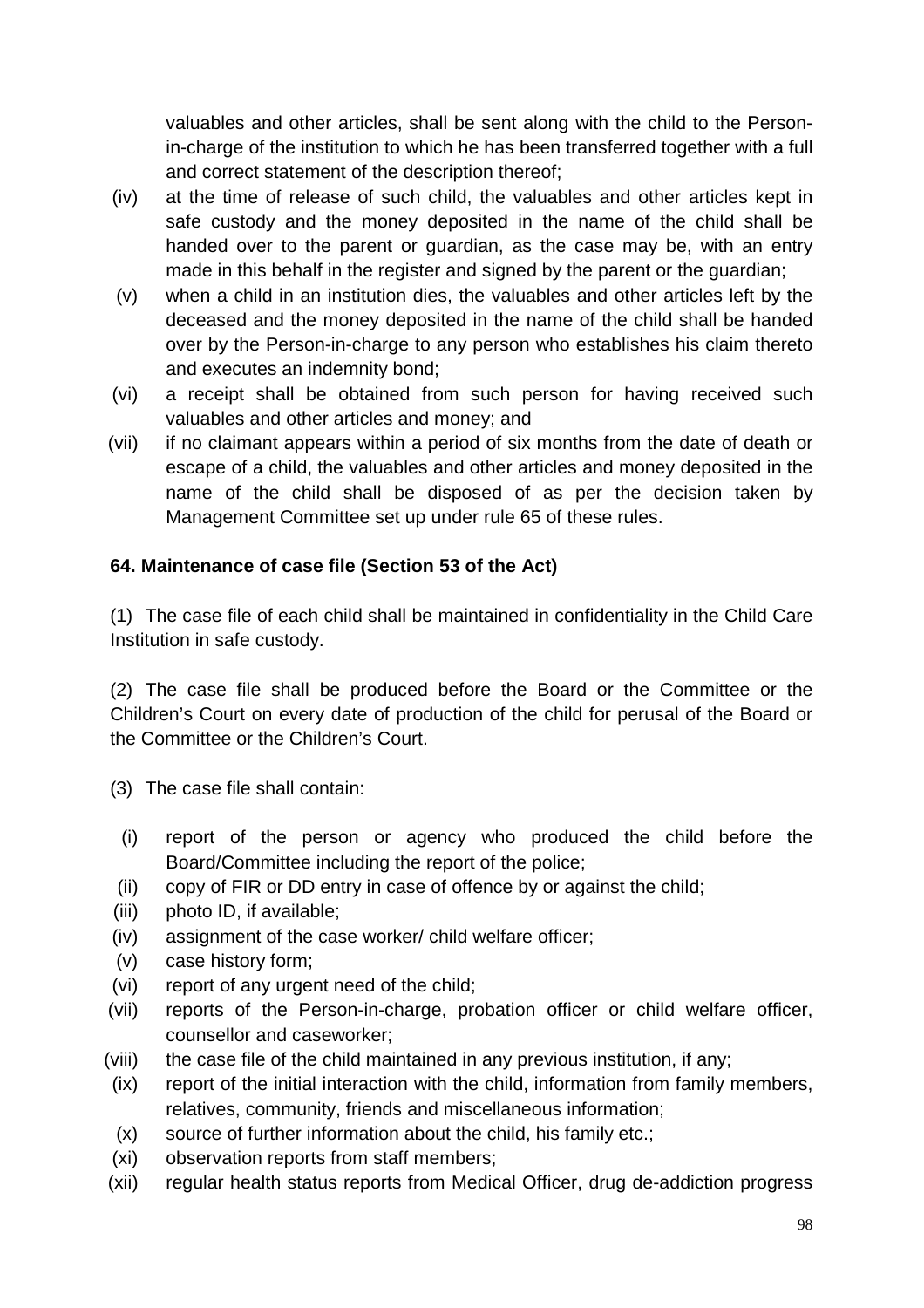valuables and other articles, shall be sent along with the child to the Person-in-charge of the institution to which he has been transferred together with a full and correct statement of the description thereof;

(iv) at the time of release of such child, the valuables and other articles kept in safe custody and the money deposited in the name of the child shall be handed over to the parent or guardian, as the case may be, with an entry made in this behalf in the register and signed by the parent or the guardian;

(v) when a child in an institution dies, the valuables and other articles left by the deceased and the money deposited in the name of the child shall be handed over by the Person-in-charge to any person who establishes his claim thereto and executes an indemnity bond;

(vi) a receipt shall be obtained from such person for having received such valuables and other articles and money; and

(vii) if no claimant appears within a period of six months from the date of death or escape of a child, the valuables and other articles and money deposited in the name of the child shall be disposed of as per the decision taken by Management Committee set up under rule 65 of these rules.

**64. Maintenance of case file (Section 53 of the Act)**

(1) The case file of each child shall be maintained in confidentiality in the Child Care Institution in safe custody.

(2) The case file shall be produced before the Board or the Committee or the Children's Court on every date of production of the child for perusal of the Board or the Committee or the Children's Court.

(3) The case file shall contain:

(i) report of the person or agency who produced the child before the Board/Committee including the report of the police;

(ii) copy of FIR or DD entry in case of offence by or against the child;

(iii) photo ID, if available;

(iv) assignment of the case worker/ child welfare officer;

(v) case history form;

(vi) report of any urgent need of the child;

(vii) reports of the Person-in-charge, probation officer or child welfare officer, counsellor and caseworker;

(viii) the case file of the child maintained in any previous institution, if any;

(ix) report of the initial interaction with the child, information from family members, relatives, community, friends and miscellaneous information;

(x) source of further information about the child, his family etc.;

(xi) observation reports from staff members;

(xii) regular health status reports from Medical Officer, drug de-addiction progress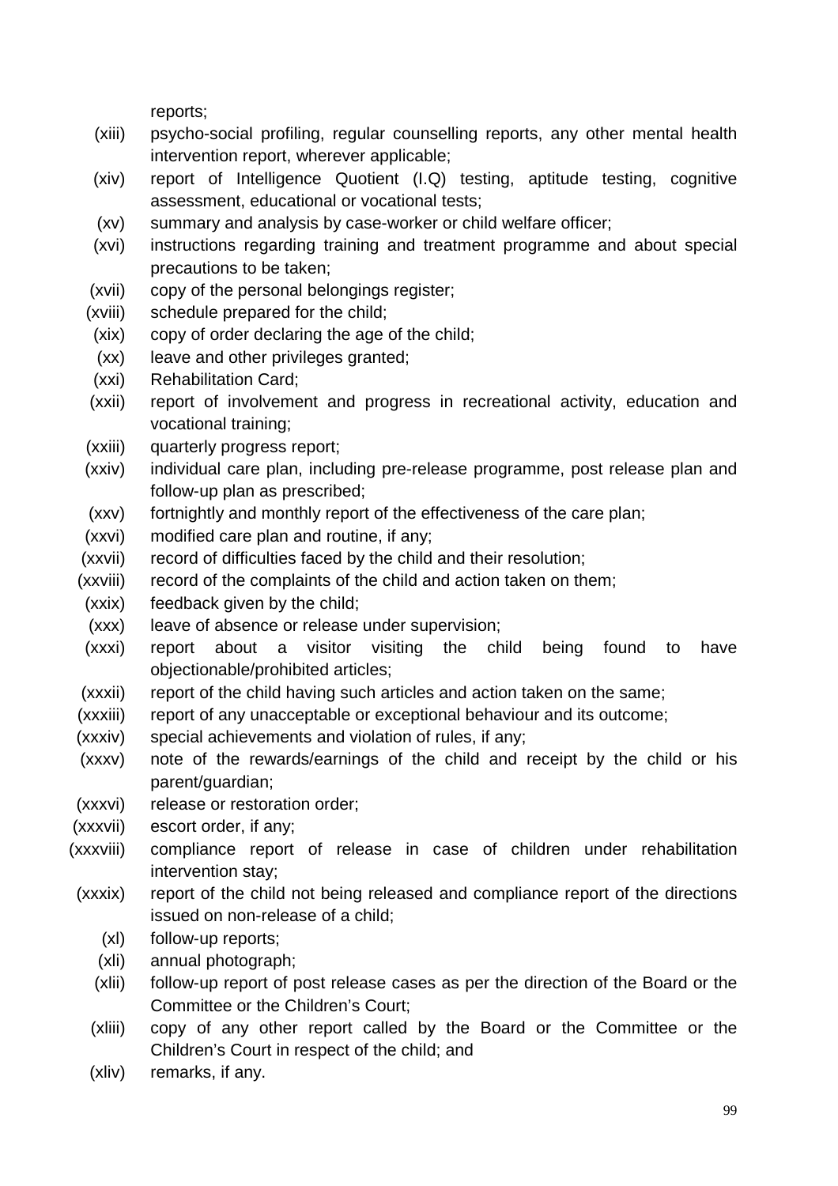reports;

(xiii) psycho-social profiling, regular counselling reports, any other mental health intervention report, wherever applicable;

(xiv) report of Intelligence Quotient (I.Q) testing, aptitude testing, cognitive assessment, educational or vocational tests;

(xv) summary and analysis by case-worker or child welfare officer;

(xvi) instructions regarding training and treatment programme and about special precautions to be taken;

(xvii) copy of the personal belongings register;

(xviii) schedule prepared for the child;

(xix) copy of order declaring the age of the child;

(xx) leave and other privileges granted;

(xxi) Rehabilitation Card;

(xxii) report of involvement and progress in recreational activity, education and vocational training;

(xxiii) quarterly progress report;

(xxiv) individual care plan, including pre-release programme, post release plan and follow-up plan as prescribed;

(xxv) fortnightly and monthly report of the effectiveness of the care plan;

(xxvi) modified care plan and routine, if any;

(xxvii) record of difficulties faced by the child and their resolution;

(xxviii) record of the complaints of the child and action taken on them;

(xxix) feedback given by the child;

(xxx) leave of absence or release under supervision;

(xxxi) report about a visitor visiting the child being found to have objectionable/prohibited articles;

(xxxii) report of the child having such articles and action taken on the same;

(xxxiii) report of any unacceptable or exceptional behaviour and its outcome;

(xxxiv) special achievements and violation of rules, if any;

(xxxv) note of the rewards/earnings of the child and receipt by the child or his parent/guardian;

(xxxvi) release or restoration order;

(xxxvii) escort order, if any;

(xxxviii) compliance report of release in case of children under rehabilitation intervention stay;

(xxxix) report of the child not being released and compliance report of the directions issued on non-release of a child;

(xl) follow-up reports;

(xli) annual photograph;

(xlii) follow-up report of post release cases as per the direction of the Board or the Committee or the Children's Court;

(xliii) copy of any other report called by the Board or the Committee or the Children's Court in respect of the child; and

(xliv) remarks, if any.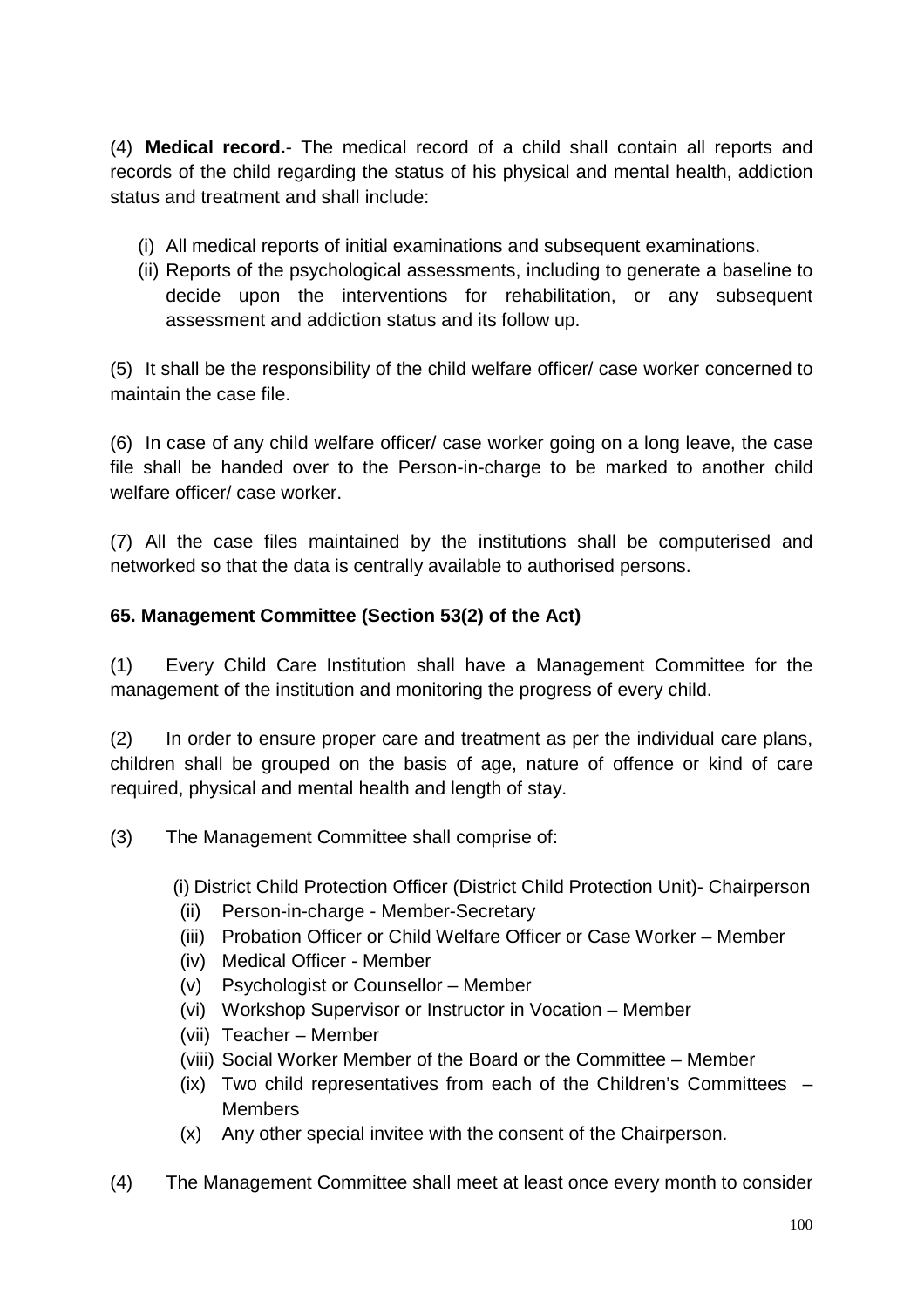(4) **Medical record.**- The medical record of a child shall contain all reports and records of the child regarding the status of his physical and mental health, addiction status and treatment and shall include:

(i) All medical reports of initial examinations and subsequent examinations.
(ii) Reports of the psychological assessments, including to generate a baseline to decide upon the interventions for rehabilitation, or any subsequent assessment and addiction status and its follow up.

(5) It shall be the responsibility of the child welfare officer/ case worker concerned to maintain the case file.

(6) In case of any child welfare officer/ case worker going on a long leave, the case file shall be handed over to the Person-in-charge to be marked to another child welfare officer/ case worker.

(7) All the case files maintained by the institutions shall be computerised and networked so that the data is centrally available to authorised persons.

**65. Management Committee (Section 53(2) of the Act)**

(1) Every Child Care Institution shall have a Management Committee for the management of the institution and monitoring the progress of every child.

(2) In order to ensure proper care and treatment as per the individual care plans, children shall be grouped on the basis of age, nature of offence or kind of care required, physical and mental health and length of stay.

(3) The Management Committee shall comprise of:

(i) District Child Protection Officer (District Child Protection Unit)- Chairperson
(ii) Person-in-charge - Member-Secretary
(iii) Probation Officer or Child Welfare Officer or Case Worker – Member
(iv) Medical Officer - Member
(v) Psychologist or Counsellor – Member
(vi) Workshop Supervisor or Instructor in Vocation – Member
(vii) Teacher – Member
(viii) Social Worker Member of the Board or the Committee – Member
(ix) Two child representatives from each of the Children's Committees – Members
(x) Any other special invitee with the consent of the Chairperson.

(4) The Management Committee shall meet at least once every month to consider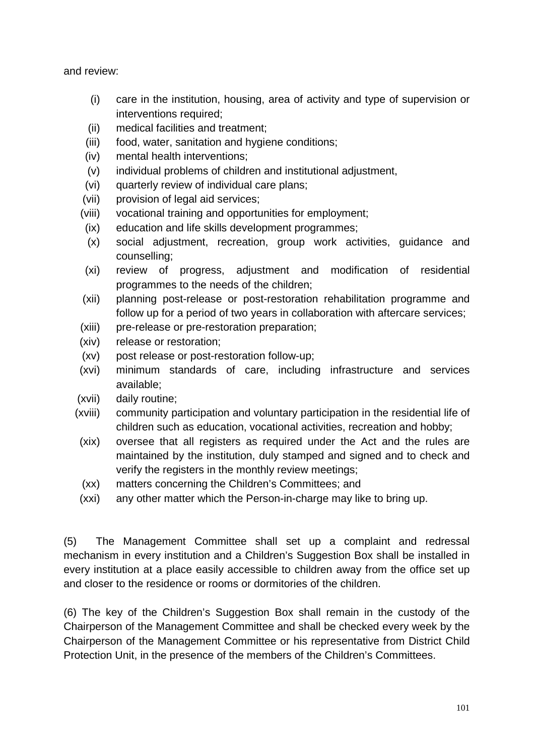and review:

(i) care in the institution, housing, area of activity and type of supervision or interventions required;
(ii) medical facilities and treatment;
(iii) food, water, sanitation and hygiene conditions;
(iv) mental health interventions;
(v) individual problems of children and institutional adjustment,
(vi) quarterly review of individual care plans;
(vii) provision of legal aid services;
(viii) vocational training and opportunities for employment;
(ix) education and life skills development programmes;
(x) social adjustment, recreation, group work activities, guidance and counselling;
(xi) review of progress, adjustment and modification of residential programmes to the needs of the children;
(xii) planning post-release or post-restoration rehabilitation programme and follow up for a period of two years in collaboration with aftercare services;
(xiii) pre-release or pre-restoration preparation;
(xiv) release or restoration;
(xv) post release or post-restoration follow-up;
(xvi) minimum standards of care, including infrastructure and services available;
(xvii) daily routine;
(xviii) community participation and voluntary participation in the residential life of children such as education, vocational activities, recreation and hobby;
(xix) oversee that all registers as required under the Act and the rules are maintained by the institution, duly stamped and signed and to check and verify the registers in the monthly review meetings;
(xx) matters concerning the Children's Committees; and
(xxi) any other matter which the Person-in-charge may like to bring up.

(5) The Management Committee shall set up a complaint and redressal mechanism in every institution and a Children's Suggestion Box shall be installed in every institution at a place easily accessible to children away from the office set up and closer to the residence or rooms or dormitories of the children.

(6) The key of the Children's Suggestion Box shall remain in the custody of the Chairperson of the Management Committee and shall be checked every week by the Chairperson of the Management Committee or his representative from District Child Protection Unit, in the presence of the members of the Children's Committees.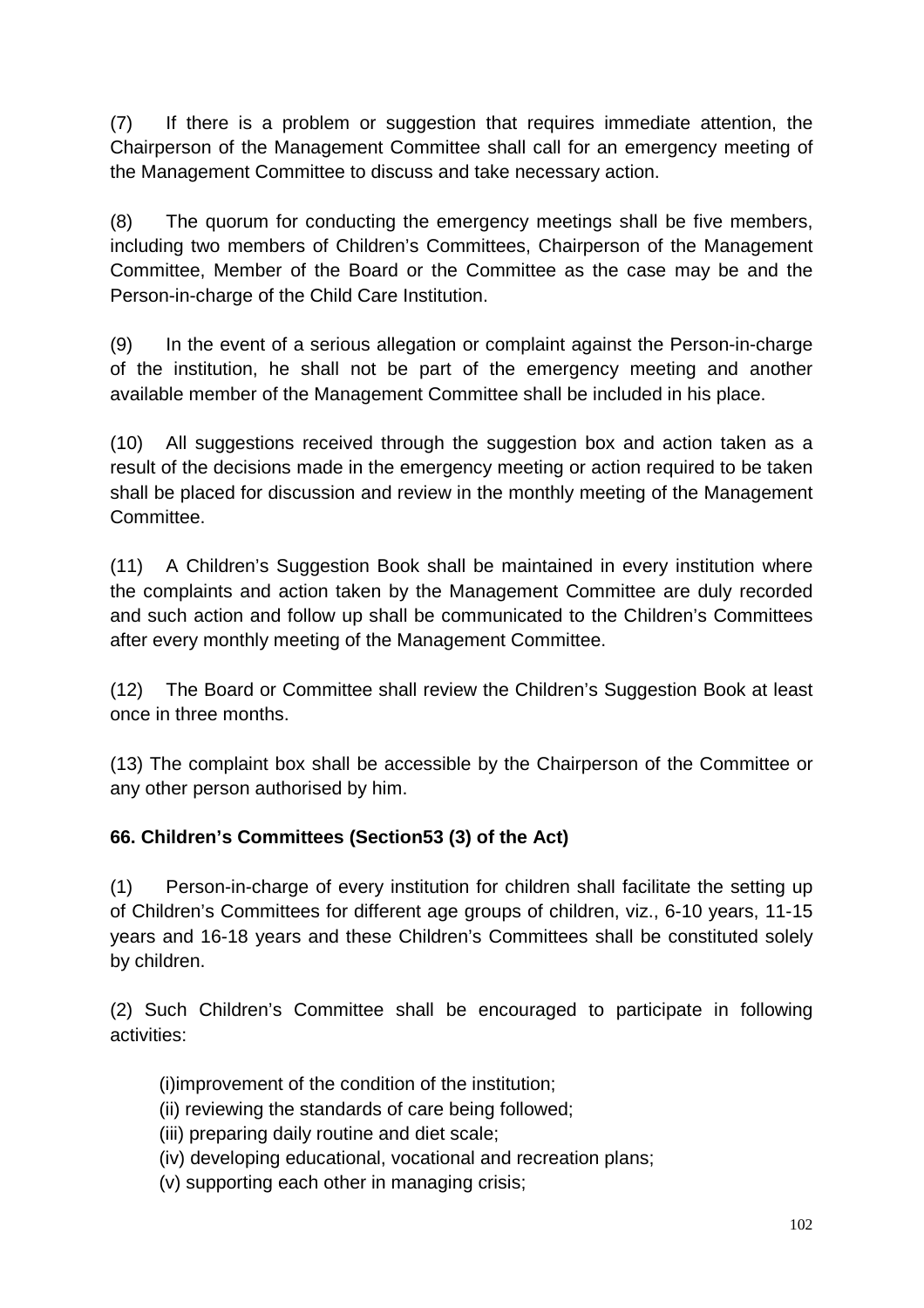(7) If there is a problem or suggestion that requires immediate attention, the Chairperson of the Management Committee shall call for an emergency meeting of the Management Committee to discuss and take necessary action.

(8) The quorum for conducting the emergency meetings shall be five members, including two members of Children's Committees, Chairperson of the Management Committee, Member of the Board or the Committee as the case may be and the Person-in-charge of the Child Care Institution.

(9) In the event of a serious allegation or complaint against the Person-in-charge of the institution, he shall not be part of the emergency meeting and another available member of the Management Committee shall be included in his place.

(10) All suggestions received through the suggestion box and action taken as a result of the decisions made in the emergency meeting or action required to be taken shall be placed for discussion and review in the monthly meeting of the Management Committee.

(11) A Children's Suggestion Book shall be maintained in every institution where the complaints and action taken by the Management Committee are duly recorded and such action and follow up shall be communicated to the Children's Committees after every monthly meeting of the Management Committee.

(12) The Board or Committee shall review the Children's Suggestion Book at least once in three months.

(13) The complaint box shall be accessible by the Chairperson of the Committee or any other person authorised by him.

**66. Children's Committees (Section53 (3) of the Act)**

(1) Person-in-charge of every institution for children shall facilitate the setting up of Children's Committees for different age groups of children, viz., 6-10 years, 11-15 years and 16-18 years and these Children's Committees shall be constituted solely by children.

(2) Such Children's Committee shall be encouraged to participate in following activities:

(i)improvement of the condition of the institution;
(ii) reviewing the standards of care being followed;
(iii) preparing daily routine and diet scale;
(iv) developing educational, vocational and recreation plans;
(v) supporting each other in managing crisis;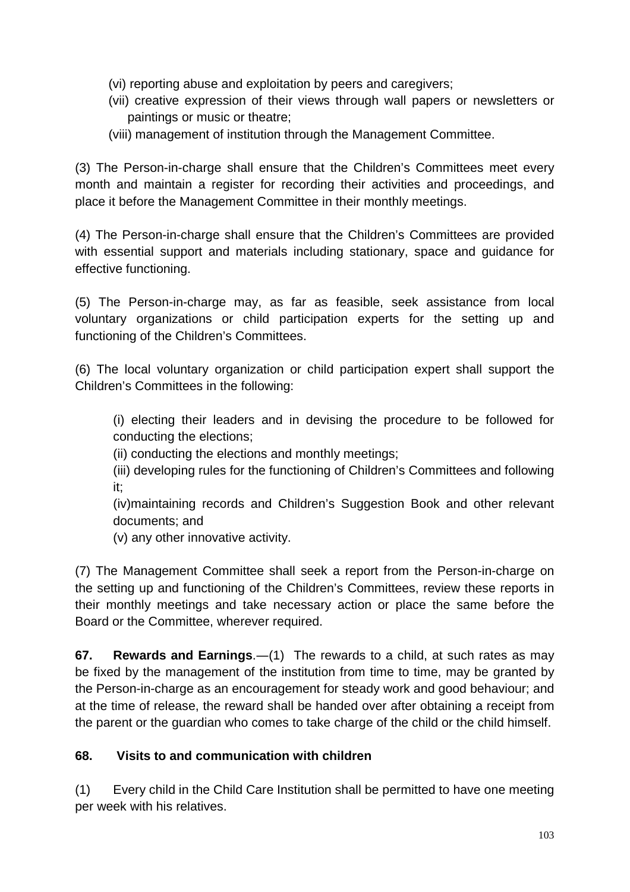(vi) reporting abuse and exploitation by peers and caregivers;

(vii) creative expression of their views through wall papers or newsletters or paintings or music or theatre;

(viii) management of institution through the Management Committee.

(3) The Person-in-charge shall ensure that the Children's Committees meet every month and maintain a register for recording their activities and proceedings, and place it before the Management Committee in their monthly meetings.

(4) The Person-in-charge shall ensure that the Children's Committees are provided with essential support and materials including stationary, space and guidance for effective functioning.

(5) The Person-in-charge may, as far as feasible, seek assistance from local voluntary organizations or child participation experts for the setting up and functioning of the Children's Committees.

(6) The local voluntary organization or child participation expert shall support the Children's Committees in the following:

(i) electing their leaders and in devising the procedure to be followed for conducting the elections;

(ii) conducting the elections and monthly meetings;

(iii) developing rules for the functioning of Children's Committees and following it;

(iv)maintaining records and Children's Suggestion Book and other relevant documents; and

(v) any other innovative activity.

(7) The Management Committee shall seek a report from the Person-in-charge on the setting up and functioning of the Children's Committees, review these reports in their monthly meetings and take necessary action or place the same before the Board or the Committee, wherever required.

**67. Rewards and Earnings**.—(1) The rewards to a child, at such rates as may be fixed by the management of the institution from time to time, may be granted by the Person-in-charge as an encouragement for steady work and good behaviour; and at the time of release, the reward shall be handed over after obtaining a receipt from the parent or the guardian who comes to take charge of the child or the child himself.

**68. Visits to and communication with children**

(1) Every child in the Child Care Institution shall be permitted to have one meeting per week with his relatives.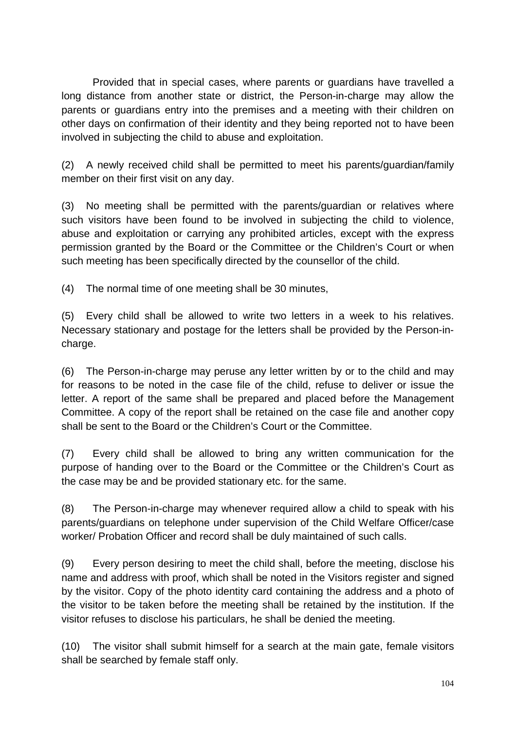Provided that in special cases, where parents or guardians have travelled a long distance from another state or district, the Person-in-charge may allow the parents or guardians entry into the premises and a meeting with their children on other days on confirmation of their identity and they being reported not to have been involved in subjecting the child to abuse and exploitation.

(2) A newly received child shall be permitted to meet his parents/guardian/family member on their first visit on any day.

(3) No meeting shall be permitted with the parents/guardian or relatives where such visitors have been found to be involved in subjecting the child to violence, abuse and exploitation or carrying any prohibited articles, except with the express permission granted by the Board or the Committee or the Children's Court or when such meeting has been specifically directed by the counsellor of the child.

(4) The normal time of one meeting shall be 30 minutes,

(5) Every child shall be allowed to write two letters in a week to his relatives. Necessary stationary and postage for the letters shall be provided by the Person-in-charge.

(6) The Person-in-charge may peruse any letter written by or to the child and may for reasons to be noted in the case file of the child, refuse to deliver or issue the letter. A report of the same shall be prepared and placed before the Management Committee. A copy of the report shall be retained on the case file and another copy shall be sent to the Board or the Children's Court or the Committee.

(7) Every child shall be allowed to bring any written communication for the purpose of handing over to the Board or the Committee or the Children's Court as the case may be and be provided stationary etc. for the same.

(8) The Person-in-charge may whenever required allow a child to speak with his parents/guardians on telephone under supervision of the Child Welfare Officer/case worker/ Probation Officer and record shall be duly maintained of such calls.

(9) Every person desiring to meet the child shall, before the meeting, disclose his name and address with proof, which shall be noted in the Visitors register and signed by the visitor. Copy of the photo identity card containing the address and a photo of the visitor to be taken before the meeting shall be retained by the institution. If the visitor refuses to disclose his particulars, he shall be denied the meeting.

(10) The visitor shall submit himself for a search at the main gate, female visitors shall be searched by female staff only.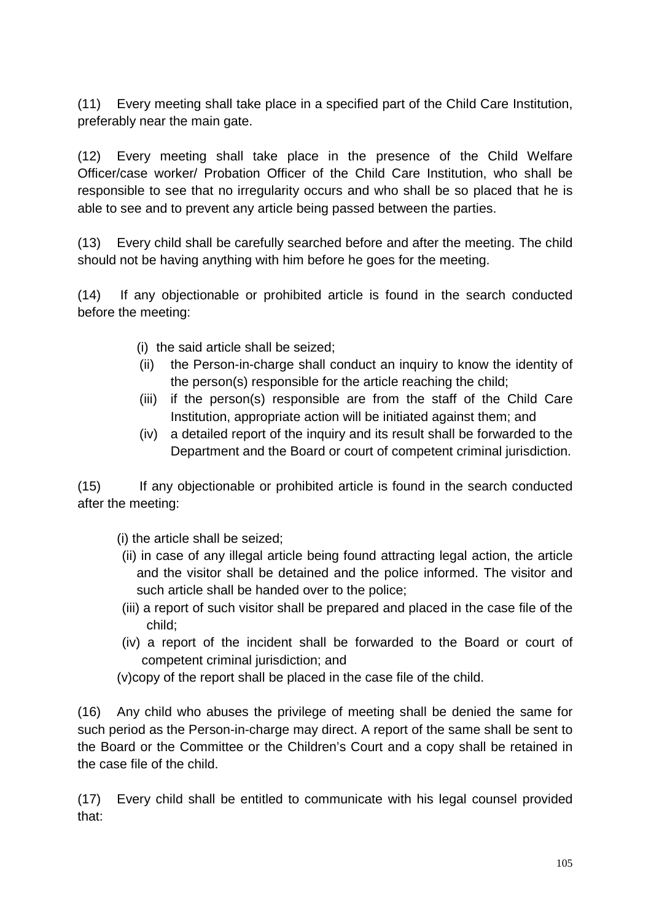(11) Every meeting shall take place in a specified part of the Child Care Institution, preferably near the main gate.

(12) Every meeting shall take place in the presence of the Child Welfare Officer/case worker/ Probation Officer of the Child Care Institution, who shall be responsible to see that no irregularity occurs and who shall be so placed that he is able to see and to prevent any article being passed between the parties.

(13) Every child shall be carefully searched before and after the meeting. The child should not be having anything with him before he goes for the meeting.

(14) If any objectionable or prohibited article is found in the search conducted before the meeting:

(i) the said article shall be seized;

(ii) the Person-in-charge shall conduct an inquiry to know the identity of the person(s) responsible for the article reaching the child;

(iii) if the person(s) responsible are from the staff of the Child Care Institution, appropriate action will be initiated against them; and

(iv) a detailed report of the inquiry and its result shall be forwarded to the Department and the Board or court of competent criminal jurisdiction.

(15) If any objectionable or prohibited article is found in the search conducted after the meeting:

(i) the article shall be seized;

(ii) in case of any illegal article being found attracting legal action, the article and the visitor shall be detained and the police informed. The visitor and such article shall be handed over to the police;

(iii) a report of such visitor shall be prepared and placed in the case file of the child;

(iv) a report of the incident shall be forwarded to the Board or court of competent criminal jurisdiction; and

(v)copy of the report shall be placed in the case file of the child.

(16) Any child who abuses the privilege of meeting shall be denied the same for such period as the Person-in-charge may direct. A report of the same shall be sent to the Board or the Committee or the Children's Court and a copy shall be retained in the case file of the child.

(17) Every child shall be entitled to communicate with his legal counsel provided that: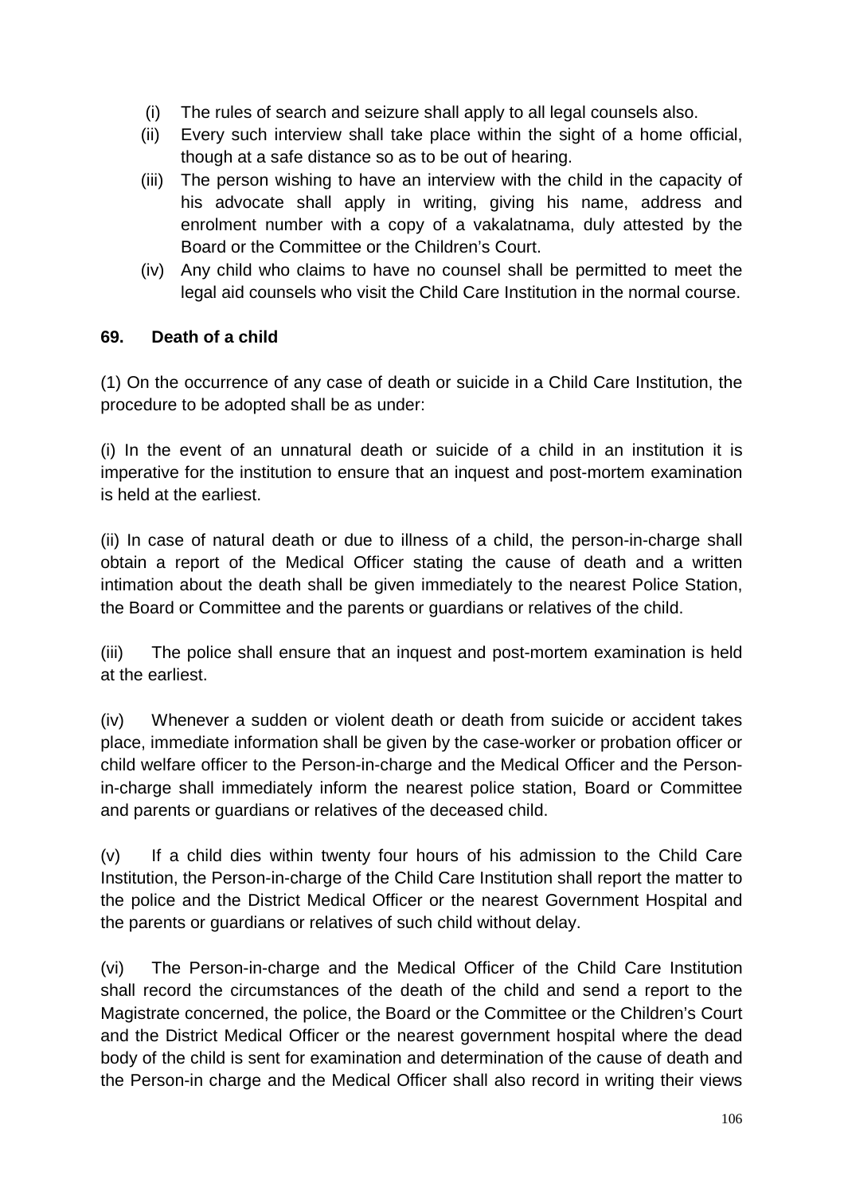(i) The rules of search and seizure shall apply to all legal counsels also.

(ii) Every such interview shall take place within the sight of a home official, though at a safe distance so as to be out of hearing.

(iii) The person wishing to have an interview with the child in the capacity of his advocate shall apply in writing, giving his name, address and enrolment number with a copy of a vakalatnama, duly attested by the Board or the Committee or the Children's Court.

(iv) Any child who claims to have no counsel shall be permitted to meet the legal aid counsels who visit the Child Care Institution in the normal course.

**69. Death of a child**

(1) On the occurrence of any case of death or suicide in a Child Care Institution, the procedure to be adopted shall be as under:

(i) In the event of an unnatural death or suicide of a child in an institution it is imperative for the institution to ensure that an inquest and post-mortem examination is held at the earliest.

(ii) In case of natural death or due to illness of a child, the person-in-charge shall obtain a report of the Medical Officer stating the cause of death and a written intimation about the death shall be given immediately to the nearest Police Station, the Board or Committee and the parents or guardians or relatives of the child.

(iii) The police shall ensure that an inquest and post-mortem examination is held at the earliest.

(iv) Whenever a sudden or violent death or death from suicide or accident takes place, immediate information shall be given by the case-worker or probation officer or child welfare officer to the Person-in-charge and the Medical Officer and the Person-in-charge shall immediately inform the nearest police station, Board or Committee and parents or guardians or relatives of the deceased child.

(v) If a child dies within twenty four hours of his admission to the Child Care Institution, the Person-in-charge of the Child Care Institution shall report the matter to the police and the District Medical Officer or the nearest Government Hospital and the parents or guardians or relatives of such child without delay.

(vi) The Person-in-charge and the Medical Officer of the Child Care Institution shall record the circumstances of the death of the child and send a report to the Magistrate concerned, the police, the Board or the Committee or the Children's Court and the District Medical Officer or the nearest government hospital where the dead body of the child is sent for examination and determination of the cause of death and the Person-in charge and the Medical Officer shall also record in writing their views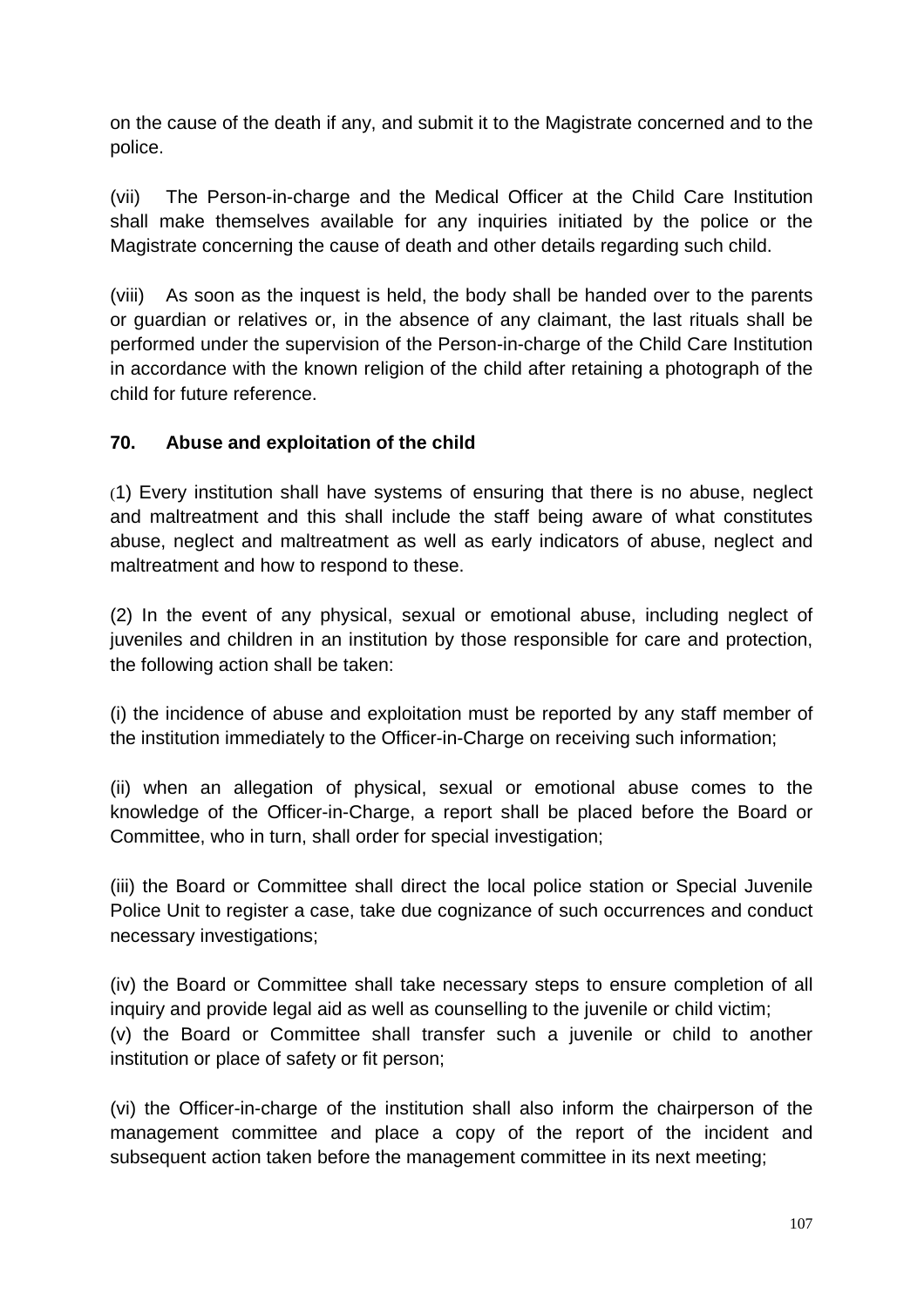on the cause of the death if any, and submit it to the Magistrate concerned and to the police.

(vii) The Person-in-charge and the Medical Officer at the Child Care Institution shall make themselves available for any inquiries initiated by the police or the Magistrate concerning the cause of death and other details regarding such child.

(viii) As soon as the inquest is held, the body shall be handed over to the parents or guardian or relatives or, in the absence of any claimant, the last rituals shall be performed under the supervision of the Person-in-charge of the Child Care Institution in accordance with the known religion of the child after retaining a photograph of the child for future reference.

## 70. Abuse and exploitation of the child

(1) Every institution shall have systems of ensuring that there is no abuse, neglect and maltreatment and this shall include the staff being aware of what constitutes abuse, neglect and maltreatment as well as early indicators of abuse, neglect and maltreatment and how to respond to these.

(2) In the event of any physical, sexual or emotional abuse, including neglect of juveniles and children in an institution by those responsible for care and protection, the following action shall be taken:

(i) the incidence of abuse and exploitation must be reported by any staff member of the institution immediately to the Officer-in-Charge on receiving such information;

(ii) when an allegation of physical, sexual or emotional abuse comes to the knowledge of the Officer-in-Charge, a report shall be placed before the Board or Committee, who in turn, shall order for special investigation;

(iii) the Board or Committee shall direct the local police station or Special Juvenile Police Unit to register a case, take due cognizance of such occurrences and conduct necessary investigations;

(iv) the Board or Committee shall take necessary steps to ensure completion of all inquiry and provide legal aid as well as counselling to the juvenile or child victim;

(v) the Board or Committee shall transfer such a juvenile or child to another institution or place of safety or fit person;

(vi) the Officer-in-charge of the institution shall also inform the chairperson of the management committee and place a copy of the report of the incident and subsequent action taken before the management committee in its next meeting;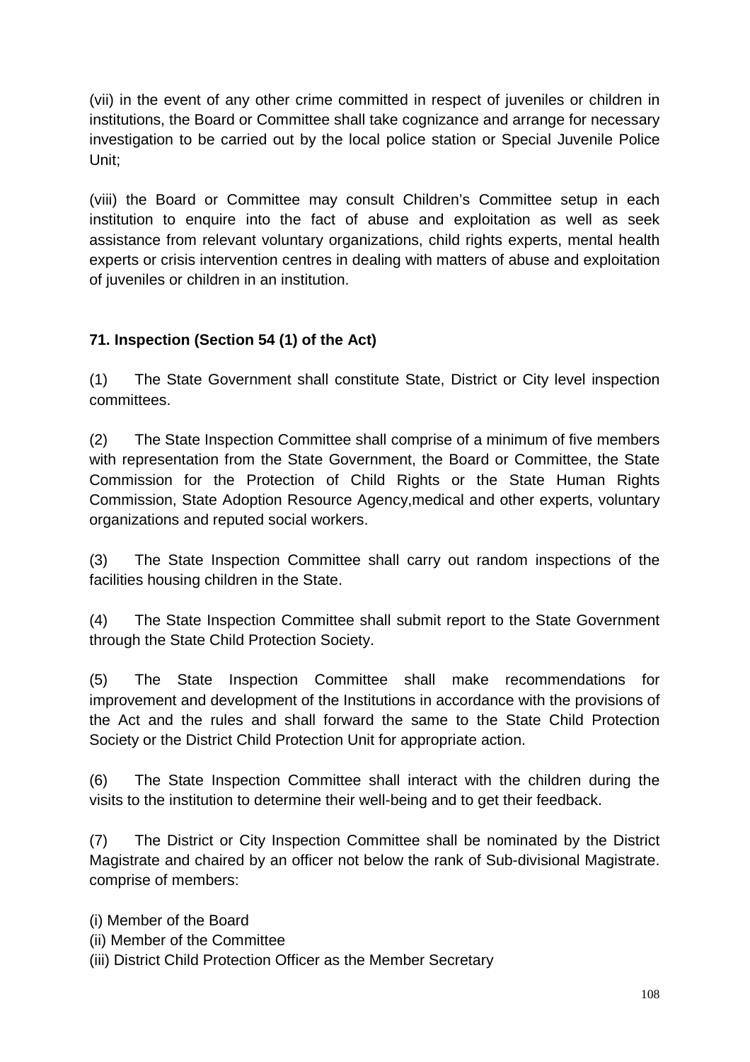(vii) in the event of any other crime committed in respect of juveniles or children in institutions, the Board or Committee shall take cognizance and arrange for necessary investigation to be carried out by the local police station or Special Juvenile Police Unit;

(viii) the Board or Committee may consult Children's Committee setup in each institution to enquire into the fact of abuse and exploitation as well as seek assistance from relevant voluntary organizations, child rights experts, mental health experts or crisis intervention centres in dealing with matters of abuse and exploitation of juveniles or children in an institution.

**71. Inspection (Section 54 (1) of the Act)**

(1) The State Government shall constitute State, District or City level inspection committees.

(2) The State Inspection Committee shall comprise of a minimum of five members with representation from the State Government, the Board or Committee, the State Commission for the Protection of Child Rights or the State Human Rights Commission, State Adoption Resource Agency,medical and other experts, voluntary organizations and reputed social workers.

(3) The State Inspection Committee shall carry out random inspections of the facilities housing children in the State.

(4) The State Inspection Committee shall submit report to the State Government through the State Child Protection Society.

(5) The State Inspection Committee shall make recommendations for improvement and development of the Institutions in accordance with the provisions of the Act and the rules and shall forward the same to the State Child Protection Society or the District Child Protection Unit for appropriate action.

(6) The State Inspection Committee shall interact with the children during the visits to the institution to determine their well-being and to get their feedback.

(7) The District or City Inspection Committee shall be nominated by the District Magistrate and chaired by an officer not below the rank of Sub-divisional Magistrate. comprise of members:

(i) Member of the Board
(ii) Member of the Committee
(iii) District Child Protection Officer as the Member Secretary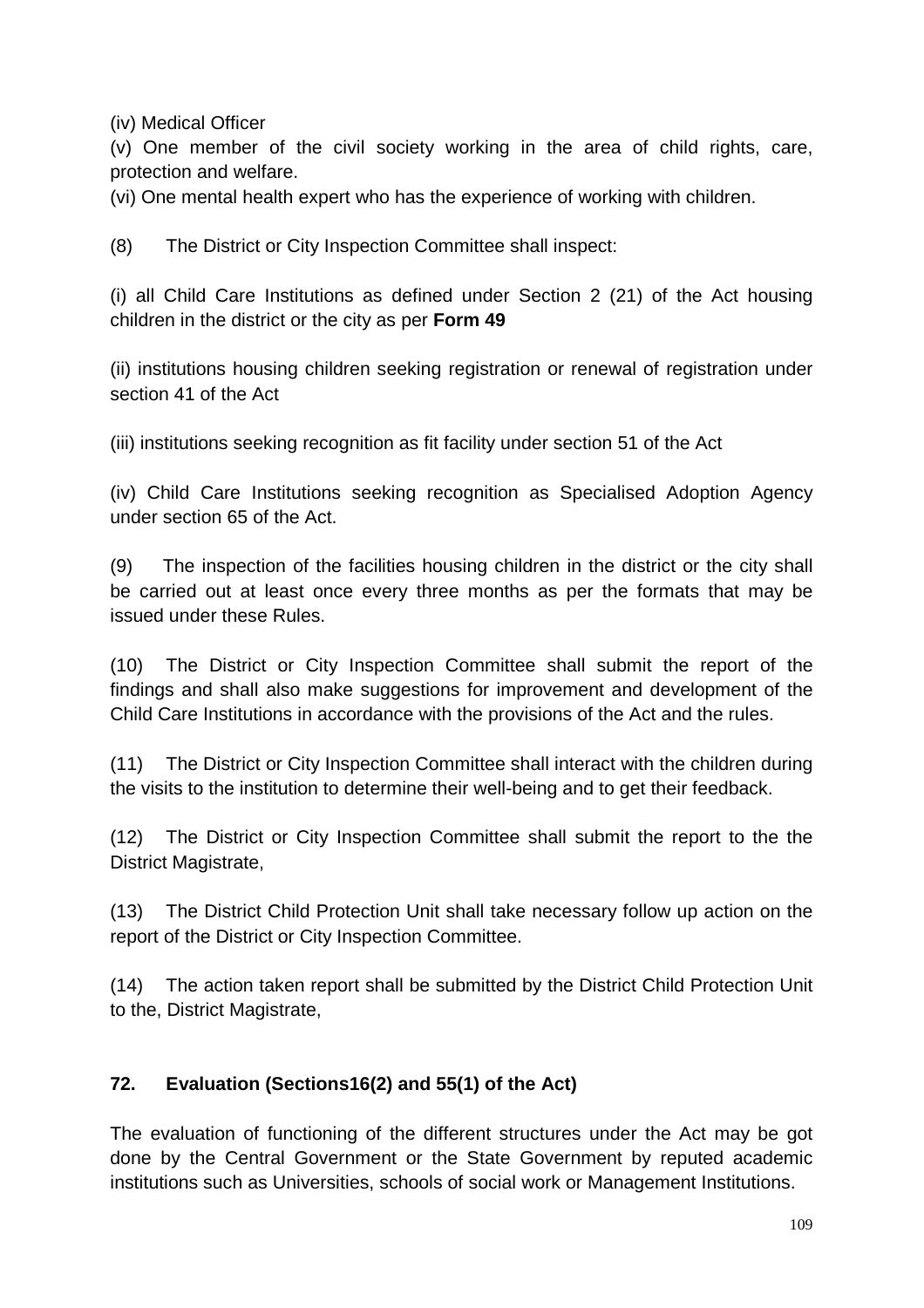(iv) Medical Officer

(v) One member of the civil society working in the area of child rights, care, protection and welfare.

(vi) One mental health expert who has the experience of working with children.

(8) The District or City Inspection Committee shall inspect:

(i) all Child Care Institutions as defined under Section 2 (21) of the Act housing children in the district or the city as per **Form 49**

(ii) institutions housing children seeking registration or renewal of registration under section 41 of the Act

(iii) institutions seeking recognition as fit facility under section 51 of the Act

(iv) Child Care Institutions seeking recognition as Specialised Adoption Agency under section 65 of the Act.

(9) The inspection of the facilities housing children in the district or the city shall be carried out at least once every three months as per the formats that may be issued under these Rules.

(10) The District or City Inspection Committee shall submit the report of the findings and shall also make suggestions for improvement and development of the Child Care Institutions in accordance with the provisions of the Act and the rules.

(11) The District or City Inspection Committee shall interact with the children during the visits to the institution to determine their well-being and to get their feedback.

(12) The District or City Inspection Committee shall submit the report to the the District Magistrate,

(13) The District Child Protection Unit shall take necessary follow up action on the report of the District or City Inspection Committee.

(14) The action taken report shall be submitted by the District Child Protection Unit to the, District Magistrate,

**72. Evaluation (Sections16(2) and 55(1) of the Act)**

The evaluation of functioning of the different structures under the Act may be got done by the Central Government or the State Government by reputed academic institutions such as Universities, schools of social work or Management Institutions.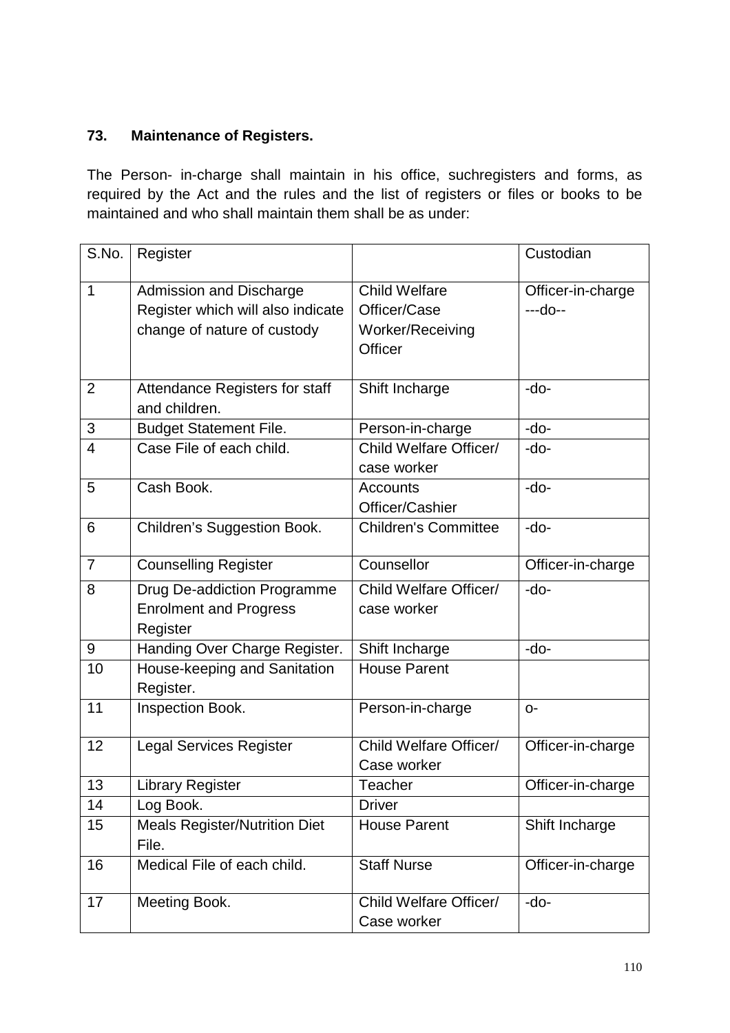### 73. Maintenance of Registers.

The Person- in-charge shall maintain in his office, suchregisters and forms, as required by the Act and the rules and the list of registers or files or books to be maintained and who shall maintain them shall be as under:

| S.No. | Register | | Custodian |
|---|---|---|---|
| 1 | Admission and Discharge Register which will also indicate change of nature of custody | Child Welfare Officer/Case Worker/Receiving Officer | Officer-in-charge ---do-- |
| 2 | Attendance Registers for staff and children. | Shift Incharge | -do- |
| 3 | Budget Statement File. | Person-in-charge | -do- |
| 4 | Case File of each child. | Child Welfare Officer/ case worker | -do- |
| 5 | Cash Book. | Accounts Officer/Cashier | -do- |
| 6 | Children's Suggestion Book. | Children's Committee | -do- |
| 7 | Counselling Register | Counsellor | Officer-in-charge |
| 8 | Drug De-addiction Programme Enrolment and Progress Register | Child Welfare Officer/ case worker | -do- |
| 9 | Handing Over Charge Register. | Shift Incharge | -do- |
| 10 | House-keeping and Sanitation Register. | House Parent | |
| 11 | Inspection Book. | Person-in-charge | o- |
| 12 | Legal Services Register | Child Welfare Officer/ Case worker | Officer-in-charge |
| 13 | Library Register | Teacher | Officer-in-charge |
| 14 | Log Book. | Driver | |
| 15 | Meals Register/Nutrition Diet File. | House Parent | Shift Incharge |
| 16 | Medical File of each child. | Staff Nurse | Officer-in-charge |
| 17 | Meeting Book. | Child Welfare Officer/ Case worker | -do- |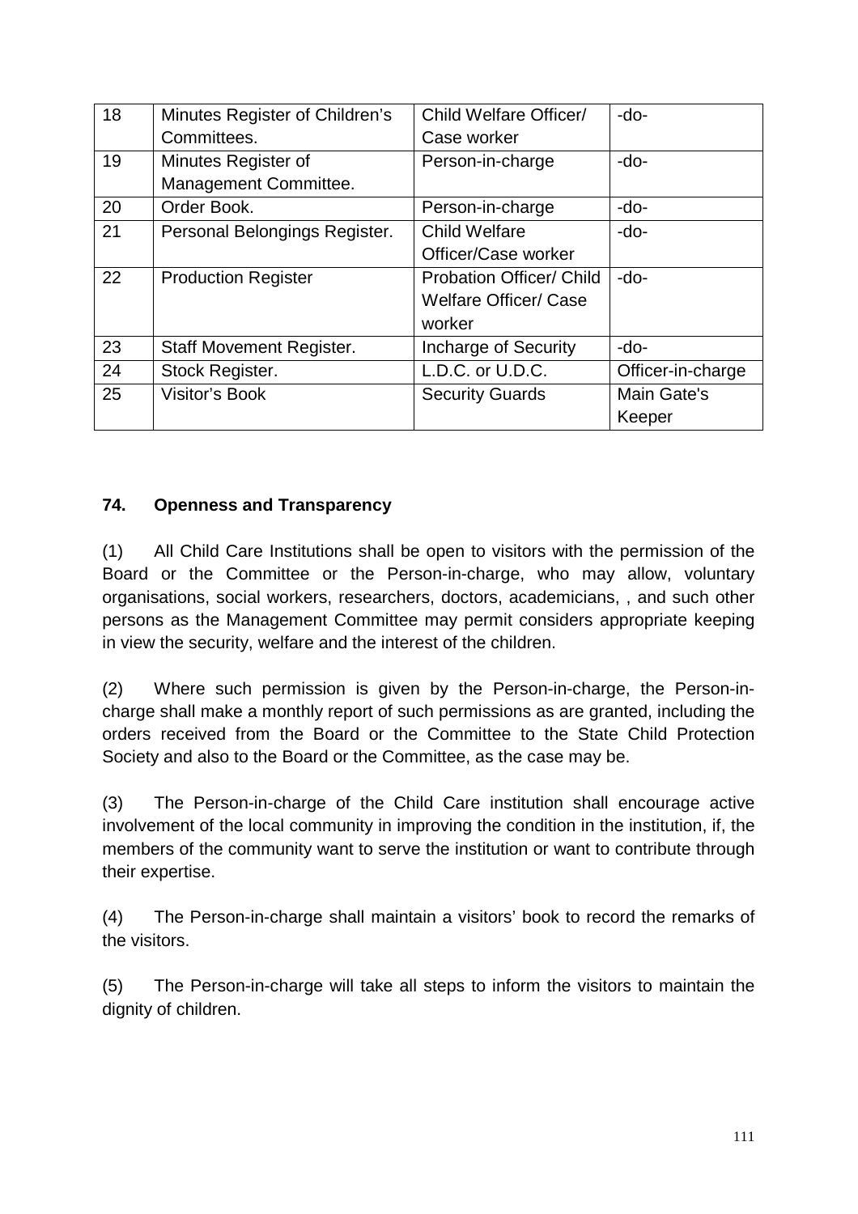| 18 | Minutes Register of Children's Committees. | Child Welfare Officer/ Case worker | -do- |
|---|---|---|---|
| 19 | Minutes Register of Management Committee. | Person-in-charge | -do- |
| 20 | Order Book. | Person-in-charge | -do- |
| 21 | Personal Belongings Register. | Child Welfare Officer/Case worker | -do- |
| 22 | Production Register | Probation Officer/ Child Welfare Officer/ Case worker | -do- |
| 23 | Staff Movement Register. | Incharge of Security | -do- |
| 24 | Stock Register. | L.D.C. or U.D.C. | Officer-in-charge |
| 25 | Visitor's Book | Security Guards | Main Gate's Keeper |

**74. Openness and Transparency**

(1) All Child Care Institutions shall be open to visitors with the permission of the Board or the Committee or the Person-in-charge, who may allow, voluntary organisations, social workers, researchers, doctors, academicians, , and such other persons as the Management Committee may permit considers appropriate keeping in view the security, welfare and the interest of the children.

(2) Where such permission is given by the Person-in-charge, the Person-in-charge shall make a monthly report of such permissions as are granted, including the orders received from the Board or the Committee to the State Child Protection Society and also to the Board or the Committee, as the case may be.

(3) The Person-in-charge of the Child Care institution shall encourage active involvement of the local community in improving the condition in the institution, if, the members of the community want to serve the institution or want to contribute through their expertise.

(4) The Person-in-charge shall maintain a visitors' book to record the remarks of the visitors.

(5) The Person-in-charge will take all steps to inform the visitors to maintain the dignity of children.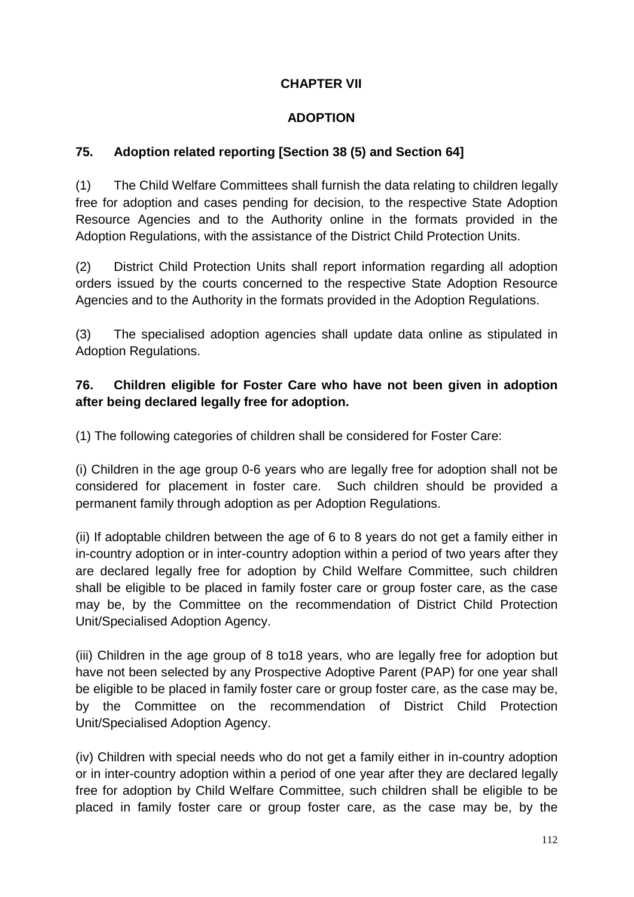## CHAPTER VII

## ADOPTION

### 75. Adoption related reporting [Section 38 (5) and Section 64]

(1) The Child Welfare Committees shall furnish the data relating to children legally free for adoption and cases pending for decision, to the respective State Adoption Resource Agencies and to the Authority online in the formats provided in the Adoption Regulations, with the assistance of the District Child Protection Units.

(2) District Child Protection Units shall report information regarding all adoption orders issued by the courts concerned to the respective State Adoption Resource Agencies and to the Authority in the formats provided in the Adoption Regulations.

(3) The specialised adoption agencies shall update data online as stipulated in Adoption Regulations.

### 76. Children eligible for Foster Care who have not been given in adoption after being declared legally free for adoption.

(1) The following categories of children shall be considered for Foster Care:

(i) Children in the age group 0-6 years who are legally free for adoption shall not be considered for placement in foster care. Such children should be provided a permanent family through adoption as per Adoption Regulations.

(ii) If adoptable children between the age of 6 to 8 years do not get a family either in in-country adoption or in inter-country adoption within a period of two years after they are declared legally free for adoption by Child Welfare Committee, such children shall be eligible to be placed in family foster care or group foster care, as the case may be, by the Committee on the recommendation of District Child Protection Unit/Specialised Adoption Agency.

(iii) Children in the age group of 8 to18 years, who are legally free for adoption but have not been selected by any Prospective Adoptive Parent (PAP) for one year shall be eligible to be placed in family foster care or group foster care, as the case may be, by the Committee on the recommendation of District Child Protection Unit/Specialised Adoption Agency.

(iv) Children with special needs who do not get a family either in in-country adoption or in inter-country adoption within a period of one year after they are declared legally free for adoption by Child Welfare Committee, such children shall be eligible to be placed in family foster care or group foster care, as the case may be, by the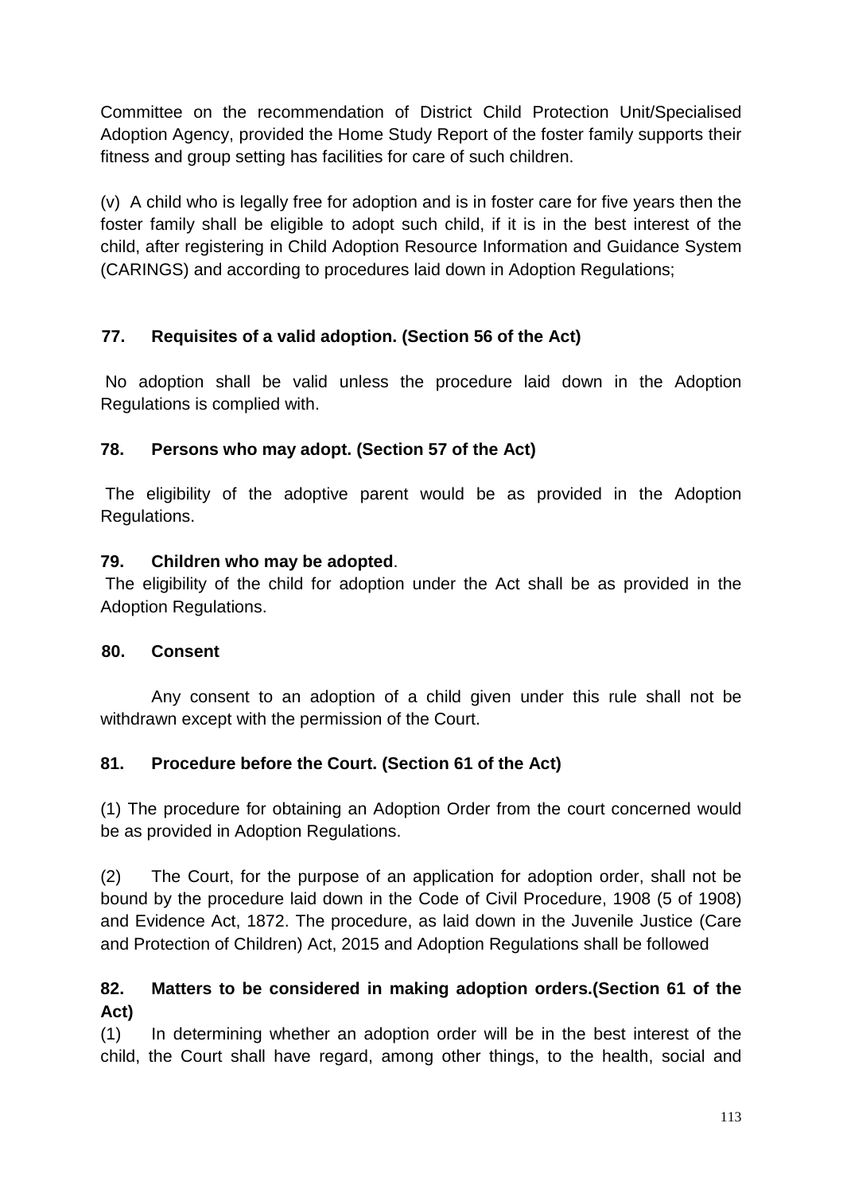Committee on the recommendation of District Child Protection Unit/Specialised Adoption Agency, provided the Home Study Report of the foster family supports their fitness and group setting has facilities for care of such children.

(v) A child who is legally free for adoption and is in foster care for five years then the foster family shall be eligible to adopt such child, if it is in the best interest of the child, after registering in Child Adoption Resource Information and Guidance System (CARINGS) and according to procedures laid down in Adoption Regulations;

**77. Requisites of a valid adoption. (Section 56 of the Act)**

No adoption shall be valid unless the procedure laid down in the Adoption Regulations is complied with.

**78. Persons who may adopt. (Section 57 of the Act)**

The eligibility of the adoptive parent would be as provided in the Adoption Regulations.

**79. Children who may be adopted**.

The eligibility of the child for adoption under the Act shall be as provided in the Adoption Regulations.

**80. Consent**

Any consent to an adoption of a child given under this rule shall not be withdrawn except with the permission of the Court.

**81. Procedure before the Court. (Section 61 of the Act)**

(1) The procedure for obtaining an Adoption Order from the court concerned would be as provided in Adoption Regulations.

(2) The Court, for the purpose of an application for adoption order, shall not be bound by the procedure laid down in the Code of Civil Procedure, 1908 (5 of 1908) and Evidence Act, 1872. The procedure, as laid down in the Juvenile Justice (Care and Protection of Children) Act, 2015 and Adoption Regulations shall be followed

**82. Matters to be considered in making adoption orders.(Section 61 of the Act)**

(1) In determining whether an adoption order will be in the best interest of the child, the Court shall have regard, among other things, to the health, social and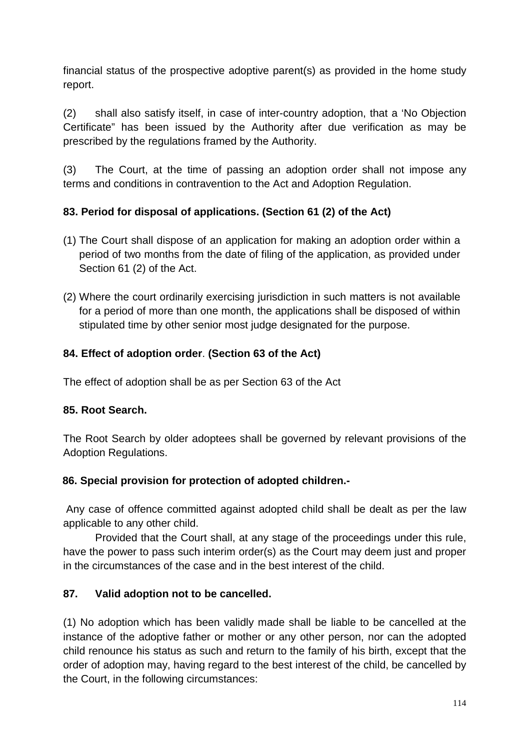financial status of the prospective adoptive parent(s) as provided in the home study report.

(2) shall also satisfy itself, in case of inter-country adoption, that a 'No Objection Certificate" has been issued by the Authority after due verification as may be prescribed by the regulations framed by the Authority.

(3) The Court, at the time of passing an adoption order shall not impose any terms and conditions in contravention to the Act and Adoption Regulation.

**83. Period for disposal of applications. (Section 61 (2) of the Act)**

(1) The Court shall dispose of an application for making an adoption order within a period of two months from the date of filing of the application, as provided under Section 61 (2) of the Act.

(2) Where the court ordinarily exercising jurisdiction in such matters is not available for a period of more than one month, the applications shall be disposed of within stipulated time by other senior most judge designated for the purpose.

**84. Effect of adoption order. (Section 63 of the Act)**

The effect of adoption shall be as per Section 63 of the Act

**85. Root Search.**

The Root Search by older adoptees shall be governed by relevant provisions of the Adoption Regulations.

**86. Special provision for protection of adopted children.-**

Any case of offence committed against adopted child shall be dealt as per the law applicable to any other child.

Provided that the Court shall, at any stage of the proceedings under this rule, have the power to pass such interim order(s) as the Court may deem just and proper in the circumstances of the case and in the best interest of the child.

**87. Valid adoption not to be cancelled.**

(1) No adoption which has been validly made shall be liable to be cancelled at the instance of the adoptive father or mother or any other person, nor can the adopted child renounce his status as such and return to the family of his birth, except that the order of adoption may, having regard to the best interest of the child, be cancelled by the Court, in the following circumstances: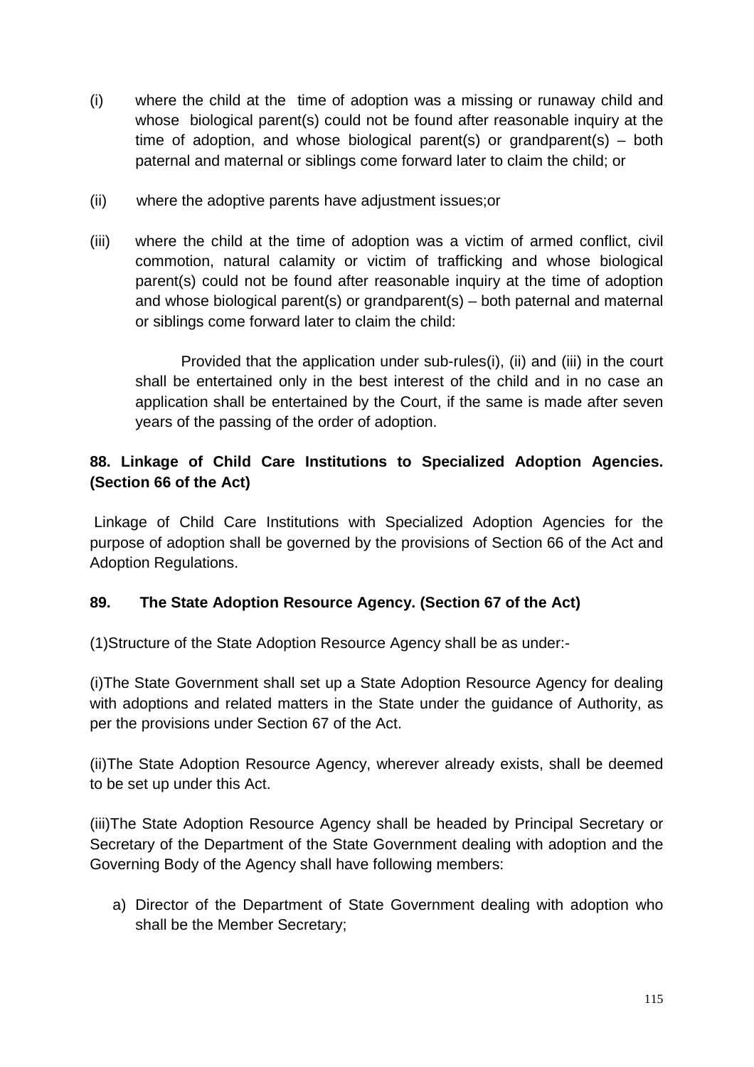(i) where the child at the time of adoption was a missing or runaway child and whose biological parent(s) could not be found after reasonable inquiry at the time of adoption, and whose biological parent(s) or grandparent(s) – both paternal and maternal or siblings come forward later to claim the child; or

(ii) where the adoptive parents have adjustment issues;or

(iii) where the child at the time of adoption was a victim of armed conflict, civil commotion, natural calamity or victim of trafficking and whose biological parent(s) could not be found after reasonable inquiry at the time of adoption and whose biological parent(s) or grandparent(s) – both paternal and maternal or siblings come forward later to claim the child:

Provided that the application under sub-rules(i), (ii) and (iii) in the court shall be entertained only in the best interest of the child and in no case an application shall be entertained by the Court, if the same is made after seven years of the passing of the order of adoption.

**88. Linkage of Child Care Institutions to Specialized Adoption Agencies. (Section 66 of the Act)**

Linkage of Child Care Institutions with Specialized Adoption Agencies for the purpose of adoption shall be governed by the provisions of Section 66 of the Act and Adoption Regulations.

**89. The State Adoption Resource Agency. (Section 67 of the Act)**

(1)Structure of the State Adoption Resource Agency shall be as under:-

(i)The State Government shall set up a State Adoption Resource Agency for dealing with adoptions and related matters in the State under the guidance of Authority, as per the provisions under Section 67 of the Act.

(ii)The State Adoption Resource Agency, wherever already exists, shall be deemed to be set up under this Act.

(iii)The State Adoption Resource Agency shall be headed by Principal Secretary or Secretary of the Department of the State Government dealing with adoption and the Governing Body of the Agency shall have following members:

a) Director of the Department of State Government dealing with adoption who shall be the Member Secretary;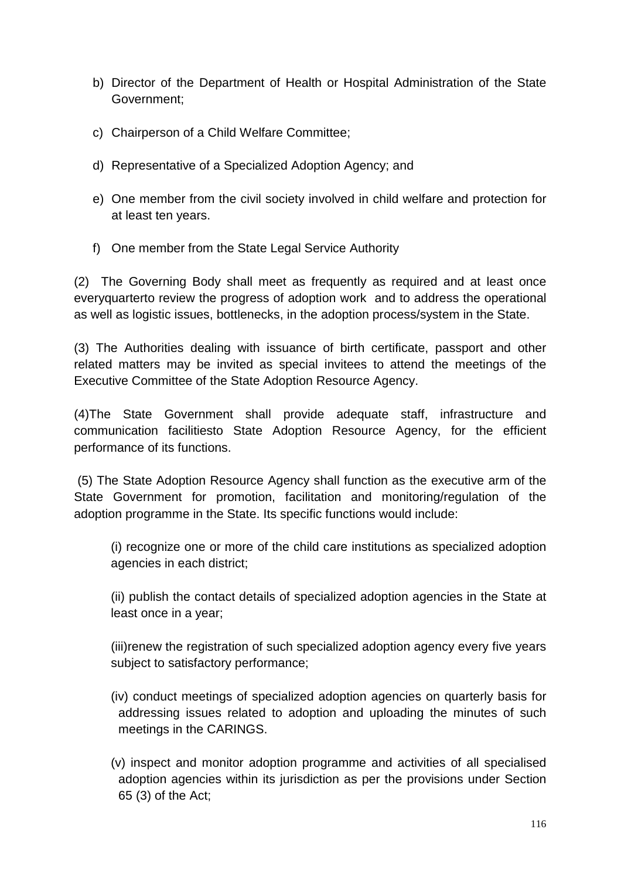b) Director of the Department of Health or Hospital Administration of the State Government;

c) Chairperson of a Child Welfare Committee;

d) Representative of a Specialized Adoption Agency; and

e) One member from the civil society involved in child welfare and protection for at least ten years.

f) One member from the State Legal Service Authority

(2) The Governing Body shall meet as frequently as required and at least once everyquarterto review the progress of adoption work and to address the operational as well as logistic issues, bottlenecks, in the adoption process/system in the State.

(3) The Authorities dealing with issuance of birth certificate, passport and other related matters may be invited as special invitees to attend the meetings of the Executive Committee of the State Adoption Resource Agency.

(4)The State Government shall provide adequate staff, infrastructure and communication facilitiesto State Adoption Resource Agency, for the efficient performance of its functions.

(5) The State Adoption Resource Agency shall function as the executive arm of the State Government for promotion, facilitation and monitoring/regulation of the adoption programme in the State. Its specific functions would include:

(i) recognize one or more of the child care institutions as specialized adoption agencies in each district;

(ii) publish the contact details of specialized adoption agencies in the State at least once in a year;

(iii)renew the registration of such specialized adoption agency every five years subject to satisfactory performance;

(iv) conduct meetings of specialized adoption agencies on quarterly basis for addressing issues related to adoption and uploading the minutes of such meetings in the CARINGS.

(v) inspect and monitor adoption programme and activities of all specialised adoption agencies within its jurisdiction as per the provisions under Section 65 (3) of the Act;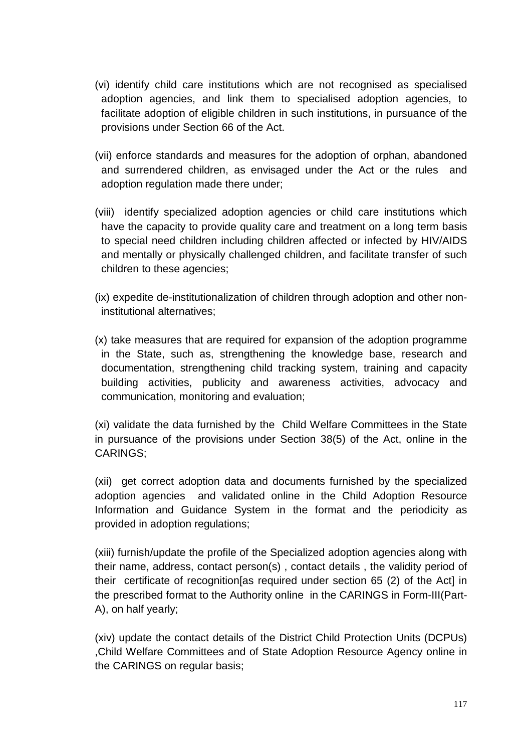(vi) identify child care institutions which are not recognised as specialised adoption agencies, and link them to specialised adoption agencies, to facilitate adoption of eligible children in such institutions, in pursuance of the provisions under Section 66 of the Act.

(vii) enforce standards and measures for the adoption of orphan, abandoned and surrendered children, as envisaged under the Act or the rules and adoption regulation made there under;

(viii) identify specialized adoption agencies or child care institutions which have the capacity to provide quality care and treatment on a long term basis to special need children including children affected or infected by HIV/AIDS and mentally or physically challenged children, and facilitate transfer of such children to these agencies;

(ix) expedite de-institutionalization of children through adoption and other non-institutional alternatives;

(x) take measures that are required for expansion of the adoption programme in the State, such as, strengthening the knowledge base, research and documentation, strengthening child tracking system, training and capacity building activities, publicity and awareness activities, advocacy and communication, monitoring and evaluation;

(xi) validate the data furnished by the Child Welfare Committees in the State in pursuance of the provisions under Section 38(5) of the Act, online in the CARINGS;

(xii) get correct adoption data and documents furnished by the specialized adoption agencies and validated online in the Child Adoption Resource Information and Guidance System in the format and the periodicity as provided in adoption regulations;

(xiii) furnish/update the profile of the Specialized adoption agencies along with their name, address, contact person(s) , contact details , the validity period of their certificate of recognition[as required under section 65 (2) of the Act] in the prescribed format to the Authority online in the CARINGS in Form-III(Part-A), on half yearly;

(xiv) update the contact details of the District Child Protection Units (DCPUs) ,Child Welfare Committees and of State Adoption Resource Agency online in the CARINGS on regular basis;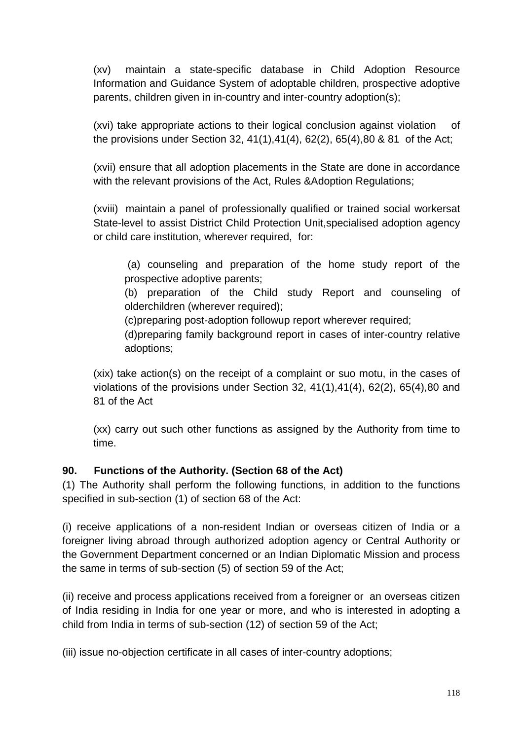(xv) maintain a state-specific database in Child Adoption Resource Information and Guidance System of adoptable children, prospective adoptive parents, children given in in-country and inter-country adoption(s);

(xvi) take appropriate actions to their logical conclusion against violation of the provisions under Section 32, 41(1),41(4), 62(2), 65(4),80 & 81 of the Act;

(xvii) ensure that all adoption placements in the State are done in accordance with the relevant provisions of the Act, Rules &Adoption Regulations;

(xviii) maintain a panel of professionally qualified or trained social workersat State-level to assist District Child Protection Unit,specialised adoption agency or child care institution, wherever required, for:

> (a) counseling and preparation of the home study report of the prospective adoptive parents;
> (b) preparation of the Child study Report and counseling of olderchildren (wherever required);
> (c)preparing post-adoption followup report wherever required;
> (d)preparing family background report in cases of inter-country relative adoptions;

(xix) take action(s) on the receipt of a complaint or suo motu, in the cases of violations of the provisions under Section 32, 41(1),41(4), 62(2), 65(4),80 and 81 of the Act

(xx) carry out such other functions as assigned by the Authority from time to time.

**90. Functions of the Authority. (Section 68 of the Act)**

(1) The Authority shall perform the following functions, in addition to the functions specified in sub-section (1) of section 68 of the Act:

(i) receive applications of a non-resident Indian or overseas citizen of India or a foreigner living abroad through authorized adoption agency or Central Authority or the Government Department concerned or an Indian Diplomatic Mission and process the same in terms of sub-section (5) of section 59 of the Act;

(ii) receive and process applications received from a foreigner or an overseas citizen of India residing in India for one year or more, and who is interested in adopting a child from India in terms of sub-section (12) of section 59 of the Act;

(iii) issue no-objection certificate in all cases of inter-country adoptions;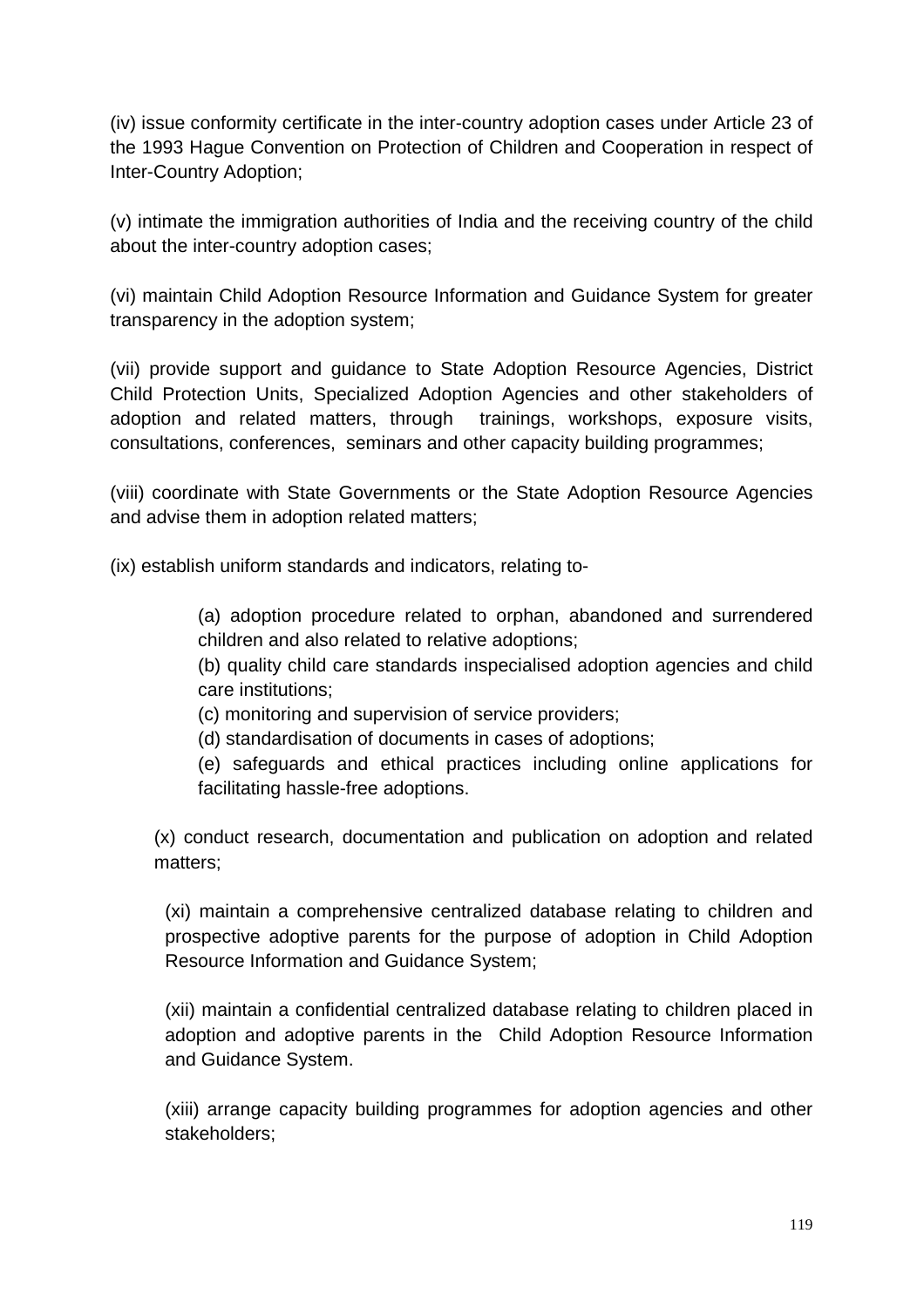(iv) issue conformity certificate in the inter-country adoption cases under Article 23 of the 1993 Hague Convention on Protection of Children and Cooperation in respect of Inter-Country Adoption;

(v) intimate the immigration authorities of India and the receiving country of the child about the inter-country adoption cases;

(vi) maintain Child Adoption Resource Information and Guidance System for greater transparency in the adoption system;

(vii) provide support and guidance to State Adoption Resource Agencies, District Child Protection Units, Specialized Adoption Agencies and other stakeholders of adoption and related matters, through trainings, workshops, exposure visits, consultations, conferences, seminars and other capacity building programmes;

(viii) coordinate with State Governments or the State Adoption Resource Agencies and advise them in adoption related matters;

(ix) establish uniform standards and indicators, relating to-

> (a) adoption procedure related to orphan, abandoned and surrendered children and also related to relative adoptions;
> (b) quality child care standards inspecialised adoption agencies and child care institutions;
> (c) monitoring and supervision of service providers;
> (d) standardisation of documents in cases of adoptions;
> (e) safeguards and ethical practices including online applications for facilitating hassle-free adoptions.

(x) conduct research, documentation and publication on adoption and related matters;

(xi) maintain a comprehensive centralized database relating to children and prospective adoptive parents for the purpose of adoption in Child Adoption Resource Information and Guidance System;

(xii) maintain a confidential centralized database relating to children placed in adoption and adoptive parents in the Child Adoption Resource Information and Guidance System.

(xiii) arrange capacity building programmes for adoption agencies and other stakeholders;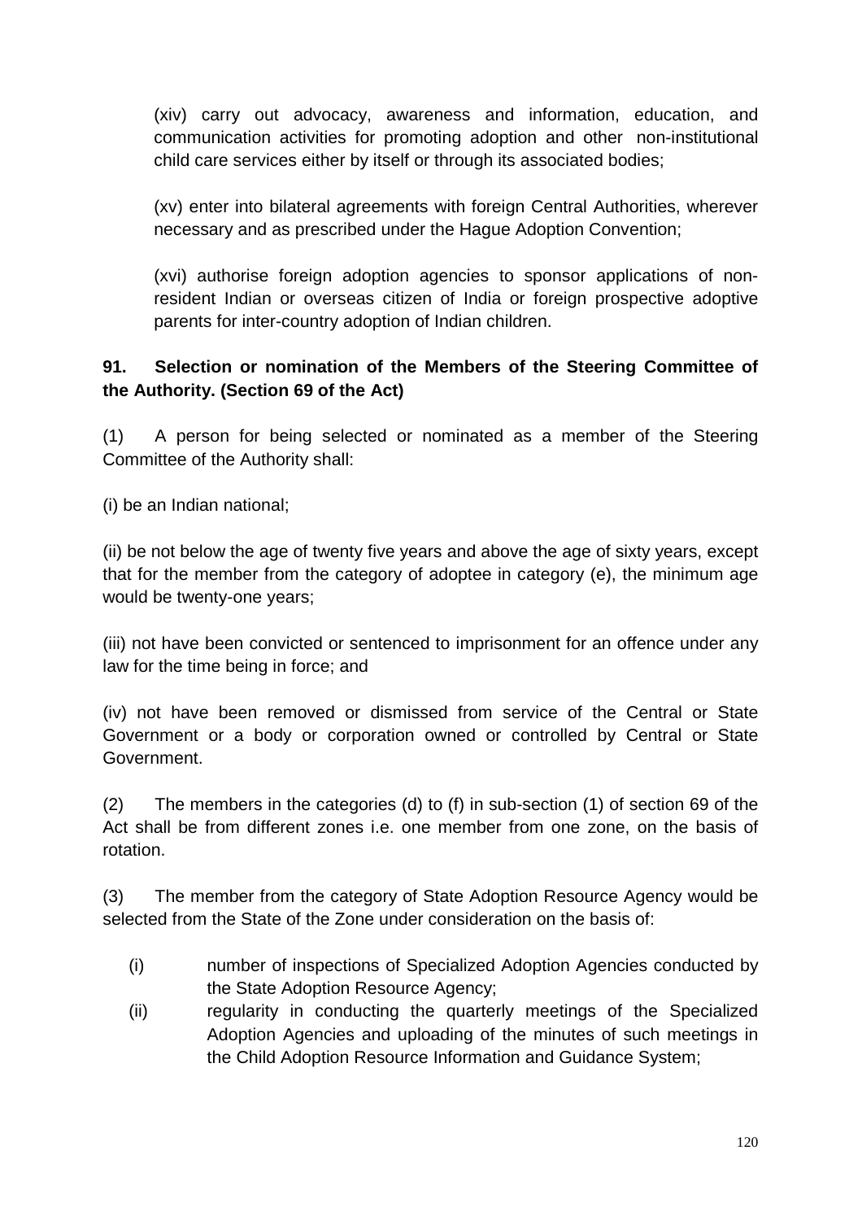(xiv) carry out advocacy, awareness and information, education, and communication activities for promoting adoption and other non-institutional child care services either by itself or through its associated bodies;

(xv) enter into bilateral agreements with foreign Central Authorities, wherever necessary and as prescribed under the Hague Adoption Convention;

(xvi) authorise foreign adoption agencies to sponsor applications of non-resident Indian or overseas citizen of India or foreign prospective adoptive parents for inter-country adoption of Indian children.

**91. Selection or nomination of the Members of the Steering Committee of the Authority. (Section 69 of the Act)**

(1) A person for being selected or nominated as a member of the Steering Committee of the Authority shall:

(i) be an Indian national;

(ii) be not below the age of twenty five years and above the age of sixty years, except that for the member from the category of adoptee in category (e), the minimum age would be twenty-one years;

(iii) not have been convicted or sentenced to imprisonment for an offence under any law for the time being in force; and

(iv) not have been removed or dismissed from service of the Central or State Government or a body or corporation owned or controlled by Central or State Government.

(2) The members in the categories (d) to (f) in sub-section (1) of section 69 of the Act shall be from different zones i.e. one member from one zone, on the basis of rotation.

(3) The member from the category of State Adoption Resource Agency would be selected from the State of the Zone under consideration on the basis of:

(i) number of inspections of Specialized Adoption Agencies conducted by the State Adoption Resource Agency;

(ii) regularity in conducting the quarterly meetings of the Specialized Adoption Agencies and uploading of the minutes of such meetings in the Child Adoption Resource Information and Guidance System;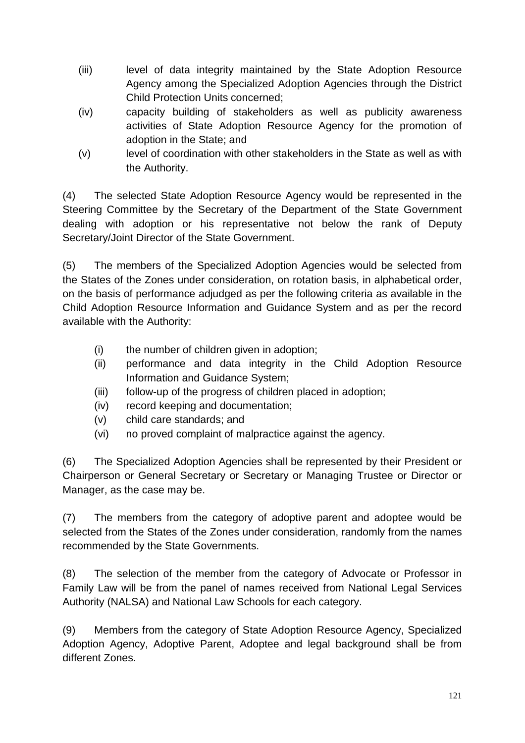(iii) level of data integrity maintained by the State Adoption Resource Agency among the Specialized Adoption Agencies through the District Child Protection Units concerned;

(iv) capacity building of stakeholders as well as publicity awareness activities of State Adoption Resource Agency for the promotion of adoption in the State; and

(v) level of coordination with other stakeholders in the State as well as with the Authority.

(4) The selected State Adoption Resource Agency would be represented in the Steering Committee by the Secretary of the Department of the State Government dealing with adoption or his representative not below the rank of Deputy Secretary/Joint Director of the State Government.

(5) The members of the Specialized Adoption Agencies would be selected from the States of the Zones under consideration, on rotation basis, in alphabetical order, on the basis of performance adjudged as per the following criteria as available in the Child Adoption Resource Information and Guidance System and as per the record available with the Authority:

(i) the number of children given in adoption;

(ii) performance and data integrity in the Child Adoption Resource Information and Guidance System;

(iii) follow-up of the progress of children placed in adoption;

(iv) record keeping and documentation;

(v) child care standards; and

(vi) no proved complaint of malpractice against the agency.

(6) The Specialized Adoption Agencies shall be represented by their President or Chairperson or General Secretary or Secretary or Managing Trustee or Director or Manager, as the case may be.

(7) The members from the category of adoptive parent and adoptee would be selected from the States of the Zones under consideration, randomly from the names recommended by the State Governments.

(8) The selection of the member from the category of Advocate or Professor in Family Law will be from the panel of names received from National Legal Services Authority (NALSA) and National Law Schools for each category.

(9) Members from the category of State Adoption Resource Agency, Specialized Adoption Agency, Adoptive Parent, Adoptee and legal background shall be from different Zones.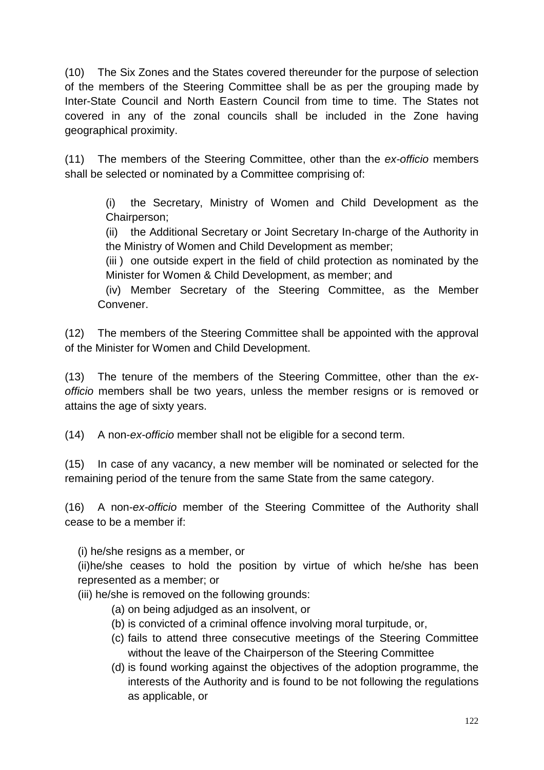(10) The Six Zones and the States covered thereunder for the purpose of selection of the members of the Steering Committee shall be as per the grouping made by Inter-State Council and North Eastern Council from time to time. The States not covered in any of the zonal councils shall be included in the Zone having geographical proximity.

(11) The members of the Steering Committee, other than the *ex-officio* members shall be selected or nominated by a Committee comprising of:

> (i) the Secretary, Ministry of Women and Child Development as the Chairperson;
>
> (ii) the Additional Secretary or Joint Secretary In-charge of the Authority in the Ministry of Women and Child Development as member;
>
> (iii ) one outside expert in the field of child protection as nominated by the Minister for Women & Child Development, as member; and
>
> (iv) Member Secretary of the Steering Committee, as the Member Convener.

(12) The members of the Steering Committee shall be appointed with the approval of the Minister for Women and Child Development.

(13) The tenure of the members of the Steering Committee, other than the *ex-officio* members shall be two years, unless the member resigns or is removed or attains the age of sixty years.

(14) A non-*ex-officio* member shall not be eligible for a second term.

(15) In case of any vacancy, a new member will be nominated or selected for the remaining period of the tenure from the same State from the same category.

(16) A non-*ex-officio* member of the Steering Committee of the Authority shall cease to be a member if:

(i) he/she resigns as a member, or

(ii)he/she ceases to hold the position by virtue of which he/she has been represented as a member; or

(iii) he/she is removed on the following grounds:

- (a) on being adjudged as an insolvent, or
- (b) is convicted of a criminal offence involving moral turpitude, or,
- (c) fails to attend three consecutive meetings of the Steering Committee without the leave of the Chairperson of the Steering Committee
- (d) is found working against the objectives of the adoption programme, the interests of the Authority and is found to be not following the regulations as applicable, or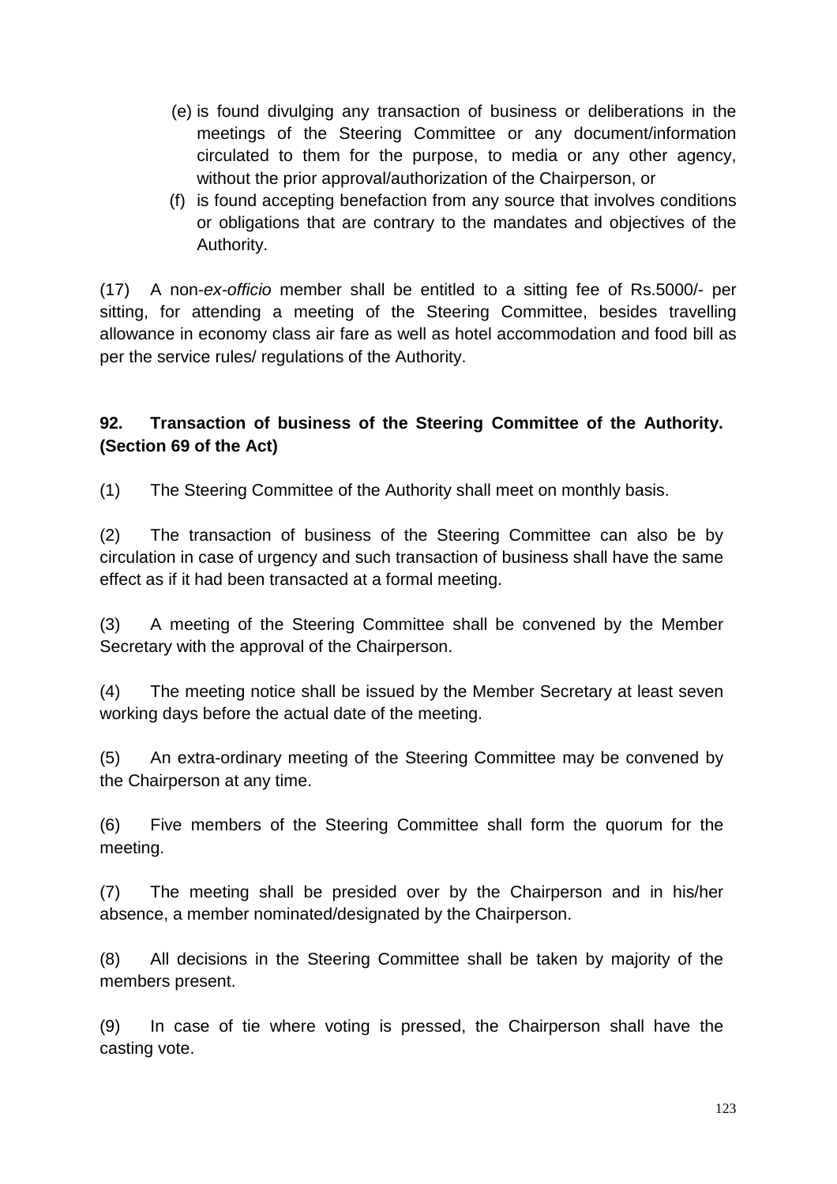(e) is found divulging any transaction of business or deliberations in the meetings of the Steering Committee or any document/information circulated to them for the purpose, to media or any other agency, without the prior approval/authorization of the Chairperson, or

(f) is found accepting benefaction from any source that involves conditions or obligations that are contrary to the mandates and objectives of the Authority.

(17) A non-*ex-officio* member shall be entitled to a sitting fee of Rs.5000/- per sitting, for attending a meeting of the Steering Committee, besides travelling allowance in economy class air fare as well as hotel accommodation and food bill as per the service rules/ regulations of the Authority.

**92. Transaction of business of the Steering Committee of the Authority. (Section 69 of the Act)**

(1) The Steering Committee of the Authority shall meet on monthly basis.

(2) The transaction of business of the Steering Committee can also be by circulation in case of urgency and such transaction of business shall have the same effect as if it had been transacted at a formal meeting.

(3) A meeting of the Steering Committee shall be convened by the Member Secretary with the approval of the Chairperson.

(4) The meeting notice shall be issued by the Member Secretary at least seven working days before the actual date of the meeting.

(5) An extra-ordinary meeting of the Steering Committee may be convened by the Chairperson at any time.

(6) Five members of the Steering Committee shall form the quorum for the meeting.

(7) The meeting shall be presided over by the Chairperson and in his/her absence, a member nominated/designated by the Chairperson.

(8) All decisions in the Steering Committee shall be taken by majority of the members present.

(9) In case of tie where voting is pressed, the Chairperson shall have the casting vote.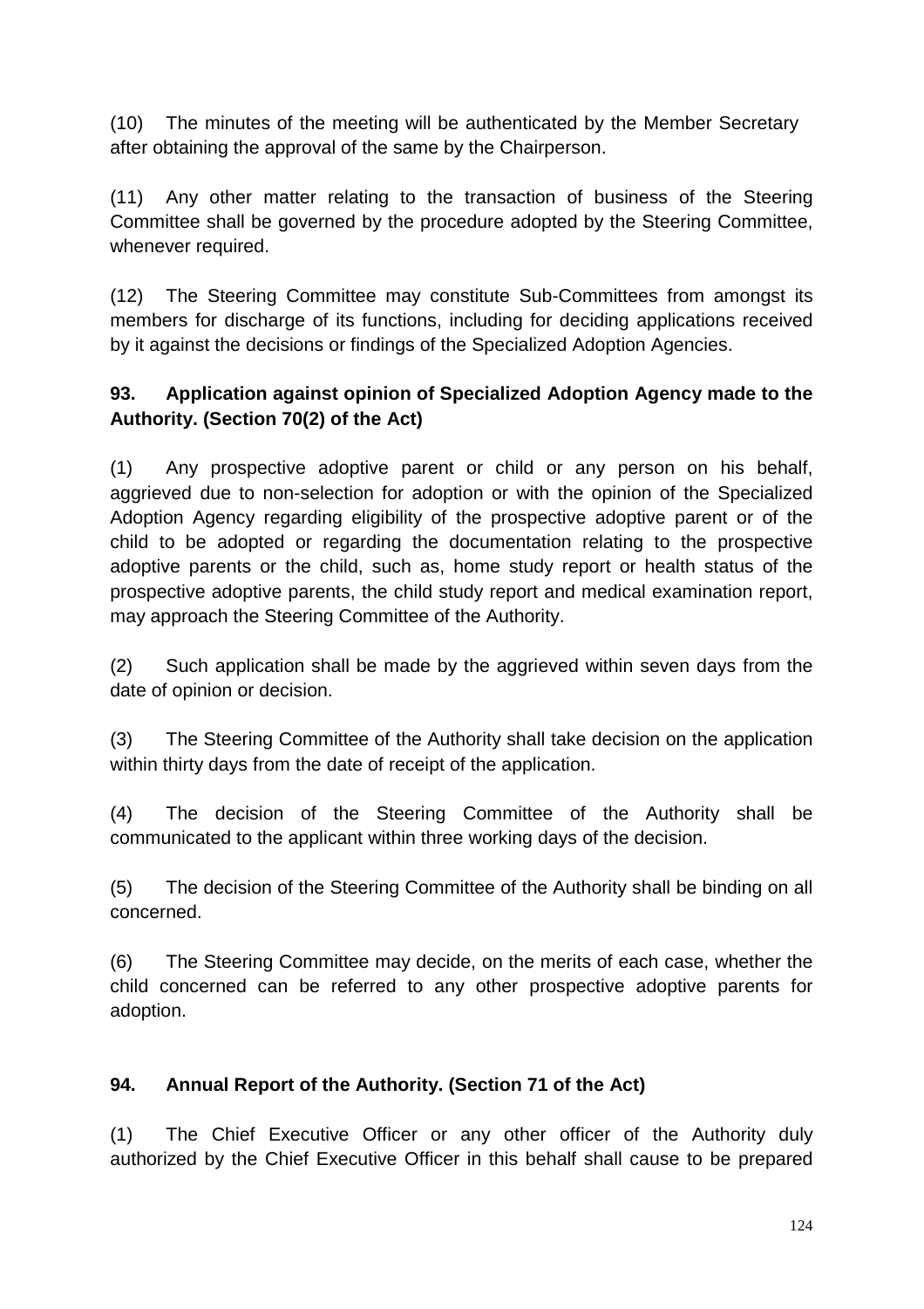(10) The minutes of the meeting will be authenticated by the Member Secretary after obtaining the approval of the same by the Chairperson.

(11) Any other matter relating to the transaction of business of the Steering Committee shall be governed by the procedure adopted by the Steering Committee, whenever required.

(12) The Steering Committee may constitute Sub-Committees from amongst its members for discharge of its functions, including for deciding applications received by it against the decisions or findings of the Specialized Adoption Agencies.

**93. Application against opinion of Specialized Adoption Agency made to the Authority. (Section 70(2) of the Act)**

(1) Any prospective adoptive parent or child or any person on his behalf, aggrieved due to non-selection for adoption or with the opinion of the Specialized Adoption Agency regarding eligibility of the prospective adoptive parent or of the child to be adopted or regarding the documentation relating to the prospective adoptive parents or the child, such as, home study report or health status of the prospective adoptive parents, the child study report and medical examination report, may approach the Steering Committee of the Authority.

(2) Such application shall be made by the aggrieved within seven days from the date of opinion or decision.

(3) The Steering Committee of the Authority shall take decision on the application within thirty days from the date of receipt of the application.

(4) The decision of the Steering Committee of the Authority shall be communicated to the applicant within three working days of the decision.

(5) The decision of the Steering Committee of the Authority shall be binding on all concerned.

(6) The Steering Committee may decide, on the merits of each case, whether the child concerned can be referred to any other prospective adoptive parents for adoption.

**94. Annual Report of the Authority. (Section 71 of the Act)**

(1) The Chief Executive Officer or any other officer of the Authority duly authorized by the Chief Executive Officer in this behalf shall cause to be prepared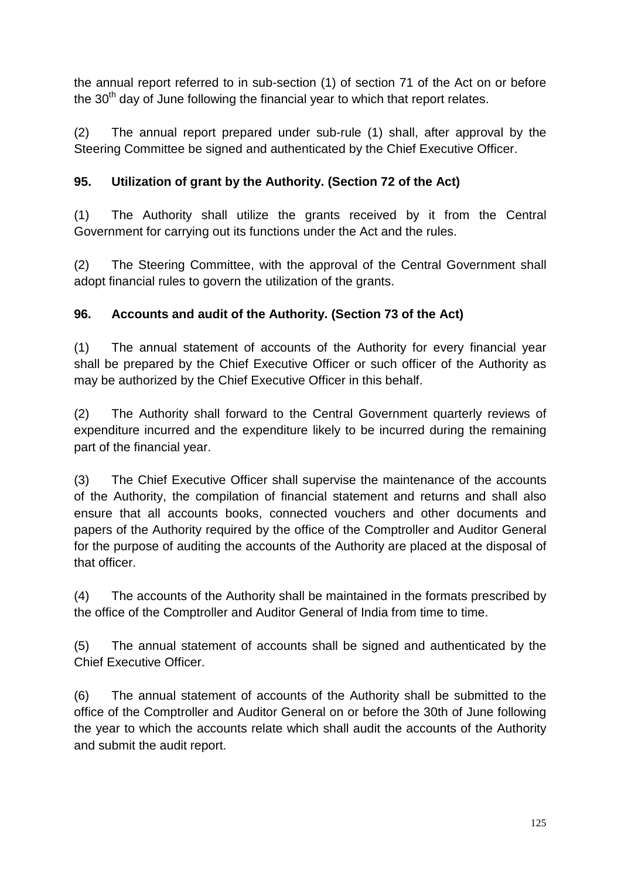the annual report referred to in sub-section (1) of section 71 of the Act on or before the 30th day of June following the financial year to which that report relates.

(2) The annual report prepared under sub-rule (1) shall, after approval by the Steering Committee be signed and authenticated by the Chief Executive Officer.

**95. Utilization of grant by the Authority. (Section 72 of the Act)**

(1) The Authority shall utilize the grants received by it from the Central Government for carrying out its functions under the Act and the rules.

(2) The Steering Committee, with the approval of the Central Government shall adopt financial rules to govern the utilization of the grants.

**96. Accounts and audit of the Authority. (Section 73 of the Act)**

(1) The annual statement of accounts of the Authority for every financial year shall be prepared by the Chief Executive Officer or such officer of the Authority as may be authorized by the Chief Executive Officer in this behalf.

(2) The Authority shall forward to the Central Government quarterly reviews of expenditure incurred and the expenditure likely to be incurred during the remaining part of the financial year.

(3) The Chief Executive Officer shall supervise the maintenance of the accounts of the Authority, the compilation of financial statement and returns and shall also ensure that all accounts books, connected vouchers and other documents and papers of the Authority required by the office of the Comptroller and Auditor General for the purpose of auditing the accounts of the Authority are placed at the disposal of that officer.

(4) The accounts of the Authority shall be maintained in the formats prescribed by the office of the Comptroller and Auditor General of India from time to time.

(5) The annual statement of accounts shall be signed and authenticated by the Chief Executive Officer.

(6) The annual statement of accounts of the Authority shall be submitted to the office of the Comptroller and Auditor General on or before the 30th of June following the year to which the accounts relate which shall audit the accounts of the Authority and submit the audit report.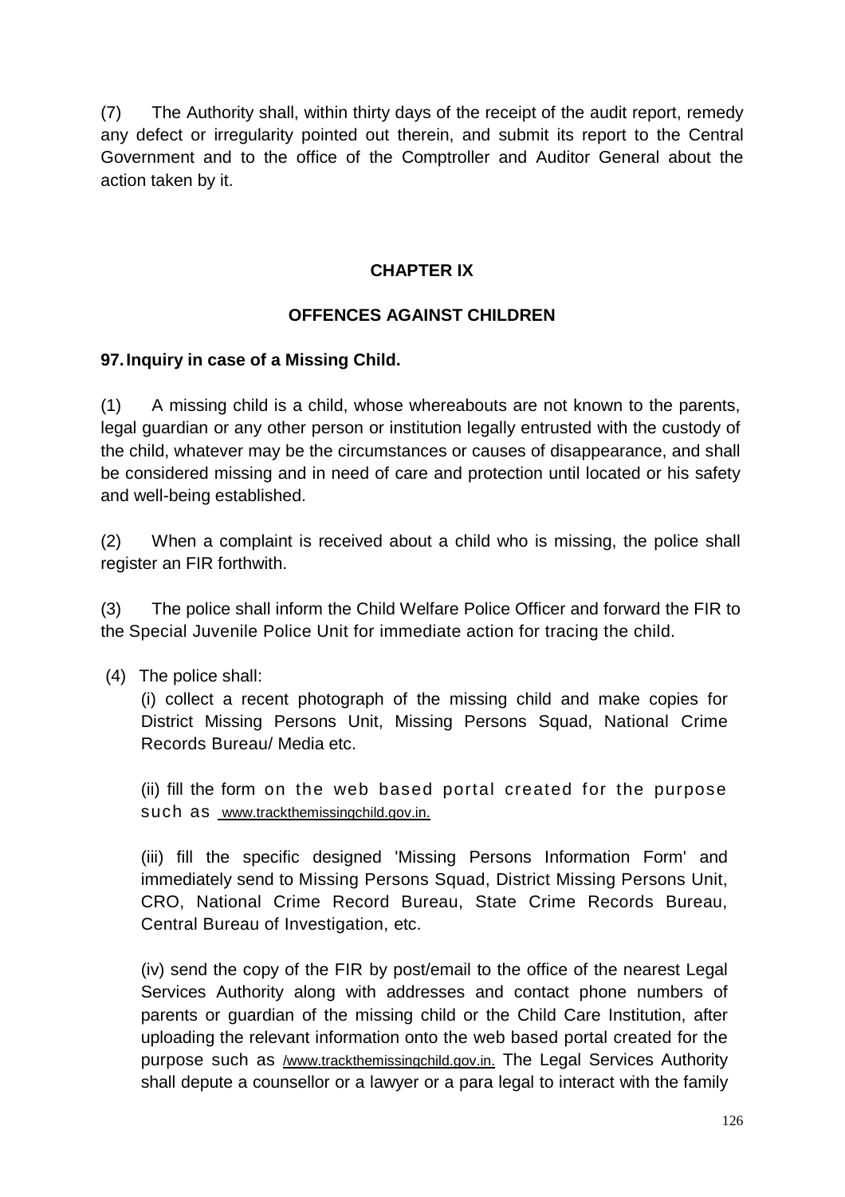(7) The Authority shall, within thirty days of the receipt of the audit report, remedy any defect or irregularity pointed out therein, and submit its report to the Central Government and to the office of the Comptroller and Auditor General about the action taken by it.

## CHAPTER IX

## OFFENCES AGAINST CHILDREN

### 97. Inquiry in case of a Missing Child.

(1) A missing child is a child, whose whereabouts are not known to the parents, legal guardian or any other person or institution legally entrusted with the custody of the child, whatever may be the circumstances or causes of disappearance, and shall be considered missing and in need of care and protection until located or his safety and well-being established.

(2) When a complaint is received about a child who is missing, the police shall register an FIR forthwith.

(3) The police shall inform the Child Welfare Police Officer and forward the FIR to the Special Juvenile Police Unit for immediate action for tracing the child.

(4) The police shall:

(i) collect a recent photograph of the missing child and make copies for District Missing Persons Unit, Missing Persons Squad, National Crime Records Bureau/ Media etc.

(ii) fill the form on the web based portal created for the purpose such as www.trackthemissingchild.gov.in.

(iii) fill the specific designed 'Missing Persons Information Form' and immediately send to Missing Persons Squad, District Missing Persons Unit, CRO, National Crime Record Bureau, State Crime Records Bureau, Central Bureau of Investigation, etc.

(iv) send the copy of the FIR by post/email to the office of the nearest Legal Services Authority along with addresses and contact phone numbers of parents or guardian of the missing child or the Child Care Institution, after uploading the relevant information onto the web based portal created for the purpose such as /www.trackthemissingchild.gov.in. The Legal Services Authority shall depute a counsellor or a lawyer or a para legal to interact with the family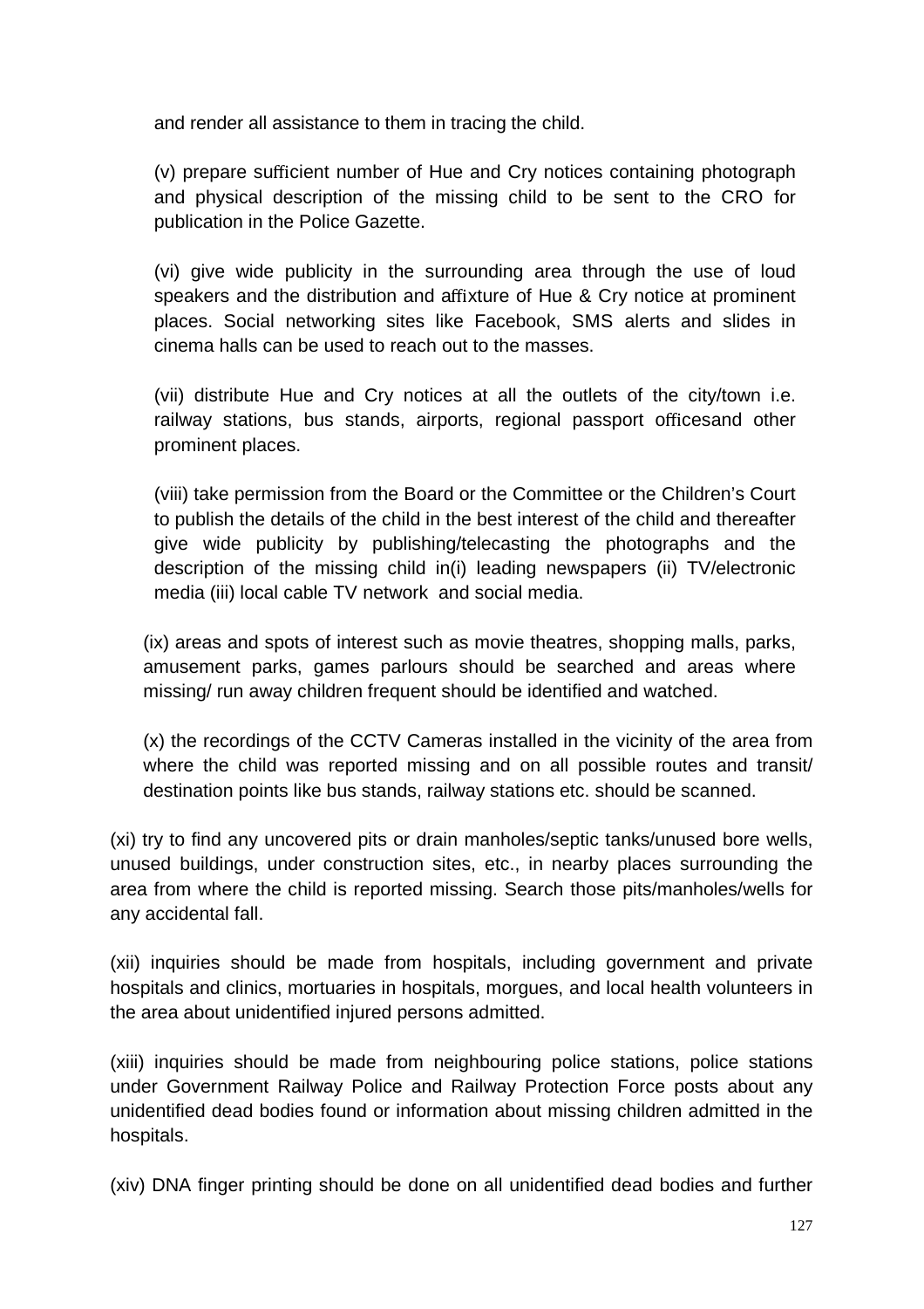and render all assistance to them in tracing the child.

(v) prepare sufficient number of Hue and Cry notices containing photograph and physical description of the missing child to be sent to the CRO for publication in the Police Gazette.

(vi) give wide publicity in the surrounding area through the use of loud speakers and the distribution and affixture of Hue & Cry notice at prominent places. Social networking sites like Facebook, SMS alerts and slides in cinema halls can be used to reach out to the masses.

(vii) distribute Hue and Cry notices at all the outlets of the city/town i.e. railway stations, bus stands, airports, regional passport officesand other prominent places.

(viii) take permission from the Board or the Committee or the Children's Court to publish the details of the child in the best interest of the child and thereafter give wide publicity by publishing/telecasting the photographs and the description of the missing child in(i) leading newspapers (ii) TV/electronic media (iii) local cable TV network and social media.

(ix) areas and spots of interest such as movie theatres, shopping malls, parks, amusement parks, games parlours should be searched and areas where missing/ run away children frequent should be identified and watched.

(x) the recordings of the CCTV Cameras installed in the vicinity of the area from where the child was reported missing and on all possible routes and transit/ destination points like bus stands, railway stations etc. should be scanned.

(xi) try to find any uncovered pits or drain manholes/septic tanks/unused bore wells, unused buildings, under construction sites, etc., in nearby places surrounding the area from where the child is reported missing. Search those pits/manholes/wells for any accidental fall.

(xii) inquiries should be made from hospitals, including government and private hospitals and clinics, mortuaries in hospitals, morgues, and local health volunteers in the area about unidentified injured persons admitted.

(xiii) inquiries should be made from neighbouring police stations, police stations under Government Railway Police and Railway Protection Force posts about any unidentified dead bodies found or information about missing children admitted in the hospitals.

(xiv) DNA finger printing should be done on all unidentified dead bodies and further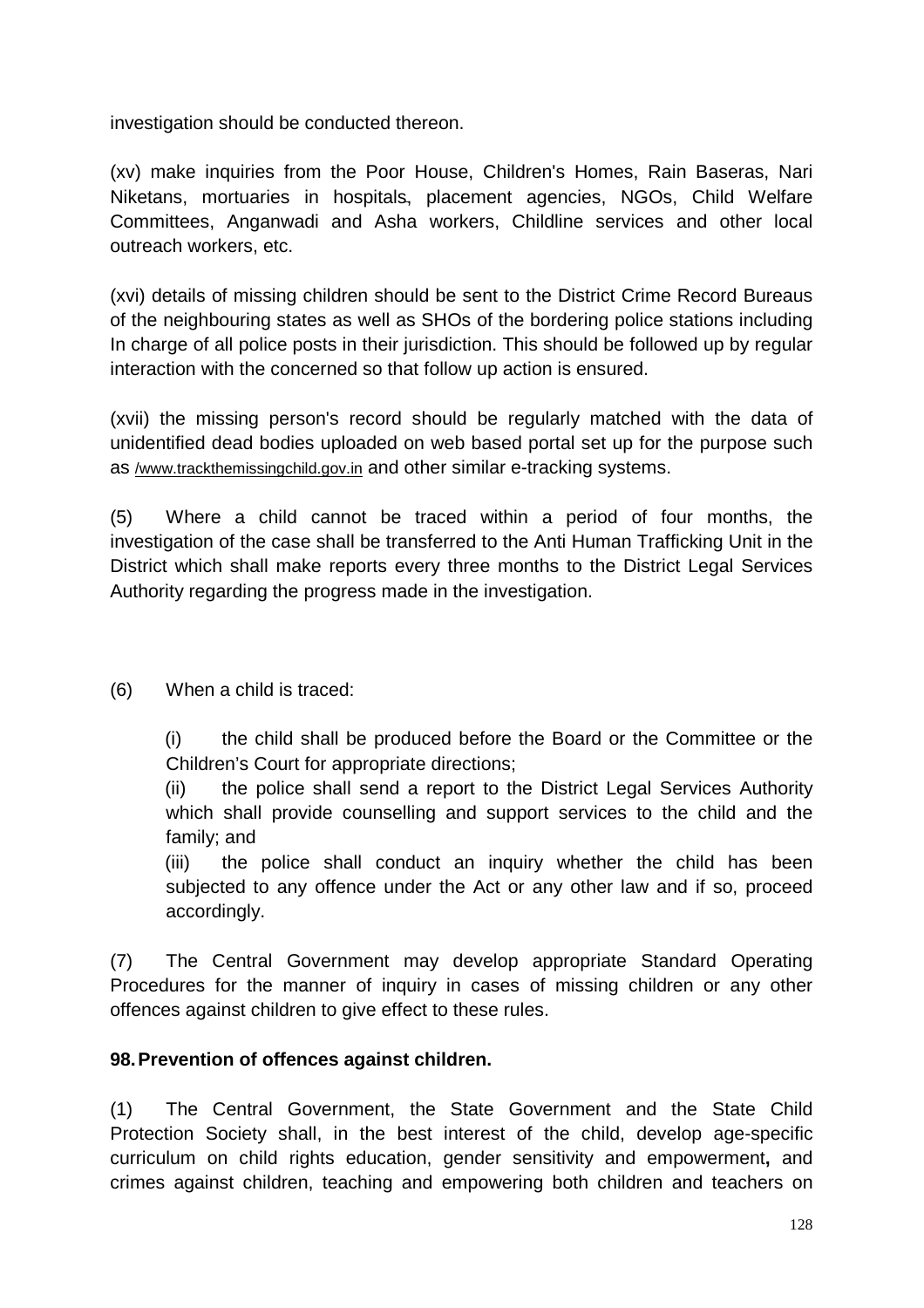investigation should be conducted thereon.

(xv) make inquiries from the Poor House, Children's Homes, Rain Baseras, Nari Niketans, mortuaries in hospitals, placement agencies, NGOs, Child Welfare Committees, Anganwadi and Asha workers, Childline services and other local outreach workers, etc.

(xvi) details of missing children should be sent to the District Crime Record Bureaus of the neighbouring states as well as SHOs of the bordering police stations including In charge of all police posts in their jurisdiction. This should be followed up by regular interaction with the concerned so that follow up action is ensured.

(xvii) the missing person's record should be regularly matched with the data of unidentified dead bodies uploaded on web based portal set up for the purpose such as /www.trackthemissingchild.gov.in and other similar e-tracking systems.

(5) Where a child cannot be traced within a period of four months, the investigation of the case shall be transferred to the Anti Human Trafficking Unit in the District which shall make reports every three months to the District Legal Services Authority regarding the progress made in the investigation.

(6) When a child is traced:

(i) the child shall be produced before the Board or the Committee or the Children's Court for appropriate directions;

(ii) the police shall send a report to the District Legal Services Authority which shall provide counselling and support services to the child and the family; and

(iii) the police shall conduct an inquiry whether the child has been subjected to any offence under the Act or any other law and if so, proceed accordingly.

(7) The Central Government may develop appropriate Standard Operating Procedures for the manner of inquiry in cases of missing children or any other offences against children to give effect to these rules.

**98. Prevention of offences against children.**

(1) The Central Government, the State Government and the State Child Protection Society shall, in the best interest of the child, develop age-specific curriculum on child rights education, gender sensitivity and empowerment**,** and crimes against children, teaching and empowering both children and teachers on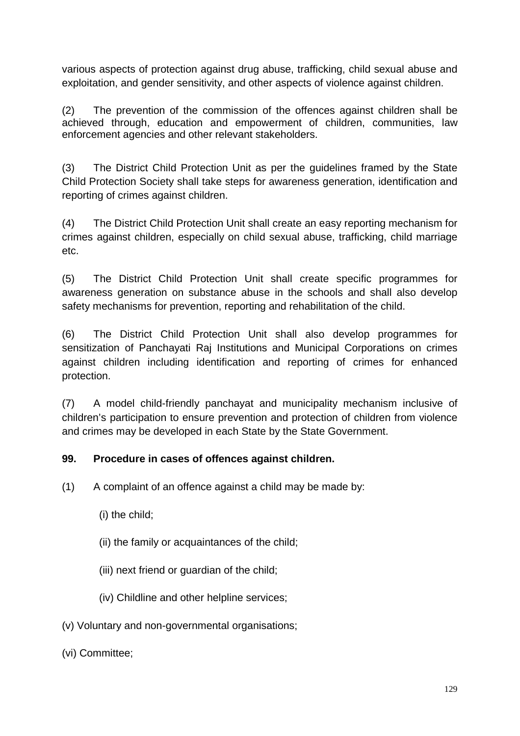various aspects of protection against drug abuse, trafficking, child sexual abuse and exploitation, and gender sensitivity, and other aspects of violence against children.

(2) The prevention of the commission of the offences against children shall be achieved through, education and empowerment of children, communities, law enforcement agencies and other relevant stakeholders.

(3) The District Child Protection Unit as per the guidelines framed by the State Child Protection Society shall take steps for awareness generation, identification and reporting of crimes against children.

(4) The District Child Protection Unit shall create an easy reporting mechanism for crimes against children, especially on child sexual abuse, trafficking, child marriage etc.

(5) The District Child Protection Unit shall create specific programmes for awareness generation on substance abuse in the schools and shall also develop safety mechanisms for prevention, reporting and rehabilitation of the child.

(6) The District Child Protection Unit shall also develop programmes for sensitization of Panchayati Raj Institutions and Municipal Corporations on crimes against children including identification and reporting of crimes for enhanced protection.

(7) A model child-friendly panchayat and municipality mechanism inclusive of children's participation to ensure prevention and protection of children from violence and crimes may be developed in each State by the State Government.

**99. Procedure in cases of offences against children.**

(1) A complaint of an offence against a child may be made by:

(i) the child;

(ii) the family or acquaintances of the child;

(iii) next friend or guardian of the child;

(iv) Childline and other helpline services;

(v) Voluntary and non-governmental organisations;

(vi) Committee;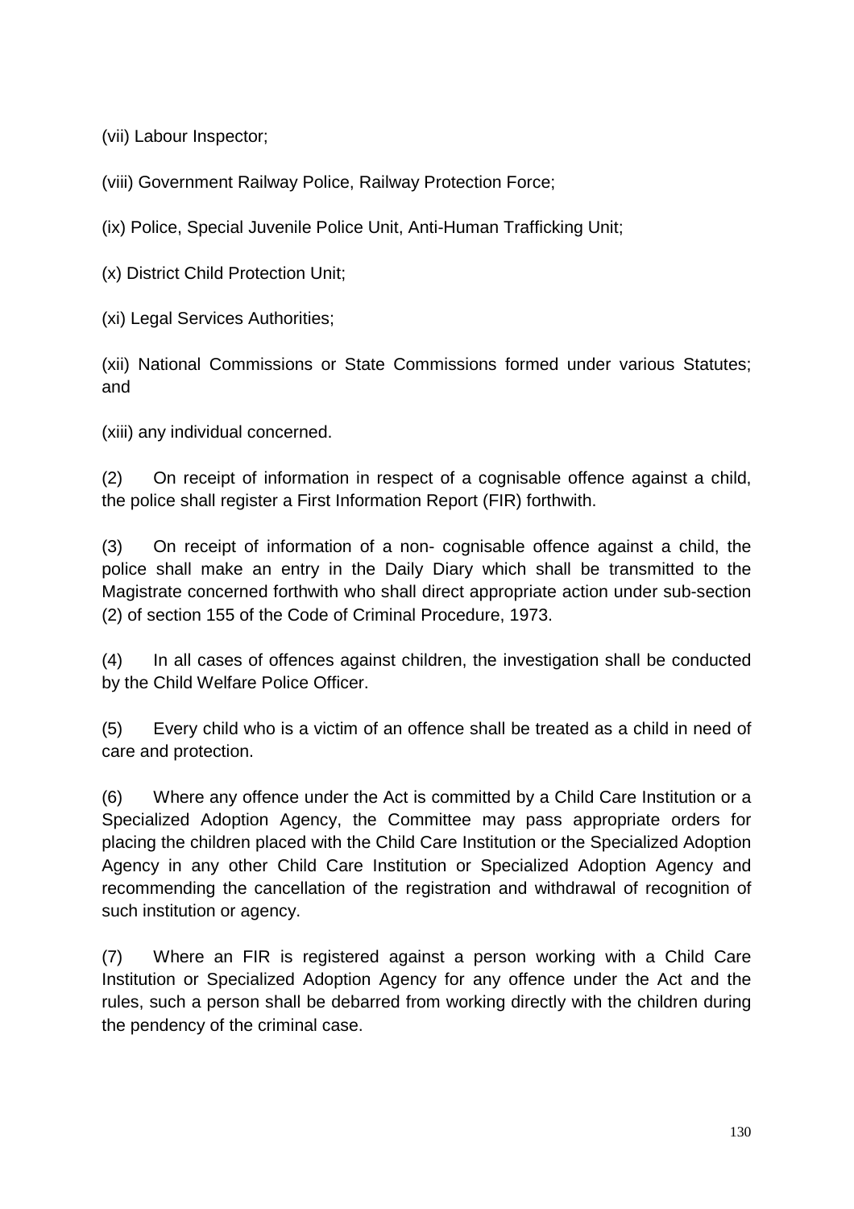(vii) Labour Inspector;

(viii) Government Railway Police, Railway Protection Force;

(ix) Police, Special Juvenile Police Unit, Anti-Human Trafficking Unit;

(x) District Child Protection Unit;

(xi) Legal Services Authorities;

(xii) National Commissions or State Commissions formed under various Statutes; and

(xiii) any individual concerned.

(2) On receipt of information in respect of a cognisable offence against a child, the police shall register a First Information Report (FIR) forthwith.

(3) On receipt of information of a non- cognisable offence against a child, the police shall make an entry in the Daily Diary which shall be transmitted to the Magistrate concerned forthwith who shall direct appropriate action under sub-section (2) of section 155 of the Code of Criminal Procedure, 1973.

(4) In all cases of offences against children, the investigation shall be conducted by the Child Welfare Police Officer.

(5) Every child who is a victim of an offence shall be treated as a child in need of care and protection.

(6) Where any offence under the Act is committed by a Child Care Institution or a Specialized Adoption Agency, the Committee may pass appropriate orders for placing the children placed with the Child Care Institution or the Specialized Adoption Agency in any other Child Care Institution or Specialized Adoption Agency and recommending the cancellation of the registration and withdrawal of recognition of such institution or agency.

(7) Where an FIR is registered against a person working with a Child Care Institution or Specialized Adoption Agency for any offence under the Act and the rules, such a person shall be debarred from working directly with the children during the pendency of the criminal case.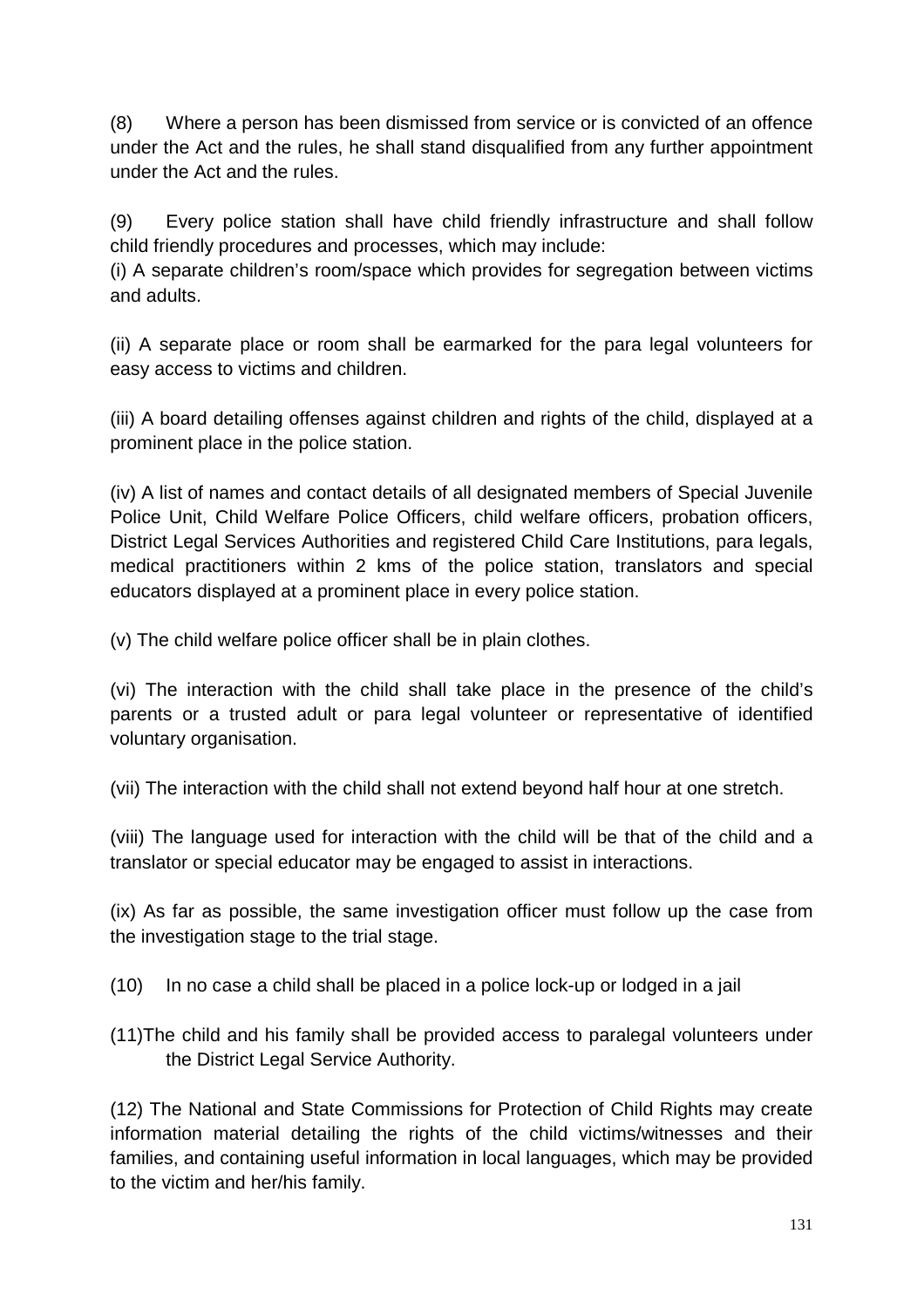(8) Where a person has been dismissed from service or is convicted of an offence under the Act and the rules, he shall stand disqualified from any further appointment under the Act and the rules.

(9) Every police station shall have child friendly infrastructure and shall follow child friendly procedures and processes, which may include:

(i) A separate children's room/space which provides for segregation between victims and adults.

(ii) A separate place or room shall be earmarked for the para legal volunteers for easy access to victims and children.

(iii) A board detailing offenses against children and rights of the child, displayed at a prominent place in the police station.

(iv) A list of names and contact details of all designated members of Special Juvenile Police Unit, Child Welfare Police Officers, child welfare officers, probation officers, District Legal Services Authorities and registered Child Care Institutions, para legals, medical practitioners within 2 kms of the police station, translators and special educators displayed at a prominent place in every police station.

(v) The child welfare police officer shall be in plain clothes.

(vi) The interaction with the child shall take place in the presence of the child's parents or a trusted adult or para legal volunteer or representative of identified voluntary organisation.

(vii) The interaction with the child shall not extend beyond half hour at one stretch.

(viii) The language used for interaction with the child will be that of the child and a translator or special educator may be engaged to assist in interactions.

(ix) As far as possible, the same investigation officer must follow up the case from the investigation stage to the trial stage.

(10) In no case a child shall be placed in a police lock-up or lodged in a jail

(11) The child and his family shall be provided access to paralegal volunteers under the District Legal Service Authority.

(12) The National and State Commissions for Protection of Child Rights may create information material detailing the rights of the child victims/witnesses and their families, and containing useful information in local languages, which may be provided to the victim and her/his family.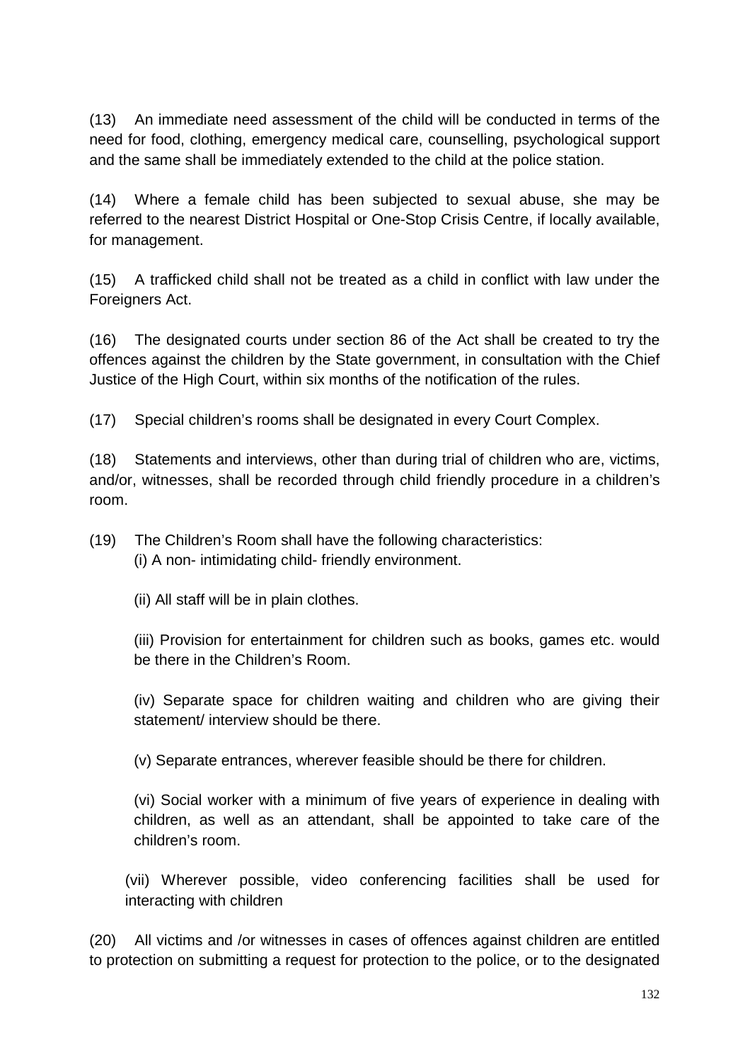(13) An immediate need assessment of the child will be conducted in terms of the need for food, clothing, emergency medical care, counselling, psychological support and the same shall be immediately extended to the child at the police station.

(14) Where a female child has been subjected to sexual abuse, she may be referred to the nearest District Hospital or One-Stop Crisis Centre, if locally available, for management.

(15) A trafficked child shall not be treated as a child in conflict with law under the Foreigners Act.

(16) The designated courts under section 86 of the Act shall be created to try the offences against the children by the State government, in consultation with the Chief Justice of the High Court, within six months of the notification of the rules.

(17) Special children's rooms shall be designated in every Court Complex.

(18) Statements and interviews, other than during trial of children who are, victims, and/or, witnesses, shall be recorded through child friendly procedure in a children's room.

(19) The Children's Room shall have the following characteristics:

(i) A non- intimidating child- friendly environment.

(ii) All staff will be in plain clothes.

(iii) Provision for entertainment for children such as books, games etc. would be there in the Children's Room.

(iv) Separate space for children waiting and children who are giving their statement/ interview should be there.

(v) Separate entrances, wherever feasible should be there for children.

(vi) Social worker with a minimum of five years of experience in dealing with children, as well as an attendant, shall be appointed to take care of the children's room.

(vii) Wherever possible, video conferencing facilities shall be used for interacting with children

(20) All victims and /or witnesses in cases of offences against children are entitled to protection on submitting a request for protection to the police, or to the designated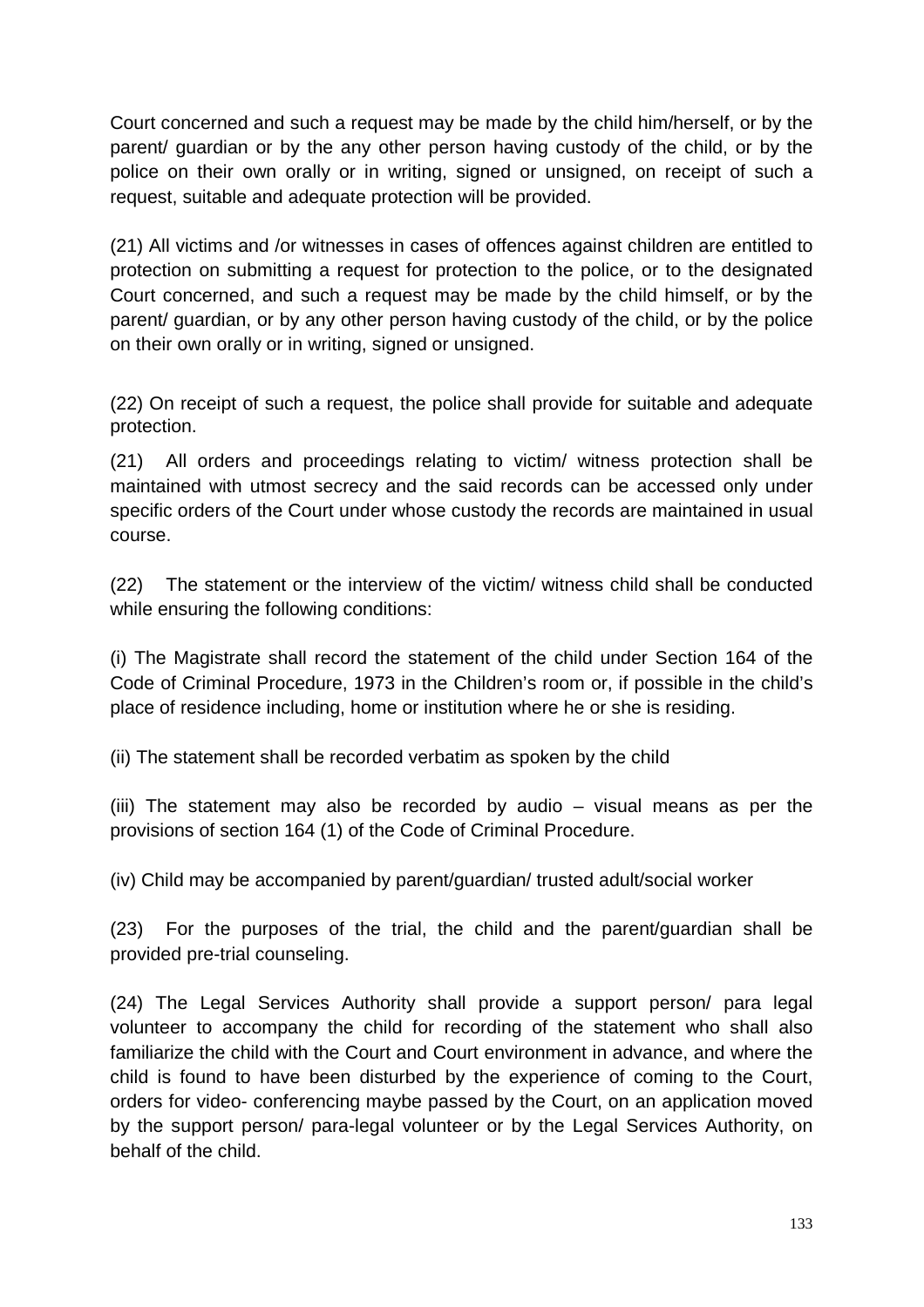Court concerned and such a request may be made by the child him/herself, or by the parent/ guardian or by the any other person having custody of the child, or by the police on their own orally or in writing, signed or unsigned, on receipt of such a request, suitable and adequate protection will be provided.

(21) All victims and /or witnesses in cases of offences against children are entitled to protection on submitting a request for protection to the police, or to the designated Court concerned, and such a request may be made by the child himself, or by the parent/ guardian, or by any other person having custody of the child, or by the police on their own orally or in writing, signed or unsigned.

(22) On receipt of such a request, the police shall provide for suitable and adequate protection.

(21) All orders and proceedings relating to victim/ witness protection shall be maintained with utmost secrecy and the said records can be accessed only under specific orders of the Court under whose custody the records are maintained in usual course.

(22) The statement or the interview of the victim/ witness child shall be conducted while ensuring the following conditions:

(i) The Magistrate shall record the statement of the child under Section 164 of the Code of Criminal Procedure, 1973 in the Children's room or, if possible in the child's place of residence including, home or institution where he or she is residing.

(ii) The statement shall be recorded verbatim as spoken by the child

(iii) The statement may also be recorded by audio – visual means as per the provisions of section 164 (1) of the Code of Criminal Procedure.

(iv) Child may be accompanied by parent/guardian/ trusted adult/social worker

(23) For the purposes of the trial, the child and the parent/guardian shall be provided pre-trial counseling.

(24) The Legal Services Authority shall provide a support person/ para legal volunteer to accompany the child for recording of the statement who shall also familiarize the child with the Court and Court environment in advance, and where the child is found to have been disturbed by the experience of coming to the Court, orders for video- conferencing maybe passed by the Court, on an application moved by the support person/ para-legal volunteer or by the Legal Services Authority, on behalf of the child.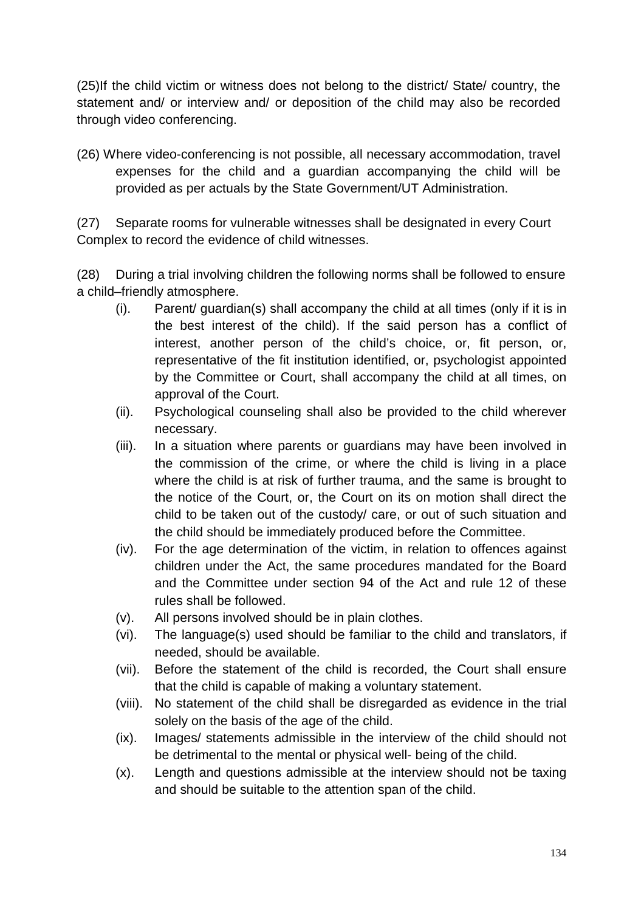(25)If the child victim or witness does not belong to the district/ State/ country, the statement and/ or interview and/ or deposition of the child may also be recorded through video conferencing.

(26) Where video-conferencing is not possible, all necessary accommodation, travel expenses for the child and a guardian accompanying the child will be provided as per actuals by the State Government/UT Administration.

(27) Separate rooms for vulnerable witnesses shall be designated in every Court Complex to record the evidence of child witnesses.

(28) During a trial involving children the following norms shall be followed to ensure a child–friendly atmosphere.

(i). Parent/ guardian(s) shall accompany the child at all times (only if it is in the best interest of the child). If the said person has a conflict of interest, another person of the child's choice, or, fit person, or, representative of the fit institution identified, or, psychologist appointed by the Committee or Court, shall accompany the child at all times, on approval of the Court.

(ii). Psychological counseling shall also be provided to the child wherever necessary.

(iii). In a situation where parents or guardians may have been involved in the commission of the crime, or where the child is living in a place where the child is at risk of further trauma, and the same is brought to the notice of the Court, or, the Court on its on motion shall direct the child to be taken out of the custody/ care, or out of such situation and the child should be immediately produced before the Committee.

(iv). For the age determination of the victim, in relation to offences against children under the Act, the same procedures mandated for the Board and the Committee under section 94 of the Act and rule 12 of these rules shall be followed.

(v). All persons involved should be in plain clothes.

(vi). The language(s) used should be familiar to the child and translators, if needed, should be available.

(vii). Before the statement of the child is recorded, the Court shall ensure that the child is capable of making a voluntary statement.

(viii). No statement of the child shall be disregarded as evidence in the trial solely on the basis of the age of the child.

(ix). Images/ statements admissible in the interview of the child should not be detrimental to the mental or physical well- being of the child.

(x). Length and questions admissible at the interview should not be taxing and should be suitable to the attention span of the child.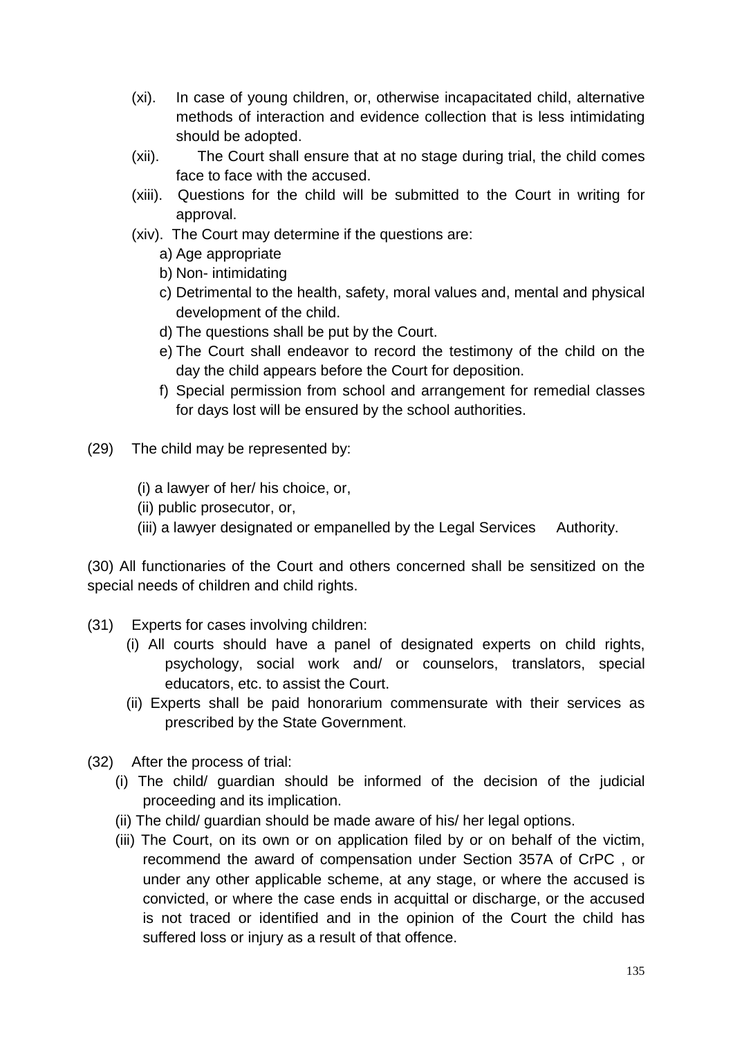(xi). In case of young children, or, otherwise incapacitated child, alternative methods of interaction and evidence collection that is less intimidating should be adopted.

(xii). The Court shall ensure that at no stage during trial, the child comes face to face with the accused.

(xiii). Questions for the child will be submitted to the Court in writing for approval.

(xiv). The Court may determine if the questions are:

a) Age appropriate
b) Non- intimidating
c) Detrimental to the health, safety, moral values and, mental and physical development of the child.
d) The questions shall be put by the Court.
e) The Court shall endeavor to record the testimony of the child on the day the child appears before the Court for deposition.
f) Special permission from school and arrangement for remedial classes for days lost will be ensured by the school authorities.

(29) The child may be represented by:

(i) a lawyer of her/ his choice, or,
(ii) public prosecutor, or,
(iii) a lawyer designated or empanelled by the Legal Services Authority.

(30) All functionaries of the Court and others concerned shall be sensitized on the special needs of children and child rights.

(31) Experts for cases involving children:

(i) All courts should have a panel of designated experts on child rights, psychology, social work and/ or counselors, translators, special educators, etc. to assist the Court.
(ii) Experts shall be paid honorarium commensurate with their services as prescribed by the State Government.

(32) After the process of trial:

(i) The child/ guardian should be informed of the decision of the judicial proceeding and its implication.
(ii) The child/ guardian should be made aware of his/ her legal options.
(iii) The Court, on its own or on application filed by or on behalf of the victim, recommend the award of compensation under Section 357A of CrPC , or under any other applicable scheme, at any stage, or where the accused is convicted, or where the case ends in acquittal or discharge, or the accused is not traced or identified and in the opinion of the Court the child has suffered loss or injury as a result of that offence.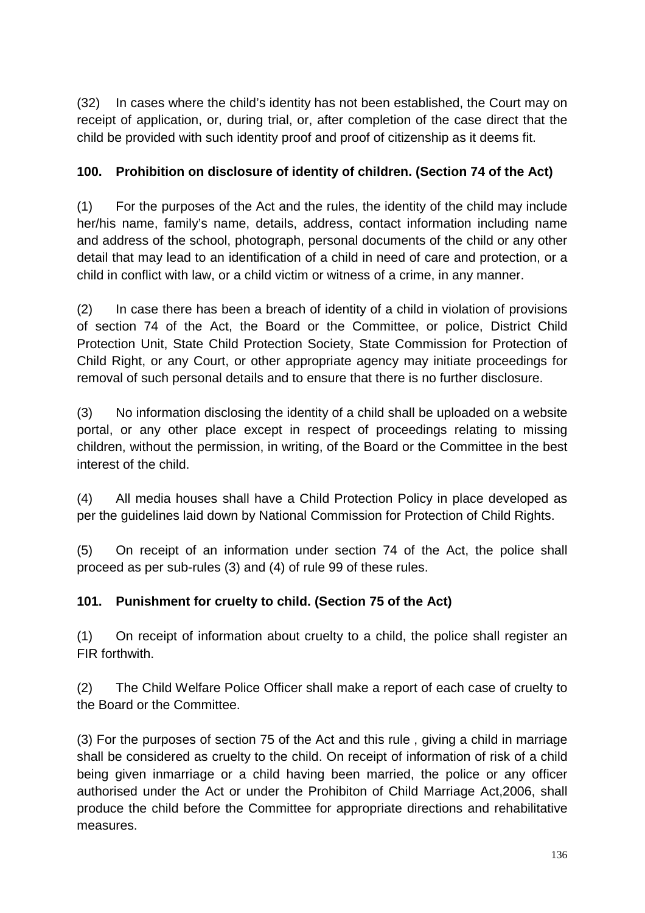(32) In cases where the child's identity has not been established, the Court may on receipt of application, or, during trial, or, after completion of the case direct that the child be provided with such identity proof and proof of citizenship as it deems fit.

**100. Prohibition on disclosure of identity of children. (Section 74 of the Act)**

(1) For the purposes of the Act and the rules, the identity of the child may include her/his name, family's name, details, address, contact information including name and address of the school, photograph, personal documents of the child or any other detail that may lead to an identification of a child in need of care and protection, or a child in conflict with law, or a child victim or witness of a crime, in any manner.

(2) In case there has been a breach of identity of a child in violation of provisions of section 74 of the Act, the Board or the Committee, or police, District Child Protection Unit, State Child Protection Society, State Commission for Protection of Child Right, or any Court, or other appropriate agency may initiate proceedings for removal of such personal details and to ensure that there is no further disclosure.

(3) No information disclosing the identity of a child shall be uploaded on a website portal, or any other place except in respect of proceedings relating to missing children, without the permission, in writing, of the Board or the Committee in the best interest of the child.

(4) All media houses shall have a Child Protection Policy in place developed as per the guidelines laid down by National Commission for Protection of Child Rights.

(5) On receipt of an information under section 74 of the Act, the police shall proceed as per sub-rules (3) and (4) of rule 99 of these rules.

**101. Punishment for cruelty to child. (Section 75 of the Act)**

(1) On receipt of information about cruelty to a child, the police shall register an FIR forthwith.

(2) The Child Welfare Police Officer shall make a report of each case of cruelty to the Board or the Committee.

(3) For the purposes of section 75 of the Act and this rule , giving a child in marriage shall be considered as cruelty to the child. On receipt of information of risk of a child being given inmarriage or a child having been married, the police or any officer authorised under the Act or under the Prohibiton of Child Marriage Act,2006, shall produce the child before the Committee for appropriate directions and rehabilitative measures.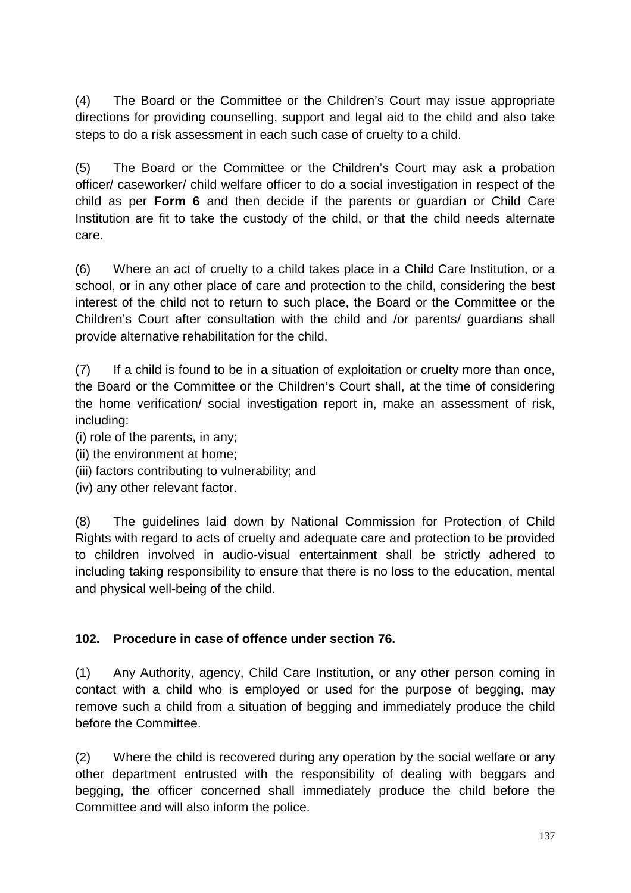(4) The Board or the Committee or the Children's Court may issue appropriate directions for providing counselling, support and legal aid to the child and also take steps to do a risk assessment in each such case of cruelty to a child.

(5) The Board or the Committee or the Children's Court may ask a probation officer/ caseworker/ child welfare officer to do a social investigation in respect of the child as per **Form 6** and then decide if the parents or guardian or Child Care Institution are fit to take the custody of the child, or that the child needs alternate care.

(6) Where an act of cruelty to a child takes place in a Child Care Institution, or a school, or in any other place of care and protection to the child, considering the best interest of the child not to return to such place, the Board or the Committee or the Children's Court after consultation with the child and /or parents/ guardians shall provide alternative rehabilitation for the child.

(7) If a child is found to be in a situation of exploitation or cruelty more than once, the Board or the Committee or the Children's Court shall, at the time of considering the home verification/ social investigation report in, make an assessment of risk, including:

(i) role of the parents, in any;
(ii) the environment at home;
(iii) factors contributing to vulnerability; and
(iv) any other relevant factor.

(8) The guidelines laid down by National Commission for Protection of Child Rights with regard to acts of cruelty and adequate care and protection to be provided to children involved in audio-visual entertainment shall be strictly adhered to including taking responsibility to ensure that there is no loss to the education, mental and physical well-being of the child.

**102. Procedure in case of offence under section 76.**

(1) Any Authority, agency, Child Care Institution, or any other person coming in contact with a child who is employed or used for the purpose of begging, may remove such a child from a situation of begging and immediately produce the child before the Committee.

(2) Where the child is recovered during any operation by the social welfare or any other department entrusted with the responsibility of dealing with beggars and begging, the officer concerned shall immediately produce the child before the Committee and will also inform the police.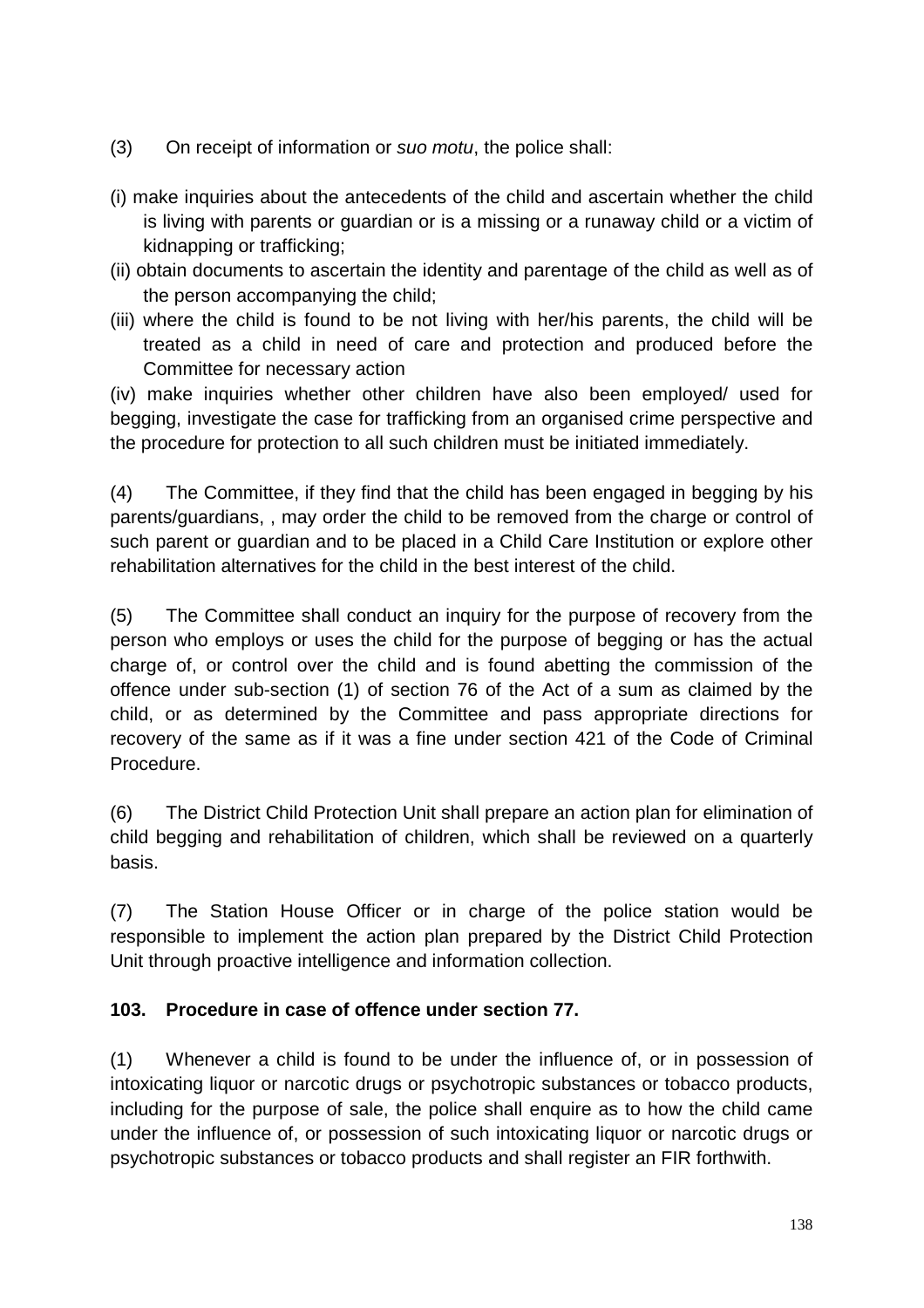(3) On receipt of information or *suo motu*, the police shall:

(i) make inquiries about the antecedents of the child and ascertain whether the child is living with parents or guardian or is a missing or a runaway child or a victim of kidnapping or trafficking;

(ii) obtain documents to ascertain the identity and parentage of the child as well as of the person accompanying the child;

(iii) where the child is found to be not living with her/his parents, the child will be treated as a child in need of care and protection and produced before the Committee for necessary action

(iv) make inquiries whether other children have also been employed/ used for begging, investigate the case for trafficking from an organised crime perspective and the procedure for protection to all such children must be initiated immediately.

(4) The Committee, if they find that the child has been engaged in begging by his parents/guardians, , may order the child to be removed from the charge or control of such parent or guardian and to be placed in a Child Care Institution or explore other rehabilitation alternatives for the child in the best interest of the child.

(5) The Committee shall conduct an inquiry for the purpose of recovery from the person who employs or uses the child for the purpose of begging or has the actual charge of, or control over the child and is found abetting the commission of the offence under sub-section (1) of section 76 of the Act of a sum as claimed by the child, or as determined by the Committee and pass appropriate directions for recovery of the same as if it was a fine under section 421 of the Code of Criminal Procedure.

(6) The District Child Protection Unit shall prepare an action plan for elimination of child begging and rehabilitation of children, which shall be reviewed on a quarterly basis.

(7) The Station House Officer or in charge of the police station would be responsible to implement the action plan prepared by the District Child Protection Unit through proactive intelligence and information collection.

**103. Procedure in case of offence under section 77.**

(1) Whenever a child is found to be under the influence of, or in possession of intoxicating liquor or narcotic drugs or psychotropic substances or tobacco products, including for the purpose of sale, the police shall enquire as to how the child came under the influence of, or possession of such intoxicating liquor or narcotic drugs or psychotropic substances or tobacco products and shall register an FIR forthwith.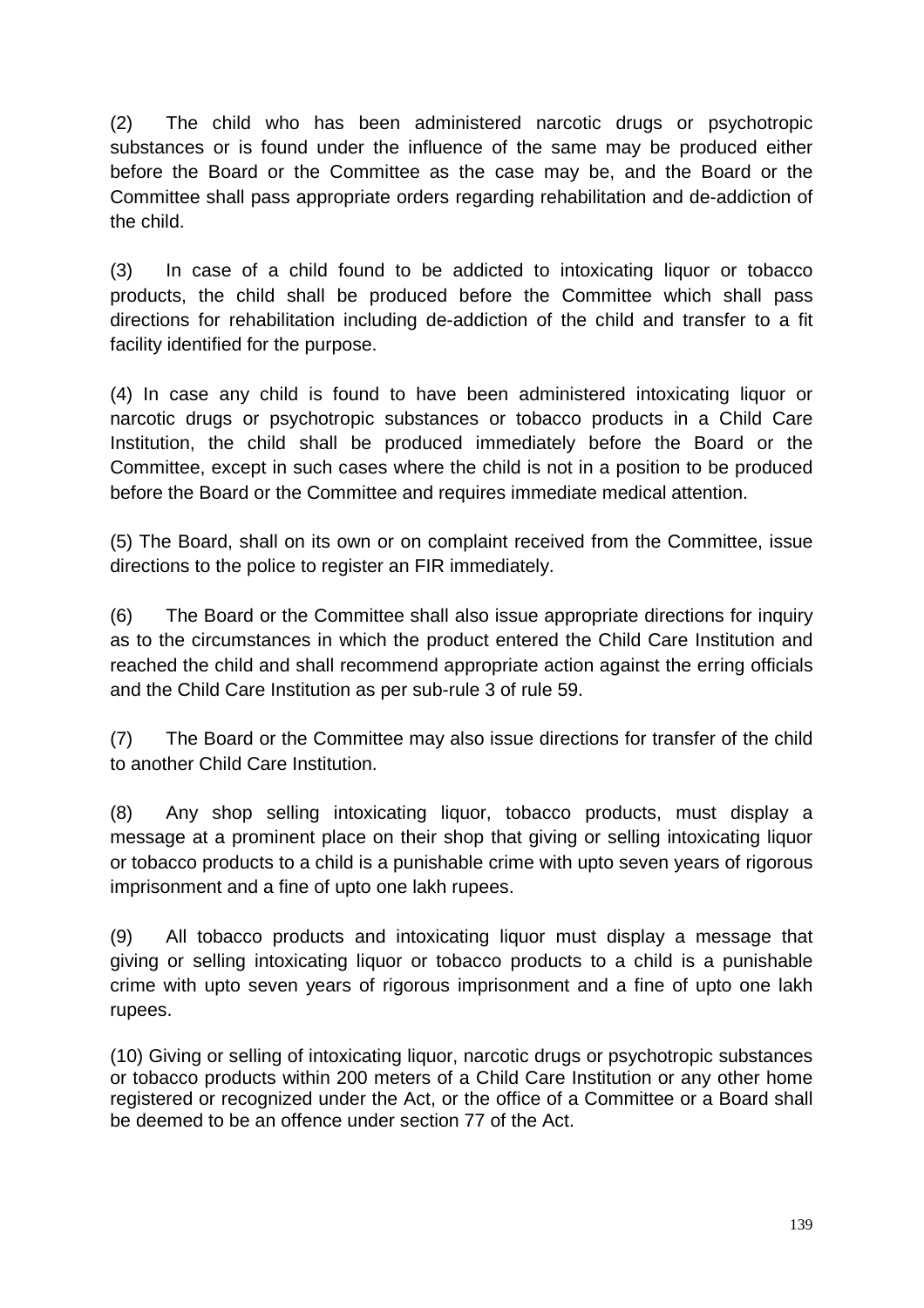(2) The child who has been administered narcotic drugs or psychotropic substances or is found under the influence of the same may be produced either before the Board or the Committee as the case may be, and the Board or the Committee shall pass appropriate orders regarding rehabilitation and de-addiction of the child.

(3) In case of a child found to be addicted to intoxicating liquor or tobacco products, the child shall be produced before the Committee which shall pass directions for rehabilitation including de-addiction of the child and transfer to a fit facility identified for the purpose.

(4) In case any child is found to have been administered intoxicating liquor or narcotic drugs or psychotropic substances or tobacco products in a Child Care Institution, the child shall be produced immediately before the Board or the Committee, except in such cases where the child is not in a position to be produced before the Board or the Committee and requires immediate medical attention.

(5) The Board, shall on its own or on complaint received from the Committee, issue directions to the police to register an FIR immediately.

(6) The Board or the Committee shall also issue appropriate directions for inquiry as to the circumstances in which the product entered the Child Care Institution and reached the child and shall recommend appropriate action against the erring officials and the Child Care Institution as per sub-rule 3 of rule 59.

(7) The Board or the Committee may also issue directions for transfer of the child to another Child Care Institution.

(8) Any shop selling intoxicating liquor, tobacco products, must display a message at a prominent place on their shop that giving or selling intoxicating liquor or tobacco products to a child is a punishable crime with upto seven years of rigorous imprisonment and a fine of upto one lakh rupees.

(9) All tobacco products and intoxicating liquor must display a message that giving or selling intoxicating liquor or tobacco products to a child is a punishable crime with upto seven years of rigorous imprisonment and a fine of upto one lakh rupees.

(10) Giving or selling of intoxicating liquor, narcotic drugs or psychotropic substances or tobacco products within 200 meters of a Child Care Institution or any other home registered or recognized under the Act, or the office of a Committee or a Board shall be deemed to be an offence under section 77 of the Act.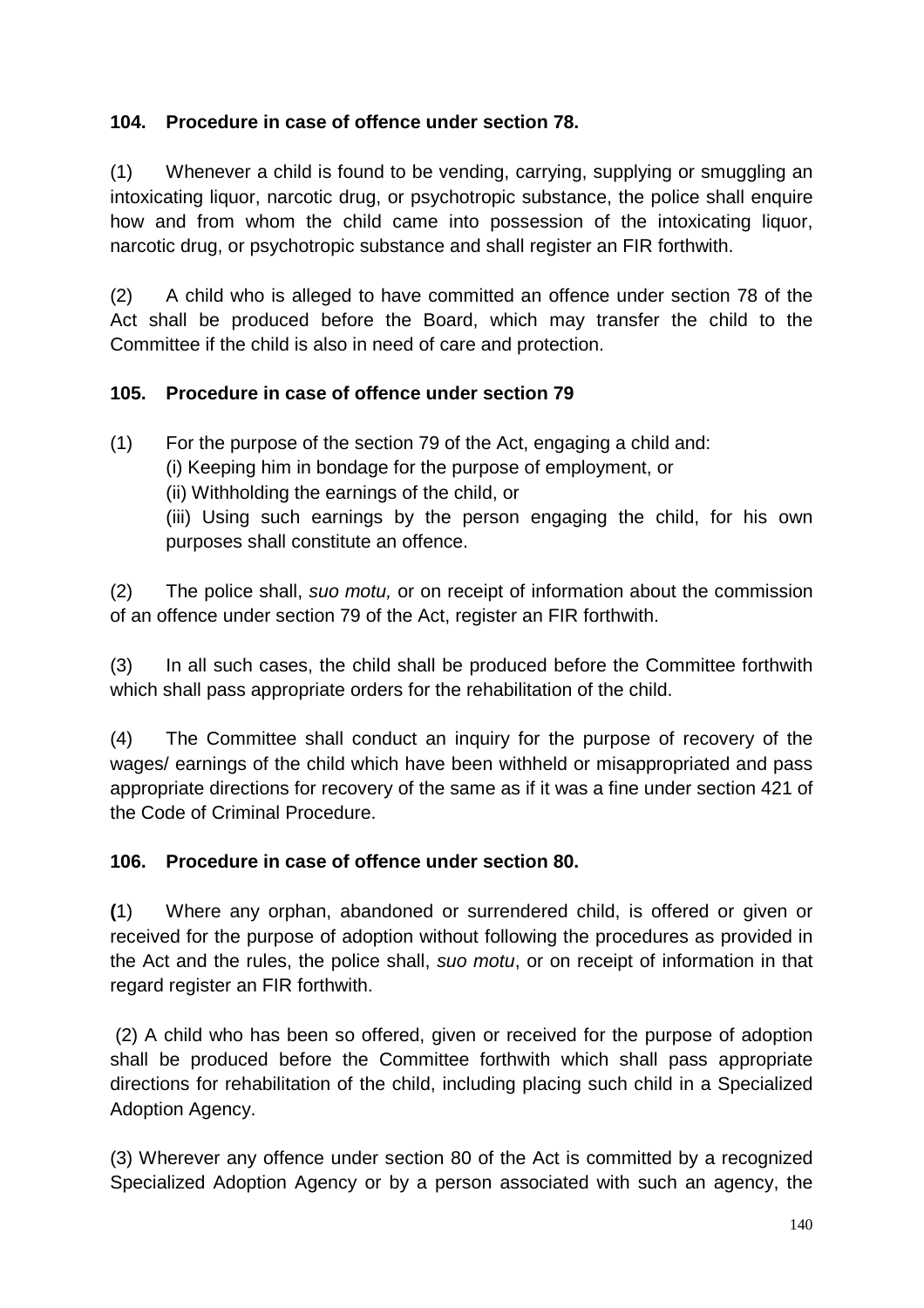**104. Procedure in case of offence under section 78.**

(1) Whenever a child is found to be vending, carrying, supplying or smuggling an intoxicating liquor, narcotic drug, or psychotropic substance, the police shall enquire how and from whom the child came into possession of the intoxicating liquor, narcotic drug, or psychotropic substance and shall register an FIR forthwith.

(2) A child who is alleged to have committed an offence under section 78 of the Act shall be produced before the Board, which may transfer the child to the Committee if the child is also in need of care and protection.

**105. Procedure in case of offence under section 79**

(1) For the purpose of the section 79 of the Act, engaging a child and:
(i) Keeping him in bondage for the purpose of employment, or
(ii) Withholding the earnings of the child, or
(iii) Using such earnings by the person engaging the child, for his own purposes shall constitute an offence.

(2) The police shall, *suo motu,* or on receipt of information about the commission of an offence under section 79 of the Act, register an FIR forthwith.

(3) In all such cases, the child shall be produced before the Committee forthwith which shall pass appropriate orders for the rehabilitation of the child.

(4) The Committee shall conduct an inquiry for the purpose of recovery of the wages/ earnings of the child which have been withheld or misappropriated and pass appropriate directions for recovery of the same as if it was a fine under section 421 of the Code of Criminal Procedure.

**106. Procedure in case of offence under section 80.**

**(**1) Where any orphan, abandoned or surrendered child, is offered or given or received for the purpose of adoption without following the procedures as provided in the Act and the rules, the police shall, *suo motu*, or on receipt of information in that regard register an FIR forthwith.

(2) A child who has been so offered, given or received for the purpose of adoption shall be produced before the Committee forthwith which shall pass appropriate directions for rehabilitation of the child, including placing such child in a Specialized Adoption Agency.

(3) Wherever any offence under section 80 of the Act is committed by a recognized Specialized Adoption Agency or by a person associated with such an agency, the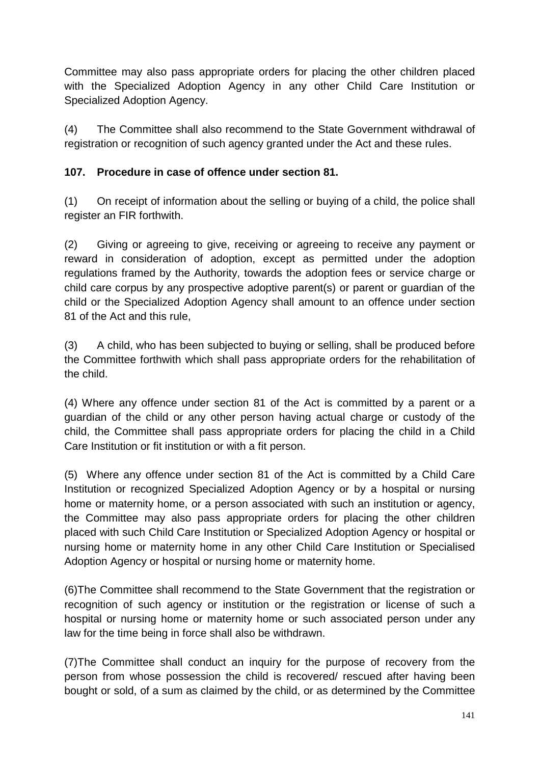Committee may also pass appropriate orders for placing the other children placed with the Specialized Adoption Agency in any other Child Care Institution or Specialized Adoption Agency.

(4) The Committee shall also recommend to the State Government withdrawal of registration or recognition of such agency granted under the Act and these rules.

**107. Procedure in case of offence under section 81.**

(1) On receipt of information about the selling or buying of a child, the police shall register an FIR forthwith.

(2) Giving or agreeing to give, receiving or agreeing to receive any payment or reward in consideration of adoption, except as permitted under the adoption regulations framed by the Authority, towards the adoption fees or service charge or child care corpus by any prospective adoptive parent(s) or parent or guardian of the child or the Specialized Adoption Agency shall amount to an offence under section 81 of the Act and this rule,

(3) A child, who has been subjected to buying or selling, shall be produced before the Committee forthwith which shall pass appropriate orders for the rehabilitation of the child.

(4) Where any offence under section 81 of the Act is committed by a parent or a guardian of the child or any other person having actual charge or custody of the child, the Committee shall pass appropriate orders for placing the child in a Child Care Institution or fit institution or with a fit person.

(5) Where any offence under section 81 of the Act is committed by a Child Care Institution or recognized Specialized Adoption Agency or by a hospital or nursing home or maternity home, or a person associated with such an institution or agency, the Committee may also pass appropriate orders for placing the other children placed with such Child Care Institution or Specialized Adoption Agency or hospital or nursing home or maternity home in any other Child Care Institution or Specialised Adoption Agency or hospital or nursing home or maternity home.

(6)The Committee shall recommend to the State Government that the registration or recognition of such agency or institution or the registration or license of such a hospital or nursing home or maternity home or such associated person under any law for the time being in force shall also be withdrawn.

(7)The Committee shall conduct an inquiry for the purpose of recovery from the person from whose possession the child is recovered/ rescued after having been bought or sold, of a sum as claimed by the child, or as determined by the Committee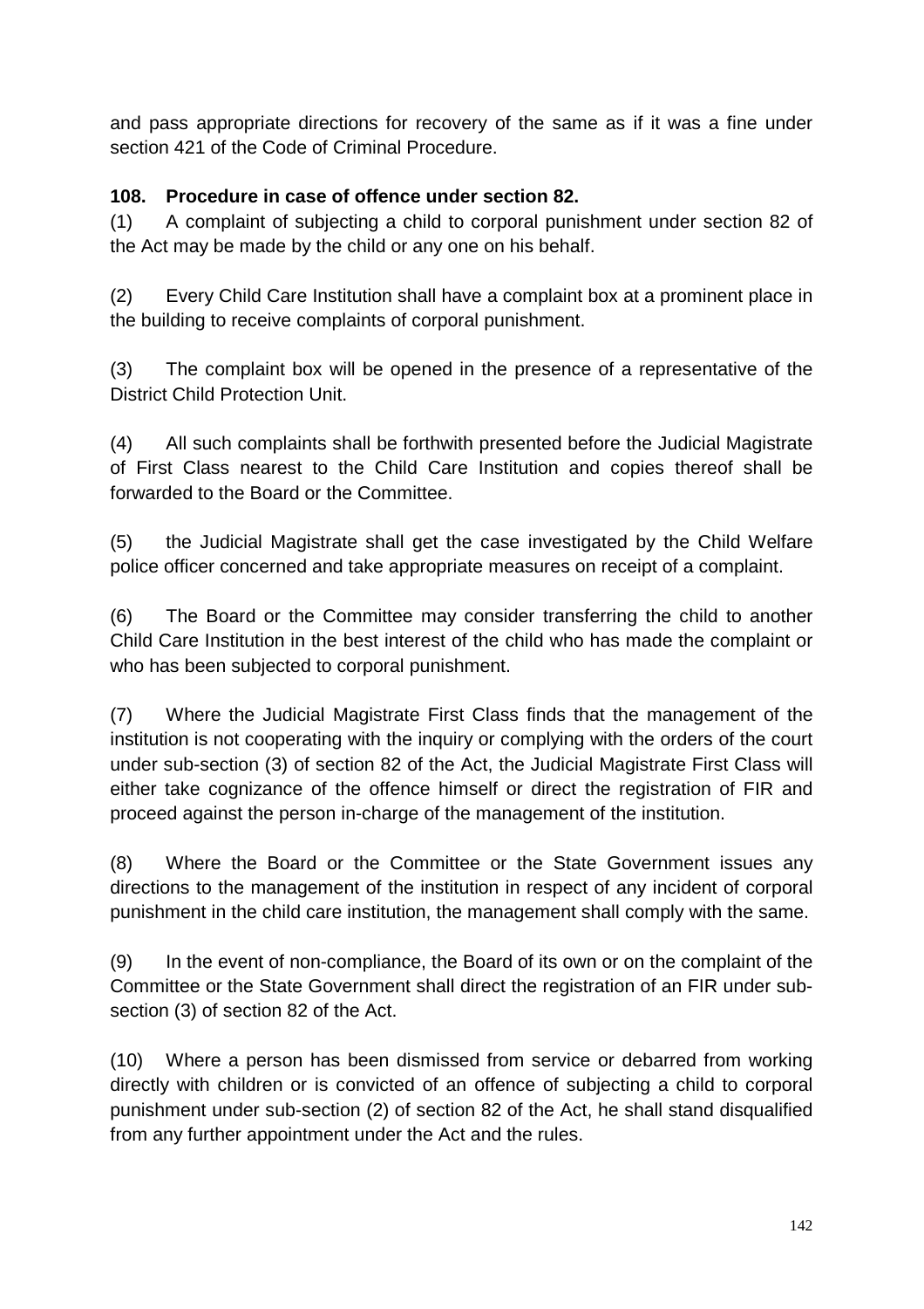and pass appropriate directions for recovery of the same as if it was a fine under section 421 of the Code of Criminal Procedure.

**108. Procedure in case of offence under section 82.**

(1) A complaint of subjecting a child to corporal punishment under section 82 of the Act may be made by the child or any one on his behalf.

(2) Every Child Care Institution shall have a complaint box at a prominent place in the building to receive complaints of corporal punishment.

(3) The complaint box will be opened in the presence of a representative of the District Child Protection Unit.

(4) All such complaints shall be forthwith presented before the Judicial Magistrate of First Class nearest to the Child Care Institution and copies thereof shall be forwarded to the Board or the Committee.

(5) the Judicial Magistrate shall get the case investigated by the Child Welfare police officer concerned and take appropriate measures on receipt of a complaint.

(6) The Board or the Committee may consider transferring the child to another Child Care Institution in the best interest of the child who has made the complaint or who has been subjected to corporal punishment.

(7) Where the Judicial Magistrate First Class finds that the management of the institution is not cooperating with the inquiry or complying with the orders of the court under sub-section (3) of section 82 of the Act, the Judicial Magistrate First Class will either take cognizance of the offence himself or direct the registration of FIR and proceed against the person in-charge of the management of the institution.

(8) Where the Board or the Committee or the State Government issues any directions to the management of the institution in respect of any incident of corporal punishment in the child care institution, the management shall comply with the same.

(9) In the event of non-compliance, the Board of its own or on the complaint of the Committee or the State Government shall direct the registration of an FIR under sub-section (3) of section 82 of the Act.

(10) Where a person has been dismissed from service or debarred from working directly with children or is convicted of an offence of subjecting a child to corporal punishment under sub-section (2) of section 82 of the Act, he shall stand disqualified from any further appointment under the Act and the rules.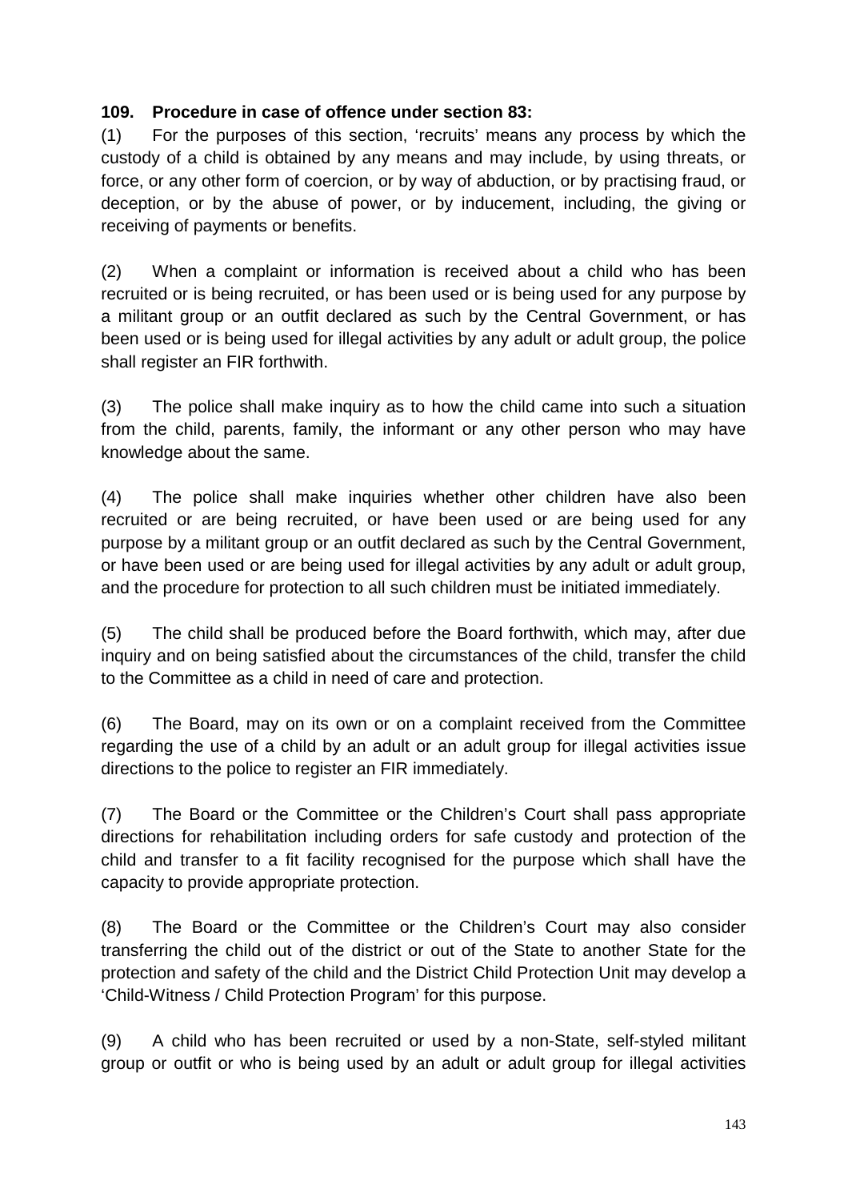**109. Procedure in case of offence under section 83:**

(1) For the purposes of this section, 'recruits' means any process by which the custody of a child is obtained by any means and may include, by using threats, or force, or any other form of coercion, or by way of abduction, or by practising fraud, or deception, or by the abuse of power, or by inducement, including, the giving or receiving of payments or benefits.

(2) When a complaint or information is received about a child who has been recruited or is being recruited, or has been used or is being used for any purpose by a militant group or an outfit declared as such by the Central Government, or has been used or is being used for illegal activities by any adult or adult group, the police shall register an FIR forthwith.

(3) The police shall make inquiry as to how the child came into such a situation from the child, parents, family, the informant or any other person who may have knowledge about the same.

(4) The police shall make inquiries whether other children have also been recruited or are being recruited, or have been used or are being used for any purpose by a militant group or an outfit declared as such by the Central Government, or have been used or are being used for illegal activities by any adult or adult group, and the procedure for protection to all such children must be initiated immediately.

(5) The child shall be produced before the Board forthwith, which may, after due inquiry and on being satisfied about the circumstances of the child, transfer the child to the Committee as a child in need of care and protection.

(6) The Board, may on its own or on a complaint received from the Committee regarding the use of a child by an adult or an adult group for illegal activities issue directions to the police to register an FIR immediately.

(7) The Board or the Committee or the Children's Court shall pass appropriate directions for rehabilitation including orders for safe custody and protection of the child and transfer to a fit facility recognised for the purpose which shall have the capacity to provide appropriate protection.

(8) The Board or the Committee or the Children's Court may also consider transferring the child out of the district or out of the State to another State for the protection and safety of the child and the District Child Protection Unit may develop a 'Child-Witness / Child Protection Program' for this purpose.

(9) A child who has been recruited or used by a non-State, self-styled militant group or outfit or who is being used by an adult or adult group for illegal activities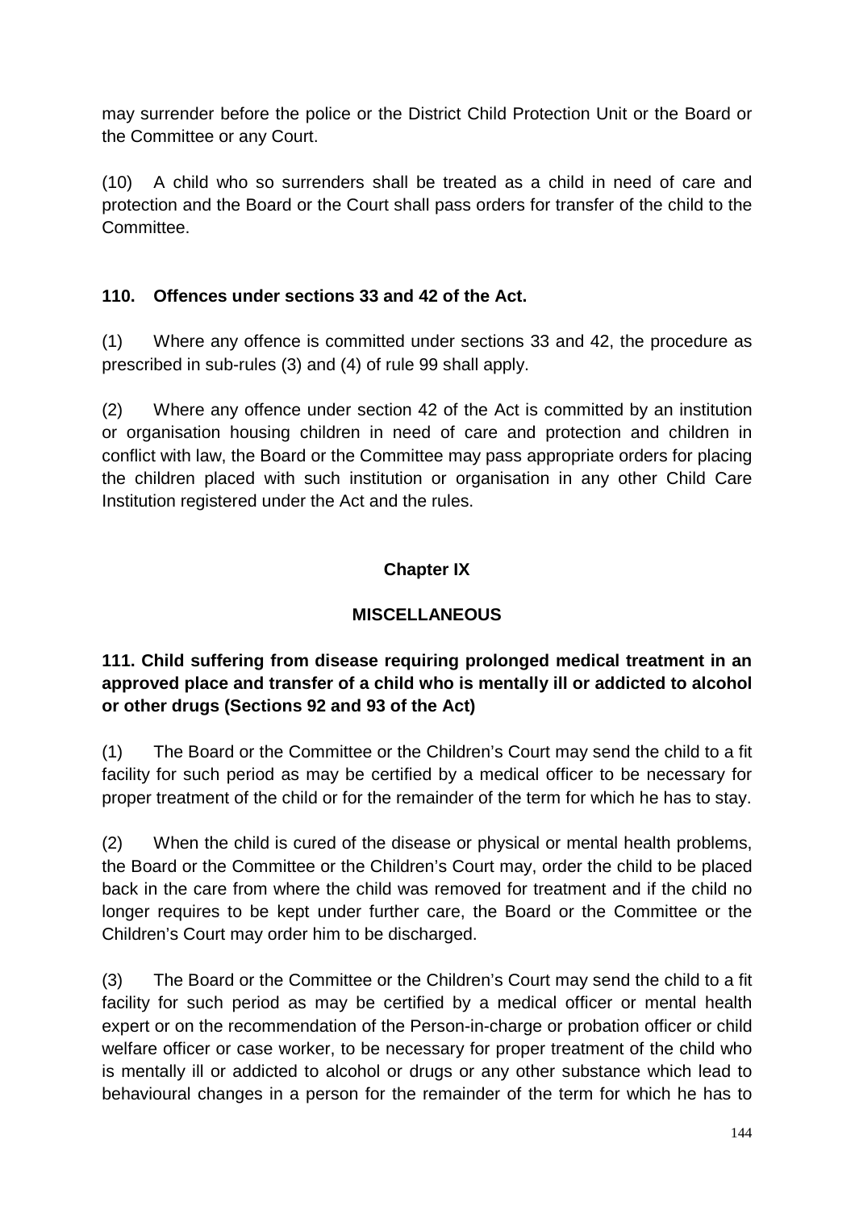may surrender before the police or the District Child Protection Unit or the Board or the Committee or any Court.

(10) A child who so surrenders shall be treated as a child in need of care and protection and the Board or the Court shall pass orders for transfer of the child to the Committee.

### 110. Offences under sections 33 and 42 of the Act.

(1) Where any offence is committed under sections 33 and 42, the procedure as prescribed in sub-rules (3) and (4) of rule 99 shall apply.

(2) Where any offence under section 42 of the Act is committed by an institution or organisation housing children in need of care and protection and children in conflict with law, the Board or the Committee may pass appropriate orders for placing the children placed with such institution or organisation in any other Child Care Institution registered under the Act and the rules.

## Chapter IX

## MISCELLANEOUS

### 111. Child suffering from disease requiring prolonged medical treatment in an approved place and transfer of a child who is mentally ill or addicted to alcohol or other drugs (Sections 92 and 93 of the Act)

(1) The Board or the Committee or the Children's Court may send the child to a fit facility for such period as may be certified by a medical officer to be necessary for proper treatment of the child or for the remainder of the term for which he has to stay.

(2) When the child is cured of the disease or physical or mental health problems, the Board or the Committee or the Children's Court may, order the child to be placed back in the care from where the child was removed for treatment and if the child no longer requires to be kept under further care, the Board or the Committee or the Children's Court may order him to be discharged.

(3) The Board or the Committee or the Children's Court may send the child to a fit facility for such period as may be certified by a medical officer or mental health expert or on the recommendation of the Person-in-charge or probation officer or child welfare officer or case worker, to be necessary for proper treatment of the child who is mentally ill or addicted to alcohol or drugs or any other substance which lead to behavioural changes in a person for the remainder of the term for which he has to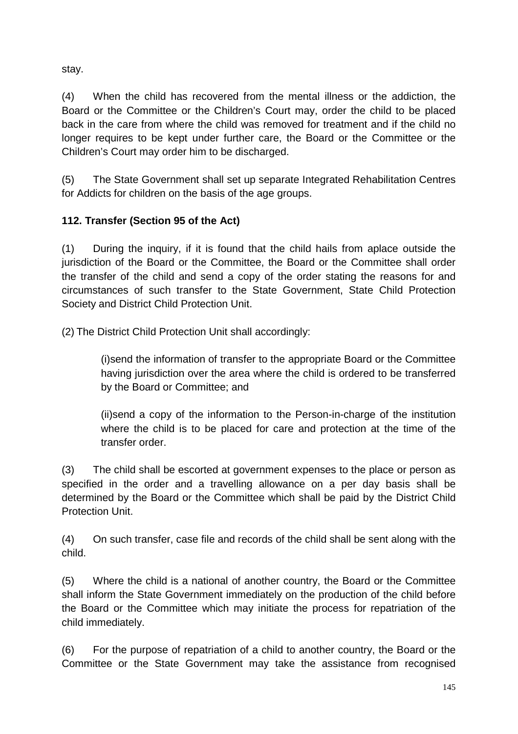stay.

(4) When the child has recovered from the mental illness or the addiction, the Board or the Committee or the Children's Court may, order the child to be placed back in the care from where the child was removed for treatment and if the child no longer requires to be kept under further care, the Board or the Committee or the Children's Court may order him to be discharged.

(5) The State Government shall set up separate Integrated Rehabilitation Centres for Addicts for children on the basis of the age groups.

**112. Transfer (Section 95 of the Act)**

(1) During the inquiry, if it is found that the child hails from aplace outside the jurisdiction of the Board or the Committee, the Board or the Committee shall order the transfer of the child and send a copy of the order stating the reasons for and circumstances of such transfer to the State Government, State Child Protection Society and District Child Protection Unit.

(2) The District Child Protection Unit shall accordingly:

> (i)send the information of transfer to the appropriate Board or the Committee having jurisdiction over the area where the child is ordered to be transferred by the Board or Committee; and
>
> (ii)send a copy of the information to the Person-in-charge of the institution where the child is to be placed for care and protection at the time of the transfer order.

(3) The child shall be escorted at government expenses to the place or person as specified in the order and a travelling allowance on a per day basis shall be determined by the Board or the Committee which shall be paid by the District Child Protection Unit.

(4) On such transfer, case file and records of the child shall be sent along with the child.

(5) Where the child is a national of another country, the Board or the Committee shall inform the State Government immediately on the production of the child before the Board or the Committee which may initiate the process for repatriation of the child immediately.

(6) For the purpose of repatriation of a child to another country, the Board or the Committee or the State Government may take the assistance from recognised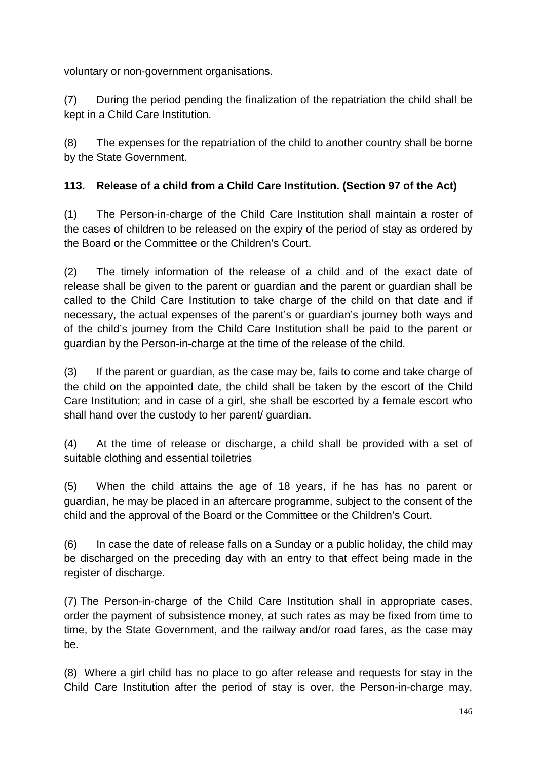voluntary or non-government organisations.

(7) During the period pending the finalization of the repatriation the child shall be kept in a Child Care Institution.

(8) The expenses for the repatriation of the child to another country shall be borne by the State Government.

**113. Release of a child from a Child Care Institution. (Section 97 of the Act)**

(1) The Person-in-charge of the Child Care Institution shall maintain a roster of the cases of children to be released on the expiry of the period of stay as ordered by the Board or the Committee or the Children's Court.

(2) The timely information of the release of a child and of the exact date of release shall be given to the parent or guardian and the parent or guardian shall be called to the Child Care Institution to take charge of the child on that date and if necessary, the actual expenses of the parent's or guardian's journey both ways and of the child's journey from the Child Care Institution shall be paid to the parent or guardian by the Person-in-charge at the time of the release of the child.

(3) If the parent or guardian, as the case may be, fails to come and take charge of the child on the appointed date, the child shall be taken by the escort of the Child Care Institution; and in case of a girl, she shall be escorted by a female escort who shall hand over the custody to her parent/ guardian.

(4) At the time of release or discharge, a child shall be provided with a set of suitable clothing and essential toiletries

(5) When the child attains the age of 18 years, if he has has no parent or guardian, he may be placed in an aftercare programme, subject to the consent of the child and the approval of the Board or the Committee or the Children's Court.

(6) In case the date of release falls on a Sunday or a public holiday, the child may be discharged on the preceding day with an entry to that effect being made in the register of discharge.

(7) The Person-in-charge of the Child Care Institution shall in appropriate cases, order the payment of subsistence money, at such rates as may be fixed from time to time, by the State Government, and the railway and/or road fares, as the case may be.

(8) Where a girl child has no place to go after release and requests for stay in the Child Care Institution after the period of stay is over, the Person-in-charge may,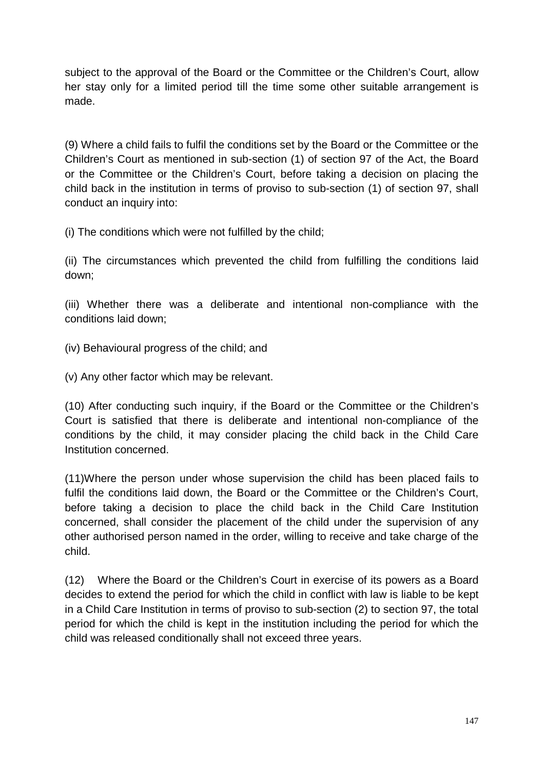subject to the approval of the Board or the Committee or the Children's Court, allow her stay only for a limited period till the time some other suitable arrangement is made.

(9) Where a child fails to fulfil the conditions set by the Board or the Committee or the Children's Court as mentioned in sub-section (1) of section 97 of the Act, the Board or the Committee or the Children's Court, before taking a decision on placing the child back in the institution in terms of proviso to sub-section (1) of section 97, shall conduct an inquiry into:

(i) The conditions which were not fulfilled by the child;

(ii) The circumstances which prevented the child from fulfilling the conditions laid down;

(iii) Whether there was a deliberate and intentional non-compliance with the conditions laid down;

(iv) Behavioural progress of the child; and

(v) Any other factor which may be relevant.

(10) After conducting such inquiry, if the Board or the Committee or the Children's Court is satisfied that there is deliberate and intentional non-compliance of the conditions by the child, it may consider placing the child back in the Child Care Institution concerned.

(11)Where the person under whose supervision the child has been placed fails to fulfil the conditions laid down, the Board or the Committee or the Children's Court, before taking a decision to place the child back in the Child Care Institution concerned, shall consider the placement of the child under the supervision of any other authorised person named in the order, willing to receive and take charge of the child.

(12) Where the Board or the Children's Court in exercise of its powers as a Board decides to extend the period for which the child in conflict with law is liable to be kept in a Child Care Institution in terms of proviso to sub-section (2) to section 97, the total period for which the child is kept in the institution including the period for which the child was released conditionally shall not exceed three years.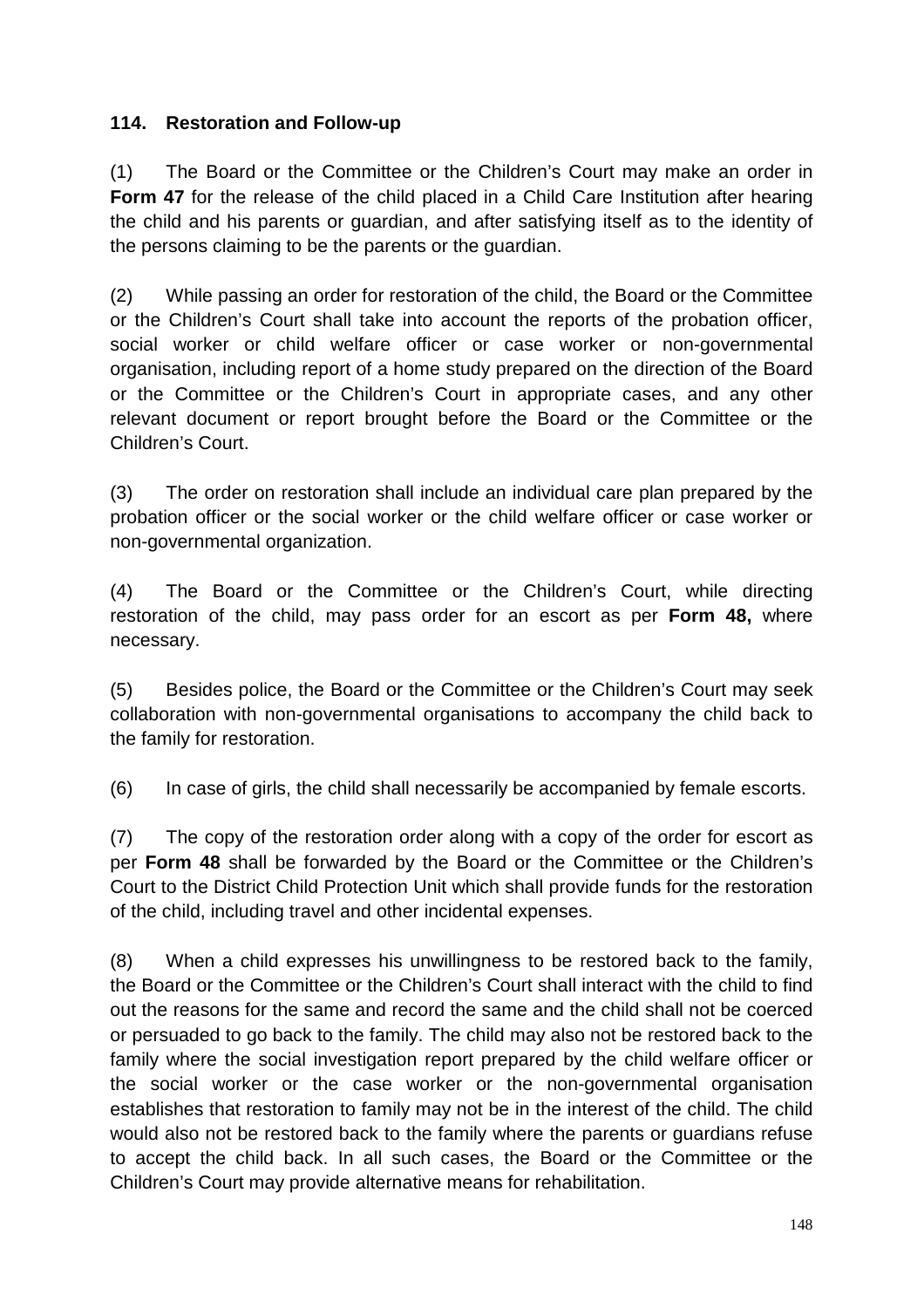**114. Restoration and Follow-up**

(1) The Board or the Committee or the Children's Court may make an order in **Form 47** for the release of the child placed in a Child Care Institution after hearing the child and his parents or guardian, and after satisfying itself as to the identity of the persons claiming to be the parents or the guardian.

(2) While passing an order for restoration of the child, the Board or the Committee or the Children's Court shall take into account the reports of the probation officer, social worker or child welfare officer or case worker or non-governmental organisation, including report of a home study prepared on the direction of the Board or the Committee or the Children's Court in appropriate cases, and any other relevant document or report brought before the Board or the Committee or the Children's Court.

(3) The order on restoration shall include an individual care plan prepared by the probation officer or the social worker or the child welfare officer or case worker or non-governmental organization.

(4) The Board or the Committee or the Children's Court, while directing restoration of the child, may pass order for an escort as per **Form 48,** where necessary.

(5) Besides police, the Board or the Committee or the Children's Court may seek collaboration with non-governmental organisations to accompany the child back to the family for restoration.

(6) In case of girls, the child shall necessarily be accompanied by female escorts.

(7) The copy of the restoration order along with a copy of the order for escort as per **Form 48** shall be forwarded by the Board or the Committee or the Children's Court to the District Child Protection Unit which shall provide funds for the restoration of the child, including travel and other incidental expenses.

(8) When a child expresses his unwillingness to be restored back to the family, the Board or the Committee or the Children's Court shall interact with the child to find out the reasons for the same and record the same and the child shall not be coerced or persuaded to go back to the family. The child may also not be restored back to the family where the social investigation report prepared by the child welfare officer or the social worker or the case worker or the non-governmental organisation establishes that restoration to family may not be in the interest of the child. The child would also not be restored back to the family where the parents or guardians refuse to accept the child back. In all such cases, the Board or the Committee or the Children's Court may provide alternative means for rehabilitation.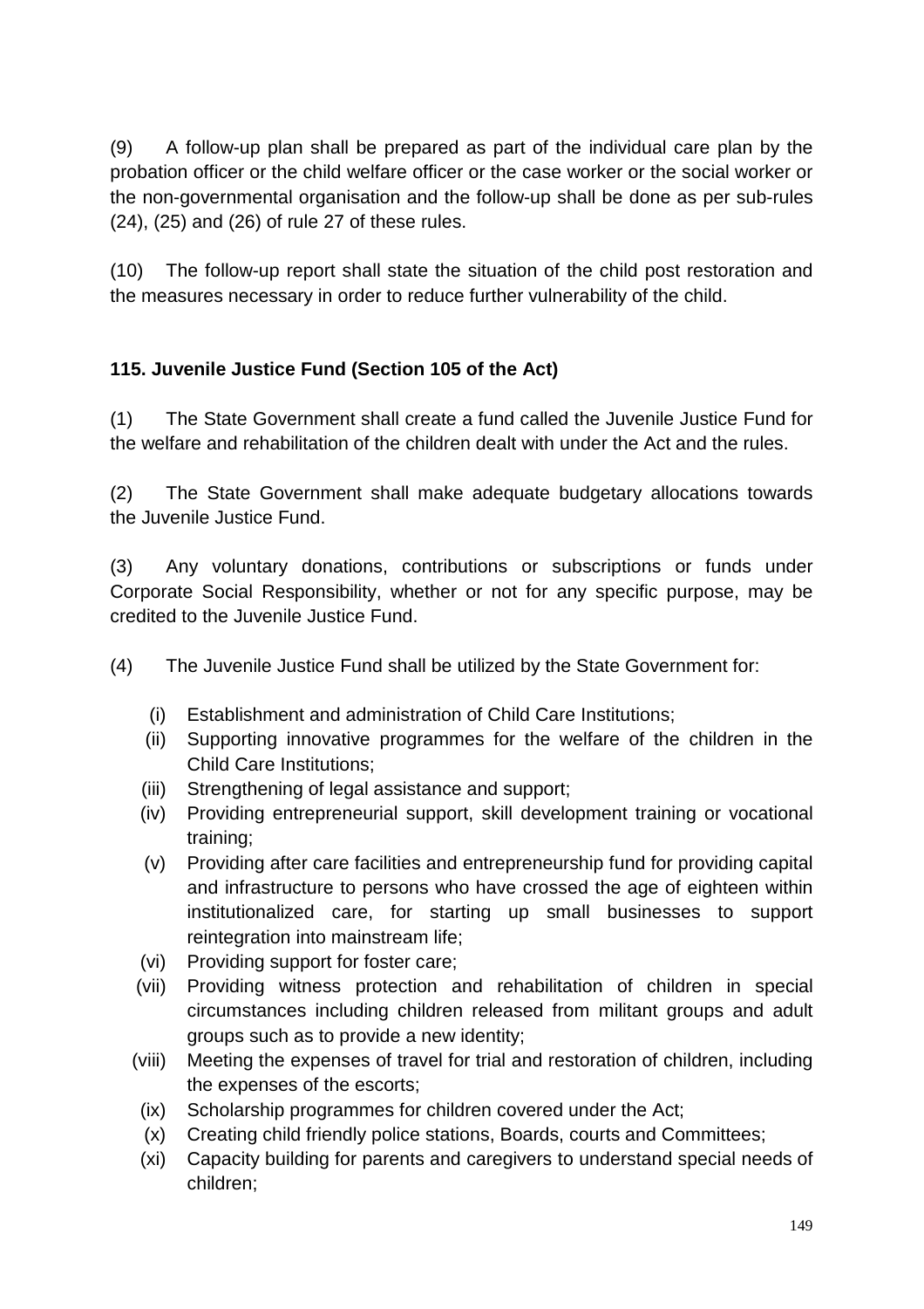(9) A follow-up plan shall be prepared as part of the individual care plan by the probation officer or the child welfare officer or the case worker or the social worker or the non-governmental organisation and the follow-up shall be done as per sub-rules (24), (25) and (26) of rule 27 of these rules.

(10) The follow-up report shall state the situation of the child post restoration and the measures necessary in order to reduce further vulnerability of the child.

**115. Juvenile Justice Fund (Section 105 of the Act)**

(1) The State Government shall create a fund called the Juvenile Justice Fund for the welfare and rehabilitation of the children dealt with under the Act and the rules.

(2) The State Government shall make adequate budgetary allocations towards the Juvenile Justice Fund.

(3) Any voluntary donations, contributions or subscriptions or funds under Corporate Social Responsibility, whether or not for any specific purpose, may be credited to the Juvenile Justice Fund.

(4) The Juvenile Justice Fund shall be utilized by the State Government for:

- (i) Establishment and administration of Child Care Institutions;
- (ii) Supporting innovative programmes for the welfare of the children in the Child Care Institutions;
- (iii) Strengthening of legal assistance and support;
- (iv) Providing entrepreneurial support, skill development training or vocational training;
- (v) Providing after care facilities and entrepreneurship fund for providing capital and infrastructure to persons who have crossed the age of eighteen within institutionalized care, for starting up small businesses to support reintegration into mainstream life;
- (vi) Providing support for foster care;
- (vii) Providing witness protection and rehabilitation of children in special circumstances including children released from militant groups and adult groups such as to provide a new identity;
- (viii) Meeting the expenses of travel for trial and restoration of children, including the expenses of the escorts;
- (ix) Scholarship programmes for children covered under the Act;
- (x) Creating child friendly police stations, Boards, courts and Committees;
- (xi) Capacity building for parents and caregivers to understand special needs of children;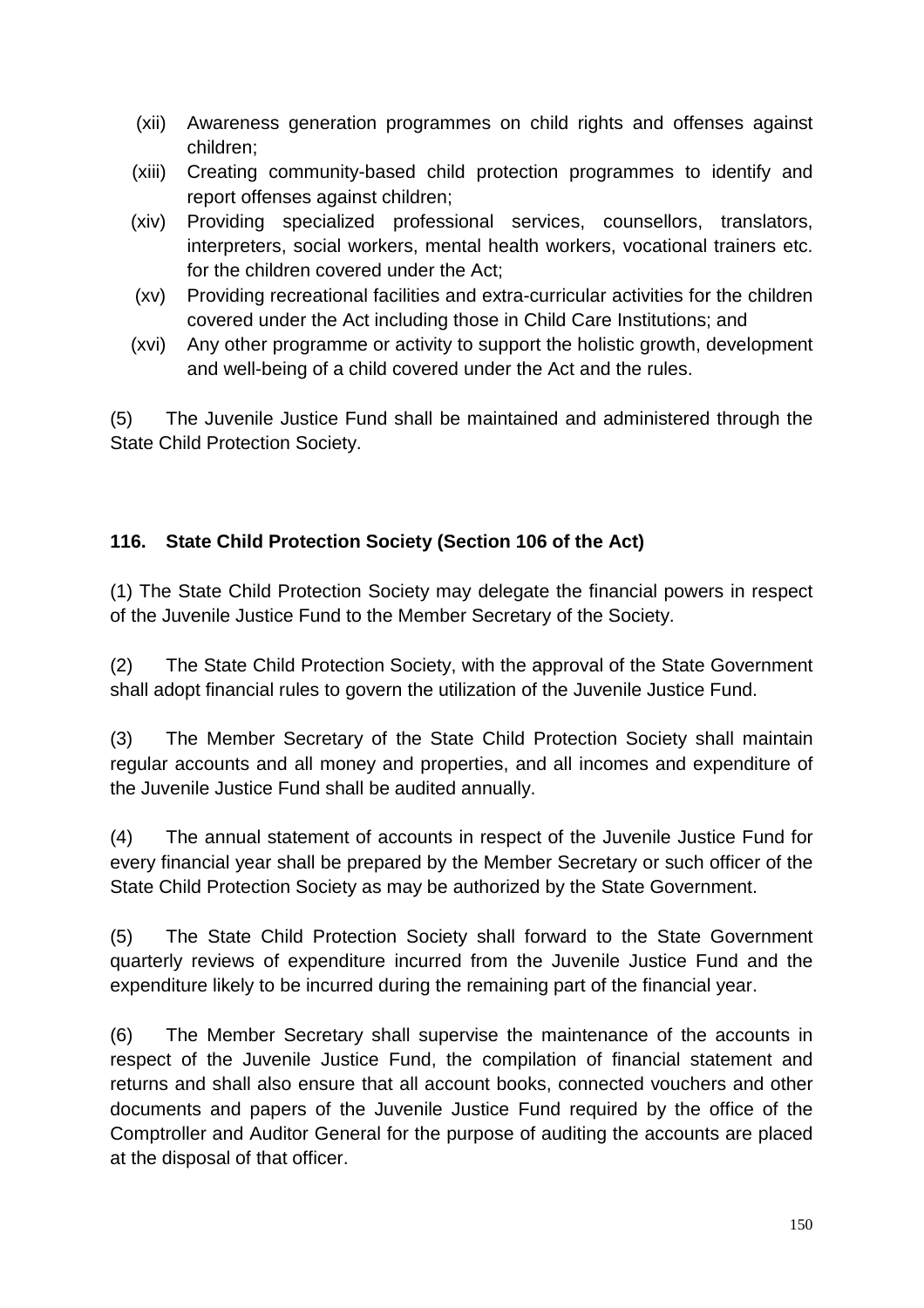(xii) Awareness generation programmes on child rights and offenses against children;

(xiii) Creating community-based child protection programmes to identify and report offenses against children;

(xiv) Providing specialized professional services, counsellors, translators, interpreters, social workers, mental health workers, vocational trainers etc. for the children covered under the Act;

(xv) Providing recreational facilities and extra-curricular activities for the children covered under the Act including those in Child Care Institutions; and

(xvi) Any other programme or activity to support the holistic growth, development and well-being of a child covered under the Act and the rules.

(5) The Juvenile Justice Fund shall be maintained and administered through the State Child Protection Society.

**116. State Child Protection Society (Section 106 of the Act)**

(1) The State Child Protection Society may delegate the financial powers in respect of the Juvenile Justice Fund to the Member Secretary of the Society.

(2) The State Child Protection Society, with the approval of the State Government shall adopt financial rules to govern the utilization of the Juvenile Justice Fund.

(3) The Member Secretary of the State Child Protection Society shall maintain regular accounts and all money and properties, and all incomes and expenditure of the Juvenile Justice Fund shall be audited annually.

(4) The annual statement of accounts in respect of the Juvenile Justice Fund for every financial year shall be prepared by the Member Secretary or such officer of the State Child Protection Society as may be authorized by the State Government.

(5) The State Child Protection Society shall forward to the State Government quarterly reviews of expenditure incurred from the Juvenile Justice Fund and the expenditure likely to be incurred during the remaining part of the financial year.

(6) The Member Secretary shall supervise the maintenance of the accounts in respect of the Juvenile Justice Fund, the compilation of financial statement and returns and shall also ensure that all account books, connected vouchers and other documents and papers of the Juvenile Justice Fund required by the office of the Comptroller and Auditor General for the purpose of auditing the accounts are placed at the disposal of that officer.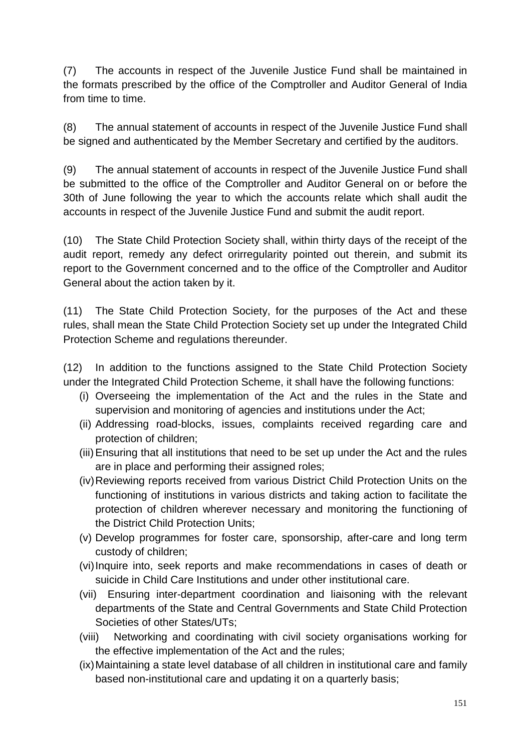(7) The accounts in respect of the Juvenile Justice Fund shall be maintained in the formats prescribed by the office of the Comptroller and Auditor General of India from time to time.

(8) The annual statement of accounts in respect of the Juvenile Justice Fund shall be signed and authenticated by the Member Secretary and certified by the auditors.

(9) The annual statement of accounts in respect of the Juvenile Justice Fund shall be submitted to the office of the Comptroller and Auditor General on or before the 30th of June following the year to which the accounts relate which shall audit the accounts in respect of the Juvenile Justice Fund and submit the audit report.

(10) The State Child Protection Society shall, within thirty days of the receipt of the audit report, remedy any defect orirregularity pointed out therein, and submit its report to the Government concerned and to the office of the Comptroller and Auditor General about the action taken by it.

(11) The State Child Protection Society, for the purposes of the Act and these rules, shall mean the State Child Protection Society set up under the Integrated Child Protection Scheme and regulations thereunder.

(12) In addition to the functions assigned to the State Child Protection Society under the Integrated Child Protection Scheme, it shall have the following functions:

(i) Overseeing the implementation of the Act and the rules in the State and supervision and monitoring of agencies and institutions under the Act;

(ii) Addressing road-blocks, issues, complaints received regarding care and protection of children;

(iii) Ensuring that all institutions that need to be set up under the Act and the rules are in place and performing their assigned roles;

(iv) Reviewing reports received from various District Child Protection Units on the functioning of institutions in various districts and taking action to facilitate the protection of children wherever necessary and monitoring the functioning of the District Child Protection Units;

(v) Develop programmes for foster care, sponsorship, after-care and long term custody of children;

(vi) Inquire into, seek reports and make recommendations in cases of death or suicide in Child Care Institutions and under other institutional care.

(vii) Ensuring inter-department coordination and liaisoning with the relevant departments of the State and Central Governments and State Child Protection Societies of other States/UTs;

(viii) Networking and coordinating with civil society organisations working for the effective implementation of the Act and the rules;

(ix) Maintaining a state level database of all children in institutional care and family based non-institutional care and updating it on a quarterly basis;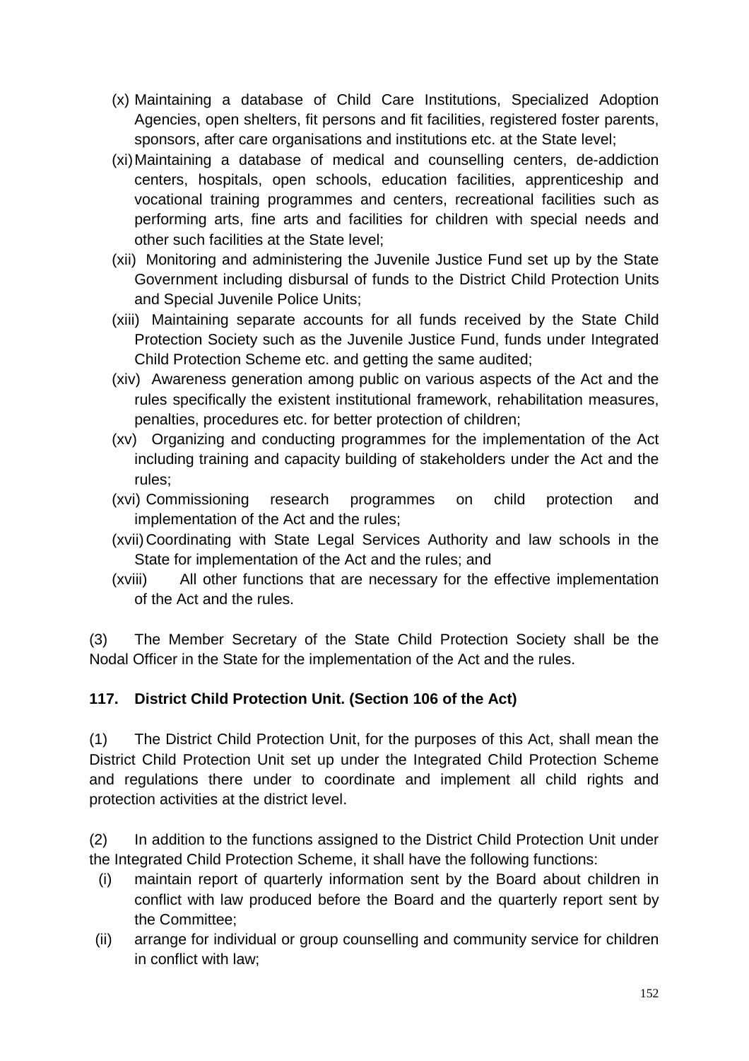(x) Maintaining a database of Child Care Institutions, Specialized Adoption Agencies, open shelters, fit persons and fit facilities, registered foster parents, sponsors, after care organisations and institutions etc. at the State level;

(xi) Maintaining a database of medical and counselling centers, de-addiction centers, hospitals, open schools, education facilities, apprenticeship and vocational training programmes and centers, recreational facilities such as performing arts, fine arts and facilities for children with special needs and other such facilities at the State level;

(xii) Monitoring and administering the Juvenile Justice Fund set up by the State Government including disbursal of funds to the District Child Protection Units and Special Juvenile Police Units;

(xiii) Maintaining separate accounts for all funds received by the State Child Protection Society such as the Juvenile Justice Fund, funds under Integrated Child Protection Scheme etc. and getting the same audited;

(xiv) Awareness generation among public on various aspects of the Act and the rules specifically the existent institutional framework, rehabilitation measures, penalties, procedures etc. for better protection of children;

(xv) Organizing and conducting programmes for the implementation of the Act including training and capacity building of stakeholders under the Act and the rules;

(xvi) Commissioning research programmes on child protection and implementation of the Act and the rules;

(xvii) Coordinating with State Legal Services Authority and law schools in the State for implementation of the Act and the rules; and

(xviii) All other functions that are necessary for the effective implementation of the Act and the rules.

(3) The Member Secretary of the State Child Protection Society shall be the Nodal Officer in the State for the implementation of the Act and the rules.

**117. District Child Protection Unit. (Section 106 of the Act)**

(1) The District Child Protection Unit, for the purposes of this Act, shall mean the District Child Protection Unit set up under the Integrated Child Protection Scheme and regulations there under to coordinate and implement all child rights and protection activities at the district level.

(2) In addition to the functions assigned to the District Child Protection Unit under the Integrated Child Protection Scheme, it shall have the following functions:

(i) maintain report of quarterly information sent by the Board about children in conflict with law produced before the Board and the quarterly report sent by the Committee;

(ii) arrange for individual or group counselling and community service for children in conflict with law;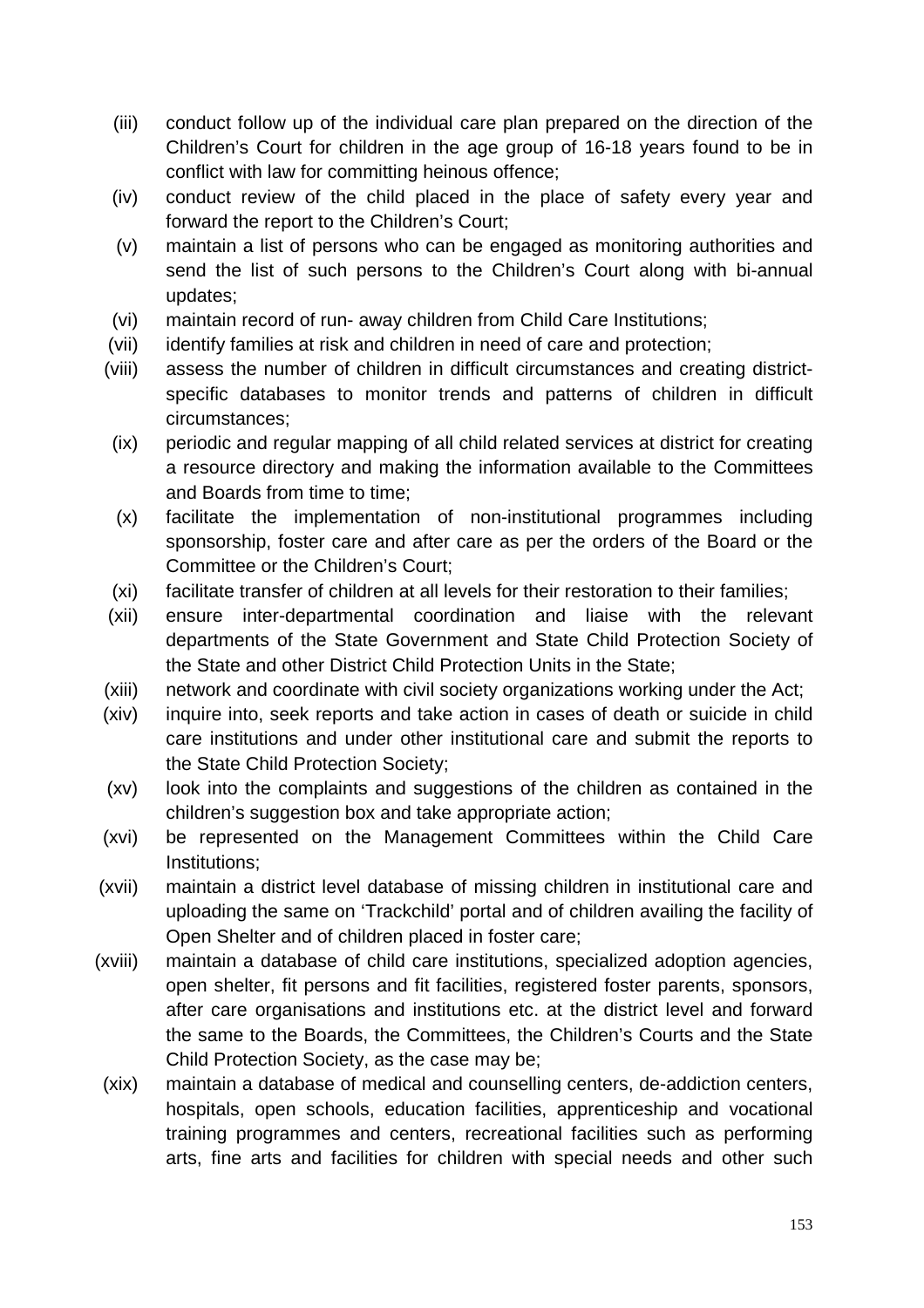(iii) conduct follow up of the individual care plan prepared on the direction of the Children's Court for children in the age group of 16-18 years found to be in conflict with law for committing heinous offence;

(iv) conduct review of the child placed in the place of safety every year and forward the report to the Children's Court;

(v) maintain a list of persons who can be engaged as monitoring authorities and send the list of such persons to the Children's Court along with bi-annual updates;

(vi) maintain record of run- away children from Child Care Institutions;

(vii) identify families at risk and children in need of care and protection;

(viii) assess the number of children in difficult circumstances and creating district-specific databases to monitor trends and patterns of children in difficult circumstances;

(ix) periodic and regular mapping of all child related services at district for creating a resource directory and making the information available to the Committees and Boards from time to time;

(x) facilitate the implementation of non-institutional programmes including sponsorship, foster care and after care as per the orders of the Board or the Committee or the Children's Court;

(xi) facilitate transfer of children at all levels for their restoration to their families;

(xii) ensure inter-departmental coordination and liaise with the relevant departments of the State Government and State Child Protection Society of the State and other District Child Protection Units in the State;

(xiii) network and coordinate with civil society organizations working under the Act;

(xiv) inquire into, seek reports and take action in cases of death or suicide in child care institutions and under other institutional care and submit the reports to the State Child Protection Society;

(xv) look into the complaints and suggestions of the children as contained in the children's suggestion box and take appropriate action;

(xvi) be represented on the Management Committees within the Child Care Institutions;

(xvii) maintain a district level database of missing children in institutional care and uploading the same on 'Trackchild' portal and of children availing the facility of Open Shelter and of children placed in foster care;

(xviii) maintain a database of child care institutions, specialized adoption agencies, open shelter, fit persons and fit facilities, registered foster parents, sponsors, after care organisations and institutions etc. at the district level and forward the same to the Boards, the Committees, the Children's Courts and the State Child Protection Society, as the case may be;

(xix) maintain a database of medical and counselling centers, de-addiction centers, hospitals, open schools, education facilities, apprenticeship and vocational training programmes and centers, recreational facilities such as performing arts, fine arts and facilities for children with special needs and other such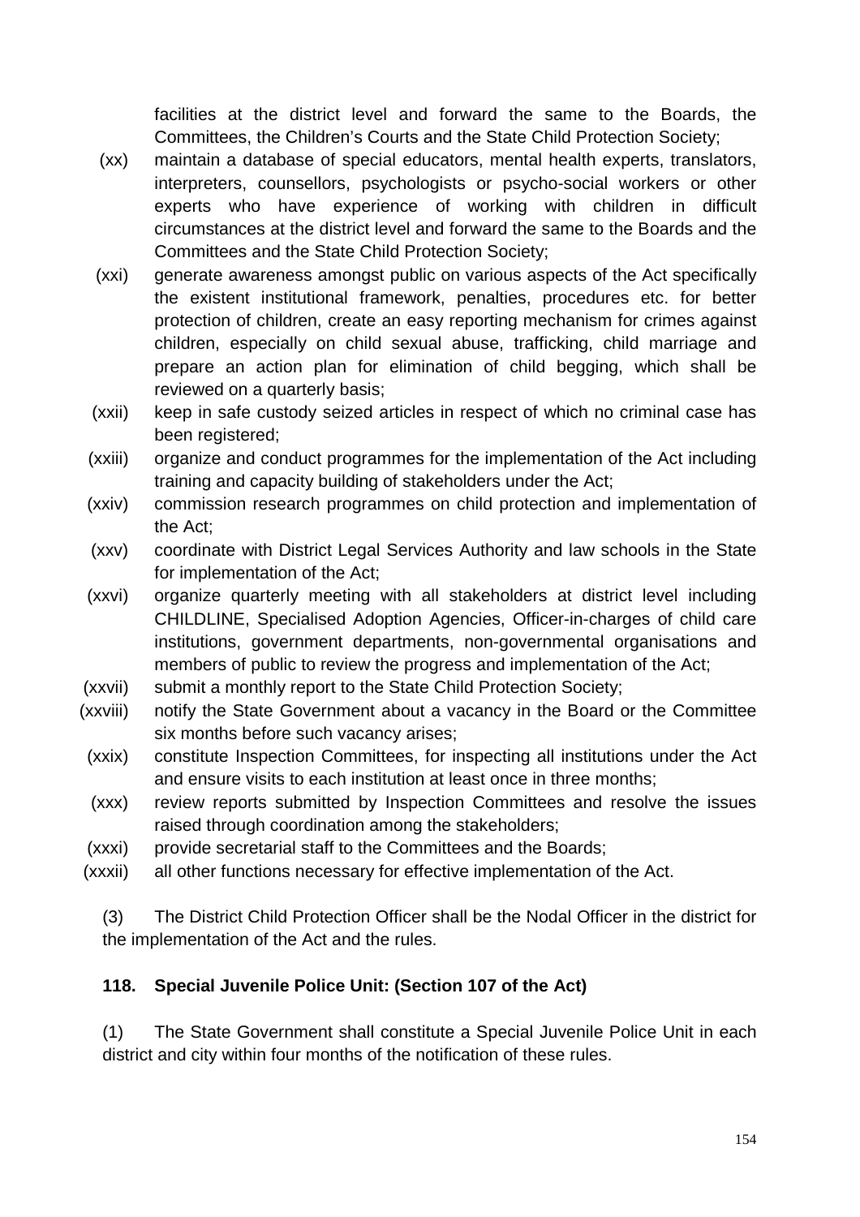facilities at the district level and forward the same to the Boards, the Committees, the Children's Courts and the State Child Protection Society;

(xx) maintain a database of special educators, mental health experts, translators, interpreters, counsellors, psychologists or psycho-social workers or other experts who have experience of working with children in difficult circumstances at the district level and forward the same to the Boards and the Committees and the State Child Protection Society;

(xxi) generate awareness amongst public on various aspects of the Act specifically the existent institutional framework, penalties, procedures etc. for better protection of children, create an easy reporting mechanism for crimes against children, especially on child sexual abuse, trafficking, child marriage and prepare an action plan for elimination of child begging, which shall be reviewed on a quarterly basis;

(xxii) keep in safe custody seized articles in respect of which no criminal case has been registered;

(xxiii) organize and conduct programmes for the implementation of the Act including training and capacity building of stakeholders under the Act;

(xxiv) commission research programmes on child protection and implementation of the Act;

(xxv) coordinate with District Legal Services Authority and law schools in the State for implementation of the Act;

(xxvi) organize quarterly meeting with all stakeholders at district level including CHILDLINE, Specialised Adoption Agencies, Officer-in-charges of child care institutions, government departments, non-governmental organisations and members of public to review the progress and implementation of the Act;

(xxvii) submit a monthly report to the State Child Protection Society;

(xxviii) notify the State Government about a vacancy in the Board or the Committee six months before such vacancy arises;

(xxix) constitute Inspection Committees, for inspecting all institutions under the Act and ensure visits to each institution at least once in three months;

(xxx) review reports submitted by Inspection Committees and resolve the issues raised through coordination among the stakeholders;

(xxxi) provide secretarial staff to the Committees and the Boards;

(xxxii) all other functions necessary for effective implementation of the Act.

(3) The District Child Protection Officer shall be the Nodal Officer in the district for the implementation of the Act and the rules.

**118. Special Juvenile Police Unit: (Section 107 of the Act)**

(1) The State Government shall constitute a Special Juvenile Police Unit in each district and city within four months of the notification of these rules.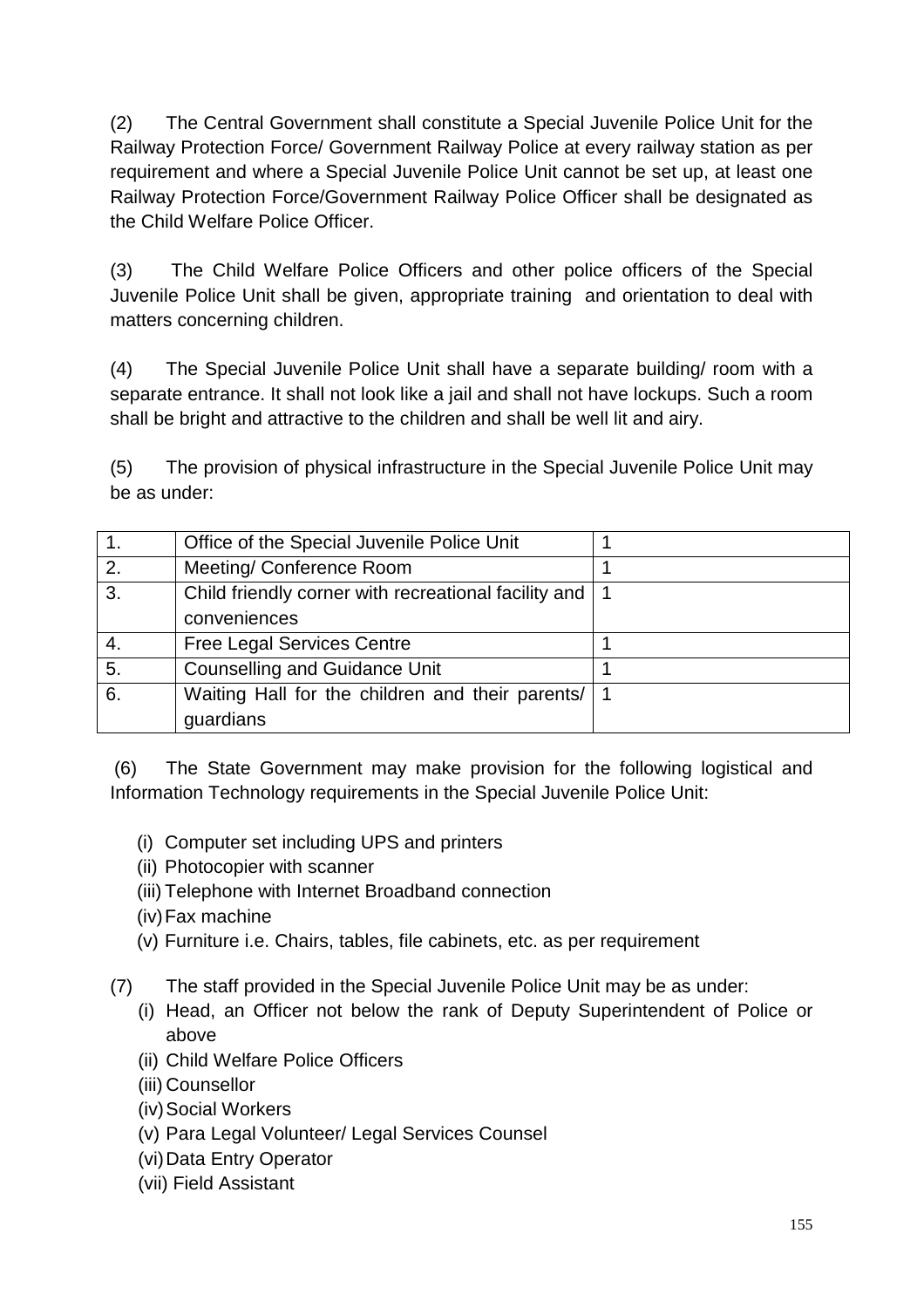(2) The Central Government shall constitute a Special Juvenile Police Unit for the Railway Protection Force/ Government Railway Police at every railway station as per requirement and where a Special Juvenile Police Unit cannot be set up, at least one Railway Protection Force/Government Railway Police Officer shall be designated as the Child Welfare Police Officer.

(3) The Child Welfare Police Officers and other police officers of the Special Juvenile Police Unit shall be given, appropriate training and orientation to deal with matters concerning children.

(4) The Special Juvenile Police Unit shall have a separate building/ room with a separate entrance. It shall not look like a jail and shall not have lockups. Such a room shall be bright and attractive to the children and shall be well lit and airy.

(5) The provision of physical infrastructure in the Special Juvenile Police Unit may be as under:

| | | |
|---|---|---|
| 1. | Office of the Special Juvenile Police Unit | 1 |
| 2. | Meeting/ Conference Room | 1 |
| 3. | Child friendly corner with recreational facility and conveniences | 1 |
| 4. | Free Legal Services Centre | 1 |
| 5. | Counselling and Guidance Unit | 1 |
| 6. | Waiting Hall for the children and their parents/ guardians | 1 |

(6) The State Government may make provision for the following logistical and Information Technology requirements in the Special Juvenile Police Unit:

- (i) Computer set including UPS and printers
- (ii) Photocopier with scanner
- (iii) Telephone with Internet Broadband connection
- (iv) Fax machine
- (v) Furniture i.e. Chairs, tables, file cabinets, etc. as per requirement

(7) The staff provided in the Special Juvenile Police Unit may be as under:

- (i) Head, an Officer not below the rank of Deputy Superintendent of Police or above
- (ii) Child Welfare Police Officers
- (iii) Counsellor
- (iv) Social Workers
- (v) Para Legal Volunteer/ Legal Services Counsel
- (vi) Data Entry Operator
- (vii) Field Assistant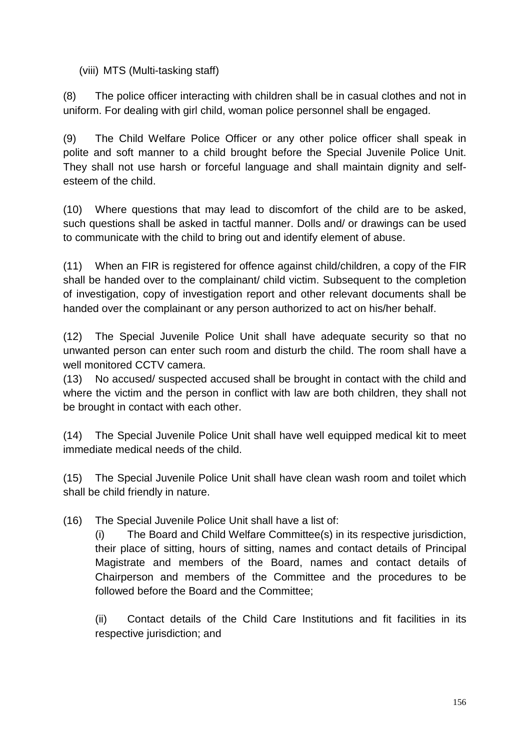(viii) MTS (Multi-tasking staff)

(8) The police officer interacting with children shall be in casual clothes and not in uniform. For dealing with girl child, woman police personnel shall be engaged.

(9) The Child Welfare Police Officer or any other police officer shall speak in polite and soft manner to a child brought before the Special Juvenile Police Unit. They shall not use harsh or forceful language and shall maintain dignity and self-esteem of the child.

(10) Where questions that may lead to discomfort of the child are to be asked, such questions shall be asked in tactful manner. Dolls and/ or drawings can be used to communicate with the child to bring out and identify element of abuse.

(11) When an FIR is registered for offence against child/children, a copy of the FIR shall be handed over to the complainant/ child victim. Subsequent to the completion of investigation, copy of investigation report and other relevant documents shall be handed over the complainant or any person authorized to act on his/her behalf.

(12) The Special Juvenile Police Unit shall have adequate security so that no unwanted person can enter such room and disturb the child. The room shall have a well monitored CCTV camera.

(13) No accused/ suspected accused shall be brought in contact with the child and where the victim and the person in conflict with law are both children, they shall not be brought in contact with each other.

(14) The Special Juvenile Police Unit shall have well equipped medical kit to meet immediate medical needs of the child.

(15) The Special Juvenile Police Unit shall have clean wash room and toilet which shall be child friendly in nature.

(16) The Special Juvenile Police Unit shall have a list of:

(i) The Board and Child Welfare Committee(s) in its respective jurisdiction, their place of sitting, hours of sitting, names and contact details of Principal Magistrate and members of the Board, names and contact details of Chairperson and members of the Committee and the procedures to be followed before the Board and the Committee;

(ii) Contact details of the Child Care Institutions and fit facilities in its respective jurisdiction; and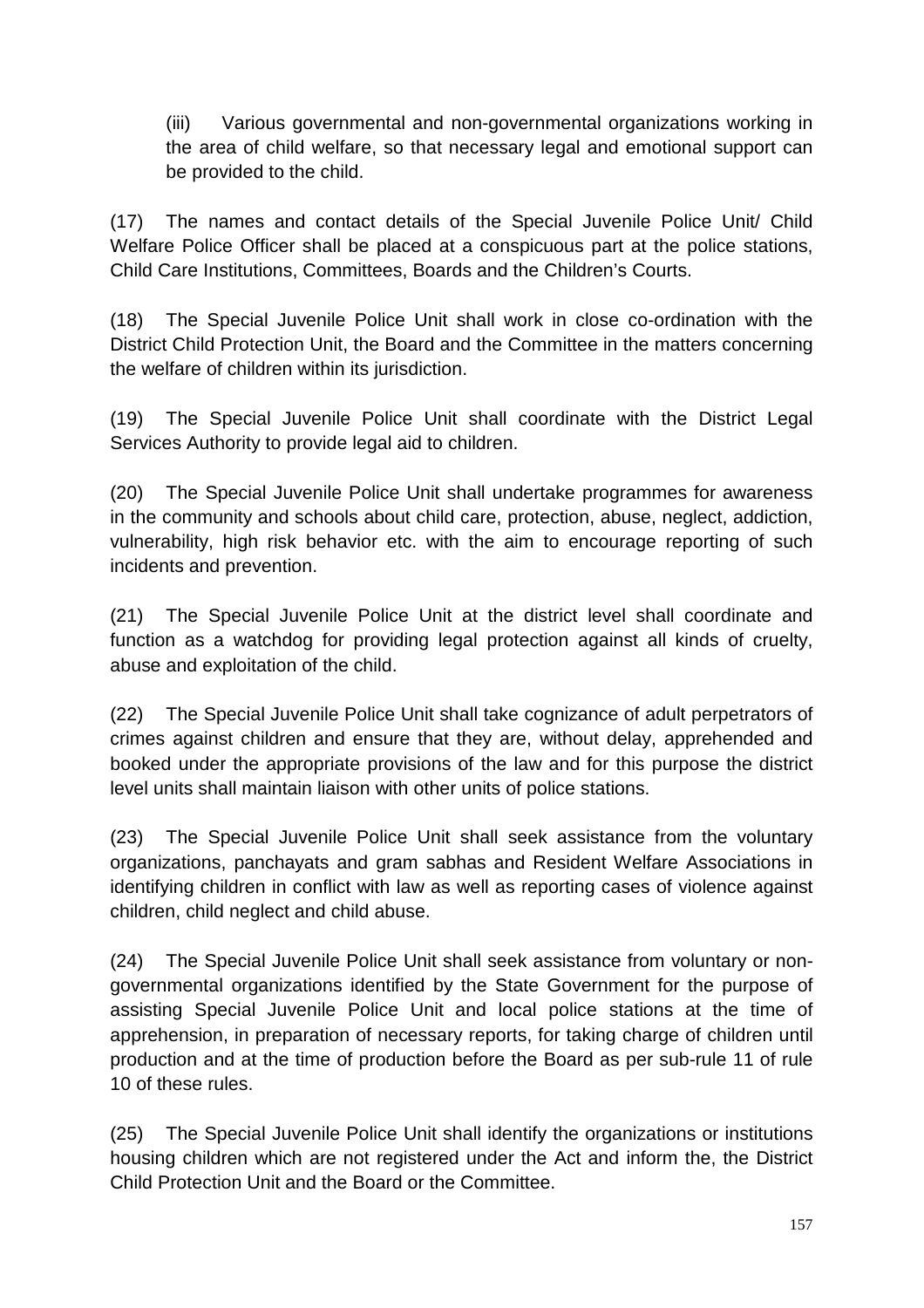(iii) Various governmental and non-governmental organizations working in the area of child welfare, so that necessary legal and emotional support can be provided to the child.

(17) The names and contact details of the Special Juvenile Police Unit/ Child Welfare Police Officer shall be placed at a conspicuous part at the police stations, Child Care Institutions, Committees, Boards and the Children's Courts.

(18) The Special Juvenile Police Unit shall work in close co-ordination with the District Child Protection Unit, the Board and the Committee in the matters concerning the welfare of children within its jurisdiction.

(19) The Special Juvenile Police Unit shall coordinate with the District Legal Services Authority to provide legal aid to children.

(20) The Special Juvenile Police Unit shall undertake programmes for awareness in the community and schools about child care, protection, abuse, neglect, addiction, vulnerability, high risk behavior etc. with the aim to encourage reporting of such incidents and prevention.

(21) The Special Juvenile Police Unit at the district level shall coordinate and function as a watchdog for providing legal protection against all kinds of cruelty, abuse and exploitation of the child.

(22) The Special Juvenile Police Unit shall take cognizance of adult perpetrators of crimes against children and ensure that they are, without delay, apprehended and booked under the appropriate provisions of the law and for this purpose the district level units shall maintain liaison with other units of police stations.

(23) The Special Juvenile Police Unit shall seek assistance from the voluntary organizations, panchayats and gram sabhas and Resident Welfare Associations in identifying children in conflict with law as well as reporting cases of violence against children, child neglect and child abuse.

(24) The Special Juvenile Police Unit shall seek assistance from voluntary or non-governmental organizations identified by the State Government for the purpose of assisting Special Juvenile Police Unit and local police stations at the time of apprehension, in preparation of necessary reports, for taking charge of children until production and at the time of production before the Board as per sub-rule 11 of rule 10 of these rules.

(25) The Special Juvenile Police Unit shall identify the organizations or institutions housing children which are not registered under the Act and inform the, the District Child Protection Unit and the Board or the Committee.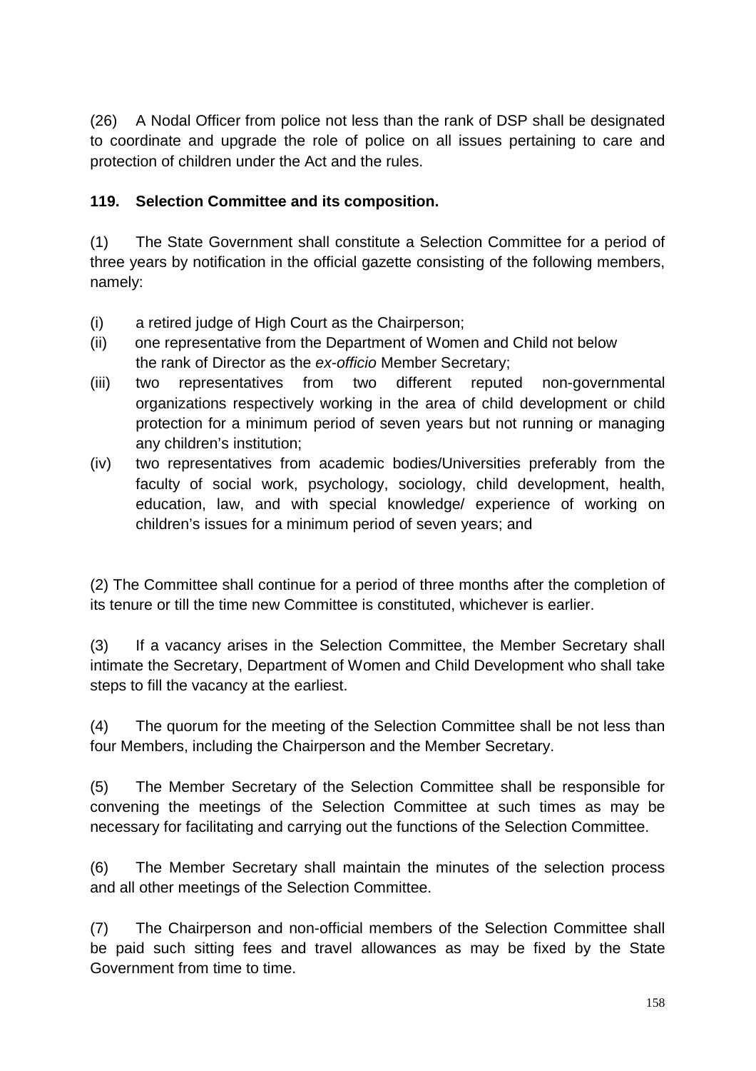(26) A Nodal Officer from police not less than the rank of DSP shall be designated to coordinate and upgrade the role of police on all issues pertaining to care and protection of children under the Act and the rules.

**119. Selection Committee and its composition.**

(1) The State Government shall constitute a Selection Committee for a period of three years by notification in the official gazette consisting of the following members, namely:

(i) a retired judge of High Court as the Chairperson;
(ii) one representative from the Department of Women and Child not below the rank of Director as the *ex-officio* Member Secretary;
(iii) two representatives from two different reputed non-governmental organizations respectively working in the area of child development or child protection for a minimum period of seven years but not running or managing any children's institution;
(iv) two representatives from academic bodies/Universities preferably from the faculty of social work, psychology, sociology, child development, health, education, law, and with special knowledge/ experience of working on children's issues for a minimum period of seven years; and

(2) The Committee shall continue for a period of three months after the completion of its tenure or till the time new Committee is constituted, whichever is earlier.

(3) If a vacancy arises in the Selection Committee, the Member Secretary shall intimate the Secretary, Department of Women and Child Development who shall take steps to fill the vacancy at the earliest.

(4) The quorum for the meeting of the Selection Committee shall be not less than four Members, including the Chairperson and the Member Secretary.

(5) The Member Secretary of the Selection Committee shall be responsible for convening the meetings of the Selection Committee at such times as may be necessary for facilitating and carrying out the functions of the Selection Committee.

(6) The Member Secretary shall maintain the minutes of the selection process and all other meetings of the Selection Committee.

(7) The Chairperson and non-official members of the Selection Committee shall be paid such sitting fees and travel allowances as may be fixed by the State Government from time to time.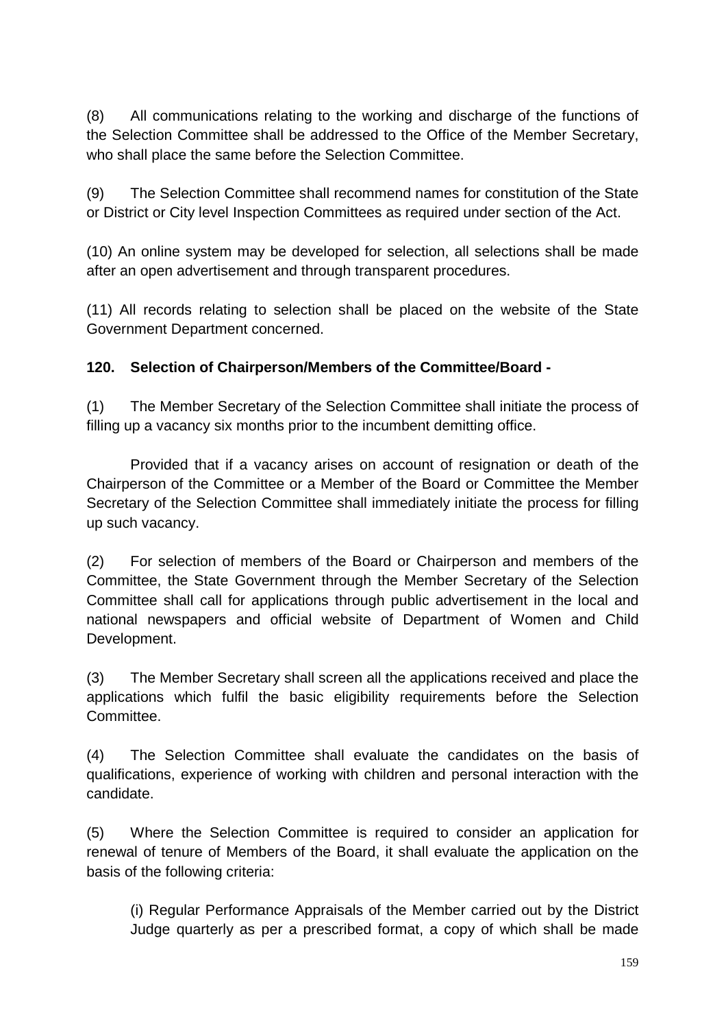(8) All communications relating to the working and discharge of the functions of the Selection Committee shall be addressed to the Office of the Member Secretary, who shall place the same before the Selection Committee.

(9) The Selection Committee shall recommend names for constitution of the State or District or City level Inspection Committees as required under section of the Act.

(10) An online system may be developed for selection, all selections shall be made after an open advertisement and through transparent procedures.

(11) All records relating to selection shall be placed on the website of the State Government Department concerned.

**120. Selection of Chairperson/Members of the Committee/Board -**

(1) The Member Secretary of the Selection Committee shall initiate the process of filling up a vacancy six months prior to the incumbent demitting office.

Provided that if a vacancy arises on account of resignation or death of the Chairperson of the Committee or a Member of the Board or Committee the Member Secretary of the Selection Committee shall immediately initiate the process for filling up such vacancy.

(2) For selection of members of the Board or Chairperson and members of the Committee, the State Government through the Member Secretary of the Selection Committee shall call for applications through public advertisement in the local and national newspapers and official website of Department of Women and Child Development.

(3) The Member Secretary shall screen all the applications received and place the applications which fulfil the basic eligibility requirements before the Selection Committee.

(4) The Selection Committee shall evaluate the candidates on the basis of qualifications, experience of working with children and personal interaction with the candidate.

(5) Where the Selection Committee is required to consider an application for renewal of tenure of Members of the Board, it shall evaluate the application on the basis of the following criteria:

(i) Regular Performance Appraisals of the Member carried out by the District Judge quarterly as per a prescribed format, a copy of which shall be made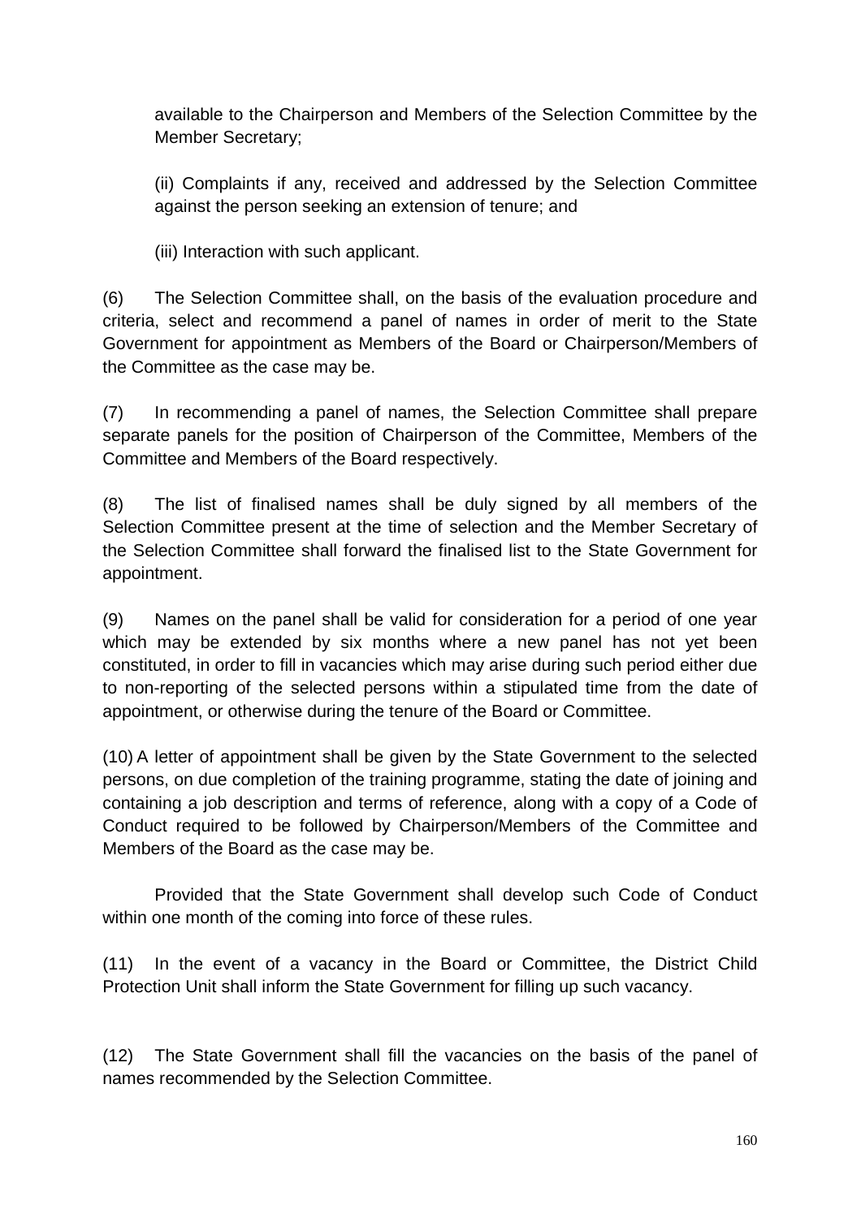available to the Chairperson and Members of the Selection Committee by the Member Secretary;

(ii) Complaints if any, received and addressed by the Selection Committee against the person seeking an extension of tenure; and

(iii) Interaction with such applicant.

(6) The Selection Committee shall, on the basis of the evaluation procedure and criteria, select and recommend a panel of names in order of merit to the State Government for appointment as Members of the Board or Chairperson/Members of the Committee as the case may be.

(7) In recommending a panel of names, the Selection Committee shall prepare separate panels for the position of Chairperson of the Committee, Members of the Committee and Members of the Board respectively.

(8) The list of finalised names shall be duly signed by all members of the Selection Committee present at the time of selection and the Member Secretary of the Selection Committee shall forward the finalised list to the State Government for appointment.

(9) Names on the panel shall be valid for consideration for a period of one year which may be extended by six months where a new panel has not yet been constituted, in order to fill in vacancies which may arise during such period either due to non-reporting of the selected persons within a stipulated time from the date of appointment, or otherwise during the tenure of the Board or Committee.

(10) A letter of appointment shall be given by the State Government to the selected persons, on due completion of the training programme, stating the date of joining and containing a job description and terms of reference, along with a copy of a Code of Conduct required to be followed by Chairperson/Members of the Committee and Members of the Board as the case may be.

Provided that the State Government shall develop such Code of Conduct within one month of the coming into force of these rules.

(11) In the event of a vacancy in the Board or Committee, the District Child Protection Unit shall inform the State Government for filling up such vacancy.

(12) The State Government shall fill the vacancies on the basis of the panel of names recommended by the Selection Committee.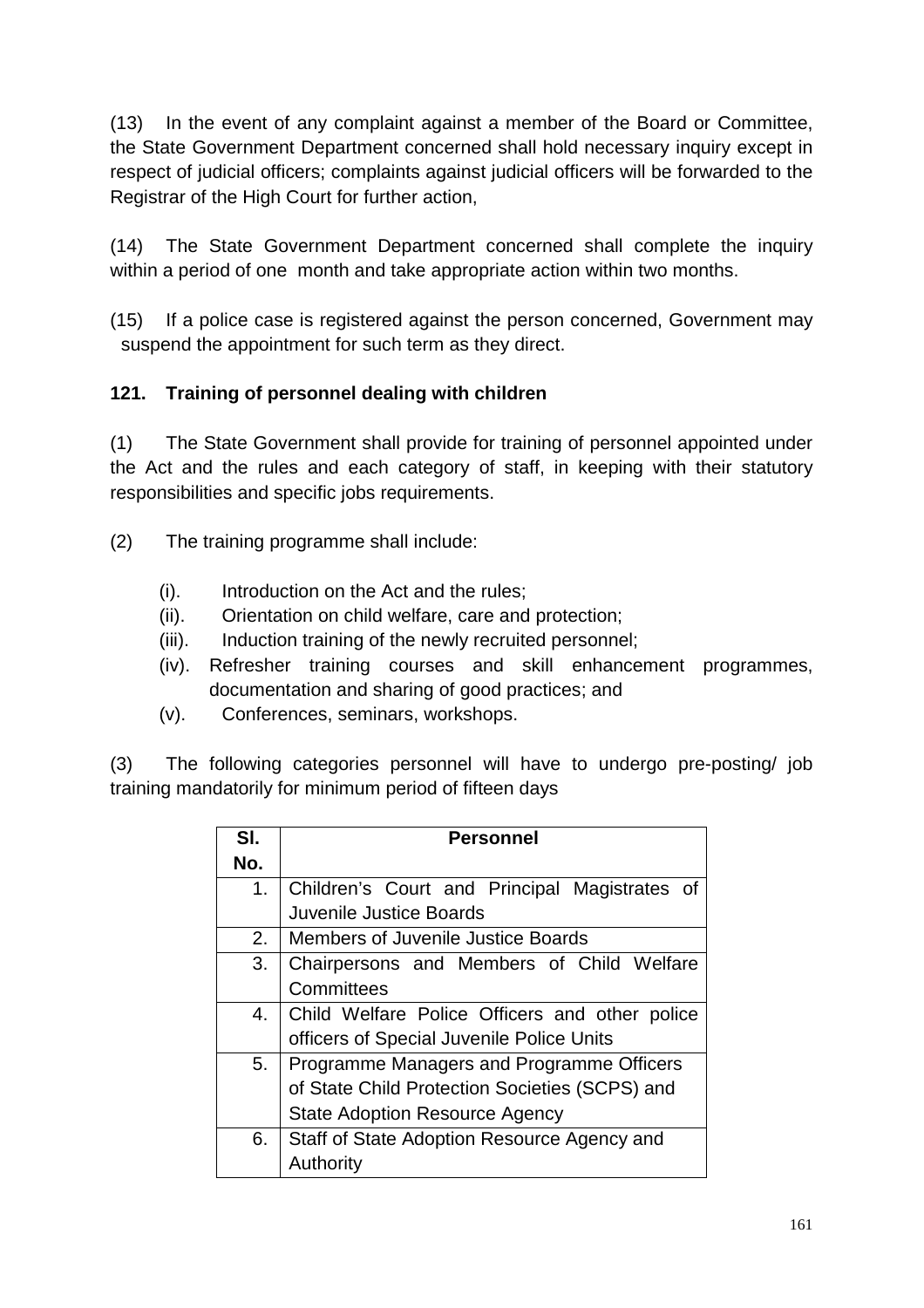(13) In the event of any complaint against a member of the Board or Committee, the State Government Department concerned shall hold necessary inquiry except in respect of judicial officers; complaints against judicial officers will be forwarded to the Registrar of the High Court for further action,

(14) The State Government Department concerned shall complete the inquiry within a period of one month and take appropriate action within two months.

(15) If a police case is registered against the person concerned, Government may suspend the appointment for such term as they direct.

**121. Training of personnel dealing with children**

(1) The State Government shall provide for training of personnel appointed under the Act and the rules and each category of staff, in keeping with their statutory responsibilities and specific jobs requirements.

(2) The training programme shall include:

(i). Introduction on the Act and the rules;
(ii). Orientation on child welfare, care and protection;
(iii). Induction training of the newly recruited personnel;
(iv). Refresher training courses and skill enhancement programmes, documentation and sharing of good practices; and
(v). Conferences, seminars, workshops.

(3) The following categories personnel will have to undergo pre-posting/ job training mandatorily for minimum period of fifteen days

| Sl. No. | Personnel |
|---|---|
| 1. | Children's Court and Principal Magistrates of Juvenile Justice Boards |
| 2. | Members of Juvenile Justice Boards |
| 3. | Chairpersons and Members of Child Welfare Committees |
| 4. | Child Welfare Police Officers and other police officers of Special Juvenile Police Units |
| 5. | Programme Managers and Programme Officers of State Child Protection Societies (SCPS) and State Adoption Resource Agency |
| 6. | Staff of State Adoption Resource Agency and Authority |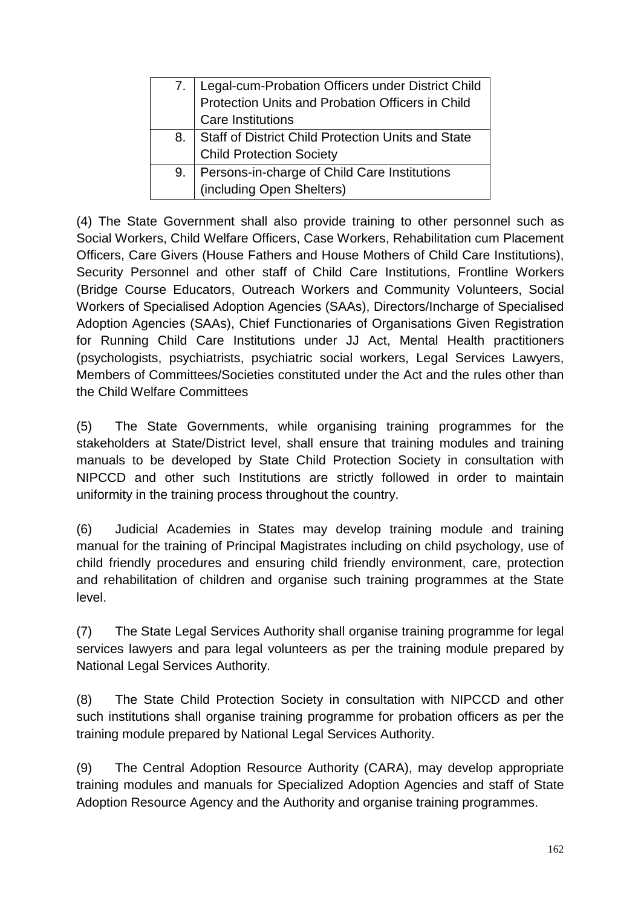| | |
|---|---|
| 7. | Legal-cum-Probation Officers under District Child Protection Units and Probation Officers in Child Care Institutions |
| 8. | Staff of District Child Protection Units and State Child Protection Society |
| 9. | Persons-in-charge of Child Care Institutions (including Open Shelters) |

(4) The State Government shall also provide training to other personnel such as Social Workers, Child Welfare Officers, Case Workers, Rehabilitation cum Placement Officers, Care Givers (House Fathers and House Mothers of Child Care Institutions), Security Personnel and other staff of Child Care Institutions, Frontline Workers (Bridge Course Educators, Outreach Workers and Community Volunteers, Social Workers of Specialised Adoption Agencies (SAAs), Directors/Incharge of Specialised Adoption Agencies (SAAs), Chief Functionaries of Organisations Given Registration for Running Child Care Institutions under JJ Act, Mental Health practitioners (psychologists, psychiatrists, psychiatric social workers, Legal Services Lawyers, Members of Committees/Societies constituted under the Act and the rules other than the Child Welfare Committees

(5) The State Governments, while organising training programmes for the stakeholders at State/District level, shall ensure that training modules and training manuals to be developed by State Child Protection Society in consultation with NIPCCD and other such Institutions are strictly followed in order to maintain uniformity in the training process throughout the country.

(6) Judicial Academies in States may develop training module and training manual for the training of Principal Magistrates including on child psychology, use of child friendly procedures and ensuring child friendly environment, care, protection and rehabilitation of children and organise such training programmes at the State level.

(7) The State Legal Services Authority shall organise training programme for legal services lawyers and para legal volunteers as per the training module prepared by National Legal Services Authority.

(8) The State Child Protection Society in consultation with NIPCCD and other such institutions shall organise training programme for probation officers as per the training module prepared by National Legal Services Authority.

(9) The Central Adoption Resource Authority (CARA), may develop appropriate training modules and manuals for Specialized Adoption Agencies and staff of State Adoption Resource Agency and the Authority and organise training programmes.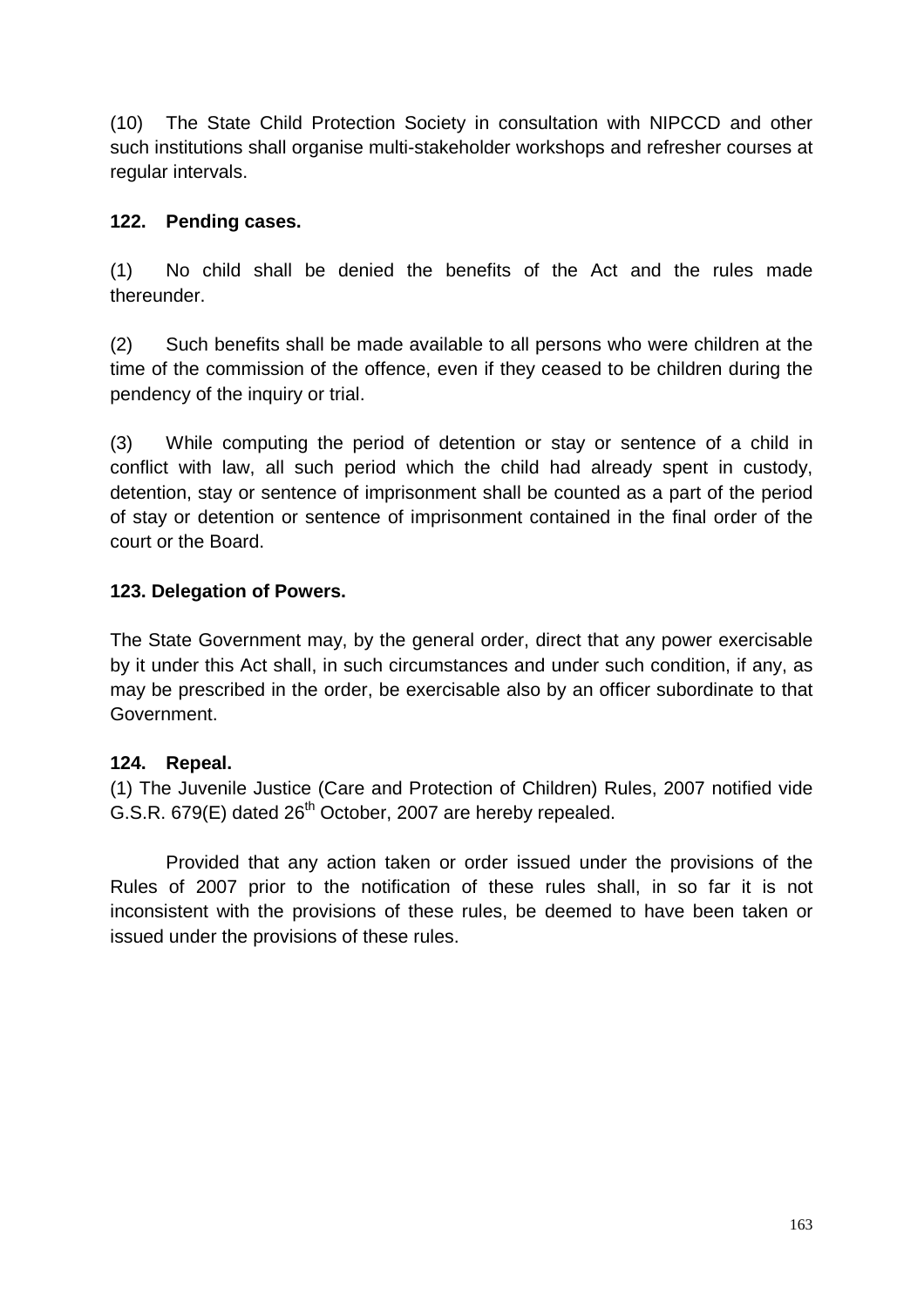(10) The State Child Protection Society in consultation with NIPCCD and other such institutions shall organise multi-stakeholder workshops and refresher courses at regular intervals.

**122. Pending cases.**

(1) No child shall be denied the benefits of the Act and the rules made thereunder.

(2) Such benefits shall be made available to all persons who were children at the time of the commission of the offence, even if they ceased to be children during the pendency of the inquiry or trial.

(3) While computing the period of detention or stay or sentence of a child in conflict with law, all such period which the child had already spent in custody, detention, stay or sentence of imprisonment shall be counted as a part of the period of stay or detention or sentence of imprisonment contained in the final order of the court or the Board.

**123. Delegation of Powers.**

The State Government may, by the general order, direct that any power exercisable by it under this Act shall, in such circumstances and under such condition, if any, as may be prescribed in the order, be exercisable also by an officer subordinate to that Government.

**124. Repeal.**

(1) The Juvenile Justice (Care and Protection of Children) Rules, 2007 notified vide G.S.R. 679(E) dated 26th October, 2007 are hereby repealed.

Provided that any action taken or order issued under the provisions of the Rules of 2007 prior to the notification of these rules shall, in so far it is not inconsistent with the provisions of these rules, be deemed to have been taken or issued under the provisions of these rules.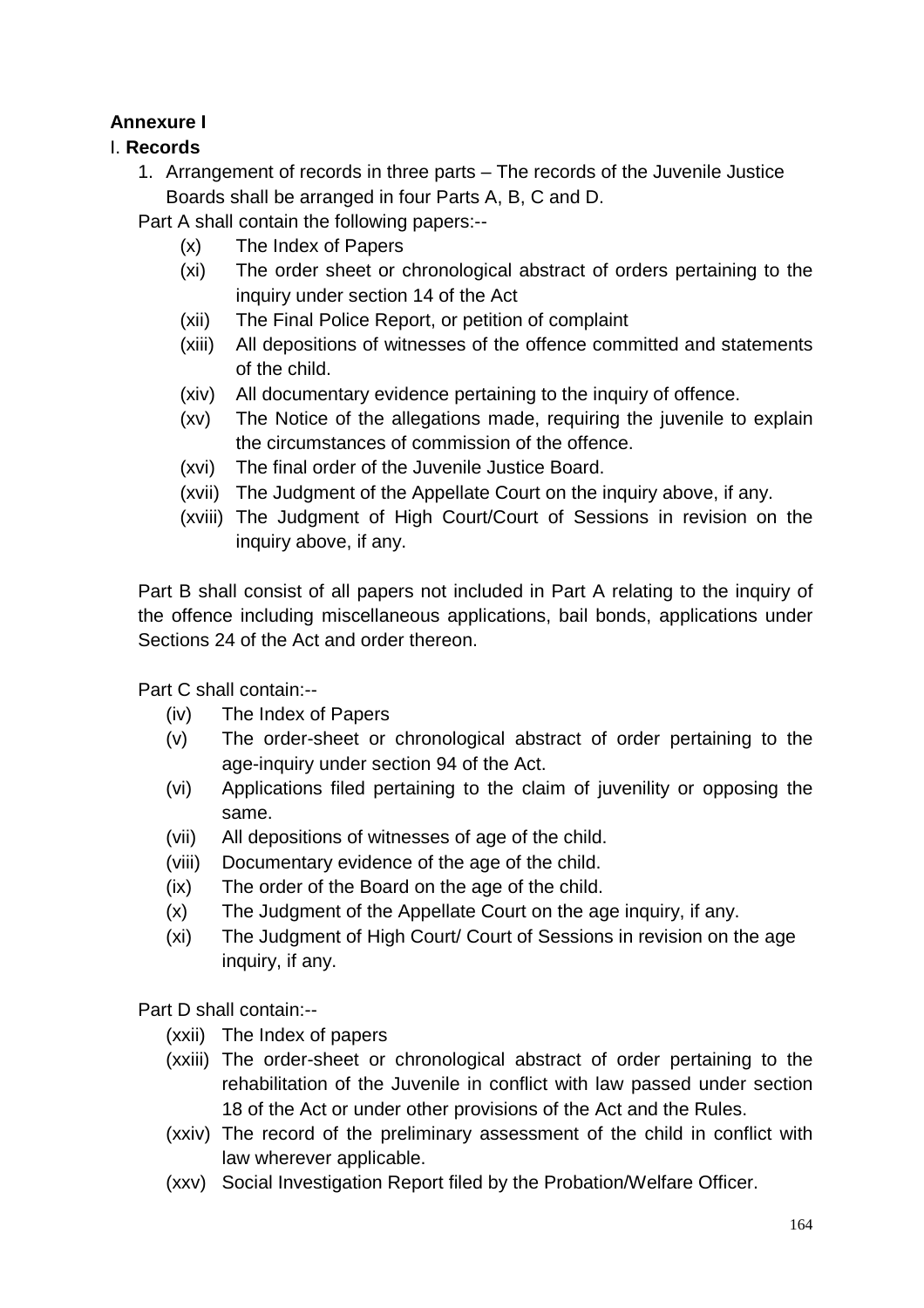**Annexure I**

I. **Records**

1. Arrangement of records in three parts – The records of the Juvenile Justice Boards shall be arranged in four Parts A, B, C and D.

Part A shall contain the following papers:--

- (x) The Index of Papers
- (xi) The order sheet or chronological abstract of orders pertaining to the inquiry under section 14 of the Act
- (xii) The Final Police Report, or petition of complaint
- (xiii) All depositions of witnesses of the offence committed and statements of the child.
- (xiv) All documentary evidence pertaining to the inquiry of offence.
- (xv) The Notice of the allegations made, requiring the juvenile to explain the circumstances of commission of the offence.
- (xvi) The final order of the Juvenile Justice Board.
- (xvii) The Judgment of the Appellate Court on the inquiry above, if any.
- (xviii) The Judgment of High Court/Court of Sessions in revision on the inquiry above, if any.

Part B shall consist of all papers not included in Part A relating to the inquiry of the offence including miscellaneous applications, bail bonds, applications under Sections 24 of the Act and order thereon.

Part C shall contain:--

- (iv) The Index of Papers
- (v) The order-sheet or chronological abstract of order pertaining to the age-inquiry under section 94 of the Act.
- (vi) Applications filed pertaining to the claim of juvenility or opposing the same.
- (vii) All depositions of witnesses of age of the child.
- (viii) Documentary evidence of the age of the child.
- (ix) The order of the Board on the age of the child.
- (x) The Judgment of the Appellate Court on the age inquiry, if any.
- (xi) The Judgment of High Court/ Court of Sessions in revision on the age inquiry, if any.

Part D shall contain:--

- (xxii) The Index of papers
- (xxiii) The order-sheet or chronological abstract of order pertaining to the rehabilitation of the Juvenile in conflict with law passed under section 18 of the Act or under other provisions of the Act and the Rules.
- (xxiv) The record of the preliminary assessment of the child in conflict with law wherever applicable.
- (xxv) Social Investigation Report filed by the Probation/Welfare Officer.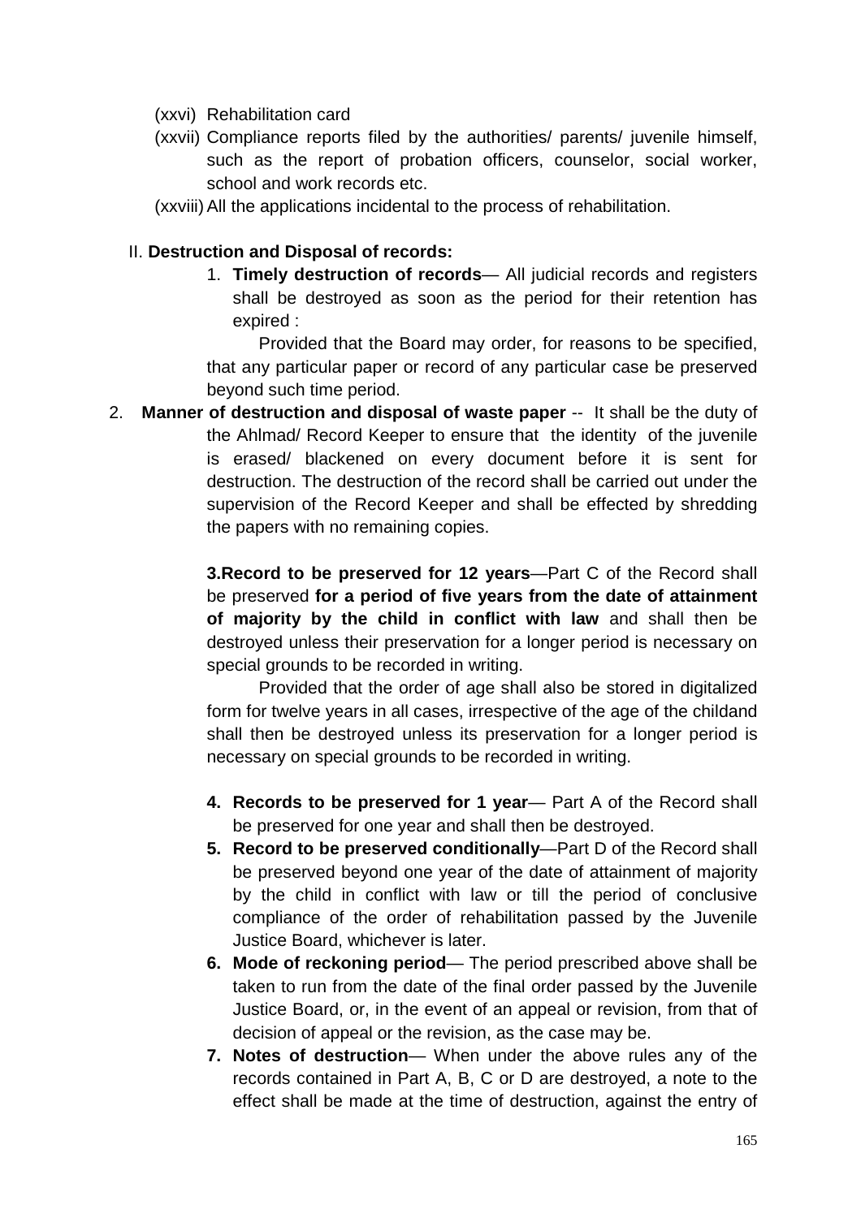(xxvi) Rehabilitation card

(xxvii) Compliance reports filed by the authorities/ parents/ juvenile himself, such as the report of probation officers, counselor, social worker, school and work records etc.

(xxviii) All the applications incidental to the process of rehabilitation.

II. **Destruction and Disposal of records:**

1. **Timely destruction of records**— All judicial records and registers shall be destroyed as soon as the period for their retention has expired :

   Provided that the Board may order, for reasons to be specified, that any particular paper or record of any particular case be preserved beyond such time period.

2. **Manner of destruction and disposal of waste paper** -- It shall be the duty of the Ahlmad/ Record Keeper to ensure that the identity of the juvenile is erased/ blackened on every document before it is sent for destruction. The destruction of the record shall be carried out under the supervision of the Record Keeper and shall be effected by shredding the papers with no remaining copies.

**3.Record to be preserved for 12 years**—Part C of the Record shall be preserved **for a period of five years from the date of attainment of majority by the child in conflict with law** and shall then be destroyed unless their preservation for a longer period is necessary on special grounds to be recorded in writing.

Provided that the order of age shall also be stored in digitalized form for twelve years in all cases, irrespective of the age of the childand shall then be destroyed unless its preservation for a longer period is necessary on special grounds to be recorded in writing.

4. **Records to be preserved for 1 year**— Part A of the Record shall be preserved for one year and shall then be destroyed.
5. **Record to be preserved conditionally**—Part D of the Record shall be preserved beyond one year of the date of attainment of majority by the child in conflict with law or till the period of conclusive compliance of the order of rehabilitation passed by the Juvenile Justice Board, whichever is later.
6. **Mode of reckoning period**— The period prescribed above shall be taken to run from the date of the final order passed by the Juvenile Justice Board, or, in the event of an appeal or revision, from that of decision of appeal or the revision, as the case may be.
7. **Notes of destruction**— When under the above rules any of the records contained in Part A, B, C or D are destroyed, a note to the effect shall be made at the time of destruction, against the entry of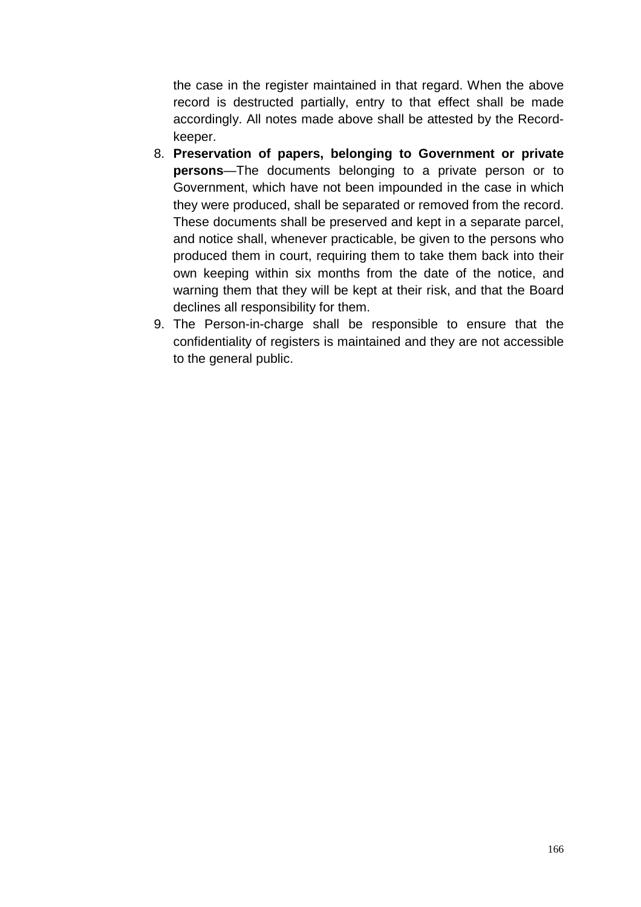the case in the register maintained in that regard. When the above record is destructed partially, entry to that effect shall be made accordingly. All notes made above shall be attested by the Record-keeper.

8. **Preservation of papers, belonging to Government or private persons**—The documents belonging to a private person or to Government, which have not been impounded in the case in which they were produced, shall be separated or removed from the record. These documents shall be preserved and kept in a separate parcel, and notice shall, whenever practicable, be given to the persons who produced them in court, requiring them to take them back into their own keeping within six months from the date of the notice, and warning them that they will be kept at their risk, and that the Board declines all responsibility for them.
9. The Person-in-charge shall be responsible to ensure that the confidentiality of registers is maintained and they are not accessible to the general public.